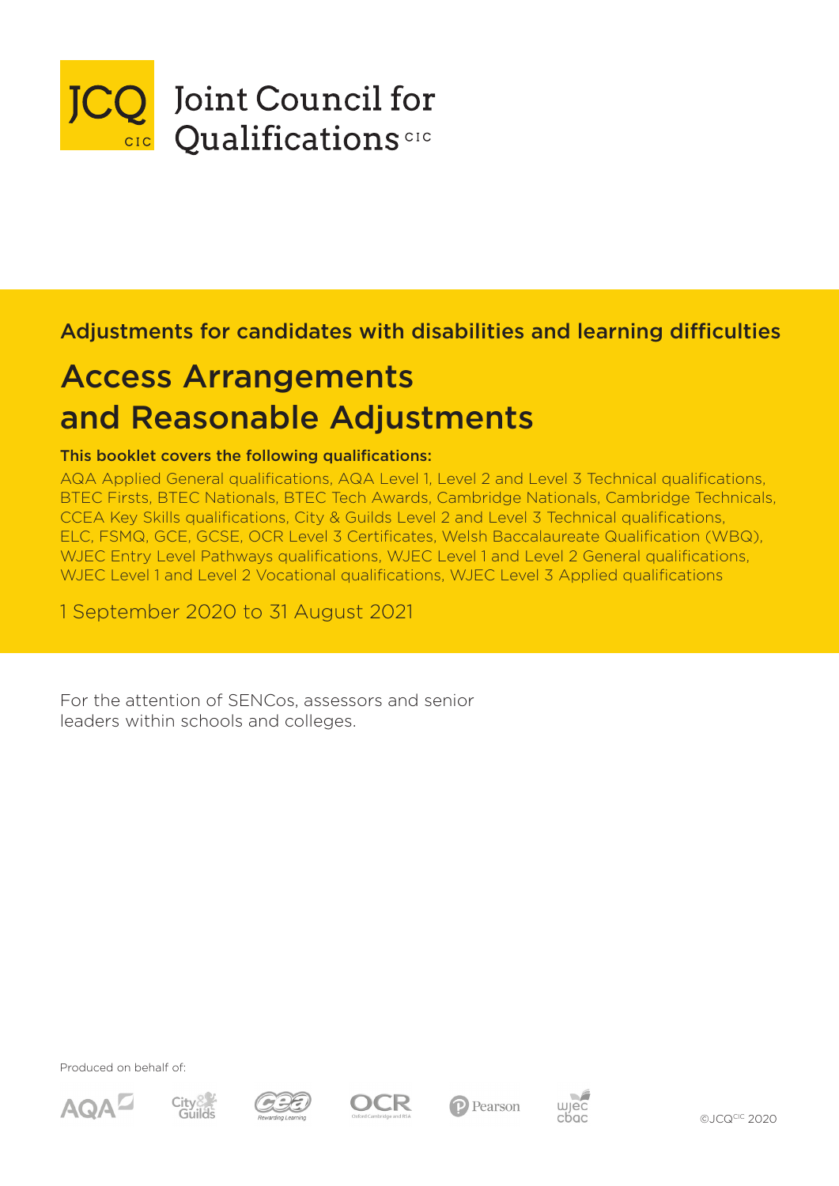JCQ CIC Joint Council for Qualifications CIC

## Adjustments for candidates with disabilities and learning difficulties

# Access Arrangements and Reasonable Adjustments

**This booklet covers the following qualifications:**

AQA Applied General qualifications, AQA Level 1, Level 2 and Level 3 Technical qualifications, BTEC Firsts, BTEC Nationals, BTEC Tech Awards, Cambridge Nationals, Cambridge Technicals, CCEA Key Skills qualifications, City & Guilds Level 2 and Level 3 Technical qualifications, ELC, FSMQ, GCE, GCSE, OCR Level 3 Certificates, Welsh Baccalaureate Qualification (WBQ), WJEC Entry Level Pathways qualifications, WJEC Level 1 and Level 2 General qualifications, WJEC Level 1 and Level 2 Vocational qualifications, WJEC Level 3 Applied qualifications

1 September 2020 to 31 August 2021

For the attention of SENCos, assessors and senior leaders within schools and colleges.

Produced on behalf of:

AQA, City & Guilds, CCEA, OCR, Pearson, WJEC CBAC

©JCQ CIC 2020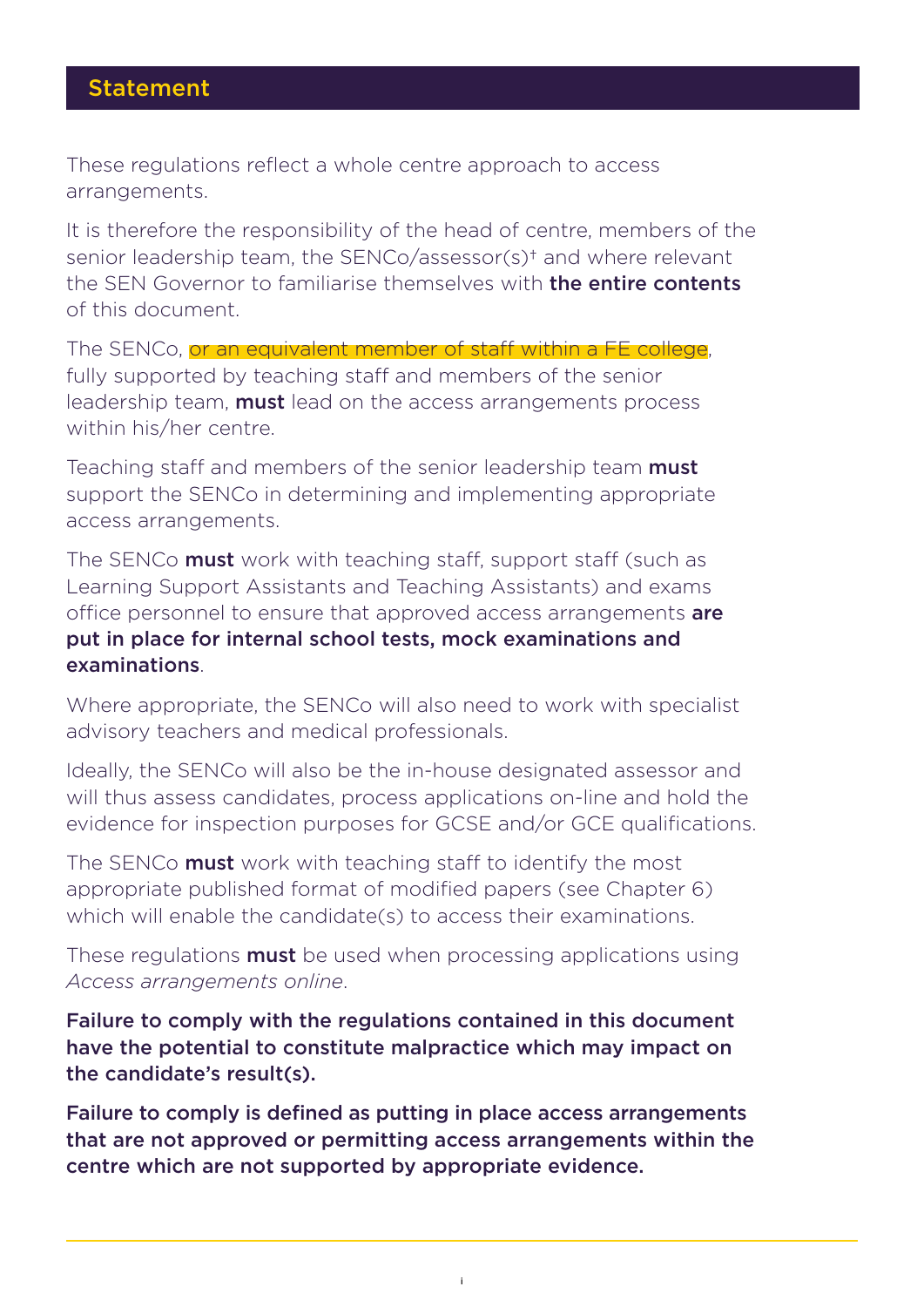## Statement

These regulations reflect a whole centre approach to access arrangements.

It is therefore the responsibility of the head of centre, members of the senior leadership team, the SENCo/assessor(s)† and where relevant the SEN Governor to familiarise themselves with **the entire contents** of this document.

The SENCo, or an equivalent member of staff within a FE college, fully supported by teaching staff and members of the senior leadership team, **must** lead on the access arrangements process within his/her centre.

Teaching staff and members of the senior leadership team **must** support the SENCo in determining and implementing appropriate access arrangements.

The SENCo **must** work with teaching staff, support staff (such as Learning Support Assistants and Teaching Assistants) and exams office personnel to ensure that approved access arrangements **are put in place for internal school tests, mock examinations and examinations**.

Where appropriate, the SENCo will also need to work with specialist advisory teachers and medical professionals.

Ideally, the SENCo will also be the in-house designated assessor and will thus assess candidates, process applications on-line and hold the evidence for inspection purposes for GCSE and/or GCE qualifications.

The SENCo **must** work with teaching staff to identify the most appropriate published format of modified papers (see Chapter 6) which will enable the candidate(s) to access their examinations.

These regulations **must** be used when processing applications using *Access arrangements online*.

**Failure to comply with the regulations contained in this document have the potential to constitute malpractice which may impact on the candidate's result(s).**

**Failure to comply is defined as putting in place access arrangements that are not approved or permitting access arrangements within the centre which are not supported by appropriate evidence.**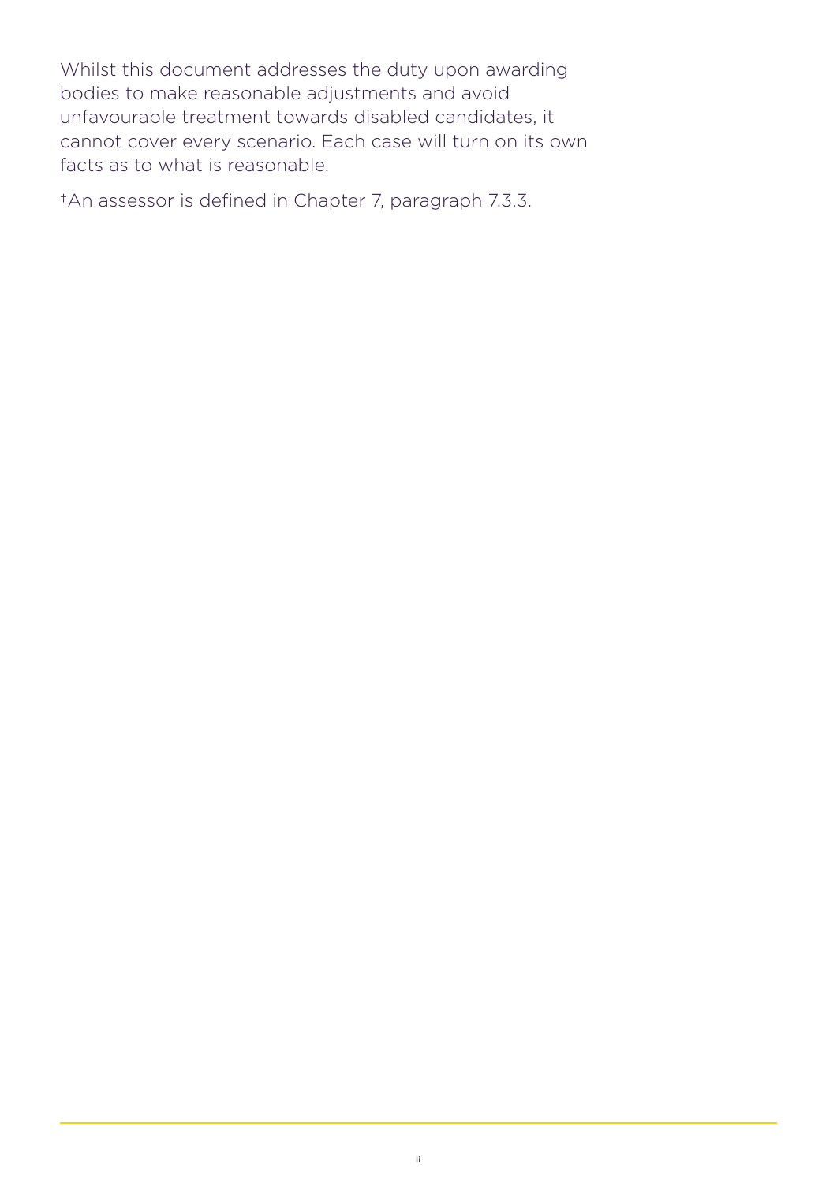Whilst this document addresses the duty upon awarding bodies to make reasonable adjustments and avoid unfavourable treatment towards disabled candidates, it cannot cover every scenario. Each case will turn on its own facts as to what is reasonable.

[†]An assessor is defined in Chapter 7, paragraph 7.3.3.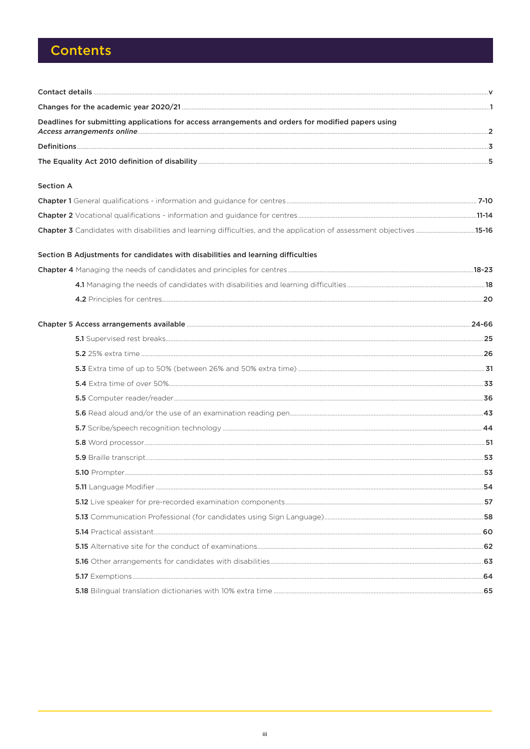# Contents

**Contact details** ... v

**Changes for the academic year 2020/21** ... 1

**Deadlines for submitting applications for access arrangements and orders for modified papers using *Access arrangements online*** ... 2

**Definitions** ... 3

**The Equality Act 2010 definition of disability** ... 5

## Section A

**Chapter 1** General qualifications - information and guidance for centres ... 7-10

**Chapter 2** Vocational qualifications - information and guidance for centres ... 11-14

**Chapter 3** Candidates with disabilities and learning difficulties, and the application of assessment objectives ... 15-16

## Section B Adjustments for candidates with disabilities and learning difficulties

**Chapter 4** Managing the needs of candidates and principles for centres ... 18-23

- **4.1** Managing the needs of candidates with disabilities and learning difficulties ... 18
- **4.2** Principles for centres ... 20

**Chapter 5 Access arrangements available** ... 24-66

- **5.1** Supervised rest breaks ... 25
- **5.2** 25% extra time ... 26
- **5.3** Extra time of up to 50% (between 26% and 50% extra time) ... 31
- **5.4** Extra time of over 50% ... 33
- **5.5** Computer reader/reader ... 36
- **5.6** Read aloud and/or the use of an examination reading pen ... 43
- **5.7** Scribe/speech recognition technology ... 44
- **5.8** Word processor ... 51
- **5.9** Braille transcript ... 53
- **5.10** Prompter ... 53
- **5.11** Language Modifier ... 54
- **5.12** Live speaker for pre-recorded examination components ... 57
- **5.13** Communication Professional (for candidates using Sign Language) ... 58
- **5.14** Practical assistant ... 60
- **5.15** Alternative site for the conduct of examinations ... 62
- **5.16** Other arrangements for candidates with disabilities ... 63
- **5.17** Exemptions ... 64
- **5.18** Bilingual translation dictionaries with 10% extra time ... 65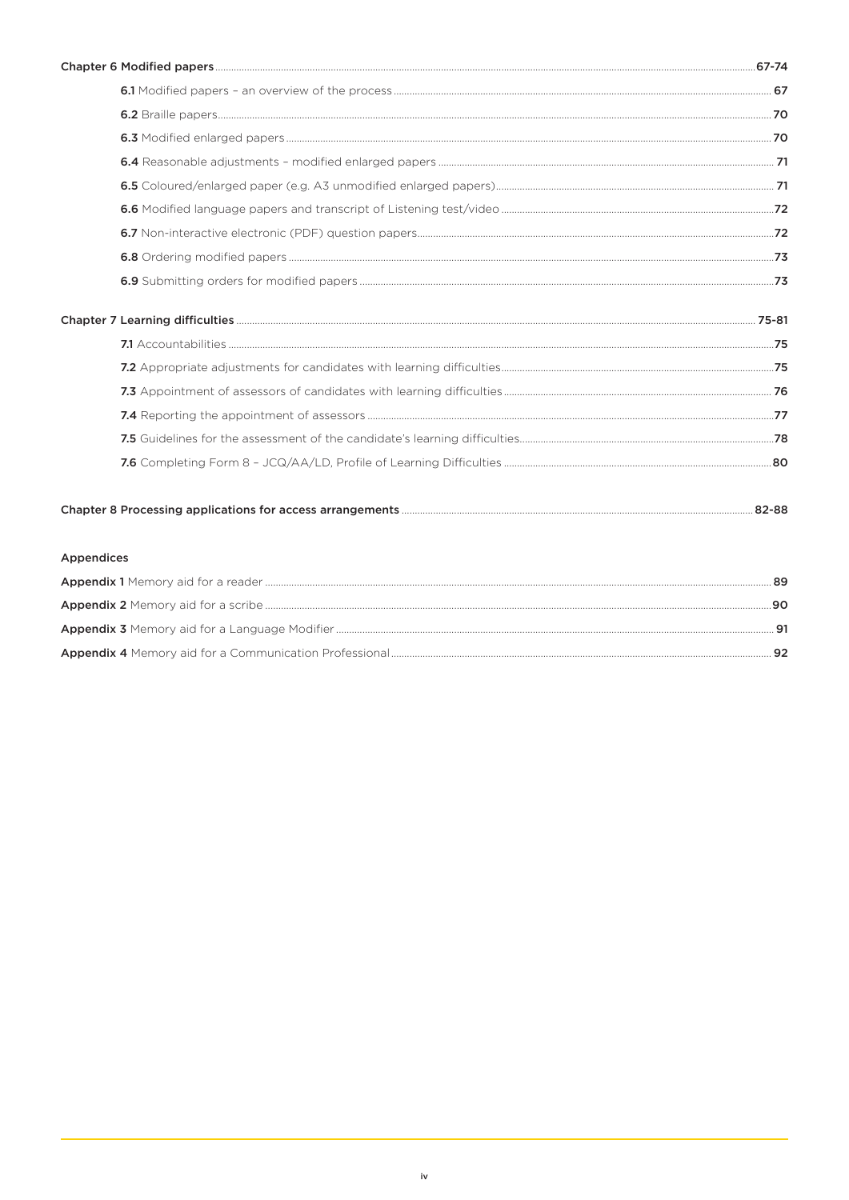**Chapter 6 Modified papers** .......... 67-74

- **6.1** Modified papers – an overview of the process .......... 67
- **6.2** Braille papers .......... 70
- **6.3** Modified enlarged papers .......... 70
- **6.4** Reasonable adjustments – modified enlarged papers .......... 71
- **6.5** Coloured/enlarged paper (e.g. A3 unmodified enlarged papers) .......... 71
- **6.6** Modified language papers and transcript of Listening test/video .......... 72
- **6.7** Non-interactive electronic (PDF) question papers .......... 72
- **6.8** Ordering modified papers .......... 73
- **6.9** Submitting orders for modified papers .......... 73

**Chapter 7 Learning difficulties** .......... 75-81

- **7.1** Accountabilities .......... 75
- **7.2** Appropriate adjustments for candidates with learning difficulties .......... 75
- **7.3** Appointment of assessors of candidates with learning difficulties .......... 76
- **7.4** Reporting the appointment of assessors .......... 77
- **7.5** Guidelines for the assessment of the candidate's learning difficulties .......... 78
- **7.6** Completing Form 8 – JCQ/AA/LD, Profile of Learning Difficulties .......... 80

**Chapter 8 Processing applications for access arrangements** .......... 82-88

Appendices

**Appendix 1** Memory aid for a reader .......... 89

**Appendix 2** Memory aid for a scribe .......... 90

**Appendix 3** Memory aid for a Language Modifier .......... 91

**Appendix 4** Memory aid for a Communication Professional .......... 92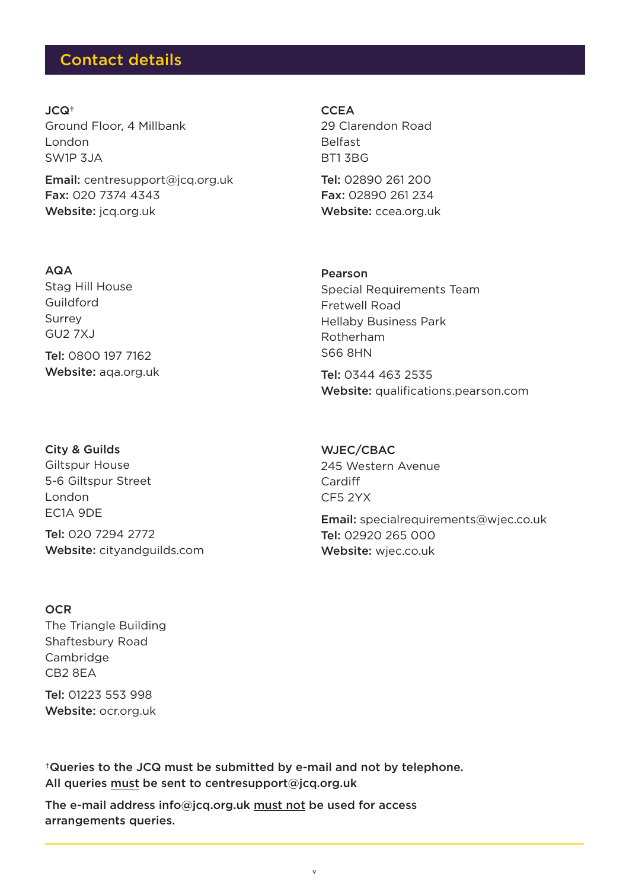## Contact details

**JCQ†**
Ground Floor, 4 Millbank
London
SW1P 3JA

**Email:** centresupport@jcq.org.uk
**Fax:** 020 7374 4343
**Website:** jcq.org.uk

**CCEA**
29 Clarendon Road
Belfast
BT1 3BG

**Tel:** 02890 261 200
**Fax:** 02890 261 234
**Website:** ccea.org.uk

**AQA**
Stag Hill House
Guildford
Surrey
GU2 7XJ

**Tel:** 0800 197 7162
**Website:** aqa.org.uk

**Pearson**
Special Requirements Team
Fretwell Road
Hellaby Business Park
Rotherham
S66 8HN

**Tel:** 0344 463 2535
**Website:** qualifications.pearson.com

**City & Guilds**
Giltspur House
5-6 Giltspur Street
London
EC1A 9DE

**Tel:** 020 7294 2772
**Website:** cityandguilds.com

**WJEC/CBAC**
245 Western Avenue
Cardiff
CF5 2YX

**Email:** specialrequirements@wjec.co.uk
**Tel:** 02920 265 000
**Website:** wjec.co.uk

**OCR**
The Triangle Building
Shaftesbury Road
Cambridge
CB2 8EA

**Tel:** 01223 553 998
**Website:** ocr.org.uk

**†Queries to the JCQ must be submitted by e-mail and not by telephone. All queries must be sent to centresupport@jcq.org.uk**

**The e-mail address info@jcq.org.uk must not be used for access arrangements queries.**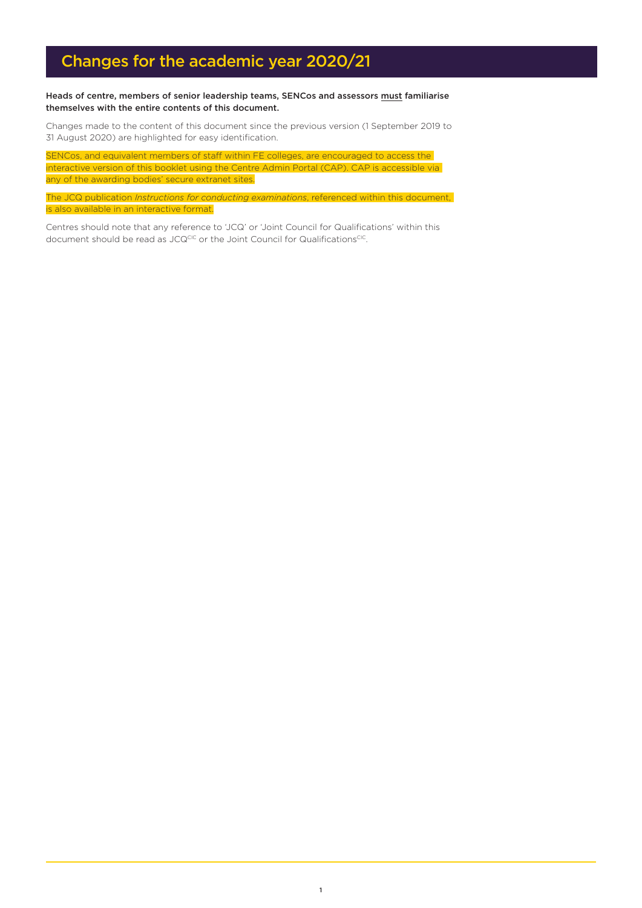# Changes for the academic year 2020/21

**Heads of centre, members of senior leadership teams, SENCos and assessors must familiarise themselves with the entire contents of this document.**

Changes made to the content of this document since the previous version (1 September 2019 to 31 August 2020) are highlighted for easy identification.

SENCos, and equivalent members of staff within FE colleges, are encouraged to access the interactive version of this booklet using the Centre Admin Portal (CAP). CAP is accessible via any of the awarding bodies' secure extranet sites.

The JCQ publication *Instructions for conducting examinations*, referenced within this document, is also available in an interactive format.

Centres should note that any reference to 'JCQ' or 'Joint Council for Qualifications' within this document should be read as JCQ[CIC] or the Joint Council for Qualifications[CIC].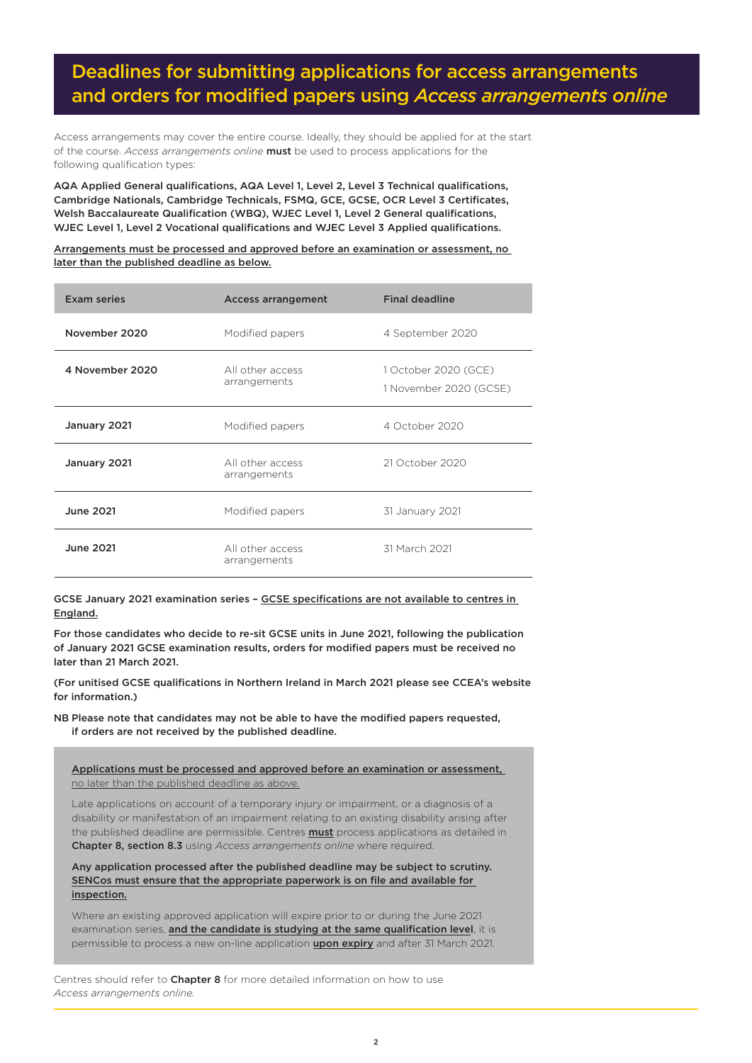# Deadlines for submitting applications for access arrangements and orders for modified papers using *Access arrangements online*

Access arrangements may cover the entire course. Ideally, they should be applied for at the start of the course. *Access arrangements online* **must** be used to process applications for the following qualification types:

**AQA Applied General qualifications, AQA Level 1, Level 2, Level 3 Technical qualifications, Cambridge Nationals, Cambridge Technicals, FSMQ, GCE, GCSE, OCR Level 3 Certificates, Welsh Baccalaureate Qualification (WBQ), WJEC Level 1, Level 2 General qualifications, WJEC Level 1, Level 2 Vocational qualifications and WJEC Level 3 Applied qualifications.**

**Arrangements must be processed and approved before an examination or assessment, no later than the published deadline as below.**

| Exam series | Access arrangement | Final deadline |
| --- | --- | --- |
| **November 2020** | Modified papers | 4 September 2020 |
| **4 November 2020** | All other access arrangements | 1 October 2020 (GCE)<br>1 November 2020 (GCSE) |
| **January 2021** | Modified papers | 4 October 2020 |
| **January 2021** | All other access arrangements | 21 October 2020 |
| **June 2021** | Modified papers | 31 January 2021 |
| **June 2021** | All other access arrangements | 31 March 2021 |

**GCSE January 2021 examination series – GCSE specifications are not available to centres in England.**

**For those candidates who decide to re-sit GCSE units in June 2021, following the publication of January 2021 GCSE examination results, orders for modified papers must be received no later than 21 March 2021.**

**(For unitised GCSE qualifications in Northern Ireland in March 2021 please see CCEA's website for information.)**

**NB Please note that candidates may not be able to have the modified papers requested, if orders are not received by the published deadline.**

**Applications must be processed and approved before an examination or assessment,** no later than the published deadline as above.

Late applications on account of a temporary injury or impairment, or a diagnosis of a disability or manifestation of an impairment relating to an existing disability arising after the published deadline are permissible. Centres **must** process applications as detailed in **Chapter 8, section 8.3** using *Access arrangements online* where required.

**Any application processed after the published deadline may be subject to scrutiny. SENCos must ensure that the appropriate paperwork is on file and available for inspection.**

Where an existing approved application will expire prior to or during the June 2021 examination series, **and the candidate is studying at the same qualification level**, it is permissible to process a new on-line application **upon expiry** and after 31 March 2021.

Centres should refer to **Chapter 8** for more detailed information on how to use *Access arrangements online.*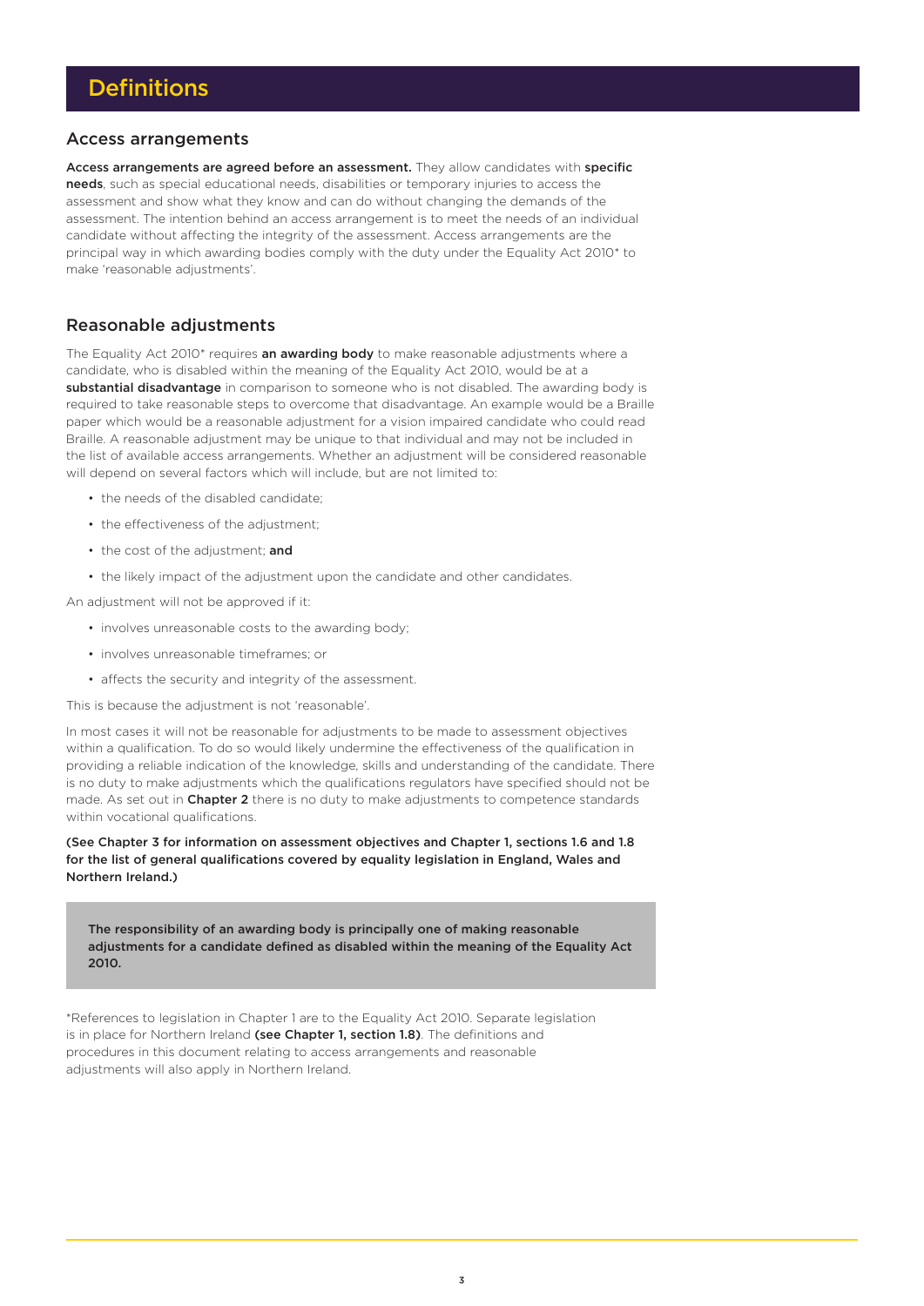# Definitions

## Access arrangements

**Access arrangements are agreed before an assessment.** They allow candidates with **specific needs**, such as special educational needs, disabilities or temporary injuries to access the assessment and show what they know and can do without changing the demands of the assessment. The intention behind an access arrangement is to meet the needs of an individual candidate without affecting the integrity of the assessment. Access arrangements are the principal way in which awarding bodies comply with the duty under the Equality Act 2010* to make 'reasonable adjustments'.

## Reasonable adjustments

The Equality Act 2010* requires **an awarding body** to make reasonable adjustments where a candidate, who is disabled within the meaning of the Equality Act 2010, would be at a **substantial disadvantage** in comparison to someone who is not disabled. The awarding body is required to take reasonable steps to overcome that disadvantage. An example would be a Braille paper which would be a reasonable adjustment for a vision impaired candidate who could read Braille. A reasonable adjustment may be unique to that individual and may not be included in the list of available access arrangements. Whether an adjustment will be considered reasonable will depend on several factors which will include, but are not limited to:

- the needs of the disabled candidate;
- the effectiveness of the adjustment;
- the cost of the adjustment; **and**
- the likely impact of the adjustment upon the candidate and other candidates.

An adjustment will not be approved if it:

- involves unreasonable costs to the awarding body;
- involves unreasonable timeframes; or
- affects the security and integrity of the assessment.

This is because the adjustment is not 'reasonable'.

In most cases it will not be reasonable for adjustments to be made to assessment objectives within a qualification. To do so would likely undermine the effectiveness of the qualification in providing a reliable indication of the knowledge, skills and understanding of the candidate. There is no duty to make adjustments which the qualifications regulators have specified should not be made. As set out in **Chapter 2** there is no duty to make adjustments to competence standards within vocational qualifications.

**(See Chapter 3 for information on assessment objectives and Chapter 1, sections 1.6 and 1.8 for the list of general qualifications covered by equality legislation in England, Wales and Northern Ireland.)**

**The responsibility of an awarding body is principally one of making reasonable adjustments for a candidate defined as disabled within the meaning of the Equality Act 2010.**

*References to legislation in Chapter 1 are to the Equality Act 2010. Separate legislation is in place for Northern Ireland **(see Chapter 1, section 1.8)**. The definitions and procedures in this document relating to access arrangements and reasonable adjustments will also apply in Northern Ireland.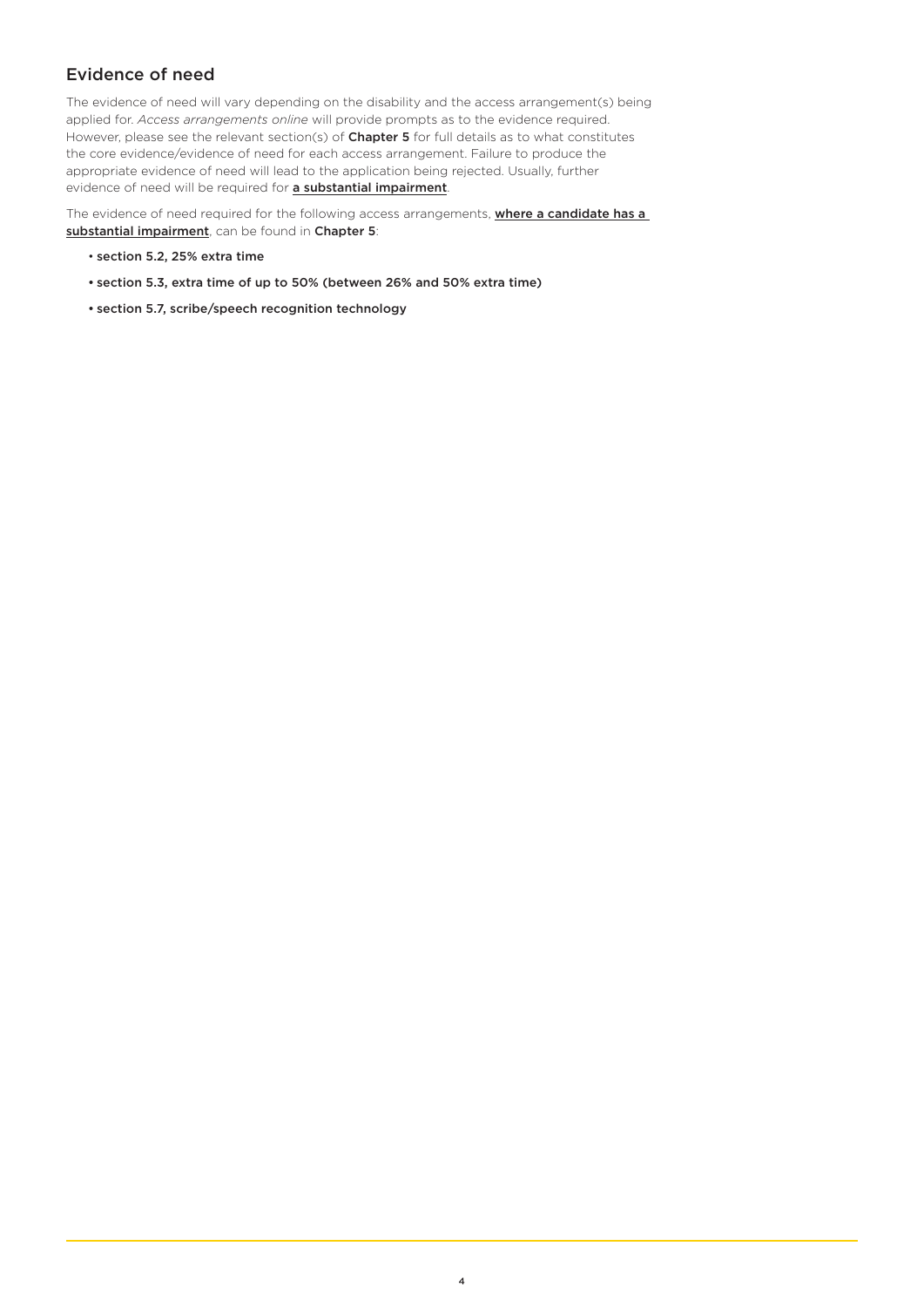## Evidence of need

The evidence of need will vary depending on the disability and the access arrangement(s) being applied for. *Access arrangements online* will provide prompts as to the evidence required. However, please see the relevant section(s) of **Chapter 5** for full details as to what constitutes the core evidence/evidence of need for each access arrangement. Failure to produce the appropriate evidence of need will lead to the application being rejected. Usually, further evidence of need will be required for **a substantial impairment**.

The evidence of need required for the following access arrangements, **where a candidate has a substantial impairment**, can be found in **Chapter 5**:

- **section 5.2, 25% extra time**
- **section 5.3, extra time of up to 50% (between 26% and 50% extra time)**
- **section 5.7, scribe/speech recognition technology**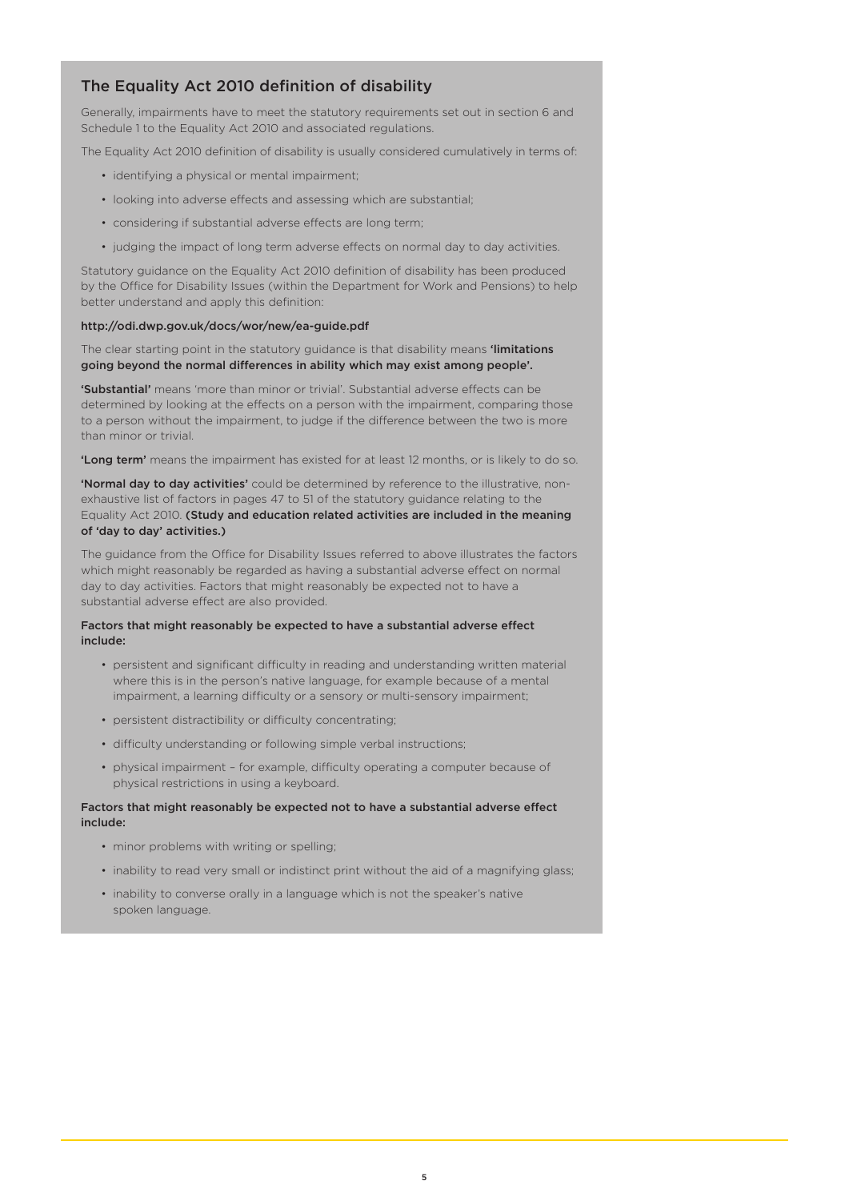## The Equality Act 2010 definition of disability

Generally, impairments have to meet the statutory requirements set out in section 6 and Schedule 1 to the Equality Act 2010 and associated regulations.

The Equality Act 2010 definition of disability is usually considered cumulatively in terms of:

- identifying a physical or mental impairment;
- looking into adverse effects and assessing which are substantial;
- considering if substantial adverse effects are long term;
- judging the impact of long term adverse effects on normal day to day activities.

Statutory guidance on the Equality Act 2010 definition of disability has been produced by the Office for Disability Issues (within the Department for Work and Pensions) to help better understand and apply this definition:

http://odi.dwp.gov.uk/docs/wor/new/ea-guide.pdf

The clear starting point in the statutory guidance is that disability means **'limitations going beyond the normal differences in ability which may exist among people'.**

**'Substantial'** means 'more than minor or trivial'. Substantial adverse effects can be determined by looking at the effects on a person with the impairment, comparing those to a person without the impairment, to judge if the difference between the two is more than minor or trivial.

**'Long term'** means the impairment has existed for at least 12 months, or is likely to do so.

**'Normal day to day activities'** could be determined by reference to the illustrative, non-exhaustive list of factors in pages 47 to 51 of the statutory guidance relating to the Equality Act 2010. **(Study and education related activities are included in the meaning of 'day to day' activities.)**

The guidance from the Office for Disability Issues referred to above illustrates the factors which might reasonably be regarded as having a substantial adverse effect on normal day to day activities. Factors that might reasonably be expected not to have a substantial adverse effect are also provided.

**Factors that might reasonably be expected to have a substantial adverse effect include:**

- persistent and significant difficulty in reading and understanding written material where this is in the person's native language, for example because of a mental impairment, a learning difficulty or a sensory or multi-sensory impairment;
- persistent distractibility or difficulty concentrating;
- difficulty understanding or following simple verbal instructions;
- physical impairment – for example, difficulty operating a computer because of physical restrictions in using a keyboard.

**Factors that might reasonably be expected not to have a substantial adverse effect include:**

- minor problems with writing or spelling;
- inability to read very small or indistinct print without the aid of a magnifying glass;
- inability to converse orally in a language which is not the speaker's native spoken language.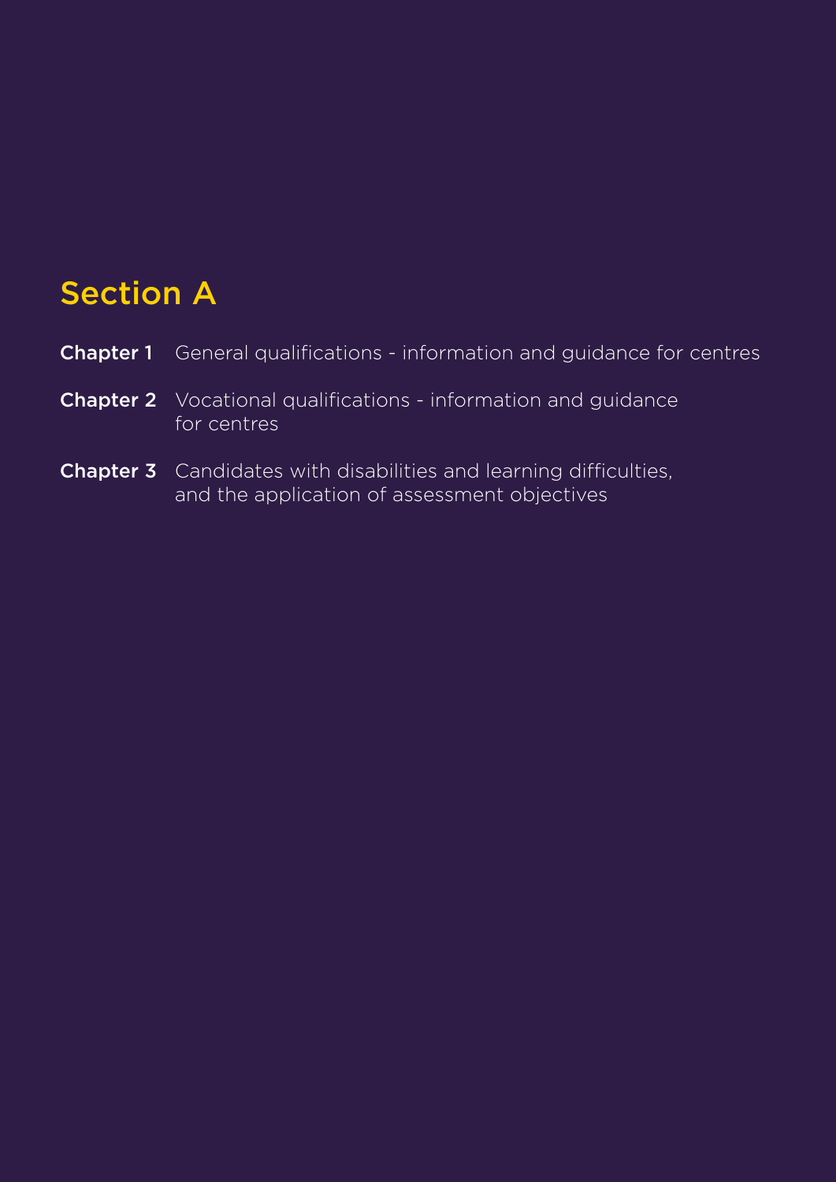# Section A

**Chapter 1** General qualifications - information and guidance for centres

**Chapter 2** Vocational qualifications - information and guidance for centres

**Chapter 3** Candidates with disabilities and learning difficulties, and the application of assessment objectives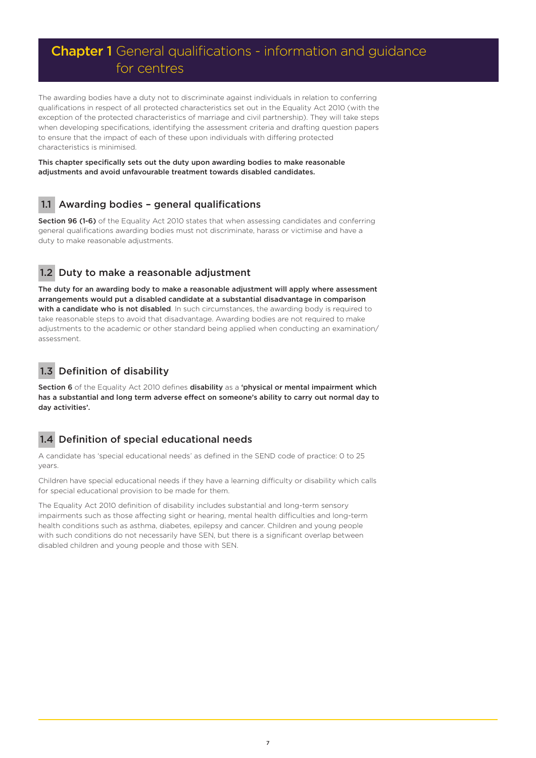# **Chapter 1** General qualifications - information and guidance for centres

The awarding bodies have a duty not to discriminate against individuals in relation to conferring qualifications in respect of all protected characteristics set out in the Equality Act 2010 (with the exception of the protected characteristics of marriage and civil partnership). They will take steps when developing specifications, identifying the assessment criteria and drafting question papers to ensure that the impact of each of these upon individuals with differing protected characteristics is minimised.

**This chapter specifically sets out the duty upon awarding bodies to make reasonable adjustments and avoid unfavourable treatment towards disabled candidates.**

## 1.1 Awarding bodies – general qualifications

**Section 96 (1-6)** of the Equality Act 2010 states that when assessing candidates and conferring general qualifications awarding bodies must not discriminate, harass or victimise and have a duty to make reasonable adjustments.

## 1.2 Duty to make a reasonable adjustment

**The duty for an awarding body to make a reasonable adjustment will apply where assessment arrangements would put a disabled candidate at a substantial disadvantage in comparison with a candidate who is not disabled**. In such circumstances, the awarding body is required to take reasonable steps to avoid that disadvantage. Awarding bodies are not required to make adjustments to the academic or other standard being applied when conducting an examination/assessment.

## 1.3 Definition of disability

**Section 6** of the Equality Act 2010 defines **disability** as a **'physical or mental impairment which has a substantial and long term adverse effect on someone's ability to carry out normal day to day activities'.**

## 1.4 Definition of special educational needs

A candidate has 'special educational needs' as defined in the SEND code of practice: 0 to 25 years.

Children have special educational needs if they have a learning difficulty or disability which calls for special educational provision to be made for them.

The Equality Act 2010 definition of disability includes substantial and long-term sensory impairments such as those affecting sight or hearing, mental health difficulties and long-term health conditions such as asthma, diabetes, epilepsy and cancer. Children and young people with such conditions do not necessarily have SEN, but there is a significant overlap between disabled children and young people and those with SEN.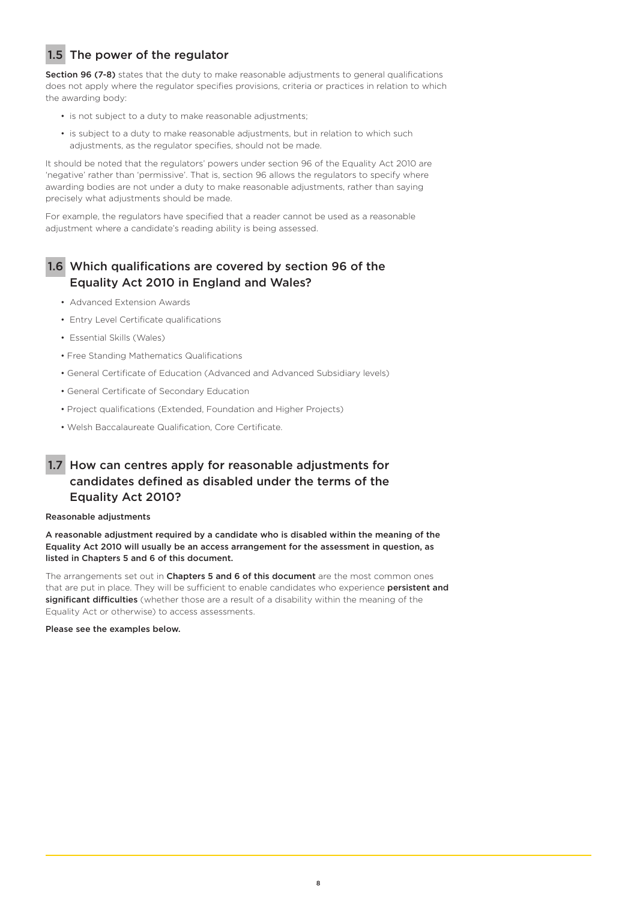## 1.5 The power of the regulator

**Section 96 (7-8)** states that the duty to make reasonable adjustments to general qualifications does not apply where the regulator specifies provisions, criteria or practices in relation to which the awarding body:

- is not subject to a duty to make reasonable adjustments;
- is subject to a duty to make reasonable adjustments, but in relation to which such adjustments, as the regulator specifies, should not be made.

It should be noted that the regulators' powers under section 96 of the Equality Act 2010 are 'negative' rather than 'permissive'. That is, section 96 allows the regulators to specify where awarding bodies are not under a duty to make reasonable adjustments, rather than saying precisely what adjustments should be made.

For example, the regulators have specified that a reader cannot be used as a reasonable adjustment where a candidate's reading ability is being assessed.

## 1.6 Which qualifications are covered by section 96 of the Equality Act 2010 in England and Wales?

- Advanced Extension Awards
- Entry Level Certificate qualifications
- Essential Skills (Wales)
- Free Standing Mathematics Qualifications
- General Certificate of Education (Advanced and Advanced Subsidiary levels)
- General Certificate of Secondary Education
- Project qualifications (Extended, Foundation and Higher Projects)
- Welsh Baccalaureate Qualification, Core Certificate.

## 1.7 How can centres apply for reasonable adjustments for candidates defined as disabled under the terms of the Equality Act 2010?

**Reasonable adjustments**

**A reasonable adjustment required by a candidate who is disabled within the meaning of the Equality Act 2010 will usually be an access arrangement for the assessment in question, as listed in Chapters 5 and 6 of this document.**

The arrangements set out in **Chapters 5 and 6 of this document** are the most common ones that are put in place. They will be sufficient to enable candidates who experience **persistent and significant difficulties** (whether those are a result of a disability within the meaning of the Equality Act or otherwise) to access assessments.

**Please see the examples below.**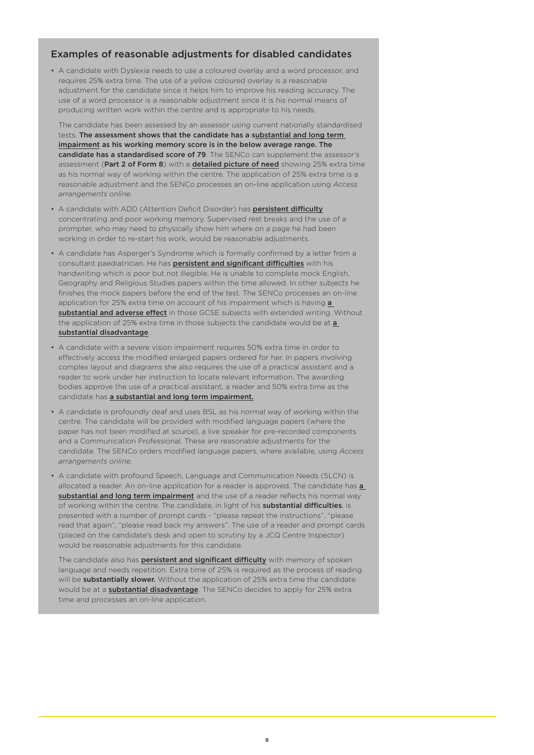## Examples of reasonable adjustments for disabled candidates

- A candidate with Dyslexia needs to use a coloured overlay and a word processor, and requires 25% extra time. The use of a yellow coloured overlay is a reasonable adjustment for the candidate since it helps him to improve his reading accuracy. The use of a word processor is a reasonable adjustment since it is his normal means of producing written work within the centre and is appropriate to his needs.

  The candidate has been assessed by an assessor using current nationally standardised tests. **The assessment shows that the candidate has a substantial and long term impairment as his working memory score is in the below average range. The candidate has a standardised score of 79**. The SENCo can supplement the assessor's assessment (**Part 2 of Form 8**) with a **detailed picture of need** showing 25% extra time as his normal way of working within the centre. The application of 25% extra time is a reasonable adjustment and the SENCo processes an on-line application using *Access arrangements online.*

- A candidate with ADD (Attention Deficit Disorder) has **persistent difficulty** concentrating and poor working memory. Supervised rest breaks and the use of a prompter, who may need to physically show him where on a page he had been working in order to re-start his work, would be reasonable adjustments.

- A candidate has Asperger's Syndrome which is formally confirmed by a letter from a consultant paediatrician. He has **persistent and significant difficulties** with his handwriting which is poor but not illegible. He is unable to complete mock English, Geography and Religious Studies papers within the time allowed. In other subjects he finishes the mock papers before the end of the test. The SENCo processes an on-line application for 25% extra time on account of his impairment which is having **a substantial and adverse effect** in those GCSE subjects with extended writing. Without the application of 25% extra time in those subjects the candidate would be at **a substantial disadvantage**.

- A candidate with a severe vision impairment requires 50% extra time in order to effectively access the modified enlarged papers ordered for her. In papers involving complex layout and diagrams she also requires the use of a practical assistant and a reader to work under her instruction to locate relevant information. The awarding bodies approve the use of a practical assistant, a reader and 50% extra time as the candidate has **a substantial and long term impairment.**

- A candidate is profoundly deaf and uses BSL as his normal way of working within the centre. The candidate will be provided with modified language papers (where the paper has not been modified at source), a live speaker for pre-recorded components and a Communication Professional. These are reasonable adjustments for the candidate. The SENCo orders modified language papers, where available, using *Access arrangements online.*

- A candidate with profound Speech, Language and Communication Needs (SLCN) is allocated a reader. An on-line application for a reader is approved. The candidate has **a substantial and long term impairment** and the use of a reader reflects his normal way of working within the centre. The candidate, in light of his **substantial difficulties**, is presented with a number of prompt cards - "please repeat the instructions", "please read that again", "please read back my answers". The use of a reader and prompt cards (placed on the candidate's desk and open to scrutiny by a JCQ Centre Inspector) would be reasonable adjustments for this candidate.

  The candidate also has **persistent and significant difficulty** with memory of spoken language and needs repetition. Extra time of 25% is required as the process of reading will be **substantially slower.** Without the application of 25% extra time the candidate would be at a **substantial disadvantage**. The SENCo decides to apply for 25% extra time and processes an on-line application.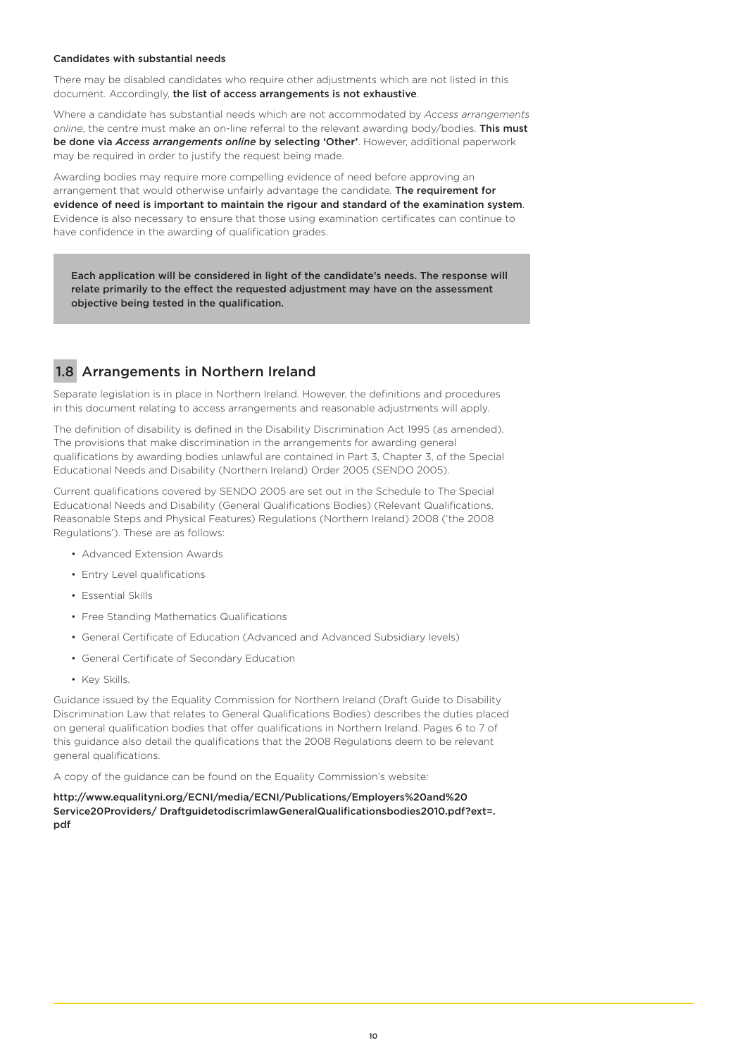**Candidates with substantial needs**

There may be disabled candidates who require other adjustments which are not listed in this document. Accordingly, **the list of access arrangements is not exhaustive**.

Where a candidate has substantial needs which are not accommodated by *Access arrangements online*, the centre must make an on-line referral to the relevant awarding body/bodies. **This must be done via *Access arrangements online* by selecting 'Other'**. However, additional paperwork may be required in order to justify the request being made.

Awarding bodies may require more compelling evidence of need before approving an arrangement that would otherwise unfairly advantage the candidate. **The requirement for evidence of need is important to maintain the rigour and standard of the examination system**. Evidence is also necessary to ensure that those using examination certificates can continue to have confidence in the awarding of qualification grades.

> **Each application will be considered in light of the candidate's needs. The response will relate primarily to the effect the requested adjustment may have on the assessment objective being tested in the qualification.**

## 1.8 Arrangements in Northern Ireland

Separate legislation is in place in Northern Ireland. However, the definitions and procedures in this document relating to access arrangements and reasonable adjustments will apply.

The definition of disability is defined in the Disability Discrimination Act 1995 (as amended). The provisions that make discrimination in the arrangements for awarding general qualifications by awarding bodies unlawful are contained in Part 3, Chapter 3, of the Special Educational Needs and Disability (Northern Ireland) Order 2005 (SENDO 2005).

Current qualifications covered by SENDO 2005 are set out in the Schedule to The Special Educational Needs and Disability (General Qualifications Bodies) (Relevant Qualifications, Reasonable Steps and Physical Features) Regulations (Northern Ireland) 2008 ('the 2008 Regulations'). These are as follows:

- Advanced Extension Awards
- Entry Level qualifications
- Essential Skills
- Free Standing Mathematics Qualifications
- General Certificate of Education (Advanced and Advanced Subsidiary levels)
- General Certificate of Secondary Education
- Key Skills.

Guidance issued by the Equality Commission for Northern Ireland (Draft Guide to Disability Discrimination Law that relates to General Qualifications Bodies) describes the duties placed on general qualification bodies that offer qualifications in Northern Ireland. Pages 6 to 7 of this guidance also detail the qualifications that the 2008 Regulations deem to be relevant general qualifications.

A copy of the guidance can be found on the Equality Commission's website:

**http://www.equalityni.org/ECNI/media/ECNI/Publications/Employers%20and%20 Service20Providers/ DraftguidetodiscrimlawGeneralQualificationsbodies2010.pdf?ext=.pdf**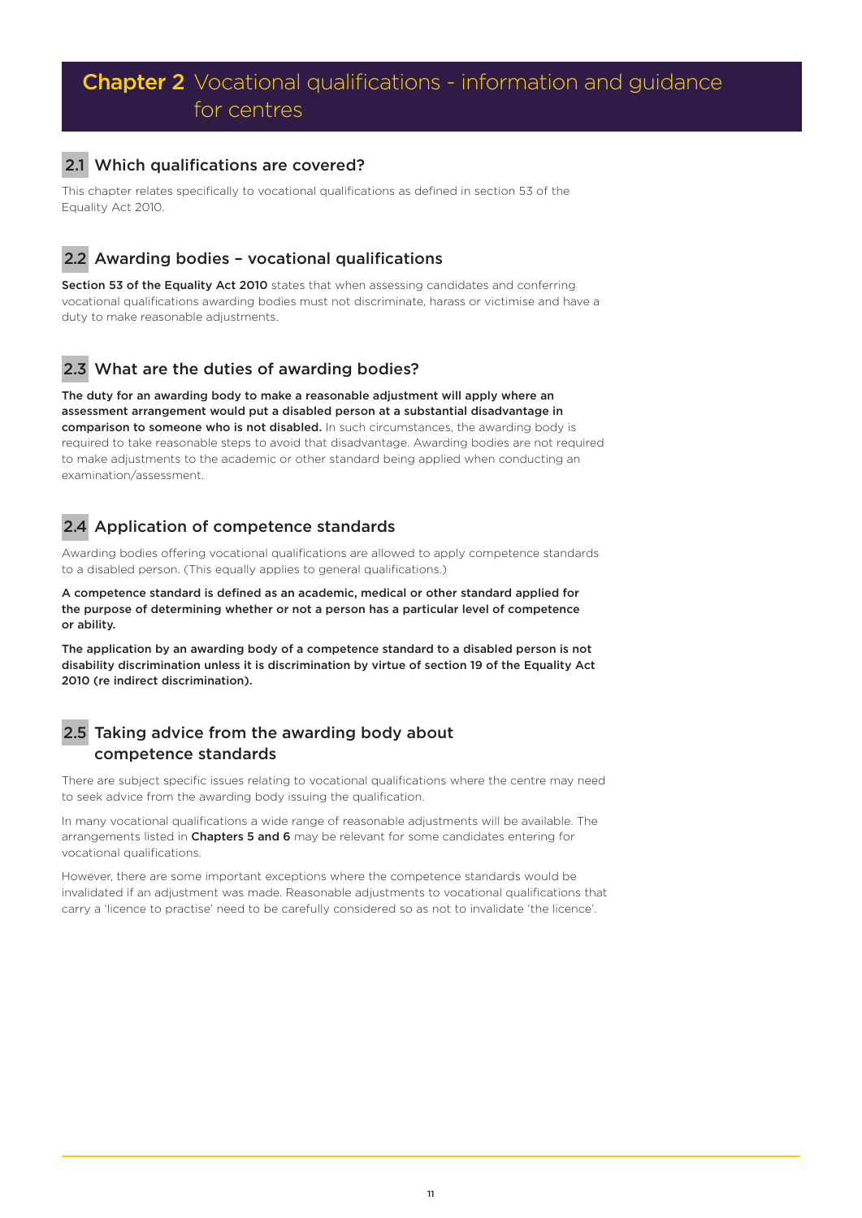# Chapter 2 Vocational qualifications - information and guidance for centres

## 2.1 Which qualifications are covered?

This chapter relates specifically to vocational qualifications as defined in section 53 of the Equality Act 2010.

## 2.2 Awarding bodies – vocational qualifications

**Section 53 of the Equality Act 2010** states that when assessing candidates and conferring vocational qualifications awarding bodies must not discriminate, harass or victimise and have a duty to make reasonable adjustments.

## 2.3 What are the duties of awarding bodies?

**The duty for an awarding body to make a reasonable adjustment will apply where an assessment arrangement would put a disabled person at a substantial disadvantage in comparison to someone who is not disabled.** In such circumstances, the awarding body is required to take reasonable steps to avoid that disadvantage. Awarding bodies are not required to make adjustments to the academic or other standard being applied when conducting an examination/assessment.

## 2.4 Application of competence standards

Awarding bodies offering vocational qualifications are allowed to apply competence standards to a disabled person. (This equally applies to general qualifications.)

**A competence standard is defined as an academic, medical or other standard applied for the purpose of determining whether or not a person has a particular level of competence or ability.**

**The application by an awarding body of a competence standard to a disabled person is not disability discrimination unless it is discrimination by virtue of section 19 of the Equality Act 2010 (re indirect discrimination).**

## 2.5 Taking advice from the awarding body about competence standards

There are subject specific issues relating to vocational qualifications where the centre may need to seek advice from the awarding body issuing the qualification.

In many vocational qualifications a wide range of reasonable adjustments will be available. The arrangements listed in **Chapters 5 and 6** may be relevant for some candidates entering for vocational qualifications.

However, there are some important exceptions where the competence standards would be invalidated if an adjustment was made. Reasonable adjustments to vocational qualifications that carry a 'licence to practise' need to be carefully considered so as not to invalidate 'the licence'.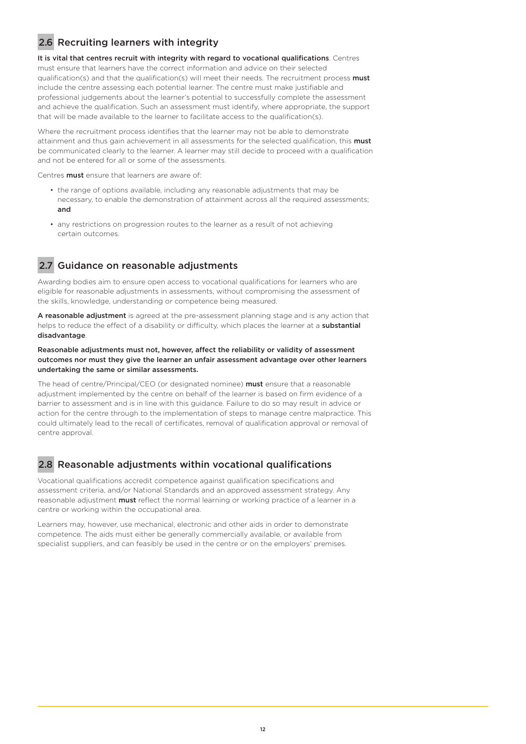## 2.6 Recruiting learners with integrity

**It is vital that centres recruit with integrity with regard to vocational qualifications**. Centres must ensure that learners have the correct information and advice on their selected qualification(s) and that the qualification(s) will meet their needs. The recruitment process **must** include the centre assessing each potential learner. The centre must make justifiable and professional judgements about the learner's potential to successfully complete the assessment and achieve the qualification. Such an assessment must identify, where appropriate, the support that will be made available to the learner to facilitate access to the qualification(s).

Where the recruitment process identifies that the learner may not be able to demonstrate attainment and thus gain achievement in all assessments for the selected qualification, this **must** be communicated clearly to the learner. A learner may still decide to proceed with a qualification and not be entered for all or some of the assessments.

Centres **must** ensure that learners are aware of:

- the range of options available, including any reasonable adjustments that may be necessary, to enable the demonstration of attainment across all the required assessments; **and**
- any restrictions on progression routes to the learner as a result of not achieving certain outcomes.

## 2.7 Guidance on reasonable adjustments

Awarding bodies aim to ensure open access to vocational qualifications for learners who are eligible for reasonable adjustments in assessments, without compromising the assessment of the skills, knowledge, understanding or competence being measured.

**A reasonable adjustment** is agreed at the pre-assessment planning stage and is any action that helps to reduce the effect of a disability or difficulty, which places the learner at a **substantial disadvantage**.

**Reasonable adjustments must not, however, affect the reliability or validity of assessment outcomes nor must they give the learner an unfair assessment advantage over other learners undertaking the same or similar assessments.**

The head of centre/Principal/CEO (or designated nominee) **must** ensure that a reasonable adjustment implemented by the centre on behalf of the learner is based on firm evidence of a barrier to assessment and is in line with this guidance. Failure to do so may result in advice or action for the centre through to the implementation of steps to manage centre malpractice. This could ultimately lead to the recall of certificates, removal of qualification approval or removal of centre approval.

## 2.8 Reasonable adjustments within vocational qualifications

Vocational qualifications accredit competence against qualification specifications and assessment criteria, and/or National Standards and an approved assessment strategy. Any reasonable adjustment **must** reflect the normal learning or working practice of a learner in a centre or working within the occupational area.

Learners may, however, use mechanical, electronic and other aids in order to demonstrate competence. The aids must either be generally commercially available, or available from specialist suppliers, and can feasibly be used in the centre or on the employers' premises.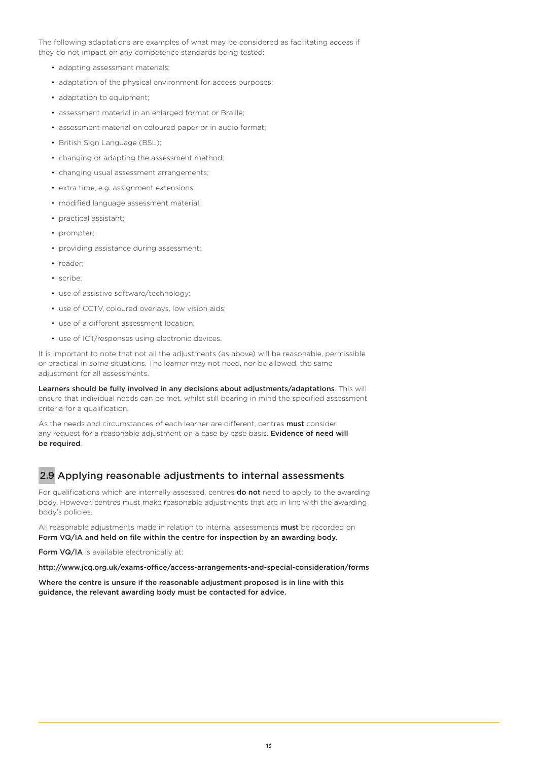The following adaptations are examples of what may be considered as facilitating access if they do not impact on any competence standards being tested:

- adapting assessment materials;
- adaptation of the physical environment for access purposes;
- adaptation to equipment;
- assessment material in an enlarged format or Braille;
- assessment material on coloured paper or in audio format;
- British Sign Language (BSL);
- changing or adapting the assessment method;
- changing usual assessment arrangements;
- extra time, e.g. assignment extensions;
- modified language assessment material;
- practical assistant;
- prompter;
- providing assistance during assessment;
- reader;
- scribe;
- use of assistive software/technology;
- use of CCTV, coloured overlays, low vision aids;
- use of a different assessment location;
- use of ICT/responses using electronic devices.

It is important to note that not all the adjustments (as above) will be reasonable, permissible or practical in some situations. The learner may not need, nor be allowed, the same adjustment for all assessments.

**Learners should be fully involved in any decisions about adjustments/adaptations**. This will ensure that individual needs can be met, whilst still bearing in mind the specified assessment criteria for a qualification.

As the needs and circumstances of each learner are different, centres **must** consider any request for a reasonable adjustment on a case by case basis. **Evidence of need will be required**.

## 2.9 Applying reasonable adjustments to internal assessments

For qualifications which are internally assessed, centres **do not** need to apply to the awarding body. However, centres must make reasonable adjustments that are in line with the awarding body's policies.

All reasonable adjustments made in relation to internal assessments **must** be recorded on **Form VQ/IA and held on file within the centre for inspection by an awarding body.**

**Form VQ/IA** is available electronically at:

**http://www.jcq.org.uk/exams-office/access-arrangements-and-special-consideration/forms**

**Where the centre is unsure if the reasonable adjustment proposed is in line with this guidance, the relevant awarding body must be contacted for advice.**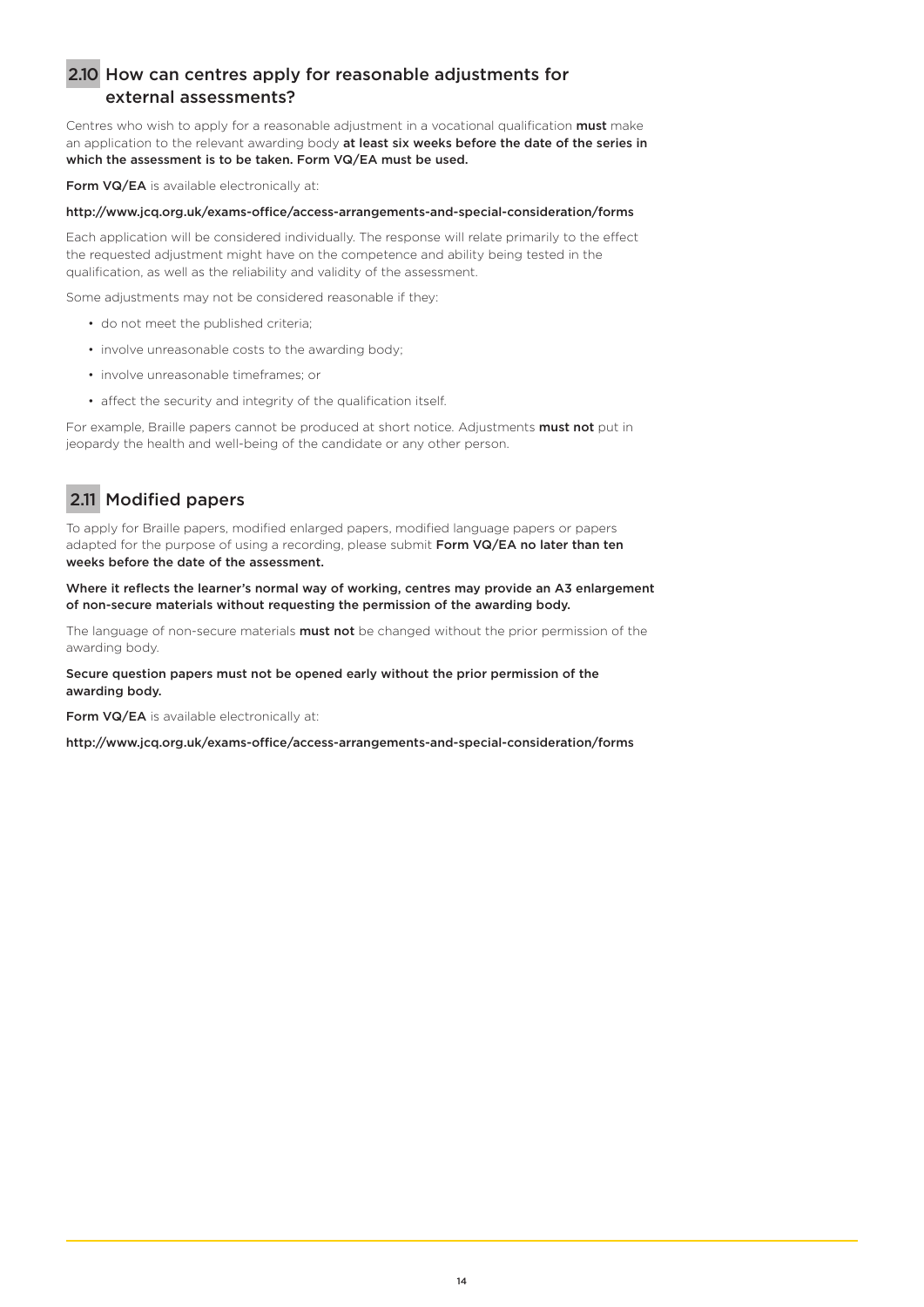## 2.10 How can centres apply for reasonable adjustments for external assessments?

Centres who wish to apply for a reasonable adjustment in a vocational qualification **must** make an application to the relevant awarding body **at least six weeks before the date of the series in which the assessment is to be taken. Form VQ/EA must be used.**

**Form VQ/EA** is available electronically at:

**http://www.jcq.org.uk/exams-office/access-arrangements-and-special-consideration/forms**

Each application will be considered individually. The response will relate primarily to the effect the requested adjustment might have on the competence and ability being tested in the qualification, as well as the reliability and validity of the assessment.

Some adjustments may not be considered reasonable if they:

- do not meet the published criteria;
- involve unreasonable costs to the awarding body;
- involve unreasonable timeframes; or
- affect the security and integrity of the qualification itself.

For example, Braille papers cannot be produced at short notice. Adjustments **must not** put in jeopardy the health and well-being of the candidate or any other person.

## 2.11 Modified papers

To apply for Braille papers, modified enlarged papers, modified language papers or papers adapted for the purpose of using a recording, please submit **Form VQ/EA no later than ten weeks before the date of the assessment.**

**Where it reflects the learner's normal way of working, centres may provide an A3 enlargement of non-secure materials without requesting the permission of the awarding body.**

The language of non-secure materials **must not** be changed without the prior permission of the awarding body.

**Secure question papers must not be opened early without the prior permission of the awarding body.**

**Form VQ/EA** is available electronically at:

**http://www.jcq.org.uk/exams-office/access-arrangements-and-special-consideration/forms**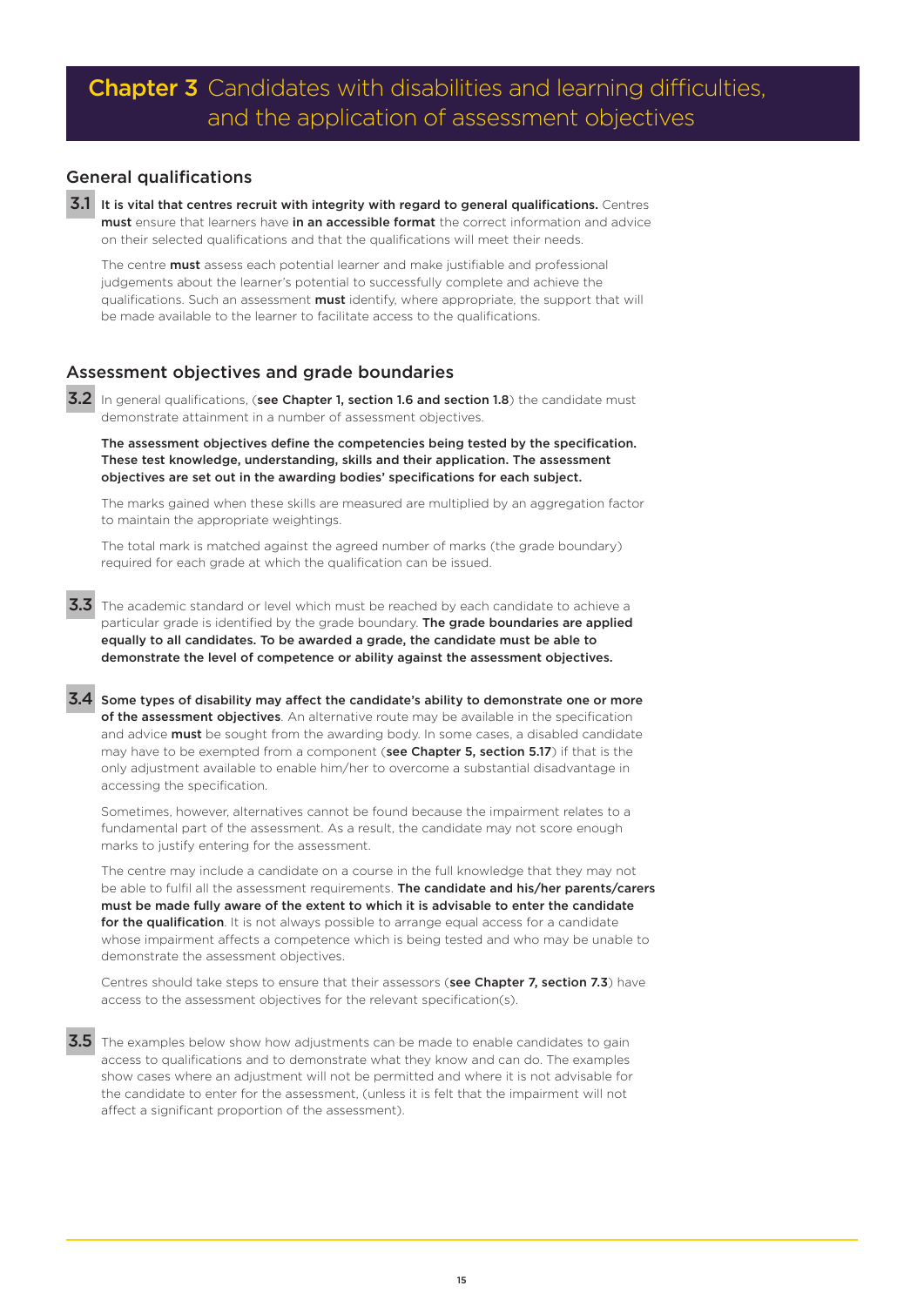# Chapter 3 Candidates with disabilities and learning difficulties, and the application of assessment objectives

## General qualifications

**3.1** **It is vital that centres recruit with integrity with regard to general qualifications.** Centres **must** ensure that learners have **in an accessible format** the correct information and advice on their selected qualifications and that the qualifications will meet their needs.

The centre **must** assess each potential learner and make justifiable and professional judgements about the learner's potential to successfully complete and achieve the qualifications. Such an assessment **must** identify, where appropriate, the support that will be made available to the learner to facilitate access to the qualifications.

## Assessment objectives and grade boundaries

**3.2** In general qualifications, (**see Chapter 1, section 1.6 and section 1.8**) the candidate must demonstrate attainment in a number of assessment objectives.

**The assessment objectives define the competencies being tested by the specification. These test knowledge, understanding, skills and their application. The assessment objectives are set out in the awarding bodies' specifications for each subject.**

The marks gained when these skills are measured are multiplied by an aggregation factor to maintain the appropriate weightings.

The total mark is matched against the agreed number of marks (the grade boundary) required for each grade at which the qualification can be issued.

**3.3** The academic standard or level which must be reached by each candidate to achieve a particular grade is identified by the grade boundary. **The grade boundaries are applied equally to all candidates. To be awarded a grade, the candidate must be able to demonstrate the level of competence or ability against the assessment objectives.**

**3.4** **Some types of disability may affect the candidate's ability to demonstrate one or more of the assessment objectives**. An alternative route may be available in the specification and advice **must** be sought from the awarding body. In some cases, a disabled candidate may have to be exempted from a component (**see Chapter 5, section 5.17**) if that is the only adjustment available to enable him/her to overcome a substantial disadvantage in accessing the specification.

Sometimes, however, alternatives cannot be found because the impairment relates to a fundamental part of the assessment. As a result, the candidate may not score enough marks to justify entering for the assessment.

The centre may include a candidate on a course in the full knowledge that they may not be able to fulfil all the assessment requirements. **The candidate and his/her parents/carers must be made fully aware of the extent to which it is advisable to enter the candidate for the qualification**. It is not always possible to arrange equal access for a candidate whose impairment affects a competence which is being tested and who may be unable to demonstrate the assessment objectives.

Centres should take steps to ensure that their assessors (**see Chapter 7, section 7.3**) have access to the assessment objectives for the relevant specification(s).

**3.5** The examples below show how adjustments can be made to enable candidates to gain access to qualifications and to demonstrate what they know and can do. The examples show cases where an adjustment will not be permitted and where it is not advisable for the candidate to enter for the assessment, (unless it is felt that the impairment will not affect a significant proportion of the assessment).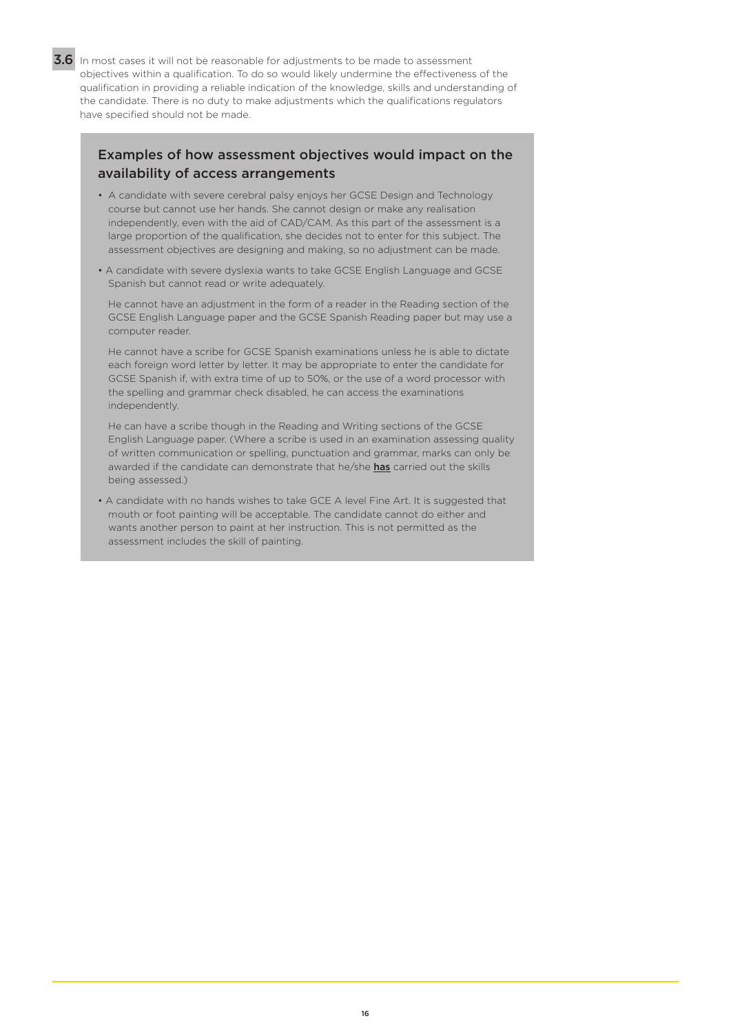**3.6** In most cases it will not be reasonable for adjustments to be made to assessment objectives within a qualification. To do so would likely undermine the effectiveness of the qualification in providing a reliable indication of the knowledge, skills and understanding of the candidate. There is no duty to make adjustments which the qualifications regulators have specified should not be made.

### Examples of how assessment objectives would impact on the availability of access arrangements

- A candidate with severe cerebral palsy enjoys her GCSE Design and Technology course but cannot use her hands. She cannot design or make any realisation independently, even with the aid of CAD/CAM. As this part of the assessment is a large proportion of the qualification, she decides not to enter for this subject. The assessment objectives are designing and making, so no adjustment can be made.

- A candidate with severe dyslexia wants to take GCSE English Language and GCSE Spanish but cannot read or write adequately.

  He cannot have an adjustment in the form of a reader in the Reading section of the GCSE English Language paper and the GCSE Spanish Reading paper but may use a computer reader.

  He cannot have a scribe for GCSE Spanish examinations unless he is able to dictate each foreign word letter by letter. It may be appropriate to enter the candidate for GCSE Spanish if, with extra time of up to 50%, or the use of a word processor with the spelling and grammar check disabled, he can access the examinations independently.

  He can have a scribe though in the Reading and Writing sections of the GCSE English Language paper. (Where a scribe is used in an examination assessing quality of written communication or spelling, punctuation and grammar, marks can only be awarded if the candidate can demonstrate that he/she **has** carried out the skills being assessed.)

- A candidate with no hands wishes to take GCE A level Fine Art. It is suggested that mouth or foot painting will be acceptable. The candidate cannot do either and wants another person to paint at her instruction. This is not permitted as the assessment includes the skill of painting.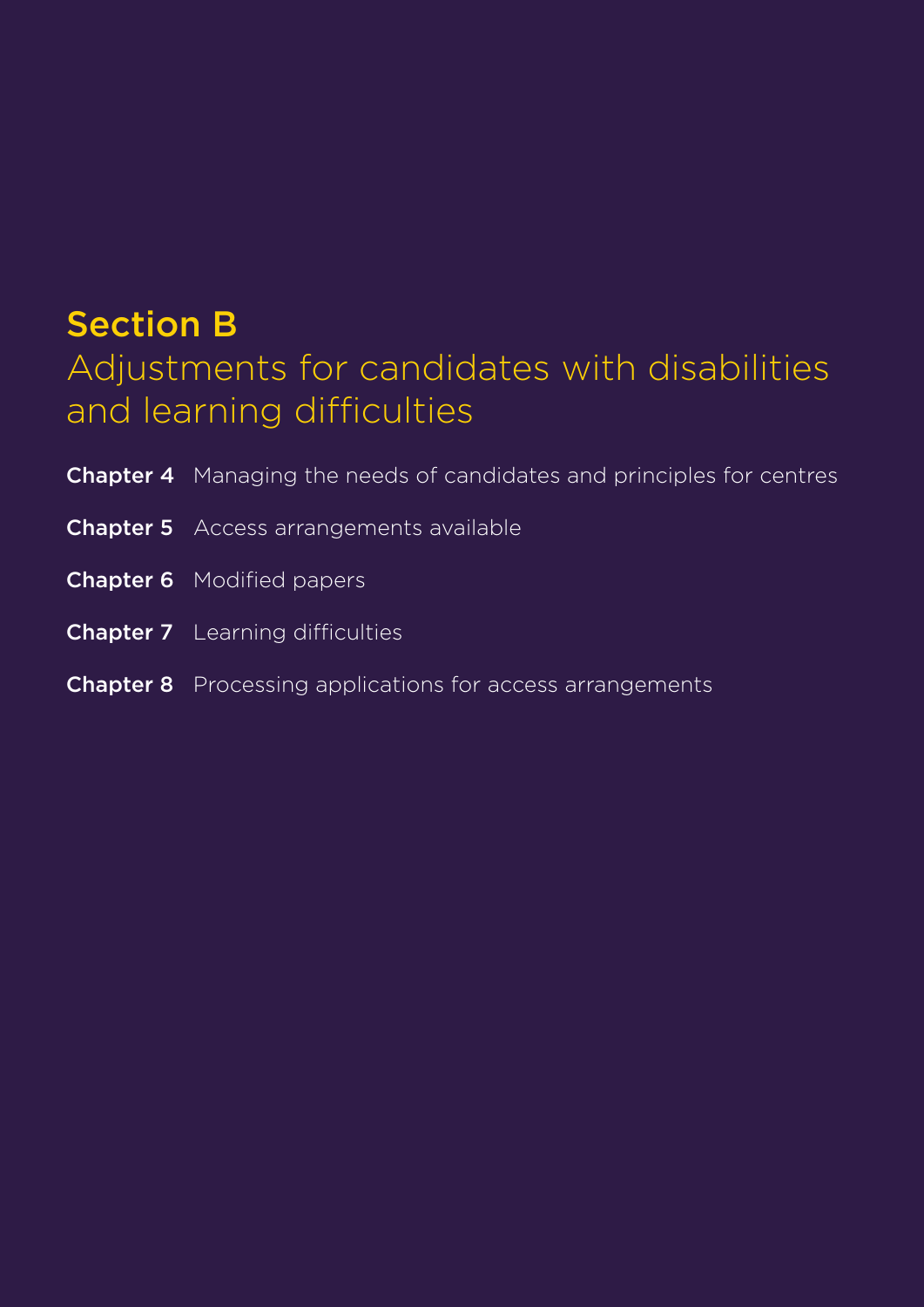# Section B

## Adjustments for candidates with disabilities and learning difficulties

**Chapter 4** Managing the needs of candidates and principles for centres

**Chapter 5** Access arrangements available

**Chapter 6** Modified papers

**Chapter 7** Learning difficulties

**Chapter 8** Processing applications for access arrangements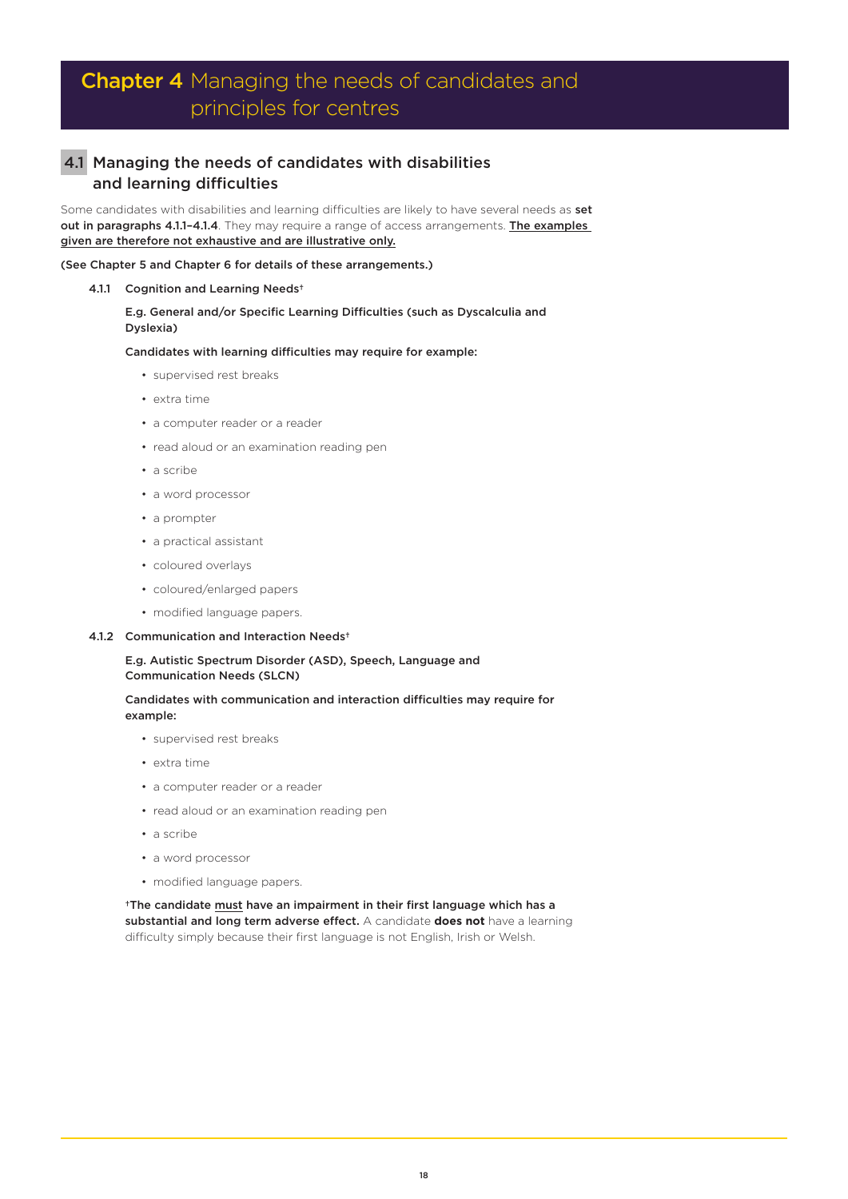# **Chapter 4** Managing the needs of candidates and principles for centres

## 4.1 Managing the needs of candidates with disabilities and learning difficulties

Some candidates with disabilities and learning difficulties are likely to have several needs as **set out in paragraphs 4.1.1–4.1.4**. They may require a range of access arrangements. The examples given are therefore not exhaustive and are illustrative only.

**(See Chapter 5 and Chapter 6 for details of these arrangements.)**

### 4.1.1 Cognition and Learning Needs†

**E.g. General and/or Specific Learning Difficulties (such as Dyscalculia and Dyslexia)**

**Candidates with learning difficulties may require for example:**

- supervised rest breaks
- extra time
- a computer reader or a reader
- read aloud or an examination reading pen
- a scribe
- a word processor
- a prompter
- a practical assistant
- coloured overlays
- coloured/enlarged papers
- modified language papers.

### 4.1.2 Communication and Interaction Needs†

**E.g. Autistic Spectrum Disorder (ASD), Speech, Language and Communication Needs (SLCN)**

**Candidates with communication and interaction difficulties may require for example:**

- supervised rest breaks
- extra time
- a computer reader or a reader
- read aloud or an examination reading pen
- a scribe
- a word processor
- modified language papers.

**†The candidate must have an impairment in their first language which has a substantial and long term adverse effect.** A candidate **does not** have a learning difficulty simply because their first language is not English, Irish or Welsh.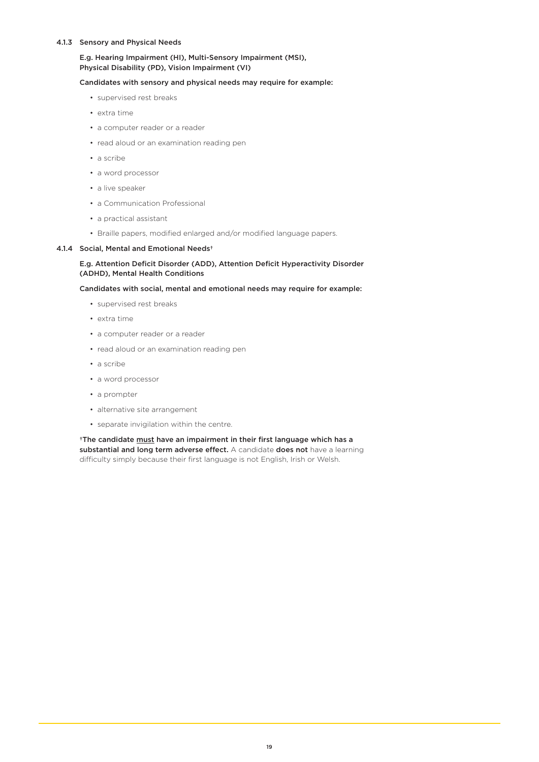#### 4.1.3 Sensory and Physical Needs

**E.g. Hearing Impairment (HI), Multi-Sensory Impairment (MSI), Physical Disability (PD), Vision Impairment (VI)**

**Candidates with sensory and physical needs may require for example:**

- supervised rest breaks
- extra time
- a computer reader or a reader
- read aloud or an examination reading pen
- a scribe
- a word processor
- a live speaker
- a Communication Professional
- a practical assistant
- Braille papers, modified enlarged and/or modified language papers.

#### 4.1.4 Social, Mental and Emotional Needs†

**E.g. Attention Deficit Disorder (ADD), Attention Deficit Hyperactivity Disorder (ADHD), Mental Health Conditions**

**Candidates with social, mental and emotional needs may require for example:**

- supervised rest breaks
- extra time
- a computer reader or a reader
- read aloud or an examination reading pen
- a scribe
- a word processor
- a prompter
- alternative site arrangement
- separate invigilation within the centre.

**†The candidate <u>must</u> have an impairment in their first language which has a substantial and long term adverse effect.** A candidate **does not** have a learning difficulty simply because their first language is not English, Irish or Welsh.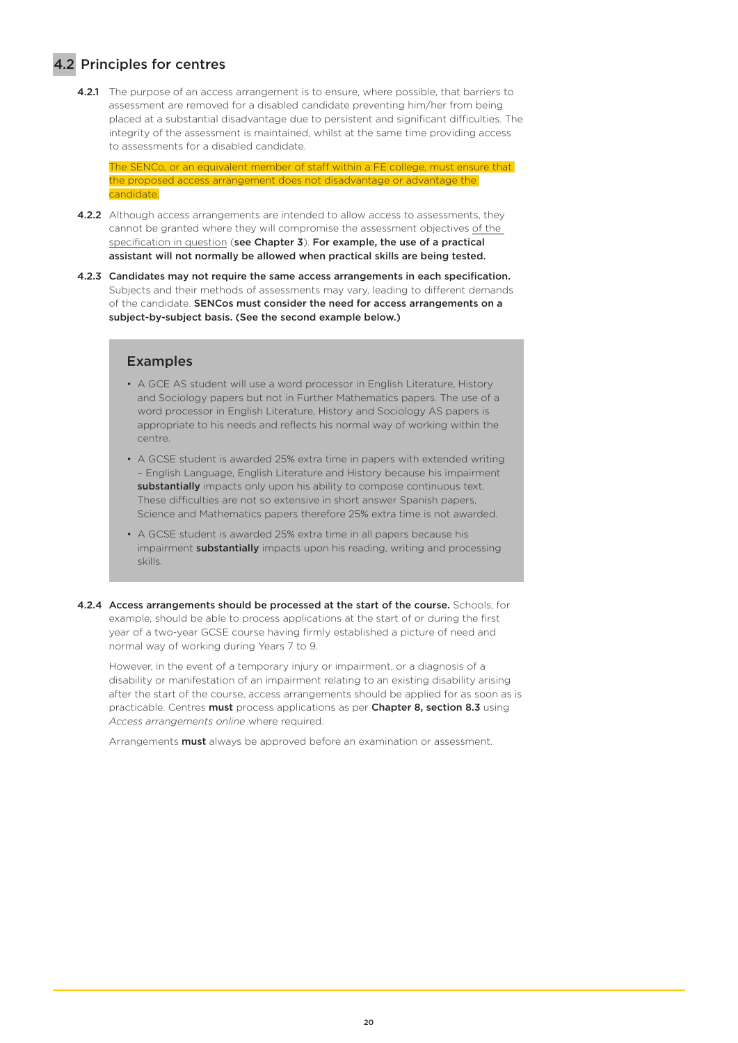## 4.2 Principles for centres

**4.2.1** The purpose of an access arrangement is to ensure, where possible, that barriers to assessment are removed for a disabled candidate preventing him/her from being placed at a substantial disadvantage due to persistent and significant difficulties. The integrity of the assessment is maintained, whilst at the same time providing access to assessments for a disabled candidate.

The SENCo, or an equivalent member of staff within a FE college, must ensure that the proposed access arrangement does not disadvantage or advantage the candidate.

**4.2.2** Although access arrangements are intended to allow access to assessments, they cannot be granted where they will compromise the assessment objectives of the specification in question (**see Chapter 3**). **For example, the use of a practical assistant will not normally be allowed when practical skills are being tested.**

**4.2.3** **Candidates may not require the same access arrangements in each specification.** Subjects and their methods of assessments may vary, leading to different demands of the candidate. **SENCos must consider the need for access arrangements on a subject-by-subject basis. (See the second example below.)**

### Examples

- A GCE AS student will use a word processor in English Literature, History and Sociology papers but not in Further Mathematics papers. The use of a word processor in English Literature, History and Sociology AS papers is appropriate to his needs and reflects his normal way of working within the centre.
- A GCSE student is awarded 25% extra time in papers with extended writing – English Language, English Literature and History because his impairment **substantially** impacts only upon his ability to compose continuous text. These difficulties are not so extensive in short answer Spanish papers, Science and Mathematics papers therefore 25% extra time is not awarded.
- A GCSE student is awarded 25% extra time in all papers because his impairment **substantially** impacts upon his reading, writing and processing skills.

**4.2.4** **Access arrangements should be processed at the start of the course.** Schools, for example, should be able to process applications at the start of or during the first year of a two-year GCSE course having firmly established a picture of need and normal way of working during Years 7 to 9.

However, in the event of a temporary injury or impairment, or a diagnosis of a disability or manifestation of an impairment relating to an existing disability arising after the start of the course, access arrangements should be applied for as soon as is practicable. Centres **must** process applications as per **Chapter 8, section 8.3** using *Access arrangements online* where required.

Arrangements **must** always be approved before an examination or assessment.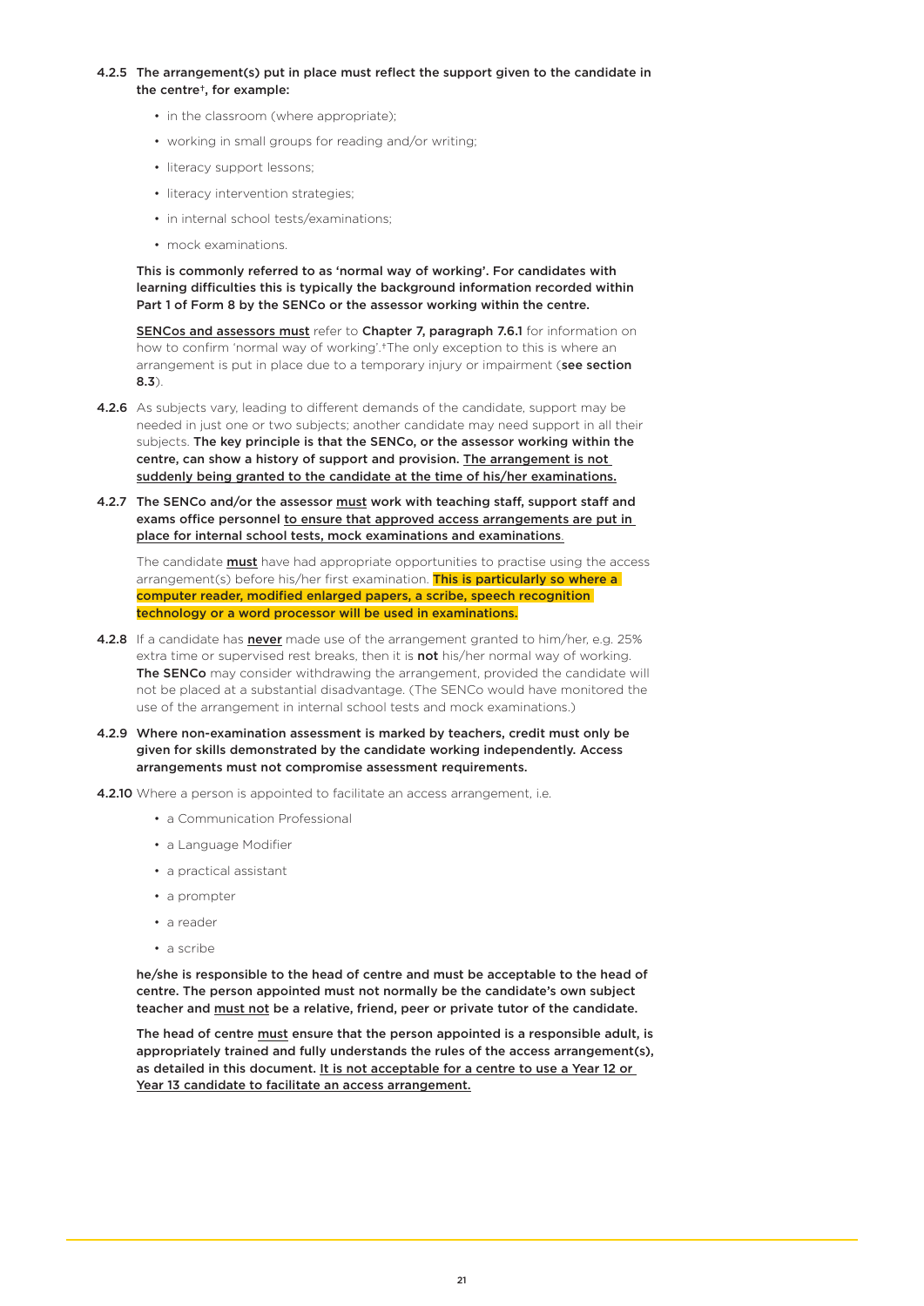**4.2.5 The arrangement(s) put in place must reflect the support given to the candidate in the centre†, for example:**

- in the classroom (where appropriate);
- working in small groups for reading and/or writing;
- literacy support lessons;
- literacy intervention strategies;
- in internal school tests/examinations;
- mock examinations.

**This is commonly referred to as 'normal way of working'. For candidates with learning difficulties this is typically the background information recorded within Part 1 of Form 8 by the SENCo or the assessor working within the centre.**

**SENCos and assessors must** refer to **Chapter 7, paragraph 7.6.1** for information on how to confirm 'normal way of working'.†The only exception to this is where an arrangement is put in place due to a temporary injury or impairment (**see section 8.3**).

**4.2.6** As subjects vary, leading to different demands of the candidate, support may be needed in just one or two subjects; another candidate may need support in all their subjects. **The key principle is that the SENCo, or the assessor working within the centre, can show a history of support and provision. The arrangement is not suddenly being granted to the candidate at the time of his/her examinations.**

**4.2.7 The SENCo and/or the assessor must work with teaching staff, support staff and exams office personnel to ensure that approved access arrangements are put in place for internal school tests, mock examinations and examinations.**

The candidate **must** have had appropriate opportunities to practise using the access arrangement(s) before his/her first examination. **This is particularly so where a computer reader, modified enlarged papers, a scribe, speech recognition technology or a word processor will be used in examinations.**

**4.2.8** If a candidate has **never** made use of the arrangement granted to him/her, e.g. 25% extra time or supervised rest breaks, then it is **not** his/her normal way of working. **The SENCo** may consider withdrawing the arrangement, provided the candidate will not be placed at a substantial disadvantage. (The SENCo would have monitored the use of the arrangement in internal school tests and mock examinations.)

**4.2.9 Where non-examination assessment is marked by teachers, credit must only be given for skills demonstrated by the candidate working independently. Access arrangements must not compromise assessment requirements.**

**4.2.10** Where a person is appointed to facilitate an access arrangement, i.e.

- a Communication Professional
- a Language Modifier
- a practical assistant
- a prompter
- a reader
- a scribe

**he/she is responsible to the head of centre and must be acceptable to the head of centre. The person appointed must not normally be the candidate's own subject teacher and must not be a relative, friend, peer or private tutor of the candidate.**

**The head of centre must ensure that the person appointed is a responsible adult, is appropriately trained and fully understands the rules of the access arrangement(s), as detailed in this document. It is not acceptable for a centre to use a Year 12 or Year 13 candidate to facilitate an access arrangement.**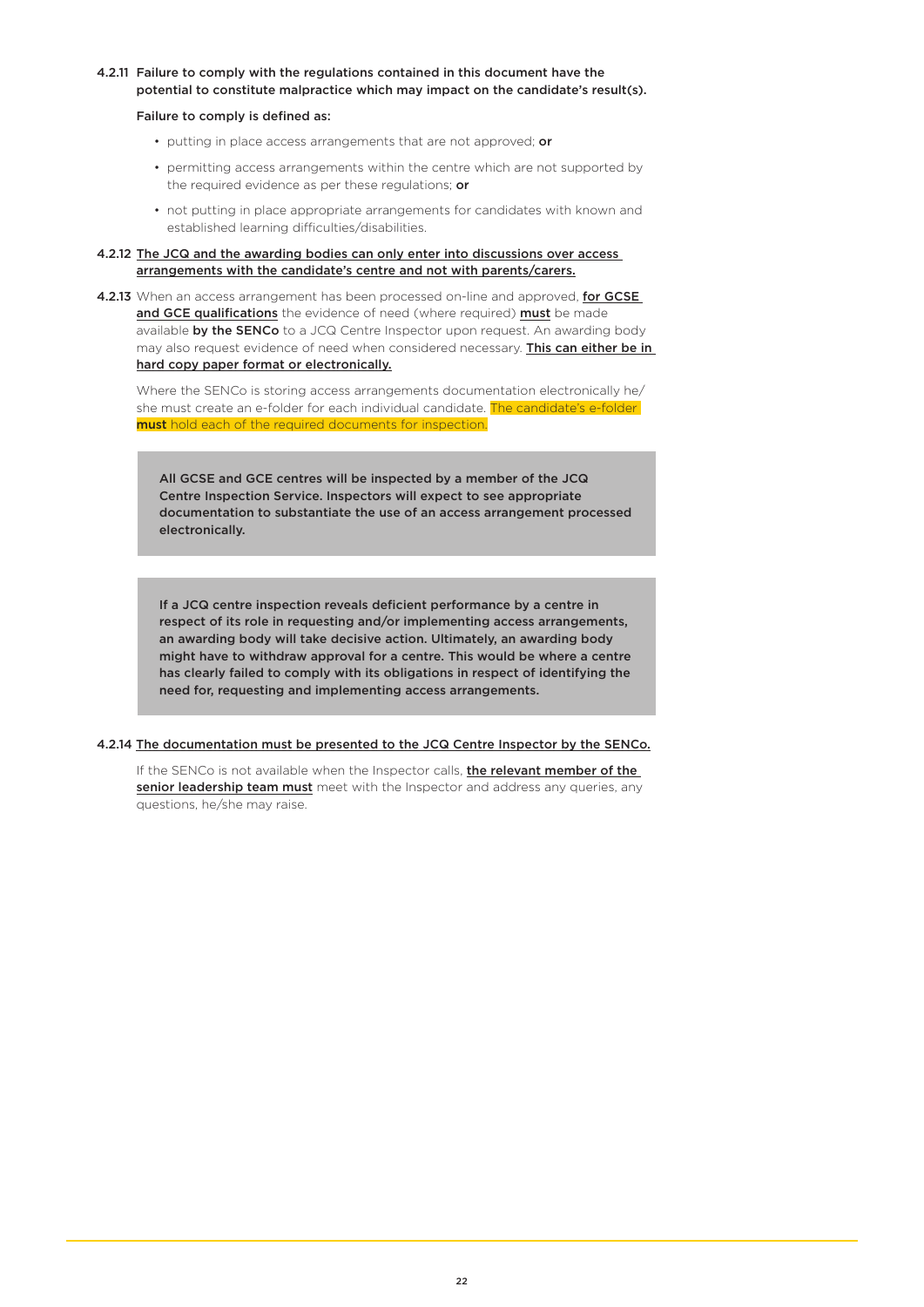**4.2.11 Failure to comply with the regulations contained in this document have the potential to constitute malpractice which may impact on the candidate's result(s).**

**Failure to comply is defined as:**

- putting in place access arrangements that are not approved; **or**
- permitting access arrangements within the centre which are not supported by the required evidence as per these regulations; **or**
- not putting in place appropriate arrangements for candidates with known and established learning difficulties/disabilities.

**4.2.12 The JCQ and the awarding bodies can only enter into discussions over access arrangements with the candidate's centre and not with parents/carers.**

**4.2.13** When an access arrangement has been processed on-line and approved, **for GCSE and GCE qualifications** the evidence of need (where required) **must** be made available **by the SENCo** to a JCQ Centre Inspector upon request. An awarding body may also request evidence of need when considered necessary. **This can either be in hard copy paper format or electronically.**

Where the SENCo is storing access arrangements documentation electronically he/she must create an e-folder for each individual candidate. The candidate's e-folder **must** hold each of the required documents for inspection.

> **All GCSE and GCE centres will be inspected by a member of the JCQ Centre Inspection Service. Inspectors will expect to see appropriate documentation to substantiate the use of an access arrangement processed electronically.**

> **If a JCQ centre inspection reveals deficient performance by a centre in respect of its role in requesting and/or implementing access arrangements, an awarding body will take decisive action. Ultimately, an awarding body might have to withdraw approval for a centre. This would be where a centre has clearly failed to comply with its obligations in respect of identifying the need for, requesting and implementing access arrangements.**

**4.2.14 The documentation must be presented to the JCQ Centre Inspector by the SENCo.**

If the SENCo is not available when the Inspector calls, **the relevant member of the senior leadership team must** meet with the Inspector and address any queries, any questions, he/she may raise.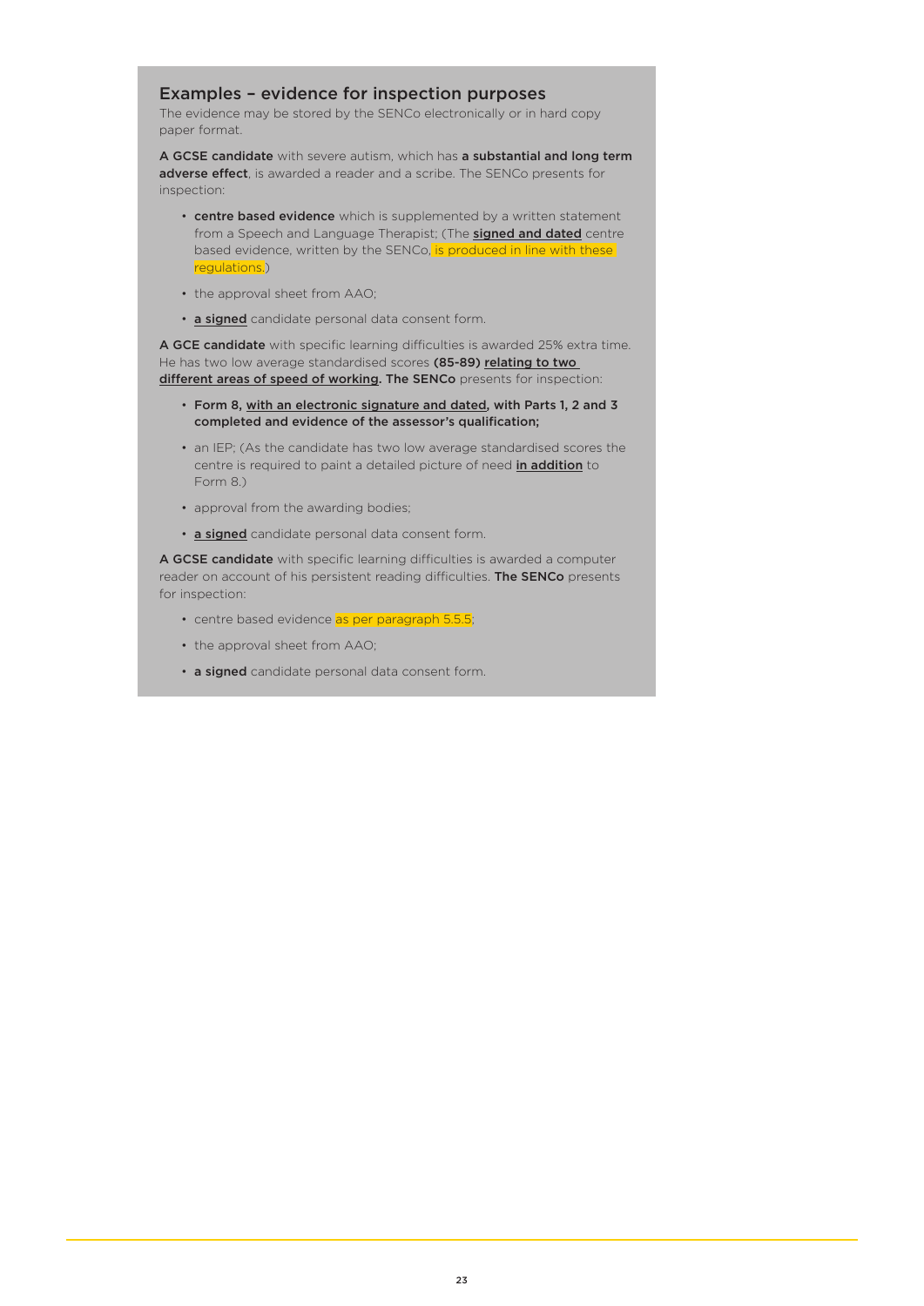## Examples – evidence for inspection purposes

The evidence may be stored by the SENCo electronically or in hard copy paper format.

**A GCSE candidate** with severe autism, which has **a substantial and long term adverse effect**, is awarded a reader and a scribe. The SENCo presents for inspection:

- **centre based evidence** which is supplemented by a written statement from a Speech and Language Therapist; (The **signed and dated** centre based evidence, written by the SENCo, is produced in line with these regulations.)
- the approval sheet from AAO;
- **a signed** candidate personal data consent form.

**A GCE candidate** with specific learning difficulties is awarded 25% extra time. He has two low average standardised scores **(85-89)** relating to two different areas of speed of working. **The SENCo** presents for inspection:

- **Form 8, with an electronic signature and dated, with Parts 1, 2 and 3 completed and evidence of the assessor's qualification;**
- an IEP; (As the candidate has two low average standardised scores the centre is required to paint a detailed picture of need **in addition** to Form 8.)
- approval from the awarding bodies;
- **a signed** candidate personal data consent form.

**A GCSE candidate** with specific learning difficulties is awarded a computer reader on account of his persistent reading difficulties. **The SENCo** presents for inspection:

- centre based evidence as per paragraph 5.5.5;
- the approval sheet from AAO;
- **a signed** candidate personal data consent form.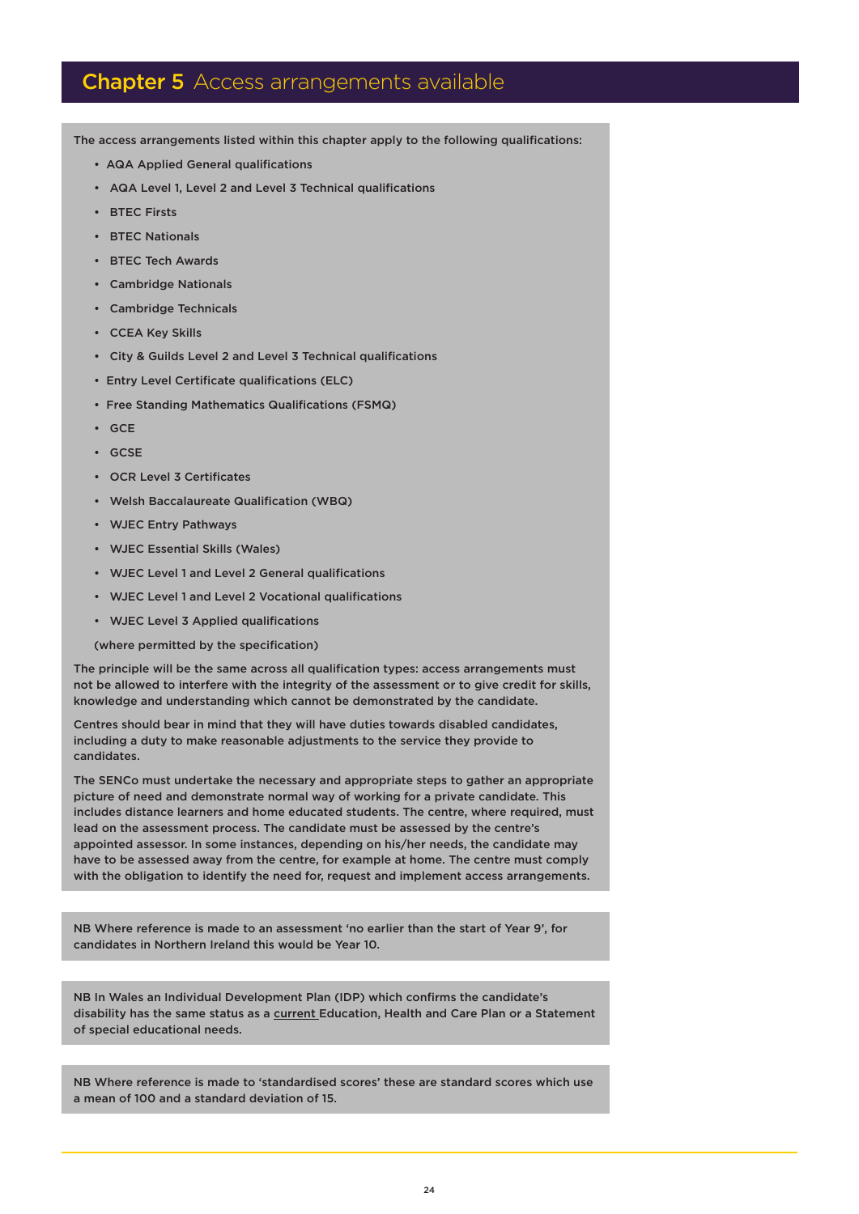# Chapter 5 Access arrangements available

**The access arrangements listed within this chapter apply to the following qualifications:**

- AQA Applied General qualifications
- AQA Level 1, Level 2 and Level 3 Technical qualifications
- BTEC Firsts
- BTEC Nationals
- BTEC Tech Awards
- Cambridge Nationals
- Cambridge Technicals
- CCEA Key Skills
- City & Guilds Level 2 and Level 3 Technical qualifications
- Entry Level Certificate qualifications (ELC)
- Free Standing Mathematics Qualifications (FSMQ)
- GCE
- GCSE
- OCR Level 3 Certificates
- Welsh Baccalaureate Qualification (WBQ)
- WJEC Entry Pathways
- WJEC Essential Skills (Wales)
- WJEC Level 1 and Level 2 General qualifications
- WJEC Level 1 and Level 2 Vocational qualifications
- WJEC Level 3 Applied qualifications

(where permitted by the specification)

The principle will be the same across all qualification types: access arrangements must not be allowed to interfere with the integrity of the assessment or to give credit for skills, knowledge and understanding which cannot be demonstrated by the candidate.

Centres should bear in mind that they will have duties towards disabled candidates, including a duty to make reasonable adjustments to the service they provide to candidates.

The SENCo must undertake the necessary and appropriate steps to gather an appropriate picture of need and demonstrate normal way of working for a private candidate. This includes distance learners and home educated students. The centre, where required, must lead on the assessment process. The candidate must be assessed by the centre's appointed assessor. In some instances, depending on his/her needs, the candidate may have to be assessed away from the centre, for example at home. The centre must comply with the obligation to identify the need for, request and implement access arrangements.

NB Where reference is made to an assessment 'no earlier than the start of Year 9', for candidates in Northern Ireland this would be Year 10.

NB In Wales an Individual Development Plan (IDP) which confirms the candidate's disability has the same status as a current Education, Health and Care Plan or a Statement of special educational needs.

NB Where reference is made to 'standardised scores' these are standard scores which use a mean of 100 and a standard deviation of 15.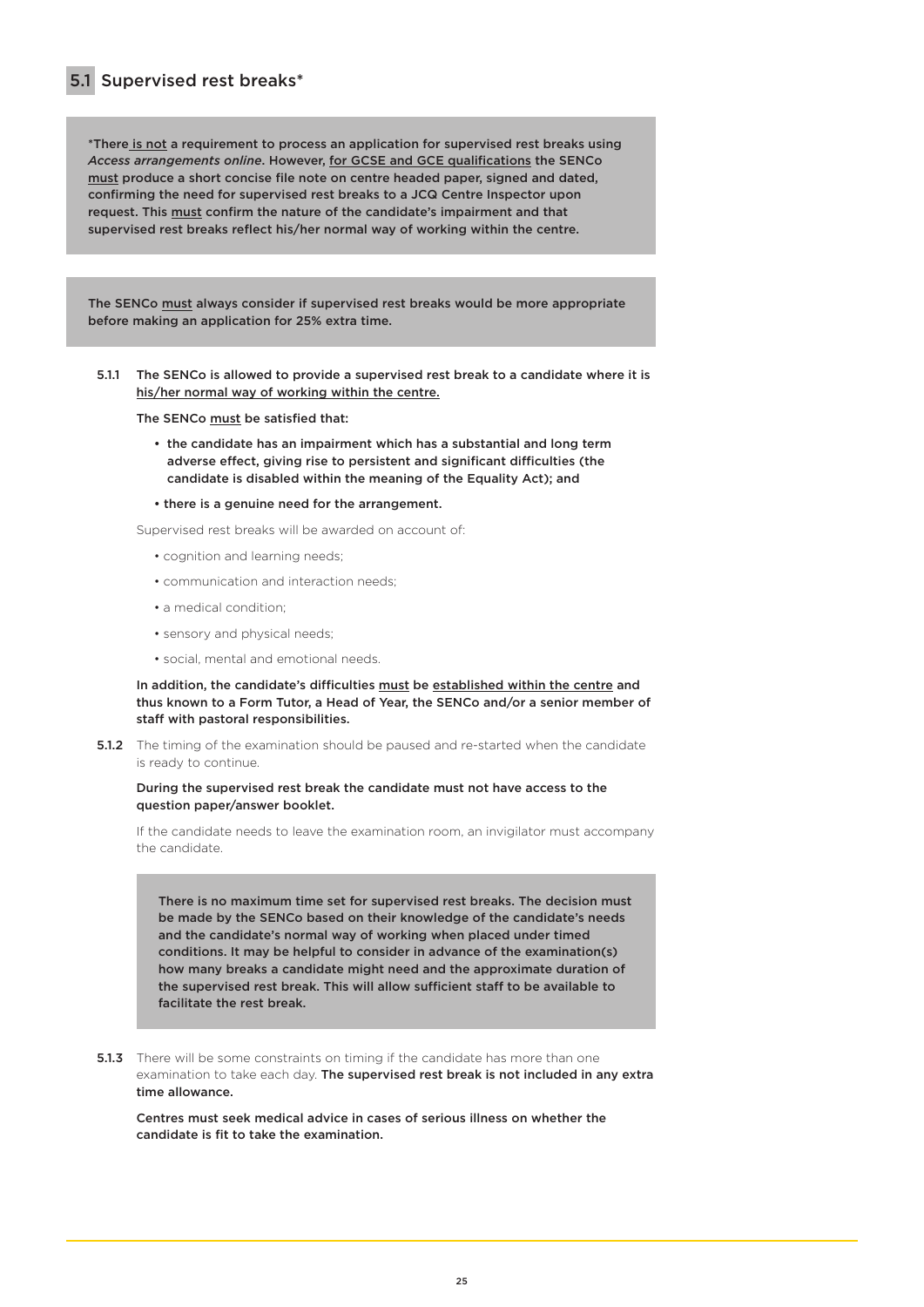## 5.1 Supervised rest breaks*

**\*There is not a requirement to process an application for supervised rest breaks using *Access arrangements online*. However, for GCSE and GCE qualifications the SENCo must produce a short concise file note on centre headed paper, signed and dated, confirming the need for supervised rest breaks to a JCQ Centre Inspector upon request. This must confirm the nature of the candidate's impairment and that supervised rest breaks reflect his/her normal way of working within the centre.**

**The SENCo must always consider if supervised rest breaks would be more appropriate before making an application for 25% extra time.**

**5.1.1** **The SENCo is allowed to provide a supervised rest break to a candidate where it is his/her normal way of working within the centre.**

**The SENCo must be satisfied that:**

- **the candidate has an impairment which has a substantial and long term adverse effect, giving rise to persistent and significant difficulties (the candidate is disabled within the meaning of the Equality Act); and**
- **there is a genuine need for the arrangement.**

Supervised rest breaks will be awarded on account of:

- cognition and learning needs;
- communication and interaction needs;
- a medical condition;
- sensory and physical needs;
- social, mental and emotional needs.

**In addition, the candidate's difficulties must be established within the centre and thus known to a Form Tutor, a Head of Year, the SENCo and/or a senior member of staff with pastoral responsibilities.**

**5.1.2** The timing of the examination should be paused and re-started when the candidate is ready to continue.

**During the supervised rest break the candidate must not have access to the question paper/answer booklet.**

If the candidate needs to leave the examination room, an invigilator must accompany the candidate.

**There is no maximum time set for supervised rest breaks. The decision must be made by the SENCo based on their knowledge of the candidate's needs and the candidate's normal way of working when placed under timed conditions. It may be helpful to consider in advance of the examination(s) how many breaks a candidate might need and the approximate duration of the supervised rest break. This will allow sufficient staff to be available to facilitate the rest break.**

**5.1.3** There will be some constraints on timing if the candidate has more than one examination to take each day. **The supervised rest break is not included in any extra time allowance.**

**Centres must seek medical advice in cases of serious illness on whether the candidate is fit to take the examination.**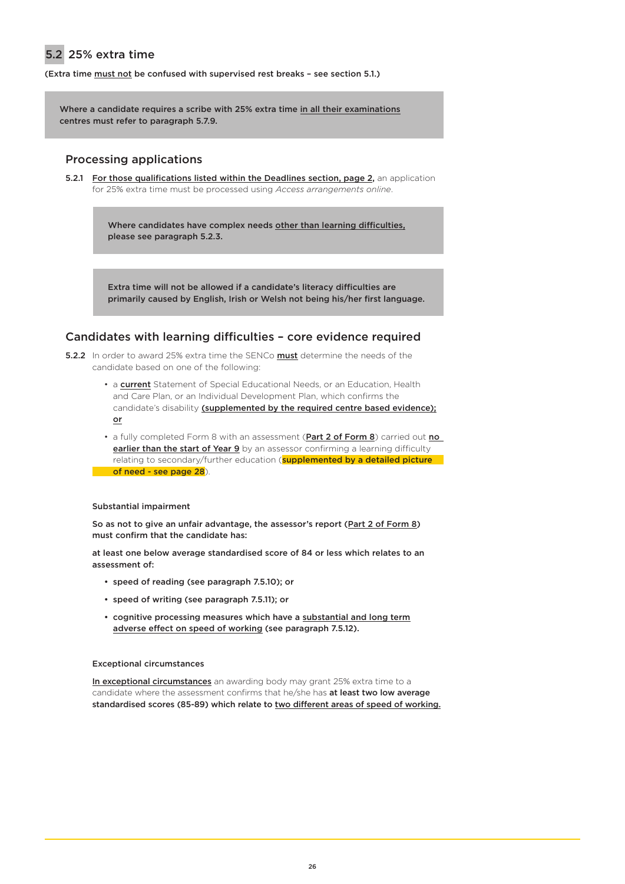## 5.2 25% extra time

**(Extra time must not be confused with supervised rest breaks – see section 5.1.)**

> **Where a candidate requires a scribe with 25% extra time in all their examinations centres must refer to paragraph 5.7.9.**

### Processing applications

**5.2.1** For those qualifications listed within the Deadlines section, page 2, an application for 25% extra time must be processed using *Access arrangements online*.

> **Where candidates have complex needs other than learning difficulties, please see paragraph 5.2.3.**

> **Extra time will not be allowed if a candidate's literacy difficulties are primarily caused by English, Irish or Welsh not being his/her first language.**

### Candidates with learning difficulties – core evidence required

**5.2.2** In order to award 25% extra time the SENCo **must** determine the needs of the candidate based on one of the following:

- a **current** Statement of Special Educational Needs, or an Education, Health and Care Plan, or an Individual Development Plan, which confirms the candidate's disability **(supplemented by the required centre based evidence); or**
- a fully completed Form 8 with an assessment (**Part 2 of Form 8**) carried out **no earlier than the start of Year 9** by an assessor confirming a learning difficulty relating to secondary/further education (**supplemented by a detailed picture of need - see page 28**).

**Substantial impairment**

**So as not to give an unfair advantage, the assessor's report (Part 2 of Form 8) must confirm that the candidate has:**

**at least one below average standardised score of 84 or less which relates to an assessment of:**

- **speed of reading (see paragraph 7.5.10); or**
- **speed of writing (see paragraph 7.5.11); or**
- **cognitive processing measures which have a substantial and long term adverse effect on speed of working (see paragraph 7.5.12).**

**Exceptional circumstances**

**In exceptional circumstances** an awarding body may grant 25% extra time to a candidate where the assessment confirms that he/she has **at least two low average standardised scores (85-89) which relate to two different areas of speed of working.**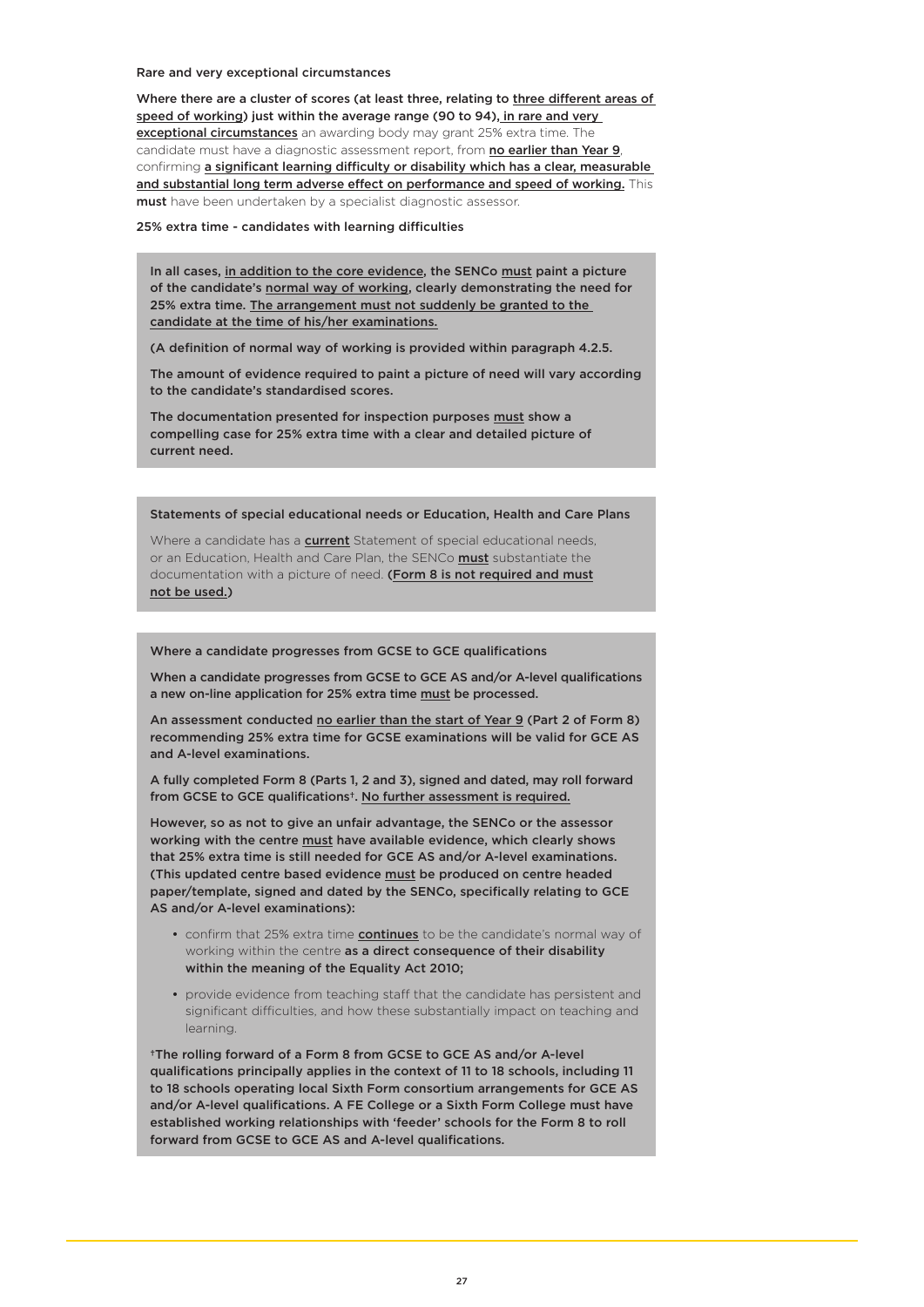**Rare and very exceptional circumstances**

**Where there are a cluster of scores (at least three, relating to <u>three different areas of speed of working</u>) just within the average range (90 to 94), <u>in rare and very exceptional circumstances</u>** an awarding body may grant 25% extra time. The candidate must have a diagnostic assessment report, from **<u>no earlier than Year 9</u>**, confirming **<u>a significant learning difficulty or disability which has a clear, measurable and substantial long term adverse effect on performance and speed of working.</u>** This **must** have been undertaken by a specialist diagnostic assessor.

**25% extra time - candidates with learning difficulties**

**In all cases, <u>in addition to the core evidence</u>, the SENCo <u>must</u> paint a picture of the candidate's <u>normal way of working</u>, clearly demonstrating the need for 25% extra time. <u>The arrangement must not suddenly be granted to the candidate at the time of his/her examinations.</u>**

**(A definition of normal way of working is provided within paragraph 4.2.5.**

**The amount of evidence required to paint a picture of need will vary according to the candidate's standardised scores.**

**The documentation presented for inspection purposes <u>must</u> show a compelling case for 25% extra time with a clear and detailed picture of current need.**

**Statements of special educational needs or Education, Health and Care Plans**

Where a candidate has a **<u>current</u>** Statement of special educational needs, or an Education, Health and Care Plan, the SENCo **<u>must</u>** substantiate the documentation with a picture of need. **(<u>Form 8 is not required and must not be used.</u>)**

**Where a candidate progresses from GCSE to GCE qualifications**

**When a candidate progresses from GCSE to GCE AS and/or A-level qualifications a new on-line application for 25% extra time <u>must</u> be processed.**

**An assessment conducted <u>no earlier than the start of Year 9</u> (Part 2 of Form 8) recommending 25% extra time for GCSE examinations will be valid for GCE AS and A-level examinations.**

**A fully completed Form 8 (Parts 1, 2 and 3), signed and dated, may roll forward from GCSE to GCE qualifications†. <u>No further assessment is required.</u>**

**However, so as not to give an unfair advantage, the SENCo or the assessor working with the centre <u>must</u> have available evidence, which clearly shows that 25% extra time is still needed for GCE AS and/or A-level examinations. (This updated centre based evidence <u>must</u> be produced on centre headed paper/template, signed and dated by the SENCo, specifically relating to GCE AS and/or A-level examinations):**

- confirm that 25% extra time **<u>continues</u>** to be the candidate's normal way of working within the centre **as a direct consequence of their disability within the meaning of the Equality Act 2010;**
- provide evidence from teaching staff that the candidate has persistent and significant difficulties, and how these substantially impact on teaching and learning.

**†The rolling forward of a Form 8 from GCSE to GCE AS and/or A-level qualifications principally applies in the context of 11 to 18 schools, including 11 to 18 schools operating local Sixth Form consortium arrangements for GCE AS and/or A-level qualifications. A FE College or a Sixth Form College must have established working relationships with 'feeder' schools for the Form 8 to roll forward from GCSE to GCE AS and A-level qualifications.**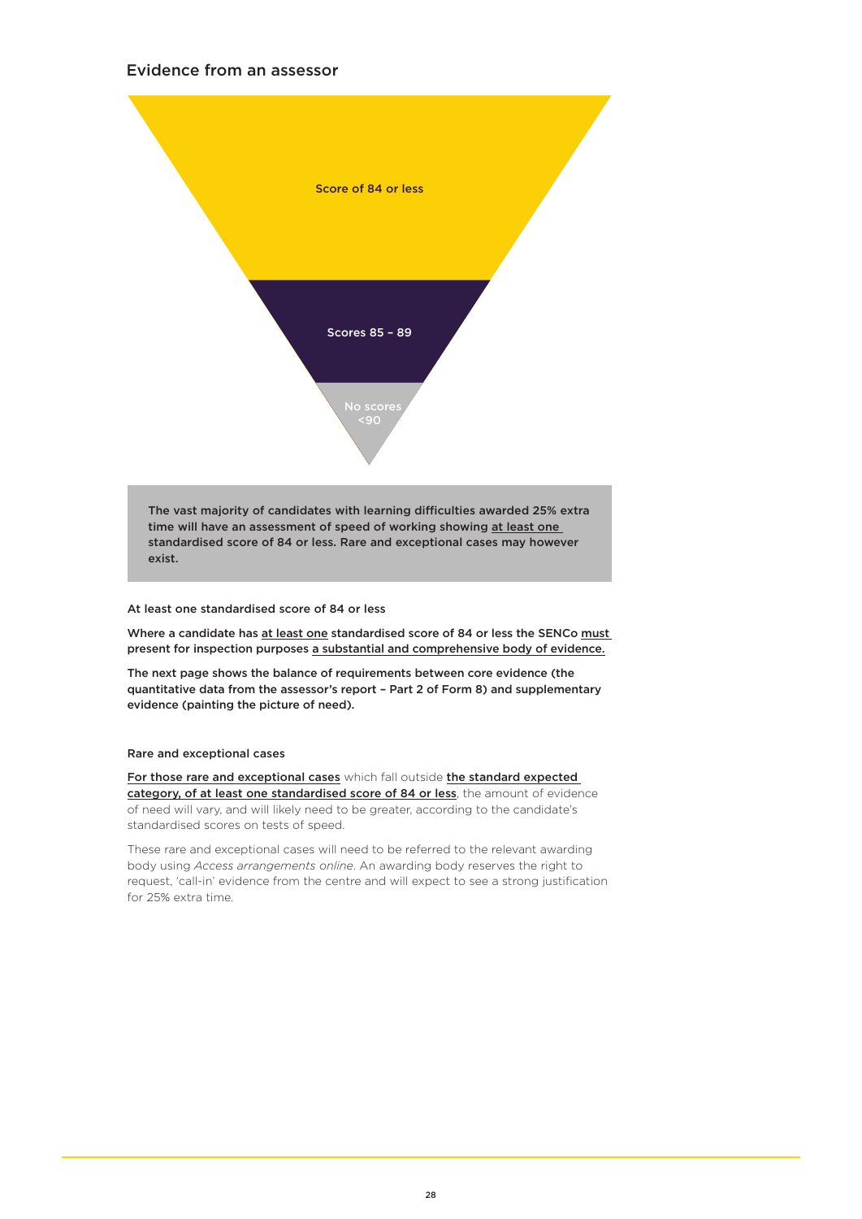## Evidence from an assessor

Score of 84 or less

Scores 85 – 89

No scores <90

**The vast majority of candidates with learning difficulties awarded 25% extra time will have an assessment of speed of working showing at least one standardised score of 84 or less. Rare and exceptional cases may however exist.**

**At least one standardised score of 84 or less**

**Where a candidate has at least one standardised score of 84 or less the SENCo must present for inspection purposes a substantial and comprehensive body of evidence.**

**The next page shows the balance of requirements between core evidence (the quantitative data from the assessor's report – Part 2 of Form 8) and supplementary evidence (painting the picture of need).**

**Rare and exceptional cases**

**For those rare and exceptional cases** which fall outside **the standard expected category, of at least one standardised score of 84 or less**, the amount of evidence of need will vary, and will likely need to be greater, according to the candidate's standardised scores on tests of speed.

These rare and exceptional cases will need to be referred to the relevant awarding body using *Access arrangements online*. An awarding body reserves the right to request, 'call-in' evidence from the centre and will expect to see a strong justification for 25% extra time.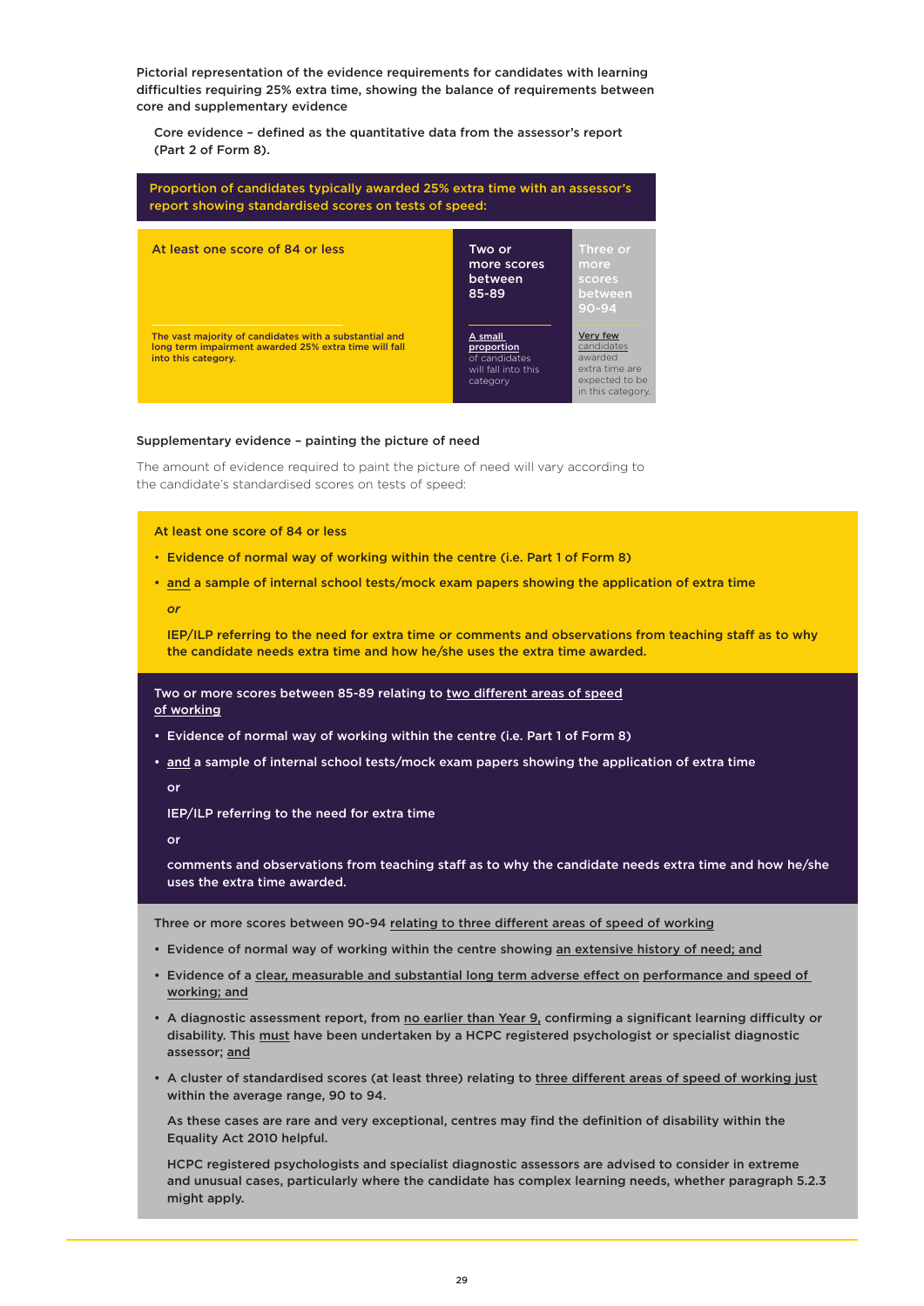Pictorial representation of the evidence requirements for candidates with learning difficulties requiring 25% extra time, showing the balance of requirements between core and supplementary evidence

Core evidence – defined as the quantitative data from the assessor's report (Part 2 of Form 8).

**Proportion of candidates typically awarded 25% extra time with an assessor's report showing standardised scores on tests of speed:**

| At least one score of 84 or less | Two or more scores between 85-89 | Three or more scores between 90-94 |
|---|---|---|
| The vast majority of candidates with a substantial and long term impairment awarded 25% extra time will fall into this category. | A small proportion of candidates will fall into this category | Very few candidates awarded extra time are expected to be in this category. |

Supplementary evidence – painting the picture of need

The amount of evidence required to paint the picture of need will vary according to the candidate's standardised scores on tests of speed:

**At least one score of 84 or less**

- Evidence of normal way of working within the centre (i.e. Part 1 of Form 8)
- and a sample of internal school tests/mock exam papers showing the application of extra time

  *or*

  IEP/ILP referring to the need for extra time or comments and observations from teaching staff as to why the candidate needs extra time and how he/she uses the extra time awarded.

**Two or more scores between 85-89 relating to two different areas of speed of working**

- Evidence of normal way of working within the centre (i.e. Part 1 of Form 8)
- and a sample of internal school tests/mock exam papers showing the application of extra time

  or

  IEP/ILP referring to the need for extra time

  or

  comments and observations from teaching staff as to why the candidate needs extra time and how he/she uses the extra time awarded.

**Three or more scores between 90-94 relating to three different areas of speed of working**

- Evidence of normal way of working within the centre showing an extensive history of need; and
- Evidence of a clear, measurable and substantial long term adverse effect on performance and speed of working; and
- A diagnostic assessment report, from no earlier than Year 9, confirming a significant learning difficulty or disability. This must have been undertaken by a HCPC registered psychologist or specialist diagnostic assessor; and
- A cluster of standardised scores (at least three) relating to three different areas of speed of working just within the average range, 90 to 94.

  As these cases are rare and very exceptional, centres may find the definition of disability within the Equality Act 2010 helpful.

  HCPC registered psychologists and specialist diagnostic assessors are advised to consider in extreme and unusual cases, particularly where the candidate has complex learning needs, whether paragraph 5.2.3 might apply.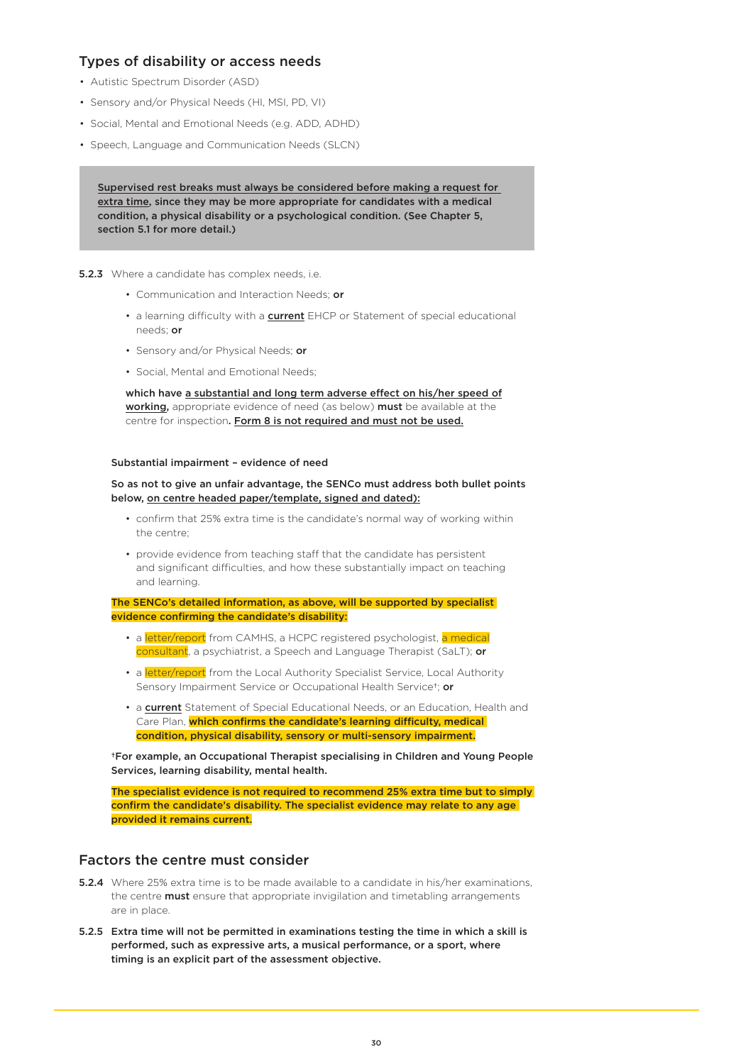## Types of disability or access needs

- Autistic Spectrum Disorder (ASD)
- Sensory and/or Physical Needs (HI, MSI, PD, VI)
- Social, Mental and Emotional Needs (e.g. ADD, ADHD)
- Speech, Language and Communication Needs (SLCN)

> **Supervised rest breaks must always be considered before making a request for extra time, since they may be more appropriate for candidates with a medical condition, a physical disability or a psychological condition. (See Chapter 5, section 5.1 for more detail.)**

**5.2.3** Where a candidate has complex needs, i.e.

- Communication and Interaction Needs; **or**
- a learning difficulty with a **current** EHCP or Statement of special educational needs; **or**
- Sensory and/or Physical Needs; **or**
- Social, Mental and Emotional Needs;

**which have a substantial and long term adverse effect on his/her speed of working,** appropriate evidence of need (as below) **must** be available at the centre for inspection**. Form 8 is not required and must not be used.**

**Substantial impairment – evidence of need**

**So as not to give an unfair advantage, the SENCo must address both bullet points below, on centre headed paper/template, signed and dated):**

- confirm that 25% extra time is the candidate's normal way of working within the centre;
- provide evidence from teaching staff that the candidate has persistent and significant difficulties, and how these substantially impact on teaching and learning.

**The SENCo's detailed information, as above, will be supported by specialist evidence confirming the candidate's disability:**

- a letter/report from CAMHS, a HCPC registered psychologist, a medical consultant, a psychiatrist, a Speech and Language Therapist (SaLT); **or**
- a letter/report from the Local Authority Specialist Service, Local Authority Sensory Impairment Service or Occupational Health Service†; **or**
- a **current** Statement of Special Educational Needs, or an Education, Health and Care Plan, **which confirms the candidate's learning difficulty, medical condition, physical disability, sensory or multi-sensory impairment.**

**†For example, an Occupational Therapist specialising in Children and Young People Services, learning disability, mental health.**

**The specialist evidence is not required to recommend 25% extra time but to simply confirm the candidate's disability. The specialist evidence may relate to any age provided it remains current.**

## Factors the centre must consider

**5.2.4** Where 25% extra time is to be made available to a candidate in his/her examinations, the centre **must** ensure that appropriate invigilation and timetabling arrangements are in place.

**5.2.5** **Extra time will not be permitted in examinations testing the time in which a skill is performed, such as expressive arts, a musical performance, or a sport, where timing is an explicit part of the assessment objective.**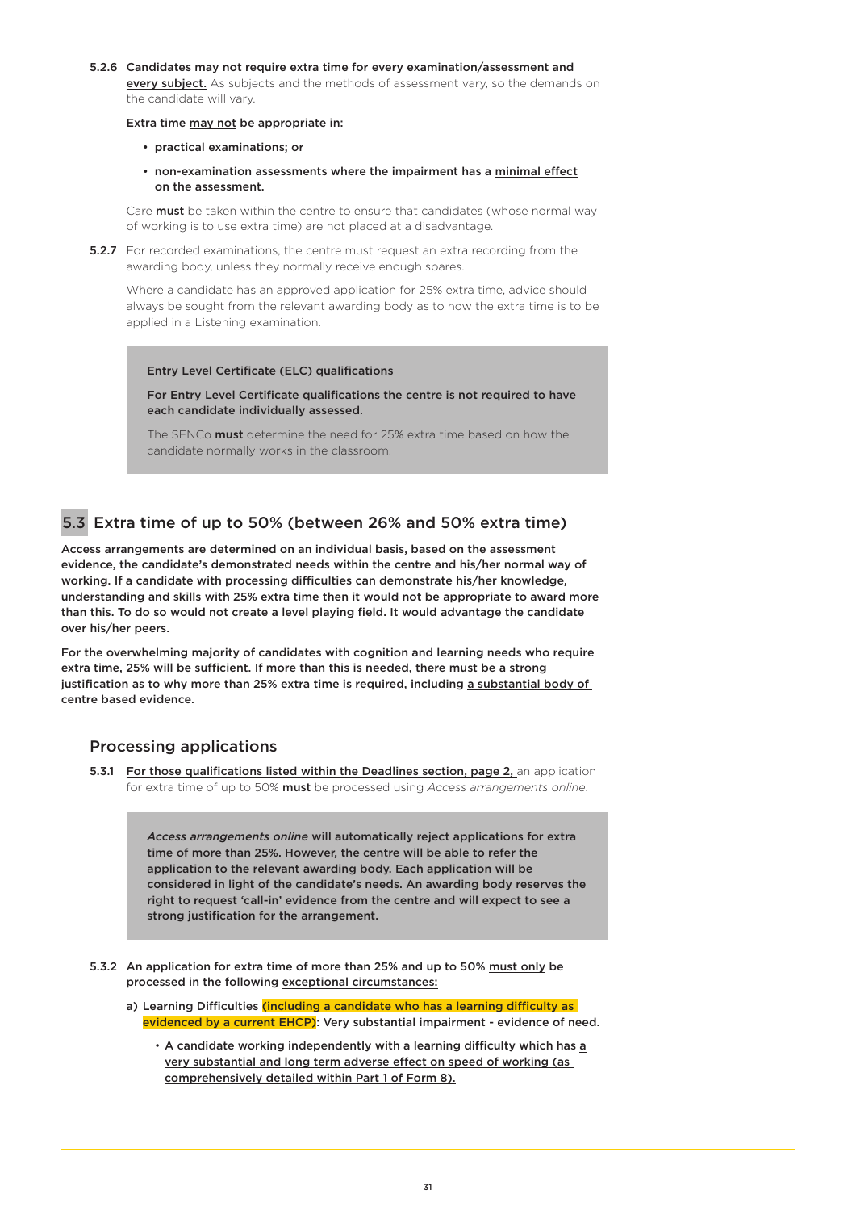5.2.6 Candidates may not require extra time for every examination/assessment and every subject. As subjects and the methods of assessment vary, so the demands on the candidate will vary.

**Extra time may not be appropriate in:**

- **practical examinations; or**
- **non-examination assessments where the impairment has a minimal effect on the assessment.**

Care **must** be taken within the centre to ensure that candidates (whose normal way of working is to use extra time) are not placed at a disadvantage.

**5.2.7** For recorded examinations, the centre must request an extra recording from the awarding body, unless they normally receive enough spares.

Where a candidate has an approved application for 25% extra time, advice should always be sought from the relevant awarding body as to how the extra time is to be applied in a Listening examination.

> **Entry Level Certificate (ELC) qualifications**
>
> **For Entry Level Certificate qualifications the centre is not required to have each candidate individually assessed.**
>
> The SENCo **must** determine the need for 25% extra time based on how the candidate normally works in the classroom.

## 5.3 Extra time of up to 50% (between 26% and 50% extra time)

**Access arrangements are determined on an individual basis, based on the assessment evidence, the candidate's demonstrated needs within the centre and his/her normal way of working. If a candidate with processing difficulties can demonstrate his/her knowledge, understanding and skills with 25% extra time then it would not be appropriate to award more than this. To do so would not create a level playing field. It would advantage the candidate over his/her peers.**

**For the overwhelming majority of candidates with cognition and learning needs who require extra time, 25% will be sufficient. If more than this is needed, there must be a strong justification as to why more than 25% extra time is required, including a substantial body of centre based evidence.**

### Processing applications

**5.3.1** For those qualifications listed within the Deadlines section, page 2, an application for extra time of up to 50% **must** be processed using *Access arrangements online*.

> ***Access arrangements online* will automatically reject applications for extra time of more than 25%. However, the centre will be able to refer the application to the relevant awarding body. Each application will be considered in light of the candidate's needs. An awarding body reserves the right to request 'call-in' evidence from the centre and will expect to see a strong justification for the arrangement.**

**5.3.2 An application for extra time of more than 25% and up to 50% must only be processed in the following exceptional circumstances:**

**a) Learning Difficulties (including a candidate who has a learning difficulty as evidenced by a current EHCP): Very substantial impairment - evidence of need.**

- **A candidate working independently with a learning difficulty which has a very substantial and long term adverse effect on speed of working (as comprehensively detailed within Part 1 of Form 8).**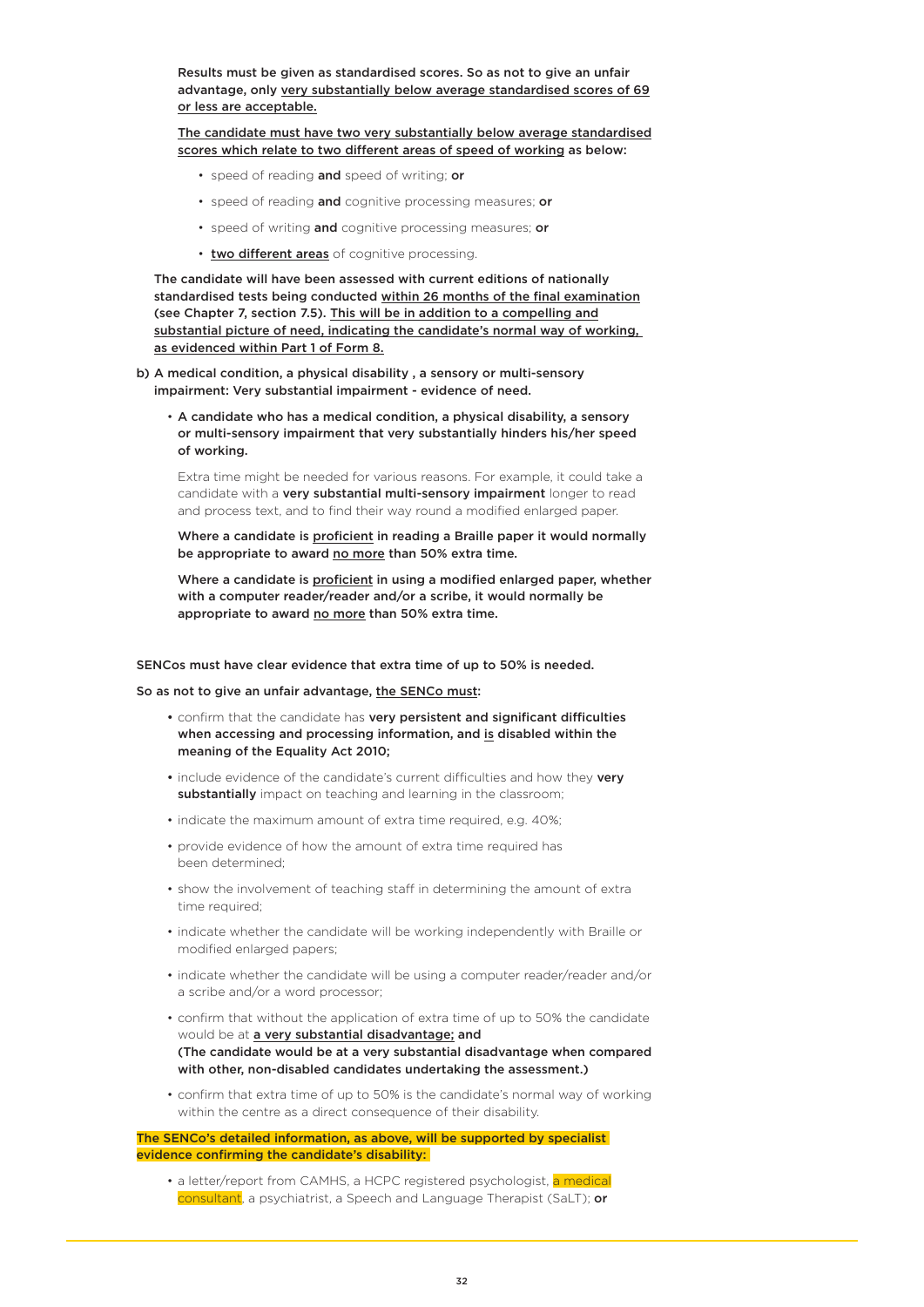**Results must be given as standardised scores. So as not to give an unfair advantage, only <u>very substantially below average standardised scores of 69 or less are acceptable.</u>**

**<u>The candidate must have two very substantially below average standardised scores which relate to two different areas of speed of working</u> as below:**

- speed of reading **and** speed of writing; **or**
- speed of reading **and** cognitive processing measures; **or**
- speed of writing **and** cognitive processing measures; **or**
- <u>two different areas</u> of cognitive processing.

**The candidate will have been assessed with current editions of nationally standardised tests being conducted <u>within 26 months of the final examination</u> (see Chapter 7, section 7.5). <u>This will be in addition to a compelling and substantial picture of need, indicating the candidate's normal way of working, as evidenced within Part 1 of Form 8.</u>**

**b) A medical condition, a physical disability , a sensory or multi-sensory impairment: Very substantial impairment - evidence of need.**

- **A candidate who has a medical condition, a physical disability, a sensory or multi-sensory impairment that very substantially hinders his/her speed of working.**

  Extra time might be needed for various reasons. For example, it could take a candidate with a **very substantial multi-sensory impairment** longer to read and process text, and to find their way round a modified enlarged paper.

  **Where a candidate is <u>proficient</u> in reading a Braille paper it would normally be appropriate to award <u>no more</u> than 50% extra time.**

  **Where a candidate is <u>proficient</u> in using a modified enlarged paper, whether with a computer reader/reader and/or a scribe, it would normally be appropriate to award <u>no more</u> than 50% extra time.**

**SENCos must have clear evidence that extra time of up to 50% is needed.**

**So as not to give an unfair advantage, <u>the SENCo must</u>:**

- confirm that the candidate has **very persistent and significant difficulties when accessing and processing information, and <u>is</u> disabled within the meaning of the Equality Act 2010;**
- include evidence of the candidate's current difficulties and how they **very substantially** impact on teaching and learning in the classroom;
- indicate the maximum amount of extra time required, e.g. 40%;
- provide evidence of how the amount of extra time required has been determined;
- show the involvement of teaching staff in determining the amount of extra time required;
- indicate whether the candidate will be working independently with Braille or modified enlarged papers;
- indicate whether the candidate will be using a computer reader/reader and/or a scribe and/or a word processor;
- confirm that without the application of extra time of up to 50% the candidate would be at **<u>a very substantial disadvantage;</u> and**
  **(The candidate would be at a very substantial disadvantage when compared with other, non-disabled candidates undertaking the assessment.)**
- confirm that extra time of up to 50% is the candidate's normal way of working within the centre as a direct consequence of their disability.

**The SENCo's detailed information, as above, will be supported by specialist evidence confirming the candidate's disability:**

- a letter/report from CAMHS, a HCPC registered psychologist, a medical consultant, a psychiatrist, a Speech and Language Therapist (SaLT); **or**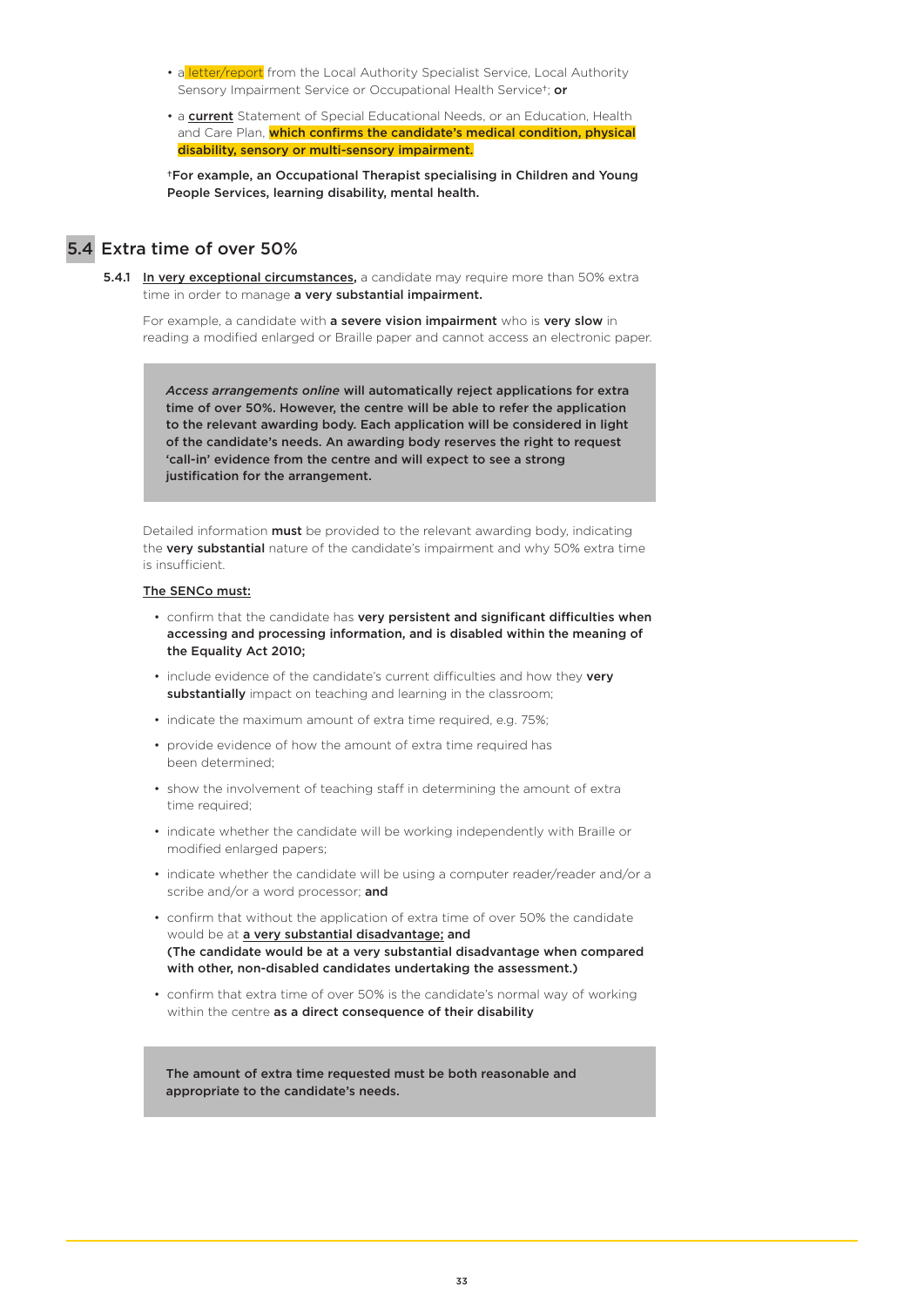- a letter/report from the Local Authority Specialist Service, Local Authority Sensory Impairment Service or Occupational Health Service†; **or**
- a **current** Statement of Special Educational Needs, or an Education, Health and Care Plan, **which confirms the candidate's medical condition, physical disability, sensory or multi-sensory impairment.**

**†For example, an Occupational Therapist specialising in Children and Young People Services, learning disability, mental health.**

## 5.4 Extra time of over 50%

**5.4.1** **In very exceptional circumstances,** a candidate may require more than 50% extra time in order to manage **a very substantial impairment.**

For example, a candidate with **a severe vision impairment** who is **very slow** in reading a modified enlarged or Braille paper and cannot access an electronic paper.

> ***Access arrangements online*** **will automatically reject applications for extra time of over 50%. However, the centre will be able to refer the application to the relevant awarding body. Each application will be considered in light of the candidate's needs. An awarding body reserves the right to request 'call-in' evidence from the centre and will expect to see a strong justification for the arrangement.**

Detailed information **must** be provided to the relevant awarding body, indicating the **very substantial** nature of the candidate's impairment and why 50% extra time is insufficient.

**The SENCo must:**

- confirm that the candidate has **very persistent and significant difficulties when accessing and processing information, and is disabled within the meaning of the Equality Act 2010;**
- include evidence of the candidate's current difficulties and how they **very substantially** impact on teaching and learning in the classroom;
- indicate the maximum amount of extra time required, e.g. 75%;
- provide evidence of how the amount of extra time required has been determined;
- show the involvement of teaching staff in determining the amount of extra time required;
- indicate whether the candidate will be working independently with Braille or modified enlarged papers;
- indicate whether the candidate will be using a computer reader/reader and/or a scribe and/or a word processor; **and**
- confirm that without the application of extra time of over 50% the candidate would be at **a very substantial disadvantage;** **and**
  **(The candidate would be at a very substantial disadvantage when compared with other, non-disabled candidates undertaking the assessment.)**
- confirm that extra time of over 50% is the candidate's normal way of working within the centre **as a direct consequence of their disability**

> **The amount of extra time requested must be both reasonable and appropriate to the candidate's needs.**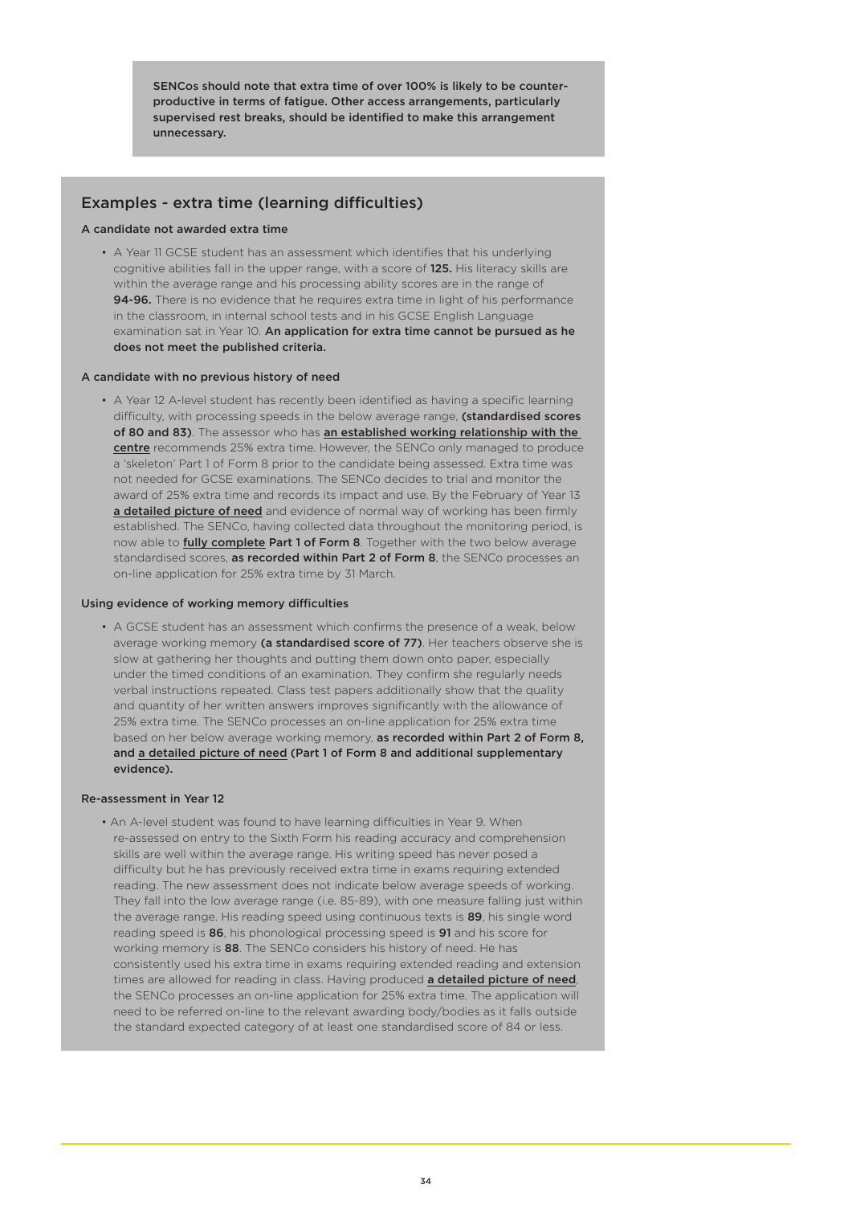**SENCos should note that extra time of over 100% is likely to be counter-productive in terms of fatigue. Other access arrangements, particularly supervised rest breaks, should be identified to make this arrangement unnecessary.**

## Examples - extra time (learning difficulties)

### A candidate not awarded extra time

- A Year 11 GCSE student has an assessment which identifies that his underlying cognitive abilities fall in the upper range, with a score of **125.** His literacy skills are within the average range and his processing ability scores are in the range of **94-96.** There is no evidence that he requires extra time in light of his performance in the classroom, in internal school tests and in his GCSE English Language examination sat in Year 10. **An application for extra time cannot be pursued as he does not meet the published criteria.**

### A candidate with no previous history of need

- A Year 12 A-level student has recently been identified as having a specific learning difficulty, with processing speeds in the below average range, **(standardised scores of 80 and 83)**. The assessor who has **an established working relationship with the centre** recommends 25% extra time. However, the SENCo only managed to produce a 'skeleton' Part 1 of Form 8 prior to the candidate being assessed. Extra time was not needed for GCSE examinations. The SENCo decides to trial and monitor the award of 25% extra time and records its impact and use. By the February of Year 13 **a detailed picture of need** and evidence of normal way of working has been firmly established. The SENCo, having collected data throughout the monitoring period, is now able to **fully complete Part 1 of Form 8**. Together with the two below average standardised scores, **as recorded within Part 2 of Form 8**, the SENCo processes an on-line application for 25% extra time by 31 March.

### Using evidence of working memory difficulties

- A GCSE student has an assessment which confirms the presence of a weak, below average working memory **(a standardised score of 77)**. Her teachers observe she is slow at gathering her thoughts and putting them down onto paper, especially under the timed conditions of an examination. They confirm she regularly needs verbal instructions repeated. Class test papers additionally show that the quality and quantity of her written answers improves significantly with the allowance of 25% extra time. The SENCo processes an on-line application for 25% extra time based on her below average working memory, **as recorded within Part 2 of Form 8, and a detailed picture of need (Part 1 of Form 8 and additional supplementary evidence).**

### Re-assessment in Year 12

- An A-level student was found to have learning difficulties in Year 9. When re-assessed on entry to the Sixth Form his reading accuracy and comprehension skills are well within the average range. His writing speed has never posed a difficulty but he has previously received extra time in exams requiring extended reading. The new assessment does not indicate below average speeds of working. They fall into the low average range (i.e. 85-89), with one measure falling just within the average range. His reading speed using continuous texts is **89**, his single word reading speed is **86**, his phonological processing speed is **91** and his score for working memory is **88**. The SENCo considers his history of need. He has consistently used his extra time in exams requiring extended reading and extension times are allowed for reading in class. Having produced **a detailed picture of need**, the SENCo processes an on-line application for 25% extra time. The application will need to be referred on-line to the relevant awarding body/bodies as it falls outside the standard expected category of at least one standardised score of 84 or less.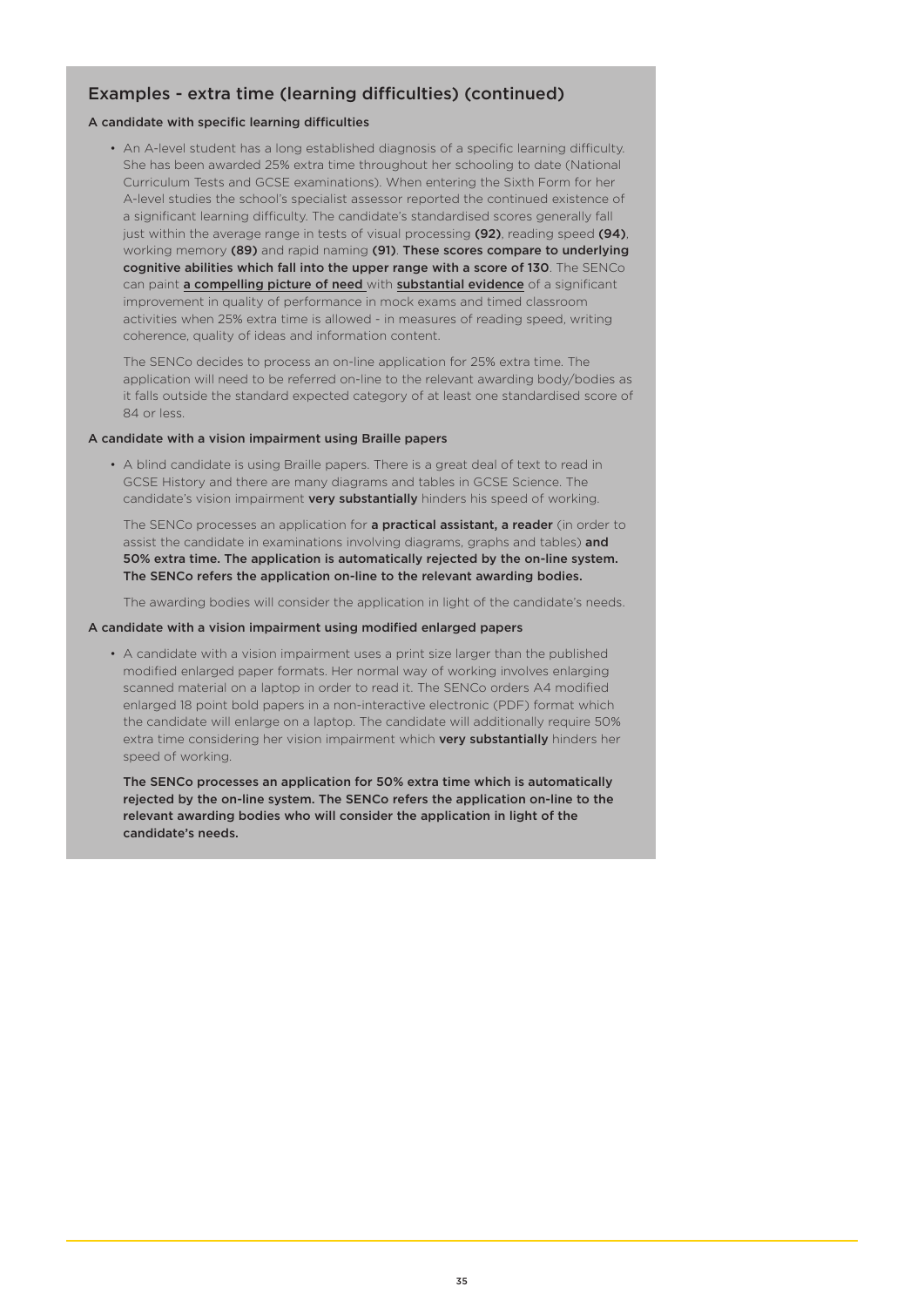## Examples - extra time (learning difficulties) (continued)

**A candidate with specific learning difficulties**

- An A-level student has a long established diagnosis of a specific learning difficulty. She has been awarded 25% extra time throughout her schooling to date (National Curriculum Tests and GCSE examinations). When entering the Sixth Form for her A-level studies the school's specialist assessor reported the continued existence of a significant learning difficulty. The candidate's standardised scores generally fall just within the average range in tests of visual processing **(92)**, reading speed **(94)**, working memory **(89)** and rapid naming **(91)**. **These scores compare to underlying cognitive abilities which fall into the upper range with a score of 130**. The SENCo can paint **a compelling picture of need** with **substantial evidence** of a significant improvement in quality of performance in mock exams and timed classroom activities when 25% extra time is allowed - in measures of reading speed, writing coherence, quality of ideas and information content.

  The SENCo decides to process an on-line application for 25% extra time. The application will need to be referred on-line to the relevant awarding body/bodies as it falls outside the standard expected category of at least one standardised score of 84 or less.

**A candidate with a vision impairment using Braille papers**

- A blind candidate is using Braille papers. There is a great deal of text to read in GCSE History and there are many diagrams and tables in GCSE Science. The candidate's vision impairment **very substantially** hinders his speed of working.

  The SENCo processes an application for **a practical assistant, a reader** (in order to assist the candidate in examinations involving diagrams, graphs and tables) **and 50% extra time. The application is automatically rejected by the on-line system. The SENCo refers the application on-line to the relevant awarding bodies.**

  The awarding bodies will consider the application in light of the candidate's needs.

**A candidate with a vision impairment using modified enlarged papers**

- A candidate with a vision impairment uses a print size larger than the published modified enlarged paper formats. Her normal way of working involves enlarging scanned material on a laptop in order to read it. The SENCo orders A4 modified enlarged 18 point bold papers in a non-interactive electronic (PDF) format which the candidate will enlarge on a laptop. The candidate will additionally require 50% extra time considering her vision impairment which **very substantially** hinders her speed of working.

  **The SENCo processes an application for 50% extra time which is automatically rejected by the on-line system. The SENCo refers the application on-line to the relevant awarding bodies who will consider the application in light of the candidate's needs.**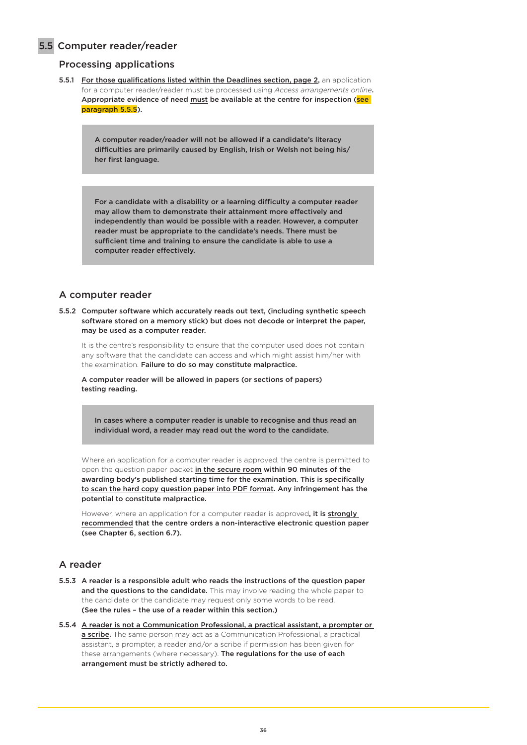## 5.5 Computer reader/reader

### Processing applications

5.5.1 For those qualifications listed within the Deadlines section, page 2, an application for a computer reader/reader must be processed using *Access arrangements online*. **Appropriate evidence of need must be available at the centre for inspection (see paragraph 5.5.5).**

> **A computer reader/reader will not be allowed if a candidate's literacy difficulties are primarily caused by English, Irish or Welsh not being his/her first language.**

> **For a candidate with a disability or a learning difficulty a computer reader may allow them to demonstrate their attainment more effectively and independently than would be possible with a reader. However, a computer reader must be appropriate to the candidate's needs. There must be sufficient time and training to ensure the candidate is able to use a computer reader effectively.**

### A computer reader

5.5.2 **Computer software which accurately reads out text, (including synthetic speech software stored on a memory stick) but does not decode or interpret the paper, may be used as a computer reader.**

It is the centre's responsibility to ensure that the computer used does not contain any software that the candidate can access and which might assist him/her with the examination. **Failure to do so may constitute malpractice.**

**A computer reader will be allowed in papers (or sections of papers) testing reading.**

> **In cases where a computer reader is unable to recognise and thus read an individual word, a reader may read out the word to the candidate.**

Where an application for a computer reader is approved, the centre is permitted to open the question paper packet in the secure room **within 90 minutes of the awarding body's published starting time for the examination. This is specifically to scan the hard copy question paper into PDF format. Any infringement has the potential to constitute malpractice.**

However, where an application for a computer reader is approved**, it is strongly recommended that the centre orders a non-interactive electronic question paper (see Chapter 6, section 6.7).**

### A reader

5.5.3 **A reader is a responsible adult who reads the instructions of the question paper and the questions to the candidate.** This may involve reading the whole paper to the candidate or the candidate may request only some words to be read. **(See the rules – the use of a reader within this section.)**

5.5.4 **A reader is not a Communication Professional, a practical assistant, a prompter or a scribe.** The same person may act as a Communication Professional, a practical assistant, a prompter, a reader and/or a scribe if permission has been given for these arrangements (where necessary). **The regulations for the use of each arrangement must be strictly adhered to.**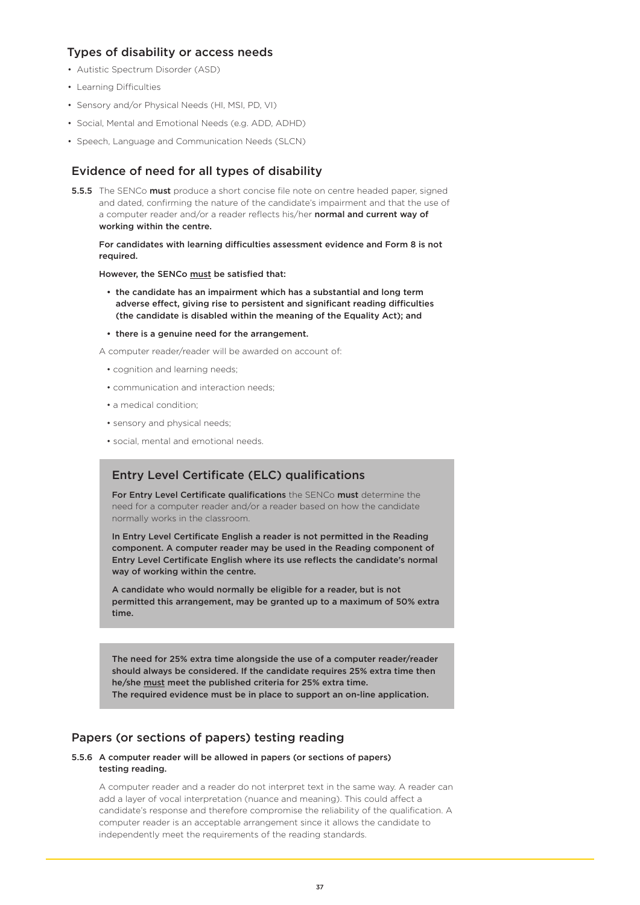## Types of disability or access needs

- Autistic Spectrum Disorder (ASD)
- Learning Difficulties
- Sensory and/or Physical Needs (HI, MSI, PD, VI)
- Social, Mental and Emotional Needs (e.g. ADD, ADHD)
- Speech, Language and Communication Needs (SLCN)

## Evidence of need for all types of disability

**5.5.5** The SENCo **must** produce a short concise file note on centre headed paper, signed and dated, confirming the nature of the candidate's impairment and that the use of a computer reader and/or a reader reflects his/her **normal and current way of working within the centre.**

**For candidates with learning difficulties assessment evidence and Form 8 is not required.**

**However, the SENCo must be satisfied that:**

- **the candidate has an impairment which has a substantial and long term adverse effect, giving rise to persistent and significant reading difficulties (the candidate is disabled within the meaning of the Equality Act); and**
- **there is a genuine need for the arrangement.**

A computer reader/reader will be awarded on account of:

- cognition and learning needs;
- communication and interaction needs;
- a medical condition;
- sensory and physical needs;
- social, mental and emotional needs.

### Entry Level Certificate (ELC) qualifications

**For Entry Level Certificate qualifications** the SENCo **must** determine the need for a computer reader and/or a reader based on how the candidate normally works in the classroom.

**In Entry Level Certificate English a reader is not permitted in the Reading component. A computer reader may be used in the Reading component of Entry Level Certificate English where its use reflects the candidate's normal way of working within the centre.**

**A candidate who would normally be eligible for a reader, but is not permitted this arrangement, may be granted up to a maximum of 50% extra time.**

**The need for 25% extra time alongside the use of a computer reader/reader should always be considered. If the candidate requires 25% extra time then he/she must meet the published criteria for 25% extra time.**
**The required evidence must be in place to support an on-line application.**

## Papers (or sections of papers) testing reading

**5.5.6 A computer reader will be allowed in papers (or sections of papers) testing reading.**

A computer reader and a reader do not interpret text in the same way. A reader can add a layer of vocal interpretation (nuance and meaning). This could affect a candidate's response and therefore compromise the reliability of the qualification. A computer reader is an acceptable arrangement since it allows the candidate to independently meet the requirements of the reading standards.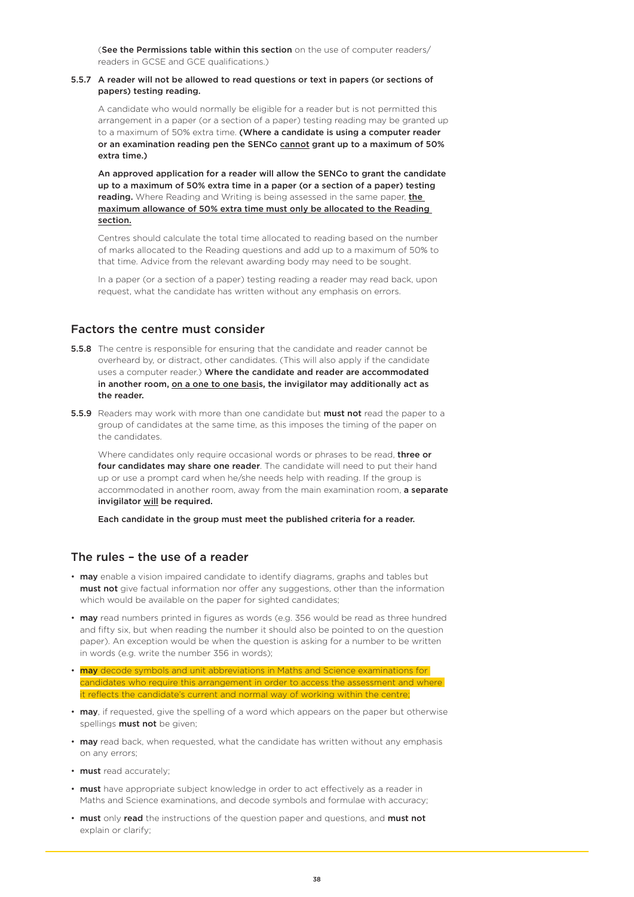(**See the Permissions table within this section** on the use of computer readers/ readers in GCSE and GCE qualifications.)

**5.5.7 A reader will not be allowed to read questions or text in papers (or sections of papers) testing reading.**

A candidate who would normally be eligible for a reader but is not permitted this arrangement in a paper (or a section of a paper) testing reading may be granted up to a maximum of 50% extra time. **(Where a candidate is using a computer reader or an examination reading pen the SENCo <u>cannot</u> grant up to a maximum of 50% extra time.)**

**An approved application for a reader will allow the SENCo to grant the candidate up to a maximum of 50% extra time in a paper (or a section of a paper) testing reading.** Where Reading and Writing is being assessed in the same paper, **<u>the maximum allowance of 50% extra time must only be allocated to the Reading section.</u>**

Centres should calculate the total time allocated to reading based on the number of marks allocated to the Reading questions and add up to a maximum of 50% to that time. Advice from the relevant awarding body may need to be sought.

In a paper (or a section of a paper) testing reading a reader may read back, upon request, what the candidate has written without any emphasis on errors.

## Factors the centre must consider

**5.5.8** The centre is responsible for ensuring that the candidate and reader cannot be overheard by, or distract, other candidates. (This will also apply if the candidate uses a computer reader.) **Where the candidate and reader are accommodated in another room, <u>on a one to one basis</u>, the invigilator may additionally act as the reader.**

**5.5.9** Readers may work with more than one candidate but **must not** read the paper to a group of candidates at the same time, as this imposes the timing of the paper on the candidates.

Where candidates only require occasional words or phrases to be read, **three or four candidates may share one reader**. The candidate will need to put their hand up or use a prompt card when he/she needs help with reading. If the group is accommodated in another room, away from the main examination room, **a separate invigilator <u>will</u> be required.**

**Each candidate in the group must meet the published criteria for a reader.**

## The rules – the use of a reader

- **may** enable a vision impaired candidate to identify diagrams, graphs and tables but **must not** give factual information nor offer any suggestions, other than the information which would be available on the paper for sighted candidates;
- **may** read numbers printed in figures as words (e.g. 356 would be read as three hundred and fifty six, but when reading the number it should also be pointed to on the question paper). An exception would be when the question is asking for a number to be written in words (e.g. write the number 356 in words);
- **may** decode symbols and unit abbreviations in Maths and Science examinations for candidates who require this arrangement in order to access the assessment and where it reflects the candidate's current and normal way of working within the centre;
- **may**, if requested, give the spelling of a word which appears on the paper but otherwise spellings **must not** be given;
- **may** read back, when requested, what the candidate has written without any emphasis on any errors;
- **must** read accurately;
- **must** have appropriate subject knowledge in order to act effectively as a reader in Maths and Science examinations, and decode symbols and formulae with accuracy;
- **must** only **read** the instructions of the question paper and questions, and **must not** explain or clarify;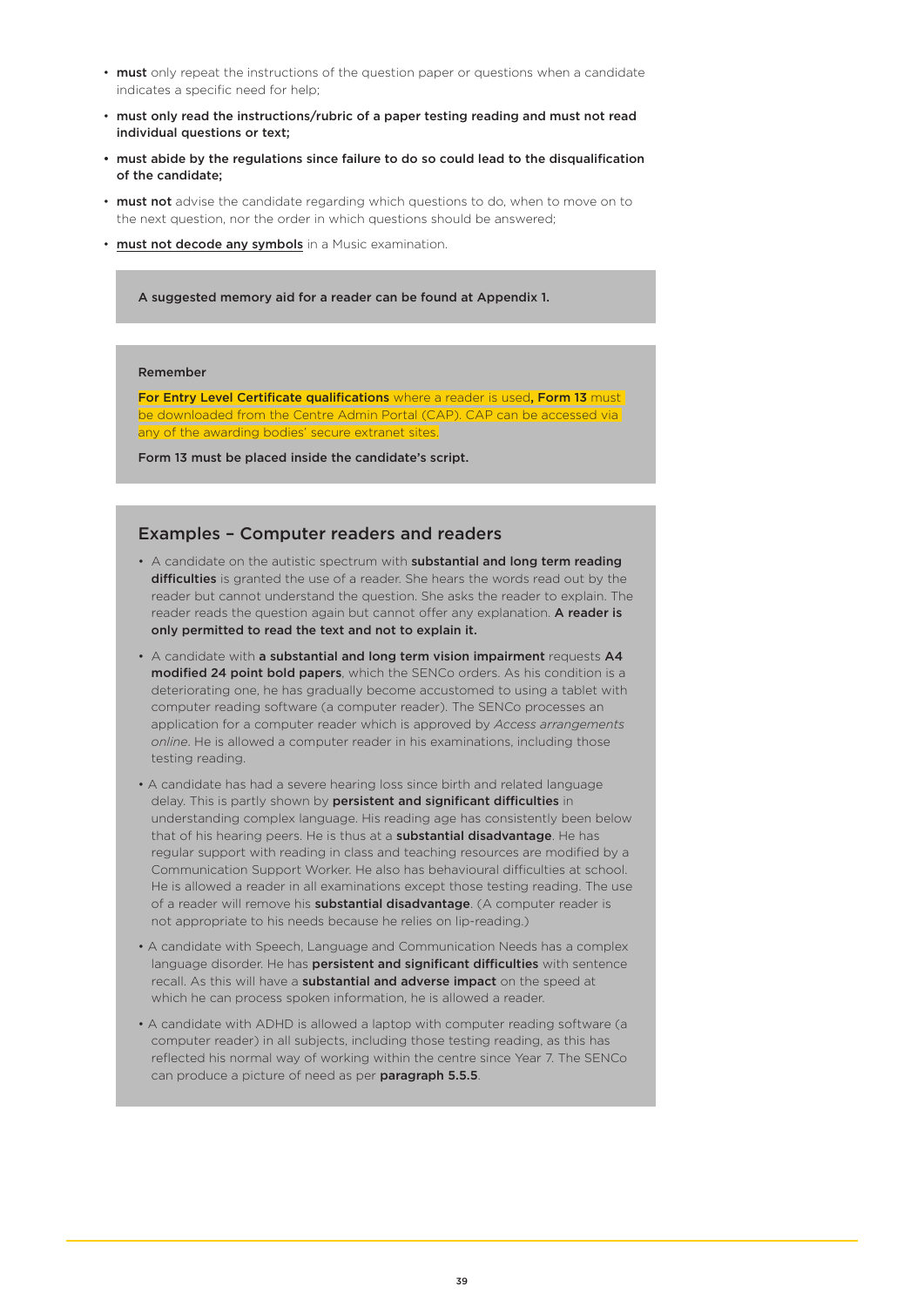- **must** only repeat the instructions of the question paper or questions when a candidate indicates a specific need for help;
- **must only read the instructions/rubric of a paper testing reading and must not read individual questions or text;**
- **must abide by the regulations since failure to do so could lead to the disqualification of the candidate;**
- **must not** advise the candidate regarding which questions to do, when to move on to the next question, nor the order in which questions should be answered;
- **must not decode any symbols** in a Music examination.

**A suggested memory aid for a reader can be found at Appendix 1.**

**Remember**

**For Entry Level Certificate qualifications** where a reader is used**, Form 13** must be downloaded from the Centre Admin Portal (CAP). CAP can be accessed via any of the awarding bodies' secure extranet sites.

**Form 13 must be placed inside the candidate's script.**

## Examples – Computer readers and readers

- A candidate on the autistic spectrum with **substantial and long term reading difficulties** is granted the use of a reader. She hears the words read out by the reader but cannot understand the question. She asks the reader to explain. The reader reads the question again but cannot offer any explanation. **A reader is only permitted to read the text and not to explain it.**
- A candidate with **a substantial and long term vision impairment** requests **A4 modified 24 point bold papers**, which the SENCo orders. As his condition is a deteriorating one, he has gradually become accustomed to using a tablet with computer reading software (a computer reader). The SENCo processes an application for a computer reader which is approved by *Access arrangements online*. He is allowed a computer reader in his examinations, including those testing reading.
- A candidate has had a severe hearing loss since birth and related language delay. This is partly shown by **persistent and significant difficulties** in understanding complex language. His reading age has consistently been below that of his hearing peers. He is thus at a **substantial disadvantage**. He has regular support with reading in class and teaching resources are modified by a Communication Support Worker. He also has behavioural difficulties at school. He is allowed a reader in all examinations except those testing reading. The use of a reader will remove his **substantial disadvantage**. (A computer reader is not appropriate to his needs because he relies on lip-reading.)
- A candidate with Speech, Language and Communication Needs has a complex language disorder. He has **persistent and significant difficulties** with sentence recall. As this will have a **substantial and adverse impact** on the speed at which he can process spoken information, he is allowed a reader.
- A candidate with ADHD is allowed a laptop with computer reading software (a computer reader) in all subjects, including those testing reading, as this has reflected his normal way of working within the centre since Year 7. The SENCo can produce a picture of need as per **paragraph 5.5.5**.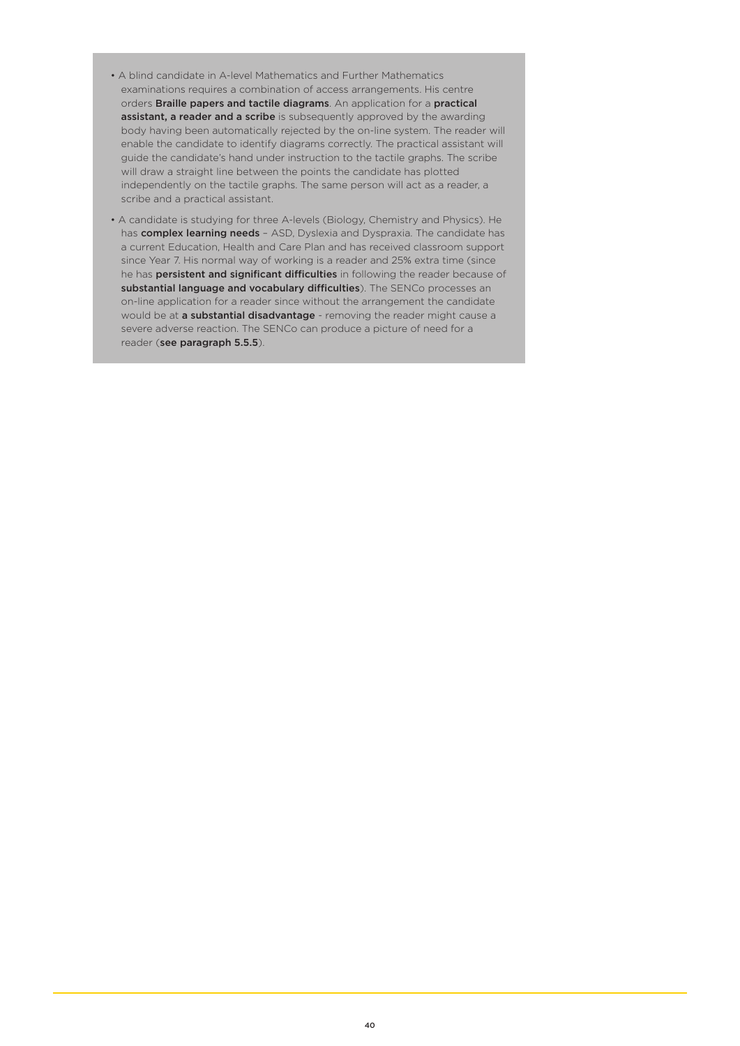- A blind candidate in A-level Mathematics and Further Mathematics examinations requires a combination of access arrangements. His centre orders **Braille papers and tactile diagrams**. An application for a **practical assistant, a reader and a scribe** is subsequently approved by the awarding body having been automatically rejected by the on-line system. The reader will enable the candidate to identify diagrams correctly. The practical assistant will guide the candidate's hand under instruction to the tactile graphs. The scribe will draw a straight line between the points the candidate has plotted independently on the tactile graphs. The same person will act as a reader, a scribe and a practical assistant.

- A candidate is studying for three A-levels (Biology, Chemistry and Physics). He has **complex learning needs** – ASD, Dyslexia and Dyspraxia. The candidate has a current Education, Health and Care Plan and has received classroom support since Year 7. His normal way of working is a reader and 25% extra time (since he has **persistent and significant difficulties** in following the reader because of **substantial language and vocabulary difficulties**). The SENCo processes an on-line application for a reader since without the arrangement the candidate would be at **a substantial disadvantage** - removing the reader might cause a severe adverse reaction. The SENCo can produce a picture of need for a reader (**see paragraph 5.5.5**).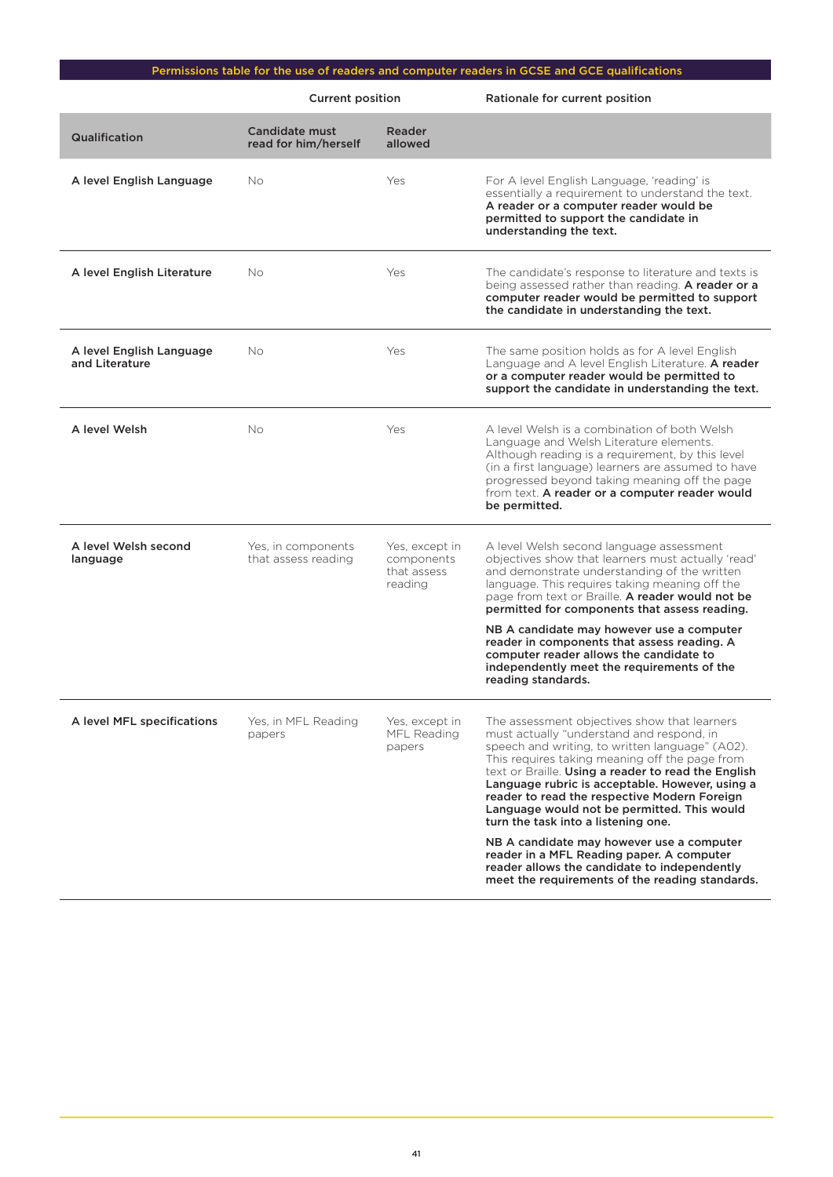**Permissions table for the use of readers and computer readers in GCSE and GCE qualifications**

| | Current position | | Rationale for current position |
|---|---|---|---|
| **Qualification** | **Candidate must read for him/herself** | **Reader allowed** | |
| **A level English Language** | No | Yes | For A level English Language, 'reading' is essentially a requirement to understand the text. **A reader or a computer reader would be permitted to support the candidate in understanding the text.** |
| **A level English Literature** | No | Yes | The candidate's response to literature and texts is being assessed rather than reading. **A reader or a computer reader would be permitted to support the candidate in understanding the text.** |
| **A level English Language and Literature** | No | Yes | The same position holds as for A level English Language and A level English Literature. **A reader or a computer reader would be permitted to support the candidate in understanding the text.** |
| **A level Welsh** | No | Yes | A level Welsh is a combination of both Welsh Language and Welsh Literature elements. Although reading is a requirement, by this level (in a first language) learners are assumed to have progressed beyond taking meaning off the page from text. **A reader or a computer reader would be permitted.** |
| **A level Welsh second language** | Yes, in components that assess reading | Yes, except in components that assess reading | A level Welsh second language assessment objectives show that learners must actually 'read' and demonstrate understanding of the written language. This requires taking meaning off the page from text or Braille. **A reader would not be permitted for components that assess reading.**<br><br>**NB A candidate may however use a computer reader in components that assess reading. A computer reader allows the candidate to independently meet the requirements of the reading standards.** |
| **A level MFL specifications** | Yes, in MFL Reading papers | Yes, except in MFL Reading papers | The assessment objectives show that learners must actually "understand and respond, in speech and writing, to written language" (A02). This requires taking meaning off the page from text or Braille. **Using a reader to read the English Language rubric is acceptable. However, using a reader to read the respective Modern Foreign Language would not be permitted. This would turn the task into a listening one.**<br><br>**NB A candidate may however use a computer reader in a MFL Reading paper. A computer reader allows the candidate to independently meet the requirements of the reading standards.** |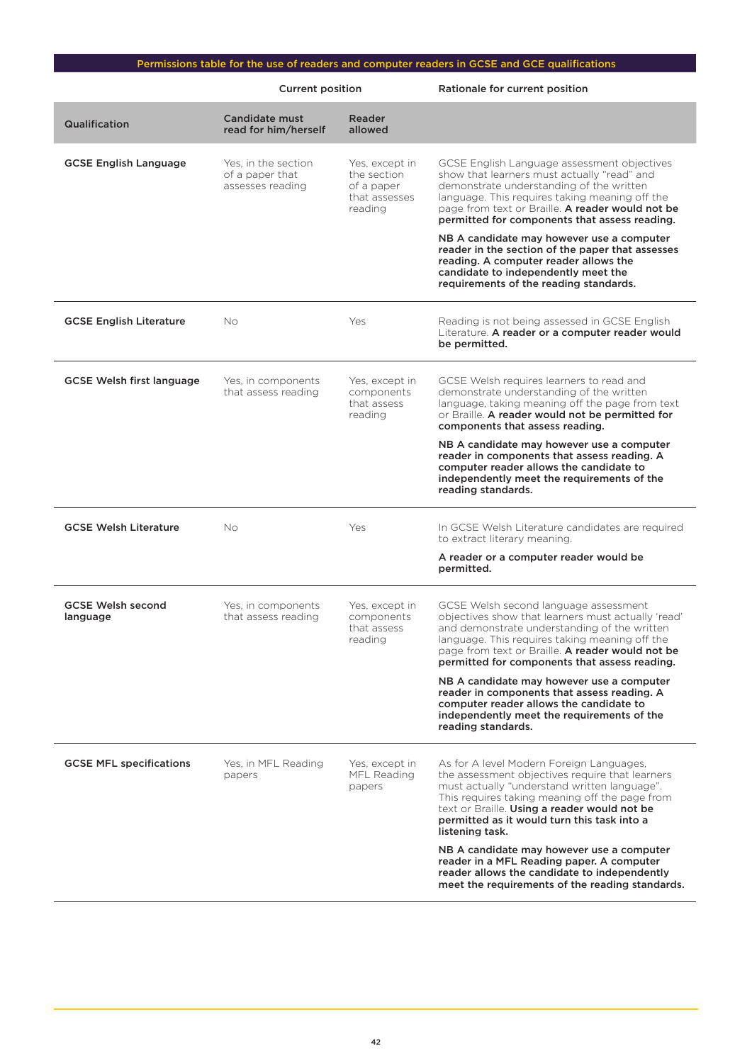**Permissions table for the use of readers and computer readers in GCSE and GCE qualifications**

| | Current position | | Rationale for current position |
|---|---|---|---|
| **Qualification** | **Candidate must read for him/herself** | **Reader allowed** | |
| **GCSE English Language** | Yes, in the section of a paper that assesses reading | Yes, except in the section of a paper that assesses reading | GCSE English Language assessment objectives show that learners must actually "read" and demonstrate understanding of the written language. This requires taking meaning off the page from text or Braille. **A reader would not be permitted for components that assess reading.** **NB A candidate may however use a computer reader in the section of the paper that assesses reading. A computer reader allows the candidate to independently meet the requirements of the reading standards.** |
| **GCSE English Literature** | No | Yes | Reading is not being assessed in GCSE English Literature. **A reader or a computer reader would be permitted.** |
| **GCSE Welsh first language** | Yes, in components that assess reading | Yes, except in components that assess reading | GCSE Welsh requires learners to read and demonstrate understanding of the written language, taking meaning off the page from text or Braille. **A reader would not be permitted for components that assess reading.** **NB A candidate may however use a computer reader in components that assess reading. A computer reader allows the candidate to independently meet the requirements of the reading standards.** |
| **GCSE Welsh Literature** | No | Yes | In GCSE Welsh Literature candidates are required to extract literary meaning. **A reader or a computer reader would be permitted.** |
| **GCSE Welsh second language** | Yes, in components that assess reading | Yes, except in components that assess reading | GCSE Welsh second language assessment objectives show that learners must actually 'read' and demonstrate understanding of the written language. This requires taking meaning off the page from text or Braille. **A reader would not be permitted for components that assess reading.** **NB A candidate may however use a computer reader in components that assess reading. A computer reader allows the candidate to independently meet the requirements of the reading standards.** |
| **GCSE MFL specifications** | Yes, in MFL Reading papers | Yes, except in MFL Reading papers | As for A level Modern Foreign Languages, the assessment objectives require that learners must actually "understand written language". This requires taking meaning off the page from text or Braille. **Using a reader would not be permitted as it would turn this task into a listening task.** **NB A candidate may however use a computer reader in a MFL Reading paper. A computer reader allows the candidate to independently meet the requirements of the reading standards.** |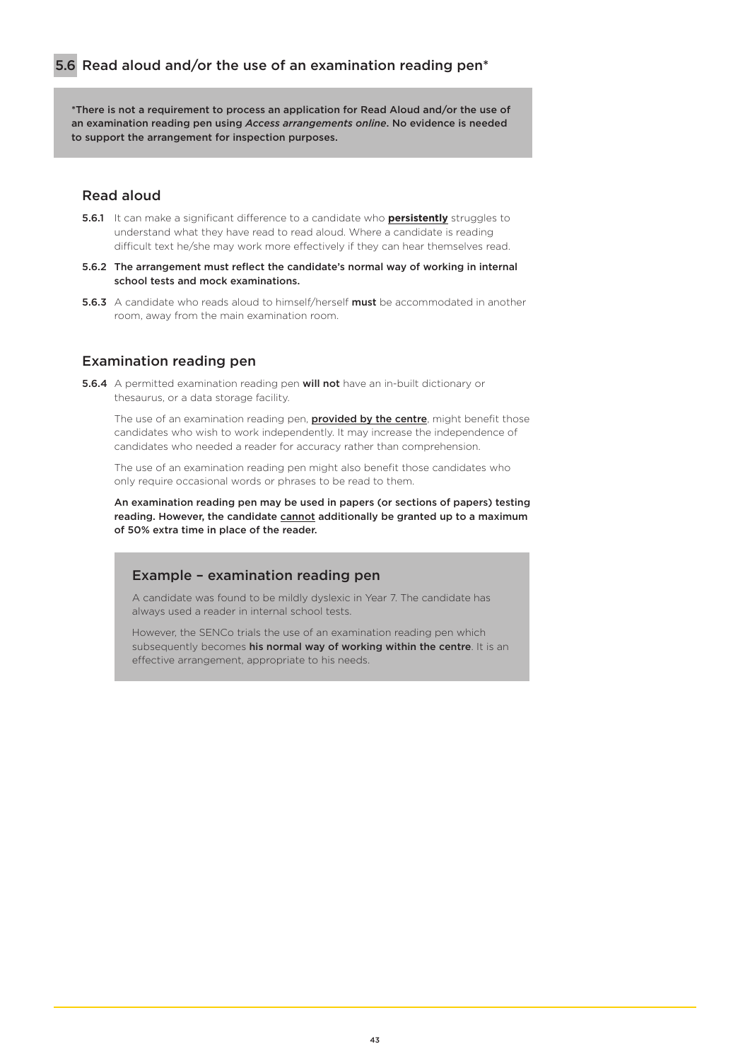## 5.6 Read aloud and/or the use of an examination reading pen*

**\*There is not a requirement to process an application for Read Aloud and/or the use of an examination reading pen using *Access arrangements online*. No evidence is needed to support the arrangement for inspection purposes.**

### Read aloud

**5.6.1** It can make a significant difference to a candidate who **persistently** struggles to understand what they have read to read aloud. Where a candidate is reading difficult text he/she may work more effectively if they can hear themselves read.

**5.6.2 The arrangement must reflect the candidate's normal way of working in internal school tests and mock examinations.**

**5.6.3** A candidate who reads aloud to himself/herself **must** be accommodated in another room, away from the main examination room.

### Examination reading pen

**5.6.4** A permitted examination reading pen **will not** have an in-built dictionary or thesaurus, or a data storage facility.

The use of an examination reading pen, **provided by the centre**, might benefit those candidates who wish to work independently. It may increase the independence of candidates who needed a reader for accuracy rather than comprehension.

The use of an examination reading pen might also benefit those candidates who only require occasional words or phrases to be read to them.

**An examination reading pen may be used in papers (or sections of papers) testing reading. However, the candidate cannot additionally be granted up to a maximum of 50% extra time in place of the reader.**

#### Example – examination reading pen

A candidate was found to be mildly dyslexic in Year 7. The candidate has always used a reader in internal school tests.

However, the SENCo trials the use of an examination reading pen which subsequently becomes **his normal way of working within the centre**. It is an effective arrangement, appropriate to his needs.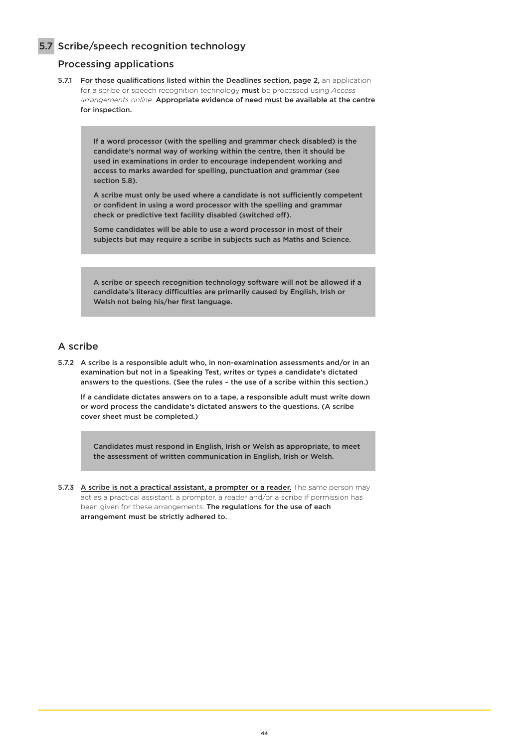## 5.7 Scribe/speech recognition technology

### Processing applications

5.7.1 For those qualifications listed within the Deadlines section, page 2, an application for a scribe or speech recognition technology **must** be processed using *Access arrangements online*. **Appropriate evidence of need must be available at the centre for inspection.**

> **If a word processor (with the spelling and grammar check disabled) is the candidate's normal way of working within the centre, then it should be used in examinations in order to encourage independent working and access to marks awarded for spelling, punctuation and grammar (see section 5.8).**
>
> **A scribe must only be used where a candidate is not sufficiently competent or confident in using a word processor with the spelling and grammar check or predictive text facility disabled (switched off).**
>
> **Some candidates will be able to use a word processor in most of their subjects but may require a scribe in subjects such as Maths and Science.**

> **A scribe or speech recognition technology software will not be allowed if a candidate's literacy difficulties are primarily caused by English, Irish or Welsh not being his/her first language.**

### A scribe

5.7.2 **A scribe is a responsible adult who, in non-examination assessments and/or in an examination but not in a Speaking Test, writes or types a candidate's dictated answers to the questions. (See the rules – the use of a scribe within this section.)**

**If a candidate dictates answers on to a tape, a responsible adult must write down or word process the candidate's dictated answers to the questions. (A scribe cover sheet must be completed.)**

> **Candidates must respond in English, Irish or Welsh as appropriate, to meet the assessment of written communication in English, Irish or Welsh.**

5.7.3 **A scribe is not a practical assistant, a prompter or a reader.** The same person may act as a practical assistant, a prompter, a reader and/or a scribe if permission has been given for these arrangements. **The regulations for the use of each arrangement must be strictly adhered to.**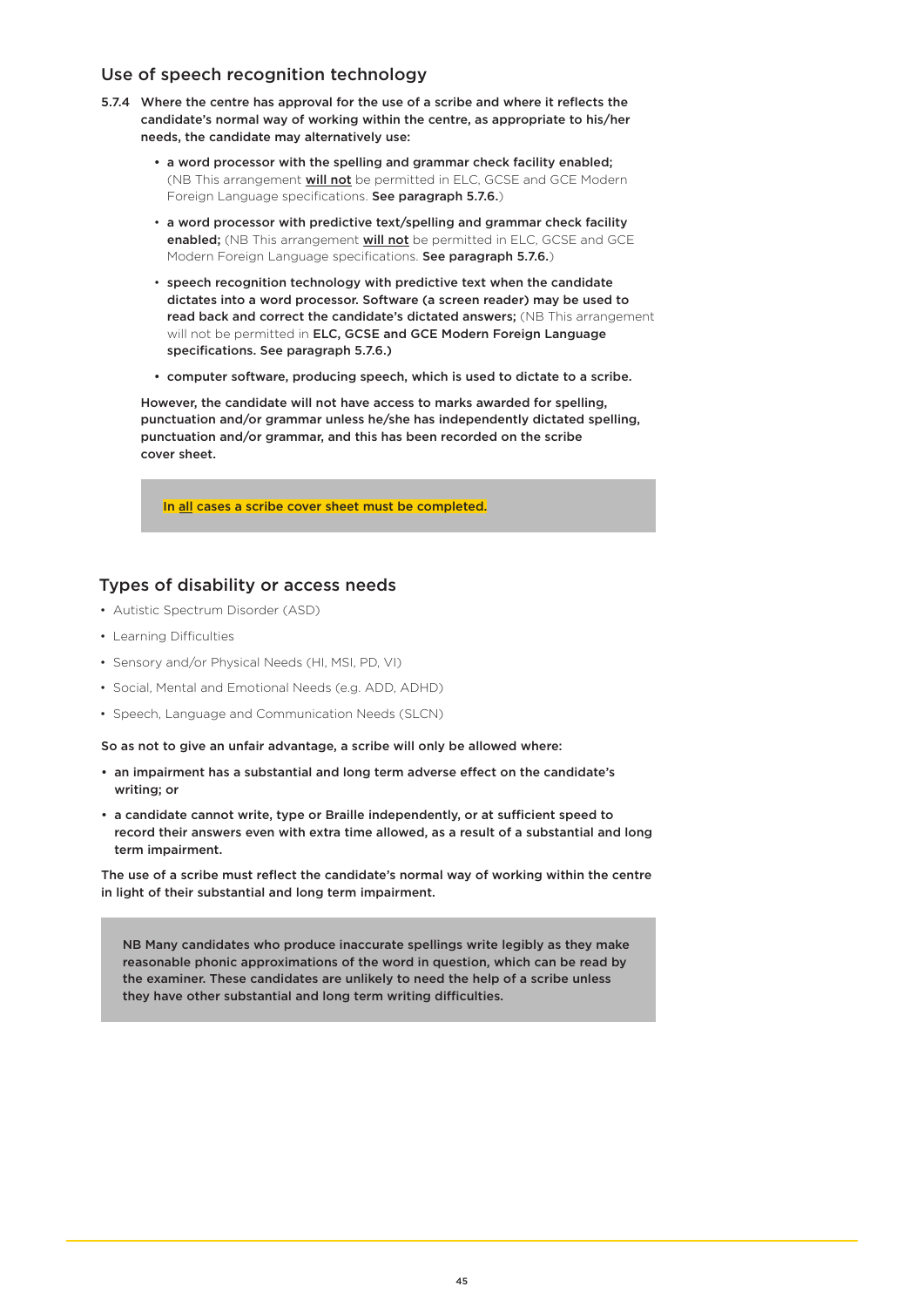## Use of speech recognition technology

**5.7.4 Where the centre has approval for the use of a scribe and where it reflects the candidate's normal way of working within the centre, as appropriate to his/her needs, the candidate may alternatively use:**

- **a word processor with the spelling and grammar check facility enabled;** (NB This arrangement **will not** be permitted in ELC, GCSE and GCE Modern Foreign Language specifications. **See paragraph 5.7.6.**)
- **a word processor with predictive text/spelling and grammar check facility enabled;** (NB This arrangement **will not** be permitted in ELC, GCSE and GCE Modern Foreign Language specifications. **See paragraph 5.7.6.**)
- **speech recognition technology with predictive text when the candidate dictates into a word processor. Software (a screen reader) may be used to read back and correct the candidate's dictated answers;** (NB This arrangement will not be permitted in **ELC, GCSE and GCE Modern Foreign Language specifications. See paragraph 5.7.6.)**
- **computer software, producing speech, which is used to dictate to a scribe.**

**However, the candidate will not have access to marks awarded for spelling, punctuation and/or grammar unless he/she has independently dictated spelling, punctuation and/or grammar, and this has been recorded on the scribe cover sheet.**

> **In all cases a scribe cover sheet must be completed.**

## Types of disability or access needs

- Autistic Spectrum Disorder (ASD)
- Learning Difficulties
- Sensory and/or Physical Needs (HI, MSI, PD, VI)
- Social, Mental and Emotional Needs (e.g. ADD, ADHD)
- Speech, Language and Communication Needs (SLCN)

**So as not to give an unfair advantage, a scribe will only be allowed where:**

- **an impairment has a substantial and long term adverse effect on the candidate's writing; or**
- **a candidate cannot write, type or Braille independently, or at sufficient speed to record their answers even with extra time allowed, as a result of a substantial and long term impairment.**

**The use of a scribe must reflect the candidate's normal way of working within the centre in light of their substantial and long term impairment.**

> **NB Many candidates who produce inaccurate spellings write legibly as they make reasonable phonic approximations of the word in question, which can be read by the examiner. These candidates are unlikely to need the help of a scribe unless they have other substantial and long term writing difficulties.**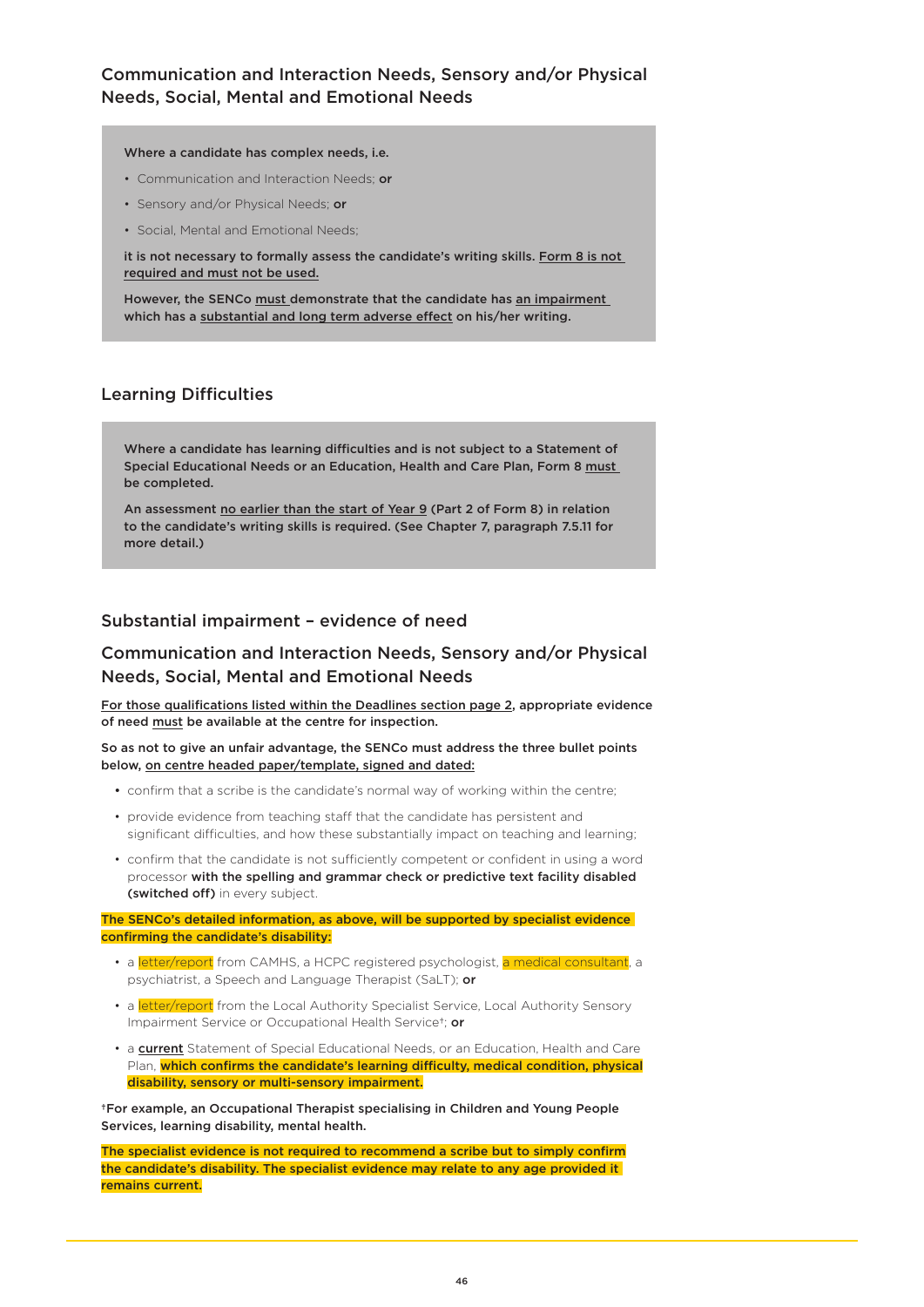## Communication and Interaction Needs, Sensory and/or Physical Needs, Social, Mental and Emotional Needs

**Where a candidate has complex needs, i.e.**

- Communication and Interaction Needs; **or**
- Sensory and/or Physical Needs; **or**
- Social, Mental and Emotional Needs;

**it is not necessary to formally assess the candidate's writing skills. Form 8 is not required and must not be used.**

**However, the SENCo must demonstrate that the candidate has an impairment which has a substantial and long term adverse effect on his/her writing.**

## Learning Difficulties

**Where a candidate has learning difficulties and is not subject to a Statement of Special Educational Needs or an Education, Health and Care Plan, Form 8 must be completed.**

**An assessment no earlier than the start of Year 9 (Part 2 of Form 8) in relation to the candidate's writing skills is required. (See Chapter 7, paragraph 7.5.11 for more detail.)**

## Substantial impairment – evidence of need

## Communication and Interaction Needs, Sensory and/or Physical Needs, Social, Mental and Emotional Needs

**For those qualifications listed within the Deadlines section page 2, appropriate evidence of need must be available at the centre for inspection.**

**So as not to give an unfair advantage, the SENCo must address the three bullet points below, on centre headed paper/template, signed and dated:**

- confirm that a scribe is the candidate's normal way of working within the centre;
- provide evidence from teaching staff that the candidate has persistent and significant difficulties, and how these substantially impact on teaching and learning;
- confirm that the candidate is not sufficiently competent or confident in using a word processor **with the spelling and grammar check or predictive text facility disabled (switched off)** in every subject.

**The SENCo's detailed information, as above, will be supported by specialist evidence confirming the candidate's disability:**

- a letter/report from CAMHS, a HCPC registered psychologist, a medical consultant, a psychiatrist, a Speech and Language Therapist (SaLT); **or**
- a letter/report from the Local Authority Specialist Service, Local Authority Sensory Impairment Service or Occupational Health Service†; **or**
- a **current** Statement of Special Educational Needs, or an Education, Health and Care Plan, **which confirms the candidate's learning difficulty, medical condition, physical disability, sensory or multi-sensory impairment.**

**†For example, an Occupational Therapist specialising in Children and Young People Services, learning disability, mental health.**

**The specialist evidence is not required to recommend a scribe but to simply confirm the candidate's disability. The specialist evidence may relate to any age provided it remains current.**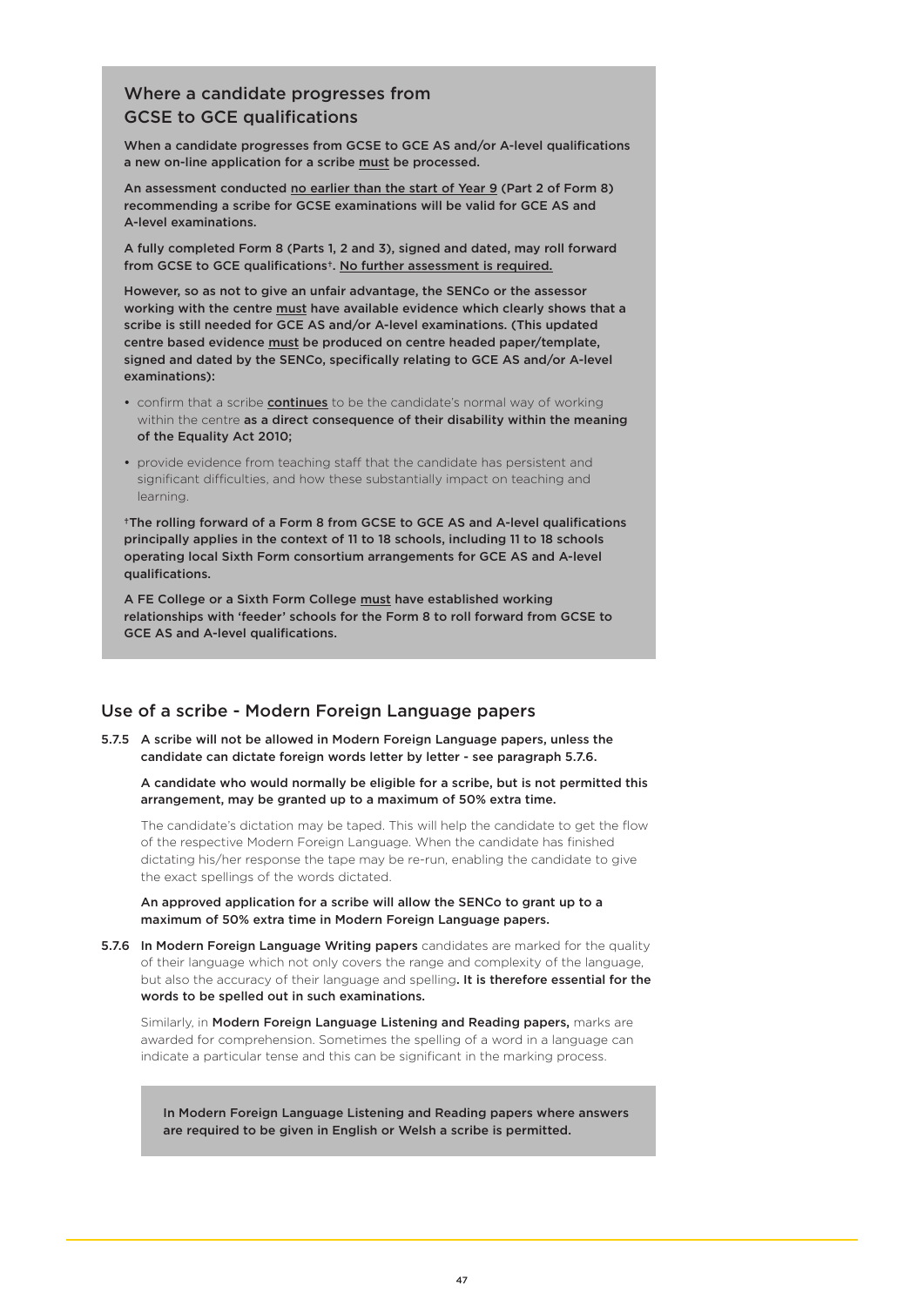## Where a candidate progresses from GCSE to GCE qualifications

**When a candidate progresses from GCSE to GCE AS and/or A-level qualifications a new on-line application for a scribe must be processed.**

**An assessment conducted no earlier than the start of Year 9 (Part 2 of Form 8) recommending a scribe for GCSE examinations will be valid for GCE AS and A-level examinations.**

**A fully completed Form 8 (Parts 1, 2 and 3), signed and dated, may roll forward from GCSE to GCE qualifications†. No further assessment is required.**

**However, so as not to give an unfair advantage, the SENCo or the assessor working with the centre must have available evidence which clearly shows that a scribe is still needed for GCE AS and/or A-level examinations. (This updated centre based evidence must be produced on centre headed paper/template, signed and dated by the SENCo, specifically relating to GCE AS and/or A-level examinations):**

- confirm that a scribe **continues** to be the candidate's normal way of working within the centre **as a direct consequence of their disability within the meaning of the Equality Act 2010;**
- provide evidence from teaching staff that the candidate has persistent and significant difficulties, and how these substantially impact on teaching and learning.

**†The rolling forward of a Form 8 from GCSE to GCE AS and A-level qualifications principally applies in the context of 11 to 18 schools, including 11 to 18 schools operating local Sixth Form consortium arrangements for GCE AS and A-level qualifications.**

**A FE College or a Sixth Form College must have established working relationships with 'feeder' schools for the Form 8 to roll forward from GCSE to GCE AS and A-level qualifications.**

## Use of a scribe - Modern Foreign Language papers

5.7.5 **A scribe will not be allowed in Modern Foreign Language papers, unless the candidate can dictate foreign words letter by letter - see paragraph 5.7.6.**

**A candidate who would normally be eligible for a scribe, but is not permitted this arrangement, may be granted up to a maximum of 50% extra time.**

The candidate's dictation may be taped. This will help the candidate to get the flow of the respective Modern Foreign Language. When the candidate has finished dictating his/her response the tape may be re-run, enabling the candidate to give the exact spellings of the words dictated.

**An approved application for a scribe will allow the SENCo to grant up to a maximum of 50% extra time in Modern Foreign Language papers.**

5.7.6 **In Modern Foreign Language Writing papers** candidates are marked for the quality of their language which not only covers the range and complexity of the language, but also the accuracy of their language and spelling**. It is therefore essential for the words to be spelled out in such examinations.**

Similarly, in **Modern Foreign Language Listening and Reading papers,** marks are awarded for comprehension. Sometimes the spelling of a word in a language can indicate a particular tense and this can be significant in the marking process.

**In Modern Foreign Language Listening and Reading papers where answers are required to be given in English or Welsh a scribe is permitted.**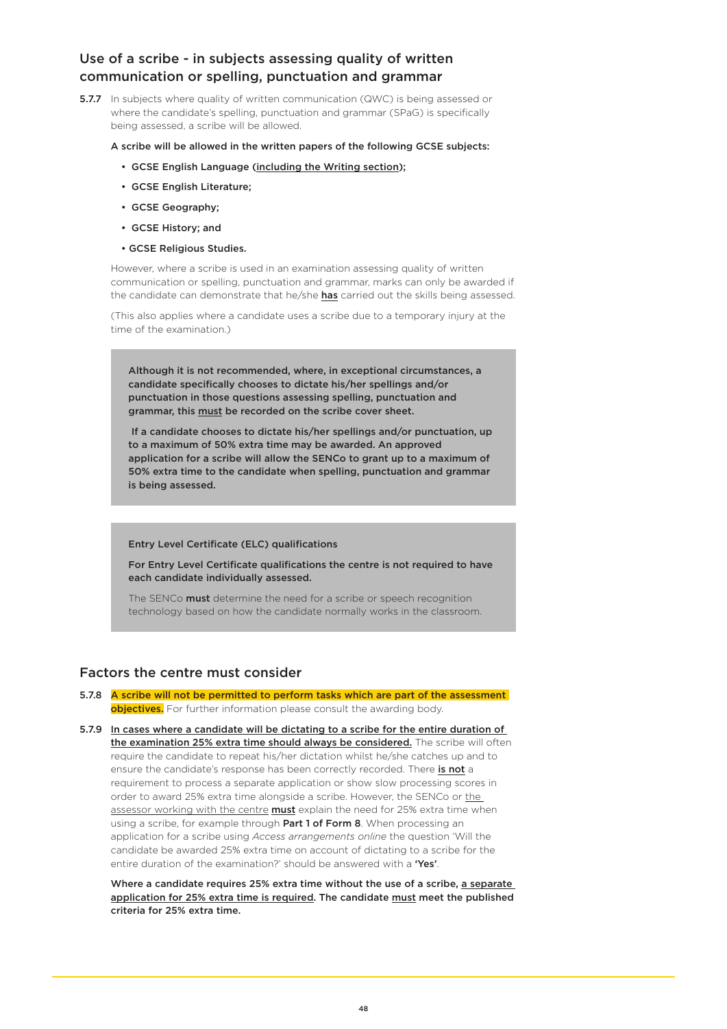## Use of a scribe - in subjects assessing quality of written communication or spelling, punctuation and grammar

**5.7.7** In subjects where quality of written communication (QWC) is being assessed or where the candidate's spelling, punctuation and grammar (SPaG) is specifically being assessed, a scribe will be allowed.

**A scribe will be allowed in the written papers of the following GCSE subjects:**

- **GCSE English Language (including the Writing section);**
- **GCSE English Literature;**
- **GCSE Geography;**
- **GCSE History; and**
- **GCSE Religious Studies.**

However, where a scribe is used in an examination assessing quality of written communication or spelling, punctuation and grammar, marks can only be awarded if the candidate can demonstrate that he/she **has** carried out the skills being assessed.

(This also applies where a candidate uses a scribe due to a temporary injury at the time of the examination.)

**Although it is not recommended, where, in exceptional circumstances, a candidate specifically chooses to dictate his/her spellings and/or punctuation in those questions assessing spelling, punctuation and grammar, this must be recorded on the scribe cover sheet.**

**If a candidate chooses to dictate his/her spellings and/or punctuation, up to a maximum of 50% extra time may be awarded. An approved application for a scribe will allow the SENCo to grant up to a maximum of 50% extra time to the candidate when spelling, punctuation and grammar is being assessed.**

**Entry Level Certificate (ELC) qualifications**

**For Entry Level Certificate qualifications the centre is not required to have each candidate individually assessed.**

The SENCo **must** determine the need for a scribe or speech recognition technology based on how the candidate normally works in the classroom.

## Factors the centre must consider

**5.7.8** **A scribe will not be permitted to perform tasks which are part of the assessment objectives.** For further information please consult the awarding body.

**5.7.9** **In cases where a candidate will be dictating to a scribe for the entire duration of the examination 25% extra time should always be considered.** The scribe will often require the candidate to repeat his/her dictation whilst he/she catches up and to ensure the candidate's response has been correctly recorded. There **is not** a requirement to process a separate application or show slow processing scores in order to award 25% extra time alongside a scribe. However, the SENCo or the assessor working with the centre **must** explain the need for 25% extra time when using a scribe, for example through **Part 1 of Form 8**. When processing an application for a scribe using *Access arrangements online* the question 'Will the candidate be awarded 25% extra time on account of dictating to a scribe for the entire duration of the examination?' should be answered with a **'Yes'**.

**Where a candidate requires 25% extra time without the use of a scribe, a separate application for 25% extra time is required. The candidate must meet the published criteria for 25% extra time.**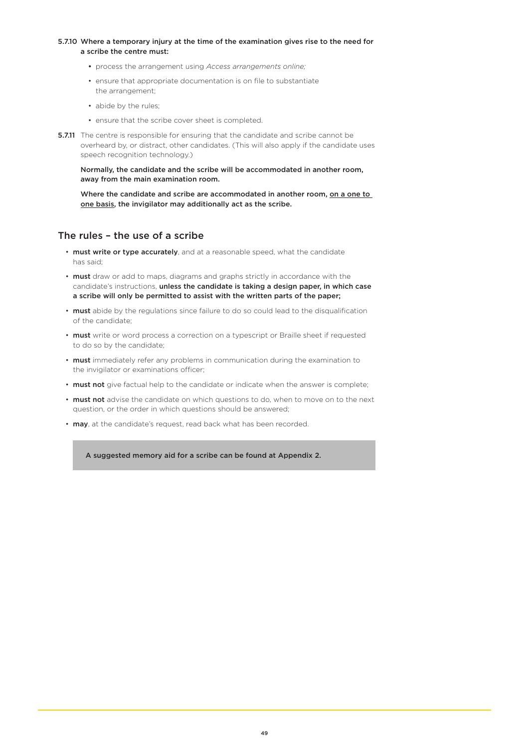**5.7.10 Where a temporary injury at the time of the examination gives rise to the need for a scribe the centre must:**

- process the arrangement using *Access arrangements online;*
- ensure that appropriate documentation is on file to substantiate the arrangement;
- abide by the rules;
- ensure that the scribe cover sheet is completed.

**5.7.11** The centre is responsible for ensuring that the candidate and scribe cannot be overheard by, or distract, other candidates. (This will also apply if the candidate uses speech recognition technology.)

**Normally, the candidate and the scribe will be accommodated in another room, away from the main examination room.**

**Where the candidate and scribe are accommodated in another room, <u>on a one to one basis</u>, the invigilator may additionally act as the scribe.**

## The rules – the use of a scribe

- **must write or type accurately**, and at a reasonable speed, what the candidate has said;
- **must** draw or add to maps, diagrams and graphs strictly in accordance with the candidate's instructions, **unless the candidate is taking a design paper, in which case a scribe will only be permitted to assist with the written parts of the paper;**
- **must** abide by the regulations since failure to do so could lead to the disqualification of the candidate;
- **must** write or word process a correction on a typescript or Braille sheet if requested to do so by the candidate;
- **must** immediately refer any problems in communication during the examination to the invigilator or examinations officer;
- **must not** give factual help to the candidate or indicate when the answer is complete;
- **must not** advise the candidate on which questions to do, when to move on to the next question, or the order in which questions should be answered;
- **may**, at the candidate's request, read back what has been recorded.

**A suggested memory aid for a scribe can be found at Appendix 2.**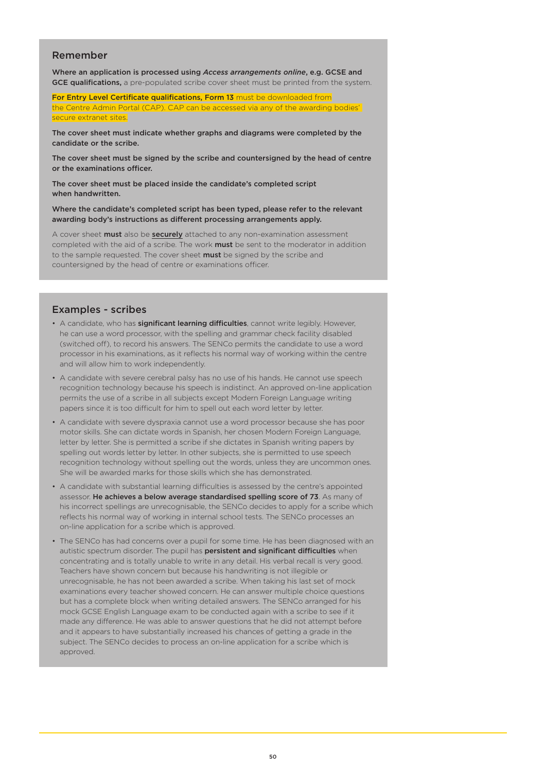## Remember

**Where an application is processed using *Access arrangements online*, e.g. GCSE and GCE qualifications,** a pre-populated scribe cover sheet must be printed from the system.

**For Entry Level Certificate qualifications, Form 13** must be downloaded from the Centre Admin Portal (CAP). CAP can be accessed via any of the awarding bodies' secure extranet sites.

**The cover sheet must indicate whether graphs and diagrams were completed by the candidate or the scribe.**

**The cover sheet must be signed by the scribe and countersigned by the head of centre or the examinations officer.**

**The cover sheet must be placed inside the candidate's completed script when handwritten.**

**Where the candidate's completed script has been typed, please refer to the relevant awarding body's instructions as different processing arrangements apply.**

A cover sheet **must** also be **securely** attached to any non-examination assessment completed with the aid of a scribe. The work **must** be sent to the moderator in addition to the sample requested. The cover sheet **must** be signed by the scribe and countersigned by the head of centre or examinations officer.

## Examples - scribes

- A candidate, who has **significant learning difficulties**, cannot write legibly. However, he can use a word processor, with the spelling and grammar check facility disabled (switched off), to record his answers. The SENCo permits the candidate to use a word processor in his examinations, as it reflects his normal way of working within the centre and will allow him to work independently.
- A candidate with severe cerebral palsy has no use of his hands. He cannot use speech recognition technology because his speech is indistinct. An approved on-line application permits the use of a scribe in all subjects except Modern Foreign Language writing papers since it is too difficult for him to spell out each word letter by letter.
- A candidate with severe dyspraxia cannot use a word processor because she has poor motor skills. She can dictate words in Spanish, her chosen Modern Foreign Language, letter by letter. She is permitted a scribe if she dictates in Spanish writing papers by spelling out words letter by letter. In other subjects, she is permitted to use speech recognition technology without spelling out the words, unless they are uncommon ones. She will be awarded marks for those skills which she has demonstrated.
- A candidate with substantial learning difficulties is assessed by the centre's appointed assessor. **He achieves a below average standardised spelling score of 73**. As many of his incorrect spellings are unrecognisable, the SENCo decides to apply for a scribe which reflects his normal way of working in internal school tests. The SENCo processes an on-line application for a scribe which is approved.
- The SENCo has had concerns over a pupil for some time. He has been diagnosed with an autistic spectrum disorder. The pupil has **persistent and significant difficulties** when concentrating and is totally unable to write in any detail. His verbal recall is very good. Teachers have shown concern but because his handwriting is not illegible or unrecognisable, he has not been awarded a scribe. When taking his last set of mock examinations every teacher showed concern. He can answer multiple choice questions but has a complete block when writing detailed answers. The SENCo arranged for his mock GCSE English Language exam to be conducted again with a scribe to see if it made any difference. He was able to answer questions that he did not attempt before and it appears to have substantially increased his chances of getting a grade in the subject. The SENCo decides to process an on-line application for a scribe which is approved.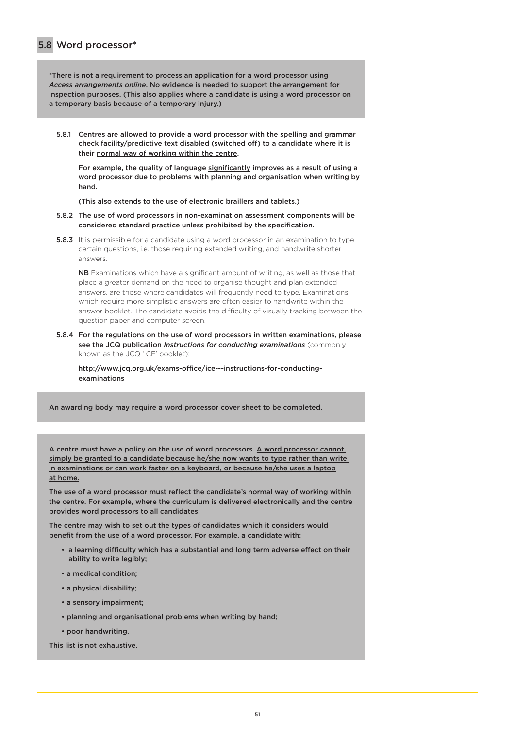## 5.8 Word processor*

*There is not a requirement to process an application for a word processor using *Access arrangements online*. No evidence is needed to support the arrangement for inspection purposes. (This also applies where a candidate is using a word processor on a temporary basis because of a temporary injury.)

**5.8.1** Centres are allowed to provide a word processor with the spelling and grammar check facility/predictive text disabled (switched off) to a candidate where it is their normal way of working within the centre.

For example, the quality of language significantly improves as a result of using a word processor due to problems with planning and organisation when writing by hand.

(This also extends to the use of electronic braillers and tablets.)

**5.8.2** The use of word processors in non-examination assessment components will be considered standard practice unless prohibited by the specification.

**5.8.3** It is permissible for a candidate using a word processor in an examination to type certain questions, i.e. those requiring extended writing, and handwrite shorter answers.

**NB** Examinations which have a significant amount of writing, as well as those that place a greater demand on the need to organise thought and plan extended answers, are those where candidates will frequently need to type. Examinations which require more simplistic answers are often easier to handwrite within the answer booklet. The candidate avoids the difficulty of visually tracking between the question paper and computer screen.

**5.8.4** For the regulations on the use of word processors in written examinations, please see the JCQ publication *Instructions for conducting examinations* (commonly known as the JCQ 'ICE' booklet):

http://www.jcq.org.uk/exams-office/ice---instructions-for-conducting-examinations

An awarding body may require a word processor cover sheet to be completed.

A centre must have a policy on the use of word processors. A word processor cannot simply be granted to a candidate because he/she now wants to type rather than write in examinations or can work faster on a keyboard, or because he/she uses a laptop at home.

The use of a word processor must reflect the candidate's normal way of working within the centre. For example, where the curriculum is delivered electronically and the centre provides word processors to all candidates.

The centre may wish to set out the types of candidates which it considers would benefit from the use of a word processor. For example, a candidate with:

- a learning difficulty which has a substantial and long term adverse effect on their ability to write legibly;
- a medical condition;
- a physical disability;
- a sensory impairment;
- planning and organisational problems when writing by hand;
- poor handwriting.

This list is not exhaustive.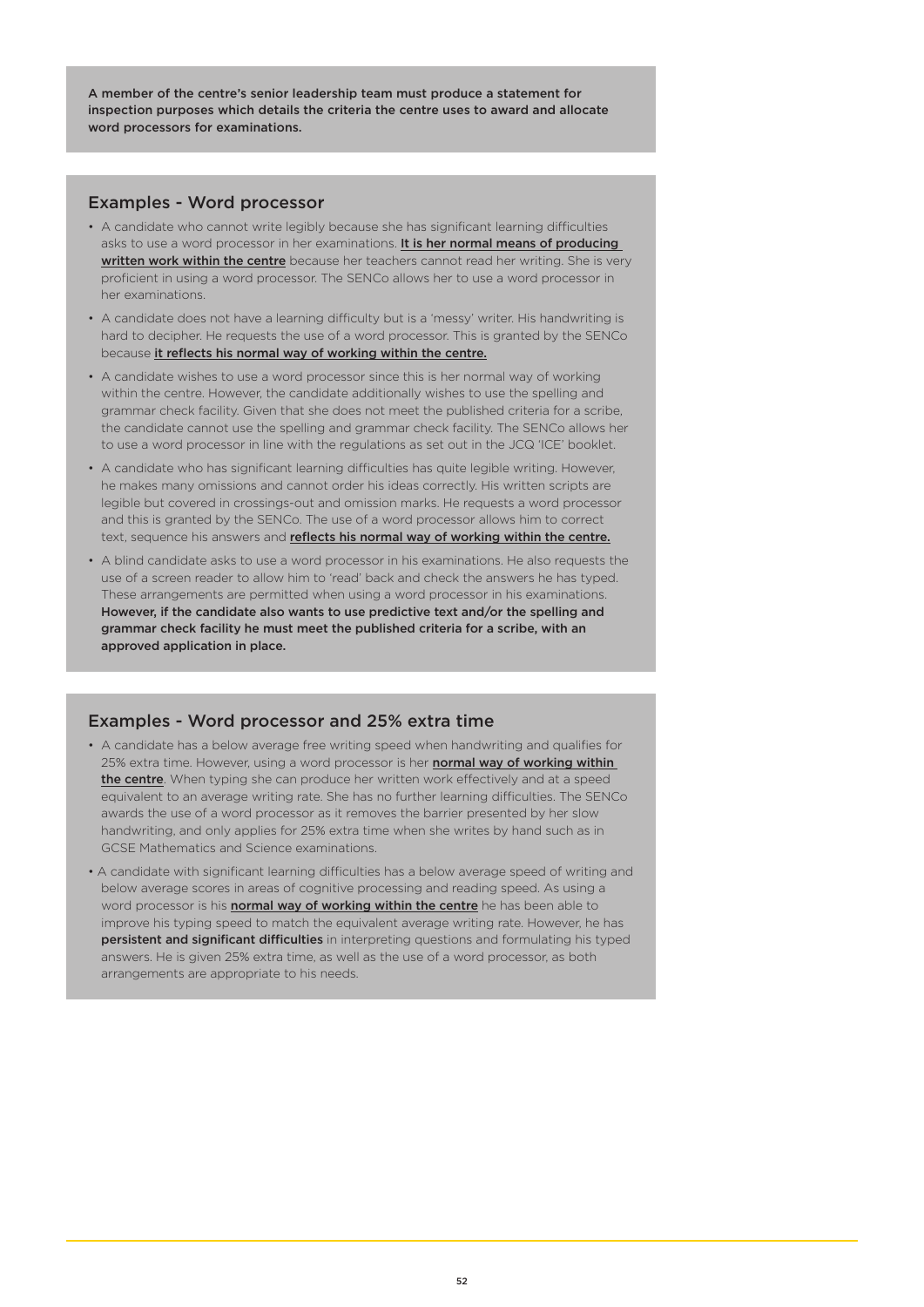**A member of the centre's senior leadership team must produce a statement for inspection purposes which details the criteria the centre uses to award and allocate word processors for examinations.**

## Examples - Word processor

- A candidate who cannot write legibly because she has significant learning difficulties asks to use a word processor in her examinations. **It is her normal means of producing written work within the centre** because her teachers cannot read her writing. She is very proficient in using a word processor. The SENCo allows her to use a word processor in her examinations.
- A candidate does not have a learning difficulty but is a 'messy' writer. His handwriting is hard to decipher. He requests the use of a word processor. This is granted by the SENCo because **it reflects his normal way of working within the centre.**
- A candidate wishes to use a word processor since this is her normal way of working within the centre. However, the candidate additionally wishes to use the spelling and grammar check facility. Given that she does not meet the published criteria for a scribe, the candidate cannot use the spelling and grammar check facility. The SENCo allows her to use a word processor in line with the regulations as set out in the JCQ 'ICE' booklet.
- A candidate who has significant learning difficulties has quite legible writing. However, he makes many omissions and cannot order his ideas correctly. His written scripts are legible but covered in crossings-out and omission marks. He requests a word processor and this is granted by the SENCo. The use of a word processor allows him to correct text, sequence his answers and **reflects his normal way of working within the centre.**
- A blind candidate asks to use a word processor in his examinations. He also requests the use of a screen reader to allow him to 'read' back and check the answers he has typed. These arrangements are permitted when using a word processor in his examinations. **However, if the candidate also wants to use predictive text and/or the spelling and grammar check facility he must meet the published criteria for a scribe, with an approved application in place.**

## Examples - Word processor and 25% extra time

- A candidate has a below average free writing speed when handwriting and qualifies for 25% extra time. However, using a word processor is her **normal way of working within the centre**. When typing she can produce her written work effectively and at a speed equivalent to an average writing rate. She has no further learning difficulties. The SENCo awards the use of a word processor as it removes the barrier presented by her slow handwriting, and only applies for 25% extra time when she writes by hand such as in GCSE Mathematics and Science examinations.
- A candidate with significant learning difficulties has a below average speed of writing and below average scores in areas of cognitive processing and reading speed. As using a word processor is his **normal way of working within the centre** he has been able to improve his typing speed to match the equivalent average writing rate. However, he has **persistent and significant difficulties** in interpreting questions and formulating his typed answers. He is given 25% extra time, as well as the use of a word processor, as both arrangements are appropriate to his needs.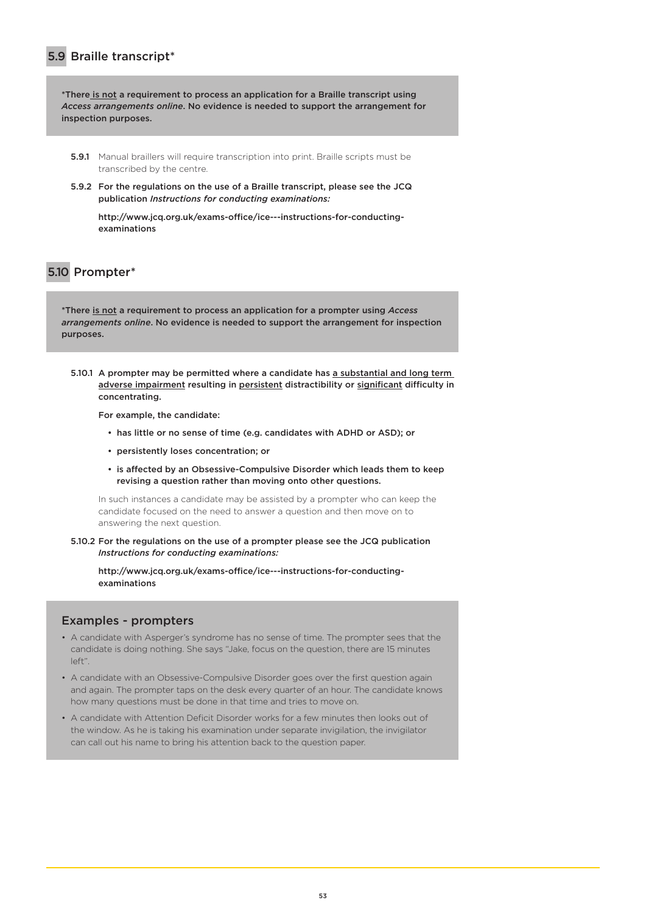## 5.9 Braille transcript*

**\*There <u>is not</u> a requirement to process an application for a Braille transcript using *Access arrangements online*. No evidence is needed to support the arrangement for inspection purposes.**

**5.9.1** Manual braillers will require transcription into print. Braille scripts must be transcribed by the centre.

**5.9.2 For the regulations on the use of a Braille transcript, please see the JCQ publication *Instructions for conducting examinations:***

**http://www.jcq.org.uk/exams-office/ice---instructions-for-conducting-examinations**

## 5.10 Prompter*

**\*There <u>is not</u> a requirement to process an application for a prompter using *Access arrangements online*. No evidence is needed to support the arrangement for inspection purposes.**

**5.10.1 A prompter may be permitted where a candidate has <u>a substantial and long term adverse impairment</u> resulting in <u>persistent</u> distractibility or <u>significant</u> difficulty in concentrating.**

**For example, the candidate:**

- **has little or no sense of time (e.g. candidates with ADHD or ASD); or**
- **persistently loses concentration; or**
- **is affected by an Obsessive-Compulsive Disorder which leads them to keep revising a question rather than moving onto other questions.**

In such instances a candidate may be assisted by a prompter who can keep the candidate focused on the need to answer a question and then move on to answering the next question.

**5.10.2 For the regulations on the use of a prompter please see the JCQ publication *Instructions for conducting examinations:***

**http://www.jcq.org.uk/exams-office/ice---instructions-for-conducting-examinations**

### Examples - prompters

- A candidate with Asperger's syndrome has no sense of time. The prompter sees that the candidate is doing nothing. She says "Jake, focus on the question, there are 15 minutes left".
- A candidate with an Obsessive-Compulsive Disorder goes over the first question again and again. The prompter taps on the desk every quarter of an hour. The candidate knows how many questions must be done in that time and tries to move on.
- A candidate with Attention Deficit Disorder works for a few minutes then looks out of the window. As he is taking his examination under separate invigilation, the invigilator can call out his name to bring his attention back to the question paper.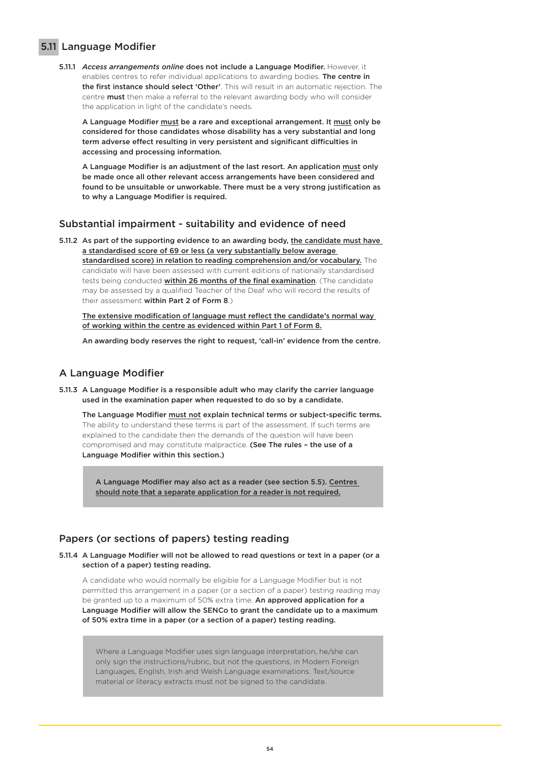## 5.11 Language Modifier

5.11.1 *Access arrangements online* **does not include a Language Modifier.** However, it enables centres to refer individual applications to awarding bodies. **The centre in the first instance should select 'Other'**. This will result in an automatic rejection. The centre **must** then make a referral to the relevant awarding body who will consider the application in light of the candidate's needs.

**A Language Modifier must be a rare and exceptional arrangement. It must only be considered for those candidates whose disability has a very substantial and long term adverse effect resulting in very persistent and significant difficulties in accessing and processing information.**

**A Language Modifier is an adjustment of the last resort. An application must only be made once all other relevant access arrangements have been considered and found to be unsuitable or unworkable. There must be a very strong justification as to why a Language Modifier is required.**

### Substantial impairment - suitability and evidence of need

5.11.2 **As part of the supporting evidence to an awarding body, the candidate must have a standardised score of 69 or less (a very substantially below average standardised score) in relation to reading comprehension and/or vocabulary.** The candidate will have been assessed with current editions of nationally standardised tests being conducted **within 26 months of the final examination**. (The candidate may be assessed by a qualified Teacher of the Deaf who will record the results of their assessment **within Part 2 of Form 8**.)

**The extensive modification of language must reflect the candidate's normal way of working within the centre as evidenced within Part 1 of Form 8.**

**An awarding body reserves the right to request, 'call-in' evidence from the centre.**

### A Language Modifier

5.11.3 **A Language Modifier is a responsible adult who may clarify the carrier language used in the examination paper when requested to do so by a candidate.**

**The Language Modifier must not explain technical terms or subject-specific terms.** The ability to understand these terms is part of the assessment. If such terms are explained to the candidate then the demands of the question will have been compromised and may constitute malpractice. **(See The rules – the use of a Language Modifier within this section.)**

> **A Language Modifier may also act as a reader (see section 5.5). Centres should note that a separate application for a reader is not required.**

### Papers (or sections of papers) testing reading

5.11.4 **A Language Modifier will not be allowed to read questions or text in a paper (or a section of a paper) testing reading.**

A candidate who would normally be eligible for a Language Modifier but is not permitted this arrangement in a paper (or a section of a paper) testing reading may be granted up to a maximum of 50% extra time. **An approved application for a Language Modifier will allow the SENCo to grant the candidate up to a maximum of 50% extra time in a paper (or a section of a paper) testing reading.**

> Where a Language Modifier uses sign language interpretation, he/she can only sign the instructions/rubric, but not the questions, in Modern Foreign Languages, English, Irish and Welsh Language examinations. Text/source material or literacy extracts must not be signed to the candidate.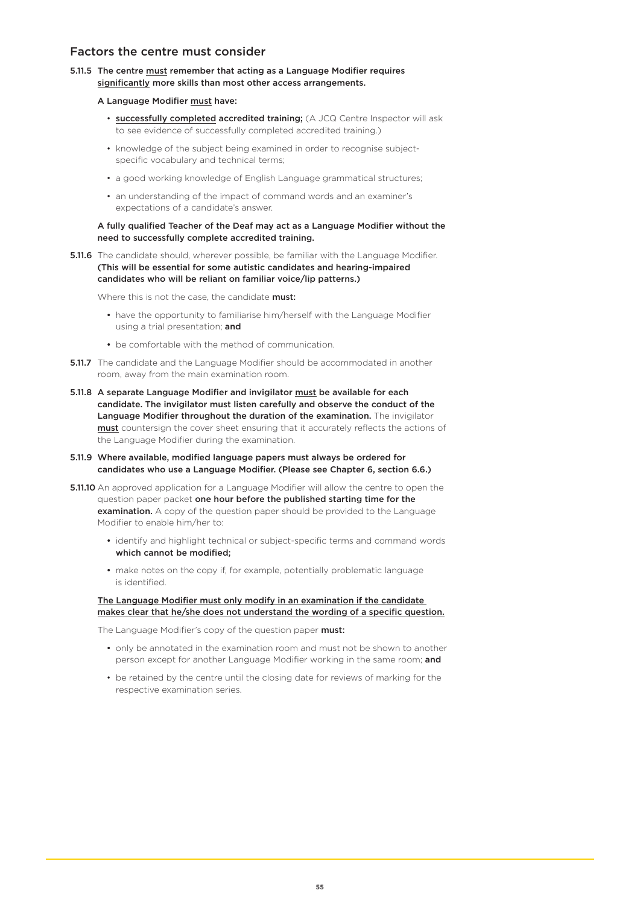## Factors the centre must consider

**5.11.5 The centre must remember that acting as a Language Modifier requires significantly more skills than most other access arrangements.**

**A Language Modifier must have:**

- **successfully completed accredited training;** (A JCQ Centre Inspector will ask to see evidence of successfully completed accredited training.)
- knowledge of the subject being examined in order to recognise subject-specific vocabulary and technical terms;
- a good working knowledge of English Language grammatical structures;
- an understanding of the impact of command words and an examiner's expectations of a candidate's answer.

**A fully qualified Teacher of the Deaf may act as a Language Modifier without the need to successfully complete accredited training.**

**5.11.6** The candidate should, wherever possible, be familiar with the Language Modifier. **(This will be essential for some autistic candidates and hearing-impaired candidates who will be reliant on familiar voice/lip patterns.)**

Where this is not the case, the candidate **must:**

- have the opportunity to familiarise him/herself with the Language Modifier using a trial presentation; **and**
- be comfortable with the method of communication.

**5.11.7** The candidate and the Language Modifier should be accommodated in another room, away from the main examination room.

**5.11.8 A separate Language Modifier and invigilator must be available for each candidate. The invigilator must listen carefully and observe the conduct of the Language Modifier throughout the duration of the examination.** The invigilator **must** countersign the cover sheet ensuring that it accurately reflects the actions of the Language Modifier during the examination.

**5.11.9 Where available, modified language papers must always be ordered for candidates who use a Language Modifier. (Please see Chapter 6, section 6.6.)**

**5.11.10** An approved application for a Language Modifier will allow the centre to open the question paper packet **one hour before the published starting time for the examination.** A copy of the question paper should be provided to the Language Modifier to enable him/her to:

- identify and highlight technical or subject-specific terms and command words **which cannot be modified;**
- make notes on the copy if, for example, potentially problematic language is identified.

**The Language Modifier must only modify in an examination if the candidate makes clear that he/she does not understand the wording of a specific question.**

The Language Modifier's copy of the question paper **must:**

- only be annotated in the examination room and must not be shown to another person except for another Language Modifier working in the same room; **and**
- be retained by the centre until the closing date for reviews of marking for the respective examination series.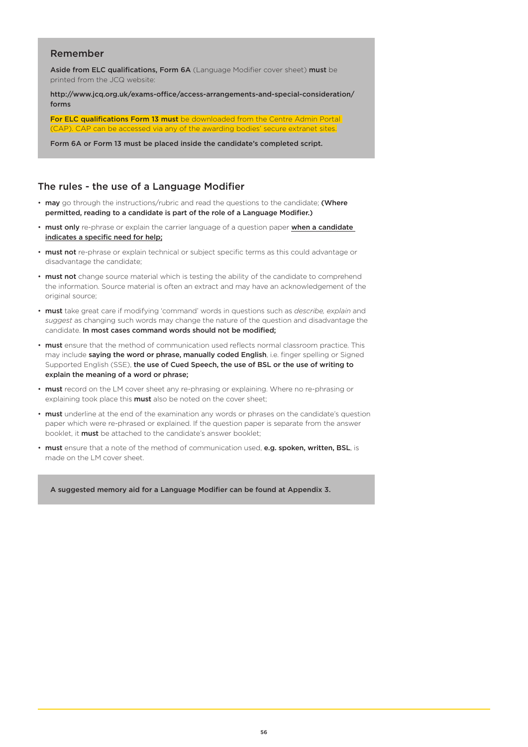### Remember

**Aside from ELC qualifications, Form 6A** (Language Modifier cover sheet) **must** be printed from the JCQ website:

**http://www.jcq.org.uk/exams-office/access-arrangements-and-special-consideration/forms**

**For ELC qualifications Form 13 must** be downloaded from the Centre Admin Portal (CAP). CAP can be accessed via any of the awarding bodies' secure extranet sites.

**Form 6A or Form 13 must be placed inside the candidate's completed script.**

## The rules - the use of a Language Modifier

- **may** go through the instructions/rubric and read the questions to the candidate; **(Where permitted, reading to a candidate is part of the role of a Language Modifier.)**
- **must only** re-phrase or explain the carrier language of a question paper **when a candidate indicates a specific need for help;**
- **must not** re-phrase or explain technical or subject specific terms as this could advantage or disadvantage the candidate;
- **must not** change source material which is testing the ability of the candidate to comprehend the information. Source material is often an extract and may have an acknowledgement of the original source;
- **must** take great care if modifying 'command' words in questions such as *describe, explain* and *suggest* as changing such words may change the nature of the question and disadvantage the candidate. **In most cases command words should not be modified;**
- **must** ensure that the method of communication used reflects normal classroom practice. This may include **saying the word or phrase, manually coded English**, i.e. finger spelling or Signed Supported English (SSE), **the use of Cued Speech, the use of BSL or the use of writing to explain the meaning of a word or phrase;**
- **must** record on the LM cover sheet any re-phrasing or explaining. Where no re-phrasing or explaining took place this **must** also be noted on the cover sheet;
- **must** underline at the end of the examination any words or phrases on the candidate's question paper which were re-phrased or explained. If the question paper is separate from the answer booklet, it **must** be attached to the candidate's answer booklet;
- **must** ensure that a note of the method of communication used, **e.g. spoken, written, BSL**, is made on the LM cover sheet.

**A suggested memory aid for a Language Modifier can be found at Appendix 3.**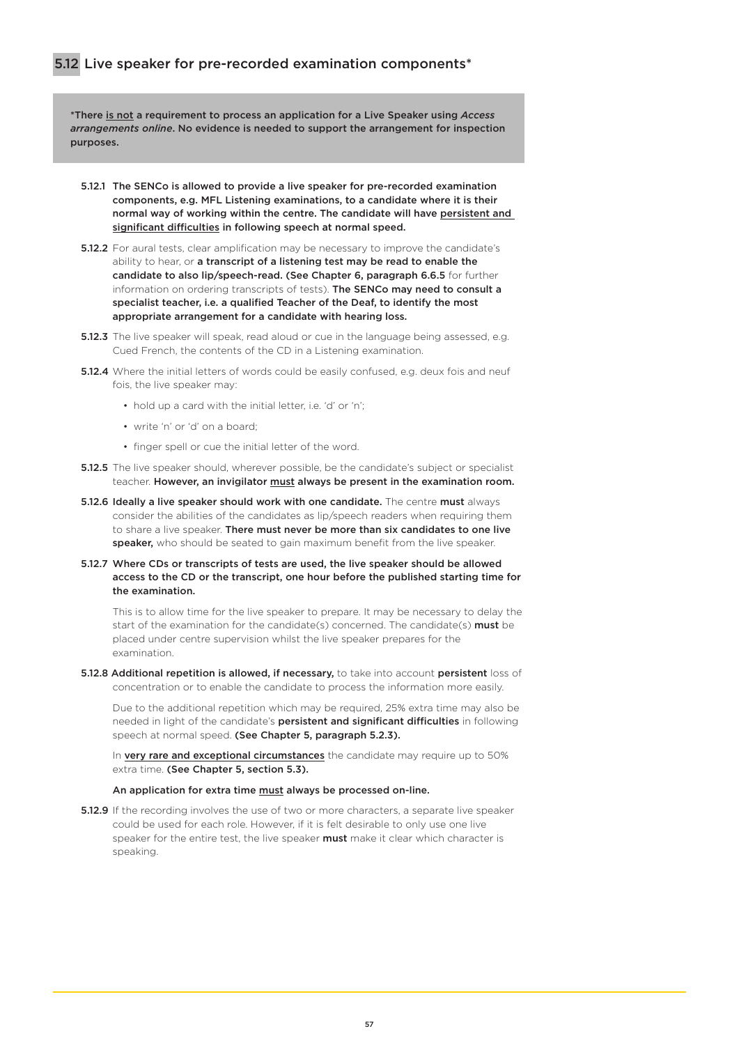## 5.12 Live speaker for pre-recorded examination components*

**\*There is not a requirement to process an application for a Live Speaker using *Access arrangements online*. No evidence is needed to support the arrangement for inspection purposes.**

**5.12.1** **The SENCo is allowed to provide a live speaker for pre-recorded examination components, e.g. MFL Listening examinations, to a candidate where it is their normal way of working within the centre. The candidate will have persistent and significant difficulties in following speech at normal speed.**

**5.12.2** For aural tests, clear amplification may be necessary to improve the candidate's ability to hear, or **a transcript of a listening test may be read to enable the candidate to also lip/speech-read. (See Chapter 6, paragraph 6.6.5** for further information on ordering transcripts of tests). **The SENCo may need to consult a specialist teacher, i.e. a qualified Teacher of the Deaf, to identify the most appropriate arrangement for a candidate with hearing loss.**

**5.12.3** The live speaker will speak, read aloud or cue in the language being assessed, e.g. Cued French, the contents of the CD in a Listening examination.

**5.12.4** Where the initial letters of words could be easily confused, e.g. deux fois and neuf fois, the live speaker may:

- hold up a card with the initial letter, i.e. 'd' or 'n';
- write 'n' or 'd' on a board;
- finger spell or cue the initial letter of the word.

**5.12.5** The live speaker should, wherever possible, be the candidate's subject or specialist teacher. **However, an invigilator must always be present in the examination room.**

**5.12.6** **Ideally a live speaker should work with one candidate.** The centre **must** always consider the abilities of the candidates as lip/speech readers when requiring them to share a live speaker. **There must never be more than six candidates to one live speaker,** who should be seated to gain maximum benefit from the live speaker.

**5.12.7** **Where CDs or transcripts of tests are used, the live speaker should be allowed access to the CD or the transcript, one hour before the published starting time for the examination.**

This is to allow time for the live speaker to prepare. It may be necessary to delay the start of the examination for the candidate(s) concerned. The candidate(s) **must** be placed under centre supervision whilst the live speaker prepares for the examination.

**5.12.8** **Additional repetition is allowed, if necessary,** to take into account **persistent** loss of concentration or to enable the candidate to process the information more easily.

Due to the additional repetition which may be required, 25% extra time may also be needed in light of the candidate's **persistent and significant difficulties** in following speech at normal speed. **(See Chapter 5, paragraph 5.2.3).**

In **very rare and exceptional circumstances** the candidate may require up to 50% extra time. **(See Chapter 5, section 5.3).**

**An application for extra time must always be processed on-line.**

**5.12.9** If the recording involves the use of two or more characters, a separate live speaker could be used for each role. However, if it is felt desirable to only use one live speaker for the entire test, the live speaker **must** make it clear which character is speaking.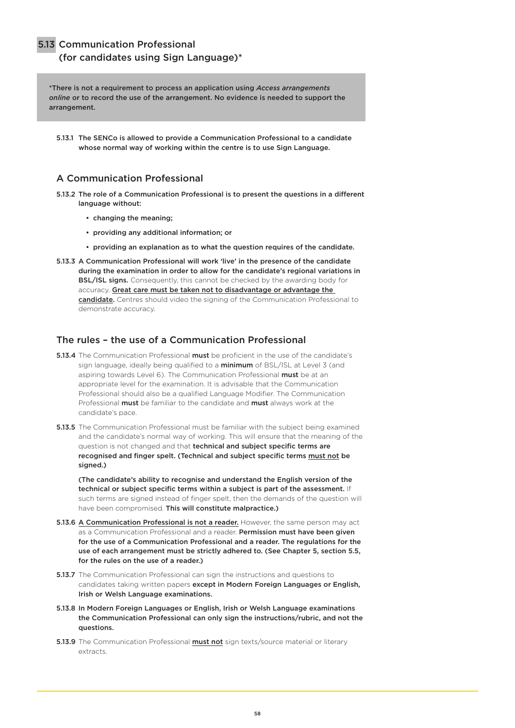## 5.13 Communication Professional (for candidates using Sign Language)*

**\*There is not a requirement to process an application using *Access arrangements online* or to record the use of the arrangement. No evidence is needed to support the arrangement.**

**5.13.1** **The SENCo is allowed to provide a Communication Professional to a candidate whose normal way of working within the centre is to use Sign Language.**

### A Communication Professional

**5.13.2** **The role of a Communication Professional is to present the questions in a different language without:**

- **changing the meaning;**
- **providing any additional information; or**
- **providing an explanation as to what the question requires of the candidate.**

**5.13.3** **A Communication Professional will work 'live' in the presence of the candidate during the examination in order to allow for the candidate's regional variations in BSL/ISL signs.** Consequently, this cannot be checked by the awarding body for accuracy. **<u>Great care must be taken not to disadvantage or advantage the candidate</u>.** Centres should video the signing of the Communication Professional to demonstrate accuracy.

### The rules – the use of a Communication Professional

**5.13.4** The Communication Professional **must** be proficient in the use of the candidate's sign language, ideally being qualified to a **minimum** of BSL/ISL at Level 3 (and aspiring towards Level 6). The Communication Professional **must** be at an appropriate level for the examination. It is advisable that the Communication Professional should also be a qualified Language Modifier. The Communication Professional **must** be familiar to the candidate and **must** always work at the candidate's pace.

**5.13.5** The Communication Professional must be familiar with the subject being examined and the candidate's normal way of working. This will ensure that the meaning of the question is not changed and that **technical and subject specific terms are recognised and finger spelt. (Technical and subject specific terms <u>must not</u> be signed.)**

**(The candidate's ability to recognise and understand the English version of the technical or subject specific terms within a subject is part of the assessment.** If such terms are signed instead of finger spelt, then the demands of the question will have been compromised. **This will constitute malpractice.)**

**5.13.6** **<u>A Communication Professional is not a reader.</u>** However, the same person may act as a Communication Professional and a reader. **Permission must have been given for the use of a Communication Professional and a reader. The regulations for the use of each arrangement must be strictly adhered to. (See Chapter 5, section 5.5, for the rules on the use of a reader.)**

**5.13.7** The Communication Professional can sign the instructions and questions to candidates taking written papers **except in Modern Foreign Languages or English, Irish or Welsh Language examinations.**

**5.13.8** **In Modern Foreign Languages or English, Irish or Welsh Language examinations the Communication Professional can only sign the instructions/rubric, and not the questions.**

**5.13.9** The Communication Professional **<u>must not</u>** sign texts/source material or literary extracts.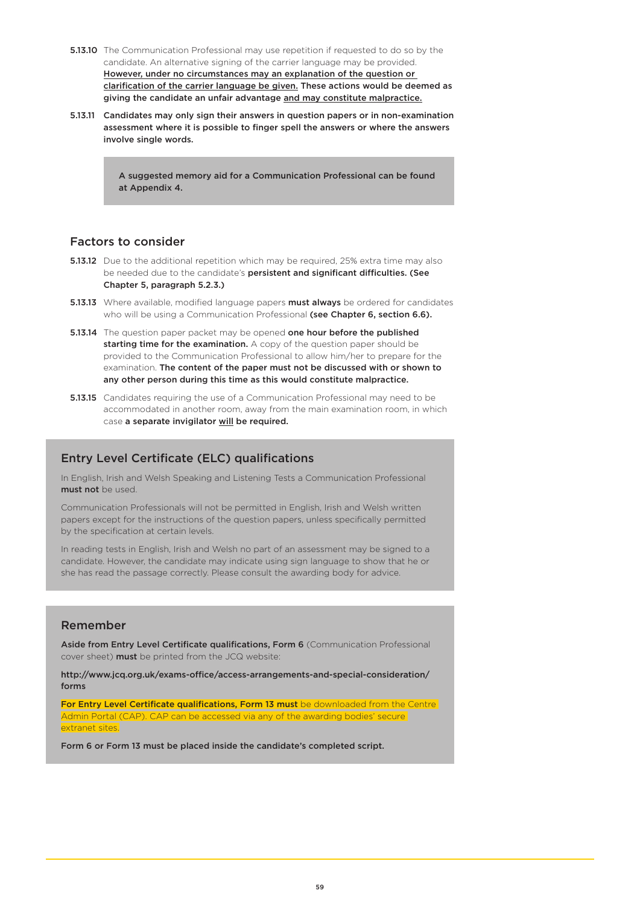**5.13.10** The Communication Professional may use repetition if requested to do so by the candidate. An alternative signing of the carrier language may be provided. **However, under no circumstances may an explanation of the question or clarification of the carrier language be given. These actions would be deemed as giving the candidate an unfair advantage and may constitute malpractice.**

**5.13.11 Candidates may only sign their answers in question papers or in non-examination assessment where it is possible to finger spell the answers or where the answers involve single words.**

> **A suggested memory aid for a Communication Professional can be found at Appendix 4.**

## Factors to consider

**5.13.12** Due to the additional repetition which may be required, 25% extra time may also be needed due to the candidate's **persistent and significant difficulties. (See Chapter 5, paragraph 5.2.3.)**

**5.13.13** Where available, modified language papers **must always** be ordered for candidates who will be using a Communication Professional **(see Chapter 6, section 6.6).**

**5.13.14** The question paper packet may be opened **one hour before the published starting time for the examination.** A copy of the question paper should be provided to the Communication Professional to allow him/her to prepare for the examination. **The content of the paper must not be discussed with or shown to any other person during this time as this would constitute malpractice.**

**5.13.15** Candidates requiring the use of a Communication Professional may need to be accommodated in another room, away from the main examination room, in which case **a separate invigilator will be required.**

## Entry Level Certificate (ELC) qualifications

In English, Irish and Welsh Speaking and Listening Tests a Communication Professional **must not** be used.

Communication Professionals will not be permitted in English, Irish and Welsh written papers except for the instructions of the question papers, unless specifically permitted by the specification at certain levels.

In reading tests in English, Irish and Welsh no part of an assessment may be signed to a candidate. However, the candidate may indicate using sign language to show that he or she has read the passage correctly. Please consult the awarding body for advice.

## Remember

**Aside from Entry Level Certificate qualifications, Form 6** (Communication Professional cover sheet) **must** be printed from the JCQ website:

**http://www.jcq.org.uk/exams-office/access-arrangements-and-special-consideration/forms**

**For Entry Level Certificate qualifications, Form 13 must** be downloaded from the Centre Admin Portal (CAP). CAP can be accessed via any of the awarding bodies' secure extranet sites.

**Form 6 or Form 13 must be placed inside the candidate's completed script.**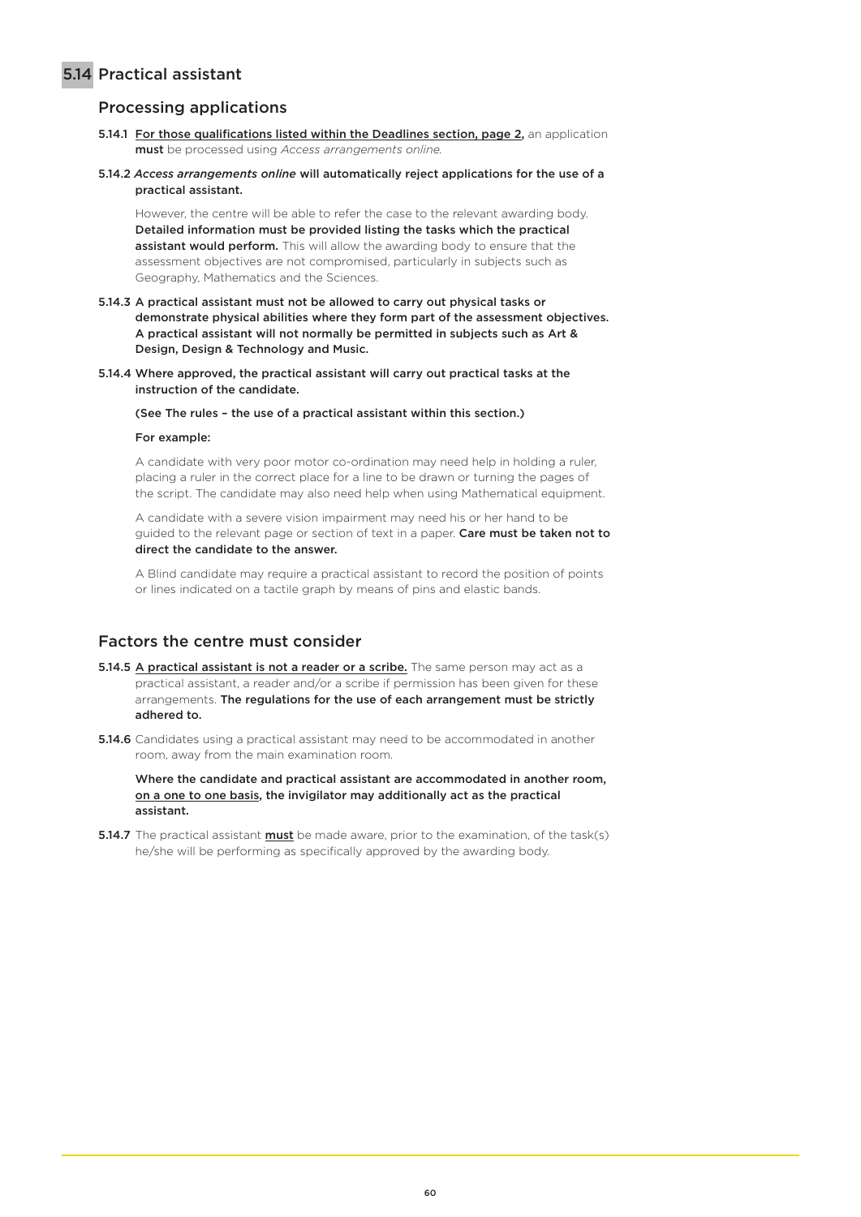## 5.14 Practical assistant

### Processing applications

5.14.1 For those qualifications listed within the Deadlines section, page 2, an application **must** be processed using *Access arrangements online*.

5.14.2 ***Access arrangements online* will automatically reject applications for the use of a practical assistant.**

However, the centre will be able to refer the case to the relevant awarding body. **Detailed information must be provided listing the tasks which the practical assistant would perform.** This will allow the awarding body to ensure that the assessment objectives are not compromised, particularly in subjects such as Geography, Mathematics and the Sciences.

5.14.3 **A practical assistant must not be allowed to carry out physical tasks or demonstrate physical abilities where they form part of the assessment objectives. A practical assistant will not normally be permitted in subjects such as Art & Design, Design & Technology and Music.**

5.14.4 **Where approved, the practical assistant will carry out practical tasks at the instruction of the candidate.**

**(See The rules – the use of a practical assistant within this section.)**

**For example:**

A candidate with very poor motor co-ordination may need help in holding a ruler, placing a ruler in the correct place for a line to be drawn or turning the pages of the script. The candidate may also need help when using Mathematical equipment.

A candidate with a severe vision impairment may need his or her hand to be guided to the relevant page or section of text in a paper. **Care must be taken not to direct the candidate to the answer.**

A Blind candidate may require a practical assistant to record the position of points or lines indicated on a tactile graph by means of pins and elastic bands.

### Factors the centre must consider

5.14.5 A practical assistant is not a reader or a scribe. The same person may act as a practical assistant, a reader and/or a scribe if permission has been given for these arrangements. **The regulations for the use of each arrangement must be strictly adhered to.**

5.14.6 Candidates using a practical assistant may need to be accommodated in another room, away from the main examination room.

**Where the candidate and practical assistant are accommodated in another room, on a one to one basis, the invigilator may additionally act as the practical assistant.**

5.14.7 The practical assistant **must** be made aware, prior to the examination, of the task(s) he/she will be performing as specifically approved by the awarding body.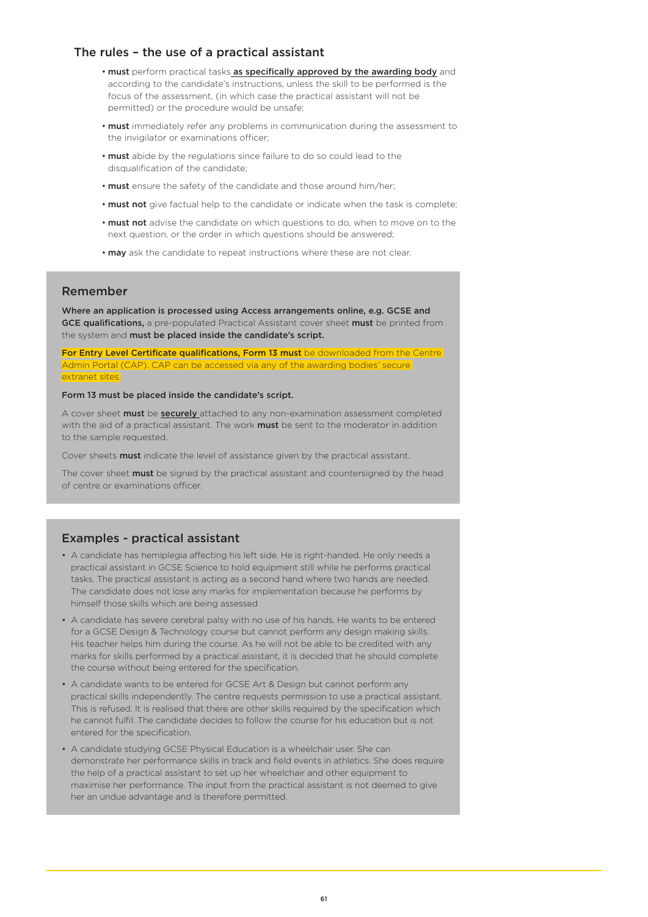## The rules – the use of a practical assistant

- **must** perform practical tasks **as specifically approved by the awarding body** and according to the candidate's instructions, unless the skill to be performed is the focus of the assessment, (in which case the practical assistant will not be permitted) or the procedure would be unsafe;
- **must** immediately refer any problems in communication during the assessment to the invigilator or examinations officer;
- **must** abide by the regulations since failure to do so could lead to the disqualification of the candidate;
- **must** ensure the safety of the candidate and those around him/her;
- **must not** give factual help to the candidate or indicate when the task is complete;
- **must not** advise the candidate on which questions to do, when to move on to the next question, or the order in which questions should be answered;
- **may** ask the candidate to repeat instructions where these are not clear.

### Remember

**Where an application is processed using Access arrangements online, e.g. GCSE and GCE qualifications,** a pre-populated Practical Assistant cover sheet **must** be printed from the system and **must be placed inside the candidate's script.**

**For Entry Level Certificate qualifications, Form 13 must** be downloaded from the Centre Admin Portal (CAP). CAP can be accessed via any of the awarding bodies' secure extranet sites.

**Form 13 must be placed inside the candidate's script.**

A cover sheet **must** be **securely** attached to any non-examination assessment completed with the aid of a practical assistant. The work **must** be sent to the moderator in addition to the sample requested.

Cover sheets **must** indicate the level of assistance given by the practical assistant.

The cover sheet **must** be signed by the practical assistant and countersigned by the head of centre or examinations officer.

### Examples - practical assistant

- A candidate has hemiplegia affecting his left side. He is right-handed. He only needs a practical assistant in GCSE Science to hold equipment still while he performs practical tasks. The practical assistant is acting as a second hand where two hands are needed. The candidate does not lose any marks for implementation because he performs by himself those skills which are being assessed
- A candidate has severe cerebral palsy with no use of his hands. He wants to be entered for a GCSE Design & Technology course but cannot perform any design making skills. His teacher helps him during the course. As he will not be able to be credited with any marks for skills performed by a practical assistant, it is decided that he should complete the course without being entered for the specification.
- A candidate wants to be entered for GCSE Art & Design but cannot perform any practical skills independently. The centre requests permission to use a practical assistant. This is refused. It is realised that there are other skills required by the specification which he cannot fulfil. The candidate decides to follow the course for his education but is not entered for the specification.
- A candidate studying GCSE Physical Education is a wheelchair user. She can demonstrate her performance skills in track and field events in athletics. She does require the help of a practical assistant to set up her wheelchair and other equipment to maximise her performance. The input from the practical assistant is not deemed to give her an undue advantage and is therefore permitted.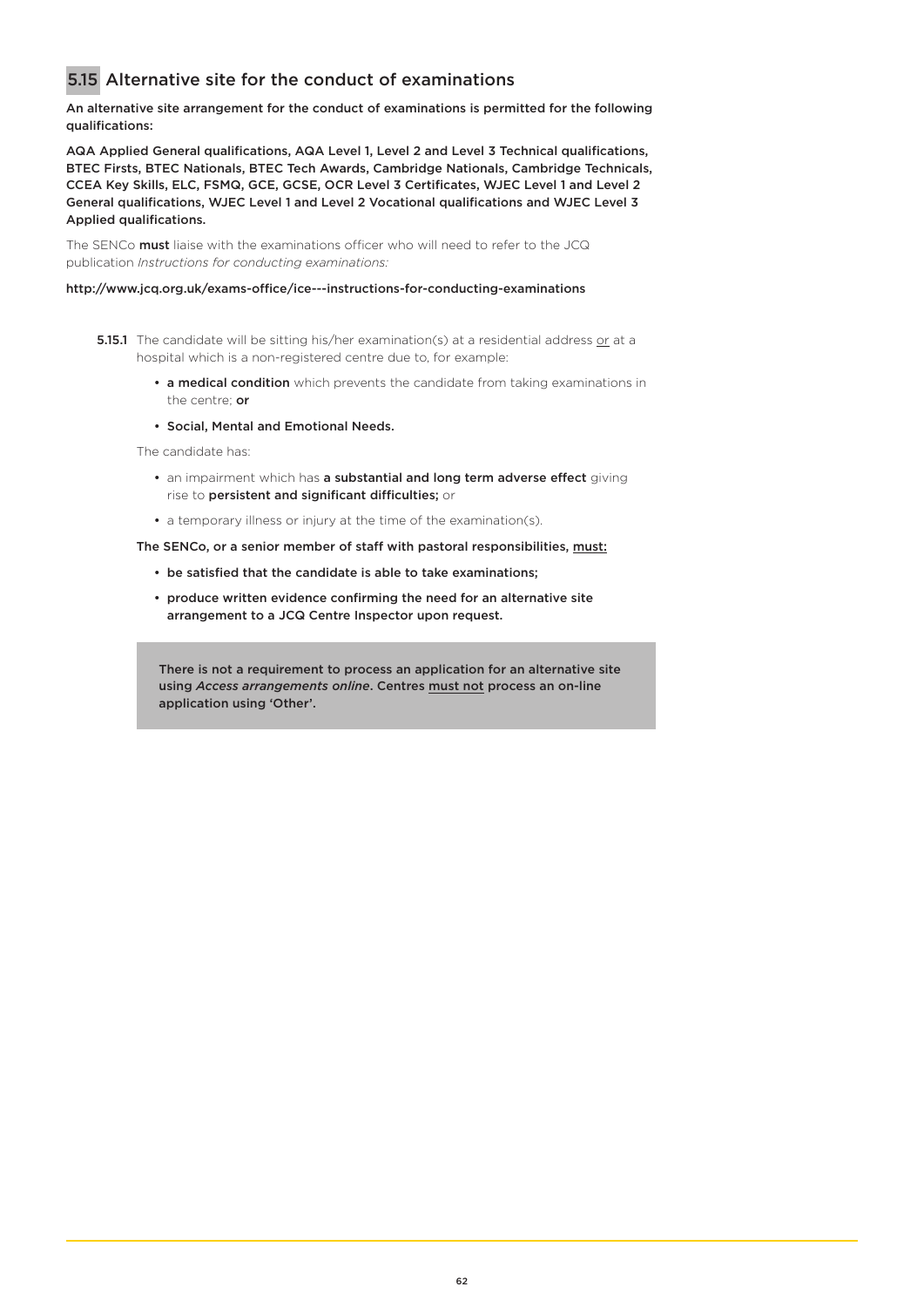## 5.15 Alternative site for the conduct of examinations

**An alternative site arrangement for the conduct of examinations is permitted for the following qualifications:**

**AQA Applied General qualifications, AQA Level 1, Level 2 and Level 3 Technical qualifications, BTEC Firsts, BTEC Nationals, BTEC Tech Awards, Cambridge Nationals, Cambridge Technicals, CCEA Key Skills, ELC, FSMQ, GCE, GCSE, OCR Level 3 Certificates, WJEC Level 1 and Level 2 General qualifications, WJEC Level 1 and Level 2 Vocational qualifications and WJEC Level 3 Applied qualifications.**

The SENCo **must** liaise with the examinations officer who will need to refer to the JCQ publication *Instructions for conducting examinations:*

**http://www.jcq.org.uk/exams-office/ice---instructions-for-conducting-examinations**

**5.15.1** The candidate will be sitting his/her examination(s) at a residential address or at a hospital which is a non-registered centre due to, for example:

- **a medical condition** which prevents the candidate from taking examinations in the centre; **or**
- **Social, Mental and Emotional Needs.**

The candidate has:

- an impairment which has **a substantial and long term adverse effect** giving rise to **persistent and significant difficulties;** or
- a temporary illness or injury at the time of the examination(s).

**The SENCo, or a senior member of staff with pastoral responsibilities, must:**

- **be satisfied that the candidate is able to take examinations;**
- **produce written evidence confirming the need for an alternative site arrangement to a JCQ Centre Inspector upon request.**

> **There is not a requirement to process an application for an alternative site using *Access arrangements online*. Centres must not process an on-line application using 'Other'.**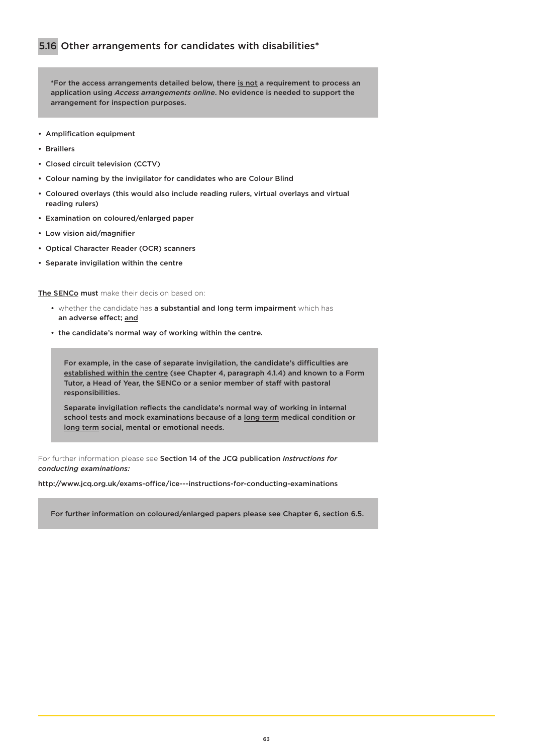## 5.16 Other arrangements for candidates with disabilities*

**\*For the access arrangements detailed below, there is not a requirement to process an application using *Access arrangements online*. No evidence is needed to support the arrangement for inspection purposes.**

- Amplification equipment
- Braillers
- Closed circuit television (CCTV)
- Colour naming by the invigilator for candidates who are Colour Blind
- Coloured overlays (this would also include reading rulers, virtual overlays and virtual reading rulers)
- Examination on coloured/enlarged paper
- Low vision aid/magnifier
- Optical Character Reader (OCR) scanners
- Separate invigilation within the centre

**The SENCo must** make their decision based on:

- whether the candidate has **a substantial and long term impairment** which has **an adverse effect; and**
- **the candidate's normal way of working within the centre.**

> **For example, in the case of separate invigilation, the candidate's difficulties are established within the centre (see Chapter 4, paragraph 4.1.4) and known to a Form Tutor, a Head of Year, the SENCo or a senior member of staff with pastoral responsibilities.**
>
> **Separate invigilation reflects the candidate's normal way of working in internal school tests and mock examinations because of a long term medical condition or long term social, mental or emotional needs.**

For further information please see **Section 14 of the JCQ publication *Instructions for conducting examinations:***

**http://www.jcq.org.uk/exams-office/ice---instructions-for-conducting-examinations**

> **For further information on coloured/enlarged papers please see Chapter 6, section 6.5.**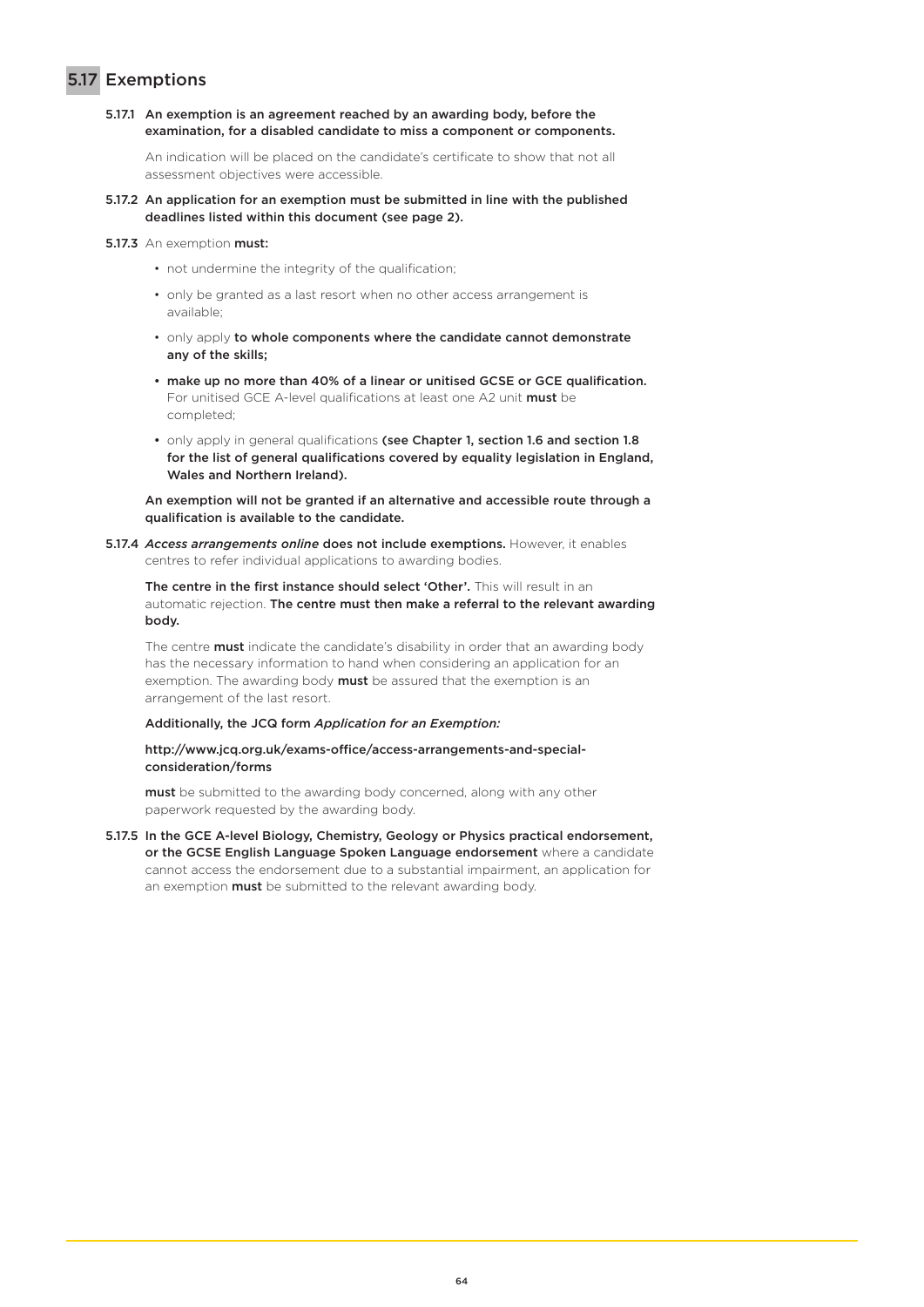## 5.17 Exemptions

5.17.1 **An exemption is an agreement reached by an awarding body, before the examination, for a disabled candidate to miss a component or components.**

An indication will be placed on the candidate's certificate to show that not all assessment objectives were accessible.

5.17.2 **An application for an exemption must be submitted in line with the published deadlines listed within this document (see page 2).**

5.17.3 An exemption **must:**

- not undermine the integrity of the qualification;
- only be granted as a last resort when no other access arrangement is available;
- only apply **to whole components where the candidate cannot demonstrate any of the skills;**
- **make up no more than 40% of a linear or unitised GCSE or GCE qualification.** For unitised GCE A-level qualifications at least one A2 unit **must** be completed;
- only apply in general qualifications **(see Chapter 1, section 1.6 and section 1.8 for the list of general qualifications covered by equality legislation in England, Wales and Northern Ireland).**

**An exemption will not be granted if an alternative and accessible route through a qualification is available to the candidate.**

5.17.4 ***Access arrangements online*** **does not include exemptions.** However, it enables centres to refer individual applications to awarding bodies.

**The centre in the first instance should select 'Other'.** This will result in an automatic rejection. **The centre must then make a referral to the relevant awarding body.**

The centre **must** indicate the candidate's disability in order that an awarding body has the necessary information to hand when considering an application for an exemption. The awarding body **must** be assured that the exemption is an arrangement of the last resort.

**Additionally, the JCQ form *Application for an Exemption:***

**http://www.jcq.org.uk/exams-office/access-arrangements-and-special-consideration/forms**

**must** be submitted to the awarding body concerned, along with any other paperwork requested by the awarding body.

5.17.5 **In the GCE A-level Biology, Chemistry, Geology or Physics practical endorsement, or the GCSE English Language Spoken Language endorsement** where a candidate cannot access the endorsement due to a substantial impairment, an application for an exemption **must** be submitted to the relevant awarding body.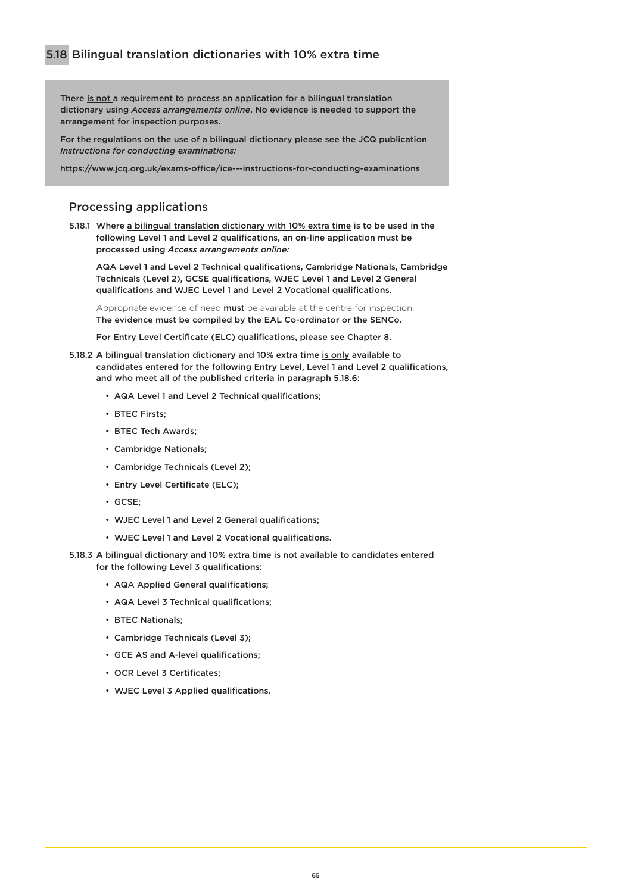## 5.18 Bilingual translation dictionaries with 10% extra time

> **There is not a requirement to process an application for a bilingual translation dictionary using *Access arrangements online*. No evidence is needed to support the arrangement for inspection purposes.**
>
> **For the regulations on the use of a bilingual dictionary please see the JCQ publication *Instructions for conducting examinations:***
>
> **https://www.jcq.org.uk/exams-office/ice---instructions-for-conducting-examinations**

### Processing applications

**5.18.1** Where a bilingual translation dictionary with 10% extra time is to be used in the following Level 1 and Level 2 qualifications, an on-line application must be processed using *Access arrangements online:*

**AQA Level 1 and Level 2 Technical qualifications, Cambridge Nationals, Cambridge Technicals (Level 2), GCSE qualifications, WJEC Level 1 and Level 2 General qualifications and WJEC Level 1 and Level 2 Vocational qualifications.**

Appropriate evidence of need **must** be available at the centre for inspection. **The evidence must be compiled by the EAL Co-ordinator or the SENCo.**

**For Entry Level Certificate (ELC) qualifications, please see Chapter 8.**

**5.18.2** A bilingual translation dictionary and 10% extra time is only available to candidates entered for the following Entry Level, Level 1 and Level 2 qualifications, and who meet all of the published criteria in paragraph 5.18.6:

- AQA Level 1 and Level 2 Technical qualifications;
- BTEC Firsts;
- BTEC Tech Awards;
- Cambridge Nationals;
- Cambridge Technicals (Level 2);
- Entry Level Certificate (ELC);
- GCSE;
- WJEC Level 1 and Level 2 General qualifications;
- WJEC Level 1 and Level 2 Vocational qualifications.

**5.18.3** A bilingual dictionary and 10% extra time is not available to candidates entered for the following Level 3 qualifications:

- AQA Applied General qualifications;
- AQA Level 3 Technical qualifications;
- BTEC Nationals;
- Cambridge Technicals (Level 3);
- GCE AS and A-level qualifications;
- OCR Level 3 Certificates;
- WJEC Level 3 Applied qualifications.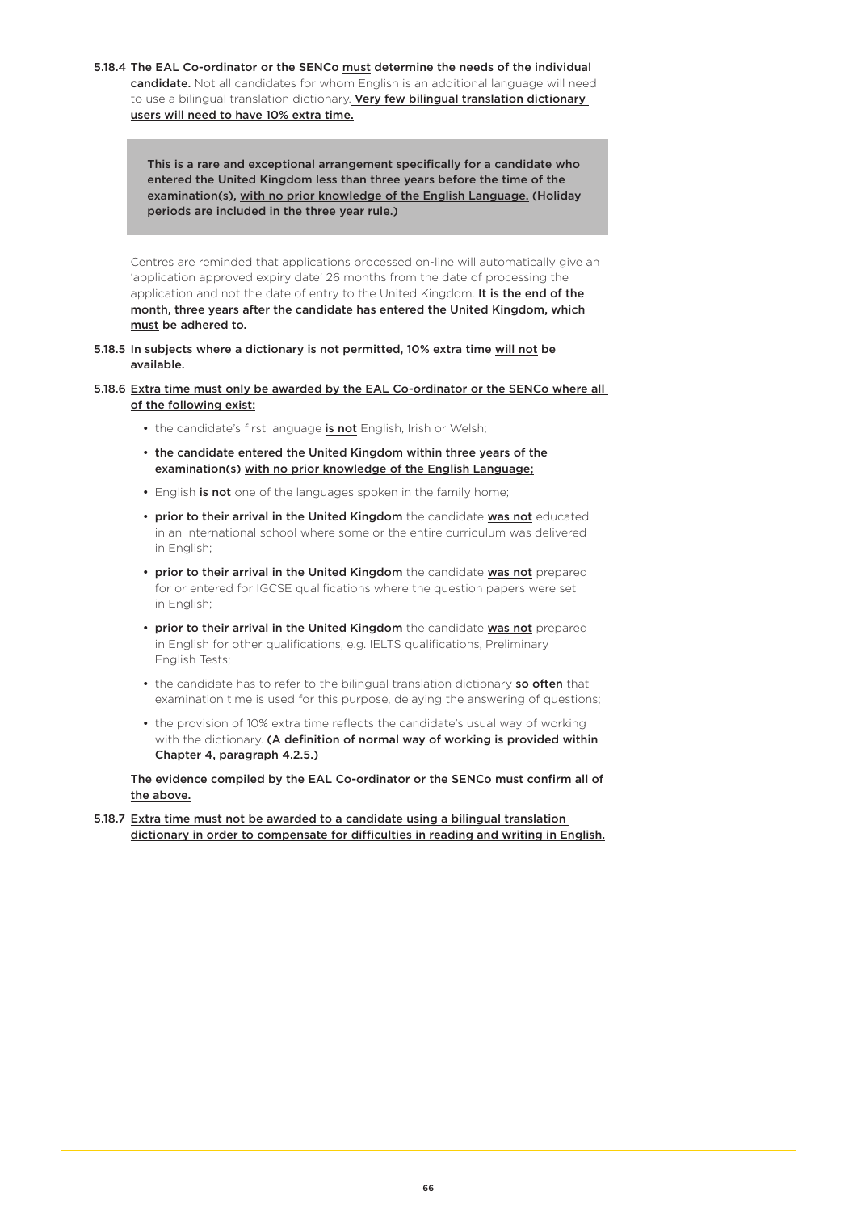5.18.4 **The EAL Co-ordinator or the SENCo must determine the needs of the individual candidate.** Not all candidates for whom English is an additional language will need to use a bilingual translation dictionary. **Very few bilingual translation dictionary users will need to have 10% extra time.**

> **This is a rare and exceptional arrangement specifically for a candidate who entered the United Kingdom less than three years before the time of the examination(s), with no prior knowledge of the English Language. (Holiday periods are included in the three year rule.)**

Centres are reminded that applications processed on-line will automatically give an 'application approved expiry date' 26 months from the date of processing the application and not the date of entry to the United Kingdom. **It is the end of the month, three years after the candidate has entered the United Kingdom, which must be adhered to.**

5.18.5 **In subjects where a dictionary is not permitted, 10% extra time will not be available.**

5.18.6 **Extra time must only be awarded by the EAL Co-ordinator or the SENCo where all of the following exist:**

- the candidate's first language **is not** English, Irish or Welsh;
- **the candidate entered the United Kingdom within three years of the examination(s) with no prior knowledge of the English Language;**
- English **is not** one of the languages spoken in the family home;
- **prior to their arrival in the United Kingdom** the candidate **was not** educated in an International school where some or the entire curriculum was delivered in English;
- **prior to their arrival in the United Kingdom** the candidate **was not** prepared for or entered for IGCSE qualifications where the question papers were set in English;
- **prior to their arrival in the United Kingdom** the candidate **was not** prepared in English for other qualifications, e.g. IELTS qualifications, Preliminary English Tests;
- the candidate has to refer to the bilingual translation dictionary **so often** that examination time is used for this purpose, delaying the answering of questions;
- the provision of 10% extra time reflects the candidate's usual way of working with the dictionary. **(A definition of normal way of working is provided within Chapter 4, paragraph 4.2.5.)**

**The evidence compiled by the EAL Co-ordinator or the SENCo must confirm all of the above.**

5.18.7 **Extra time must not be awarded to a candidate using a bilingual translation dictionary in order to compensate for difficulties in reading and writing in English.**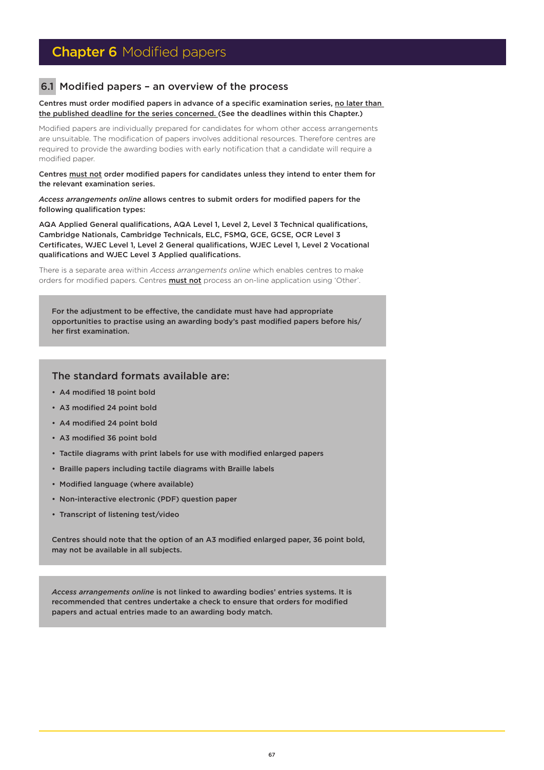# Chapter 6 Modified papers

## 6.1 Modified papers – an overview of the process

**Centres must order modified papers in advance of a specific examination series, no later than the published deadline for the series concerned. (See the deadlines within this Chapter.)**

Modified papers are individually prepared for candidates for whom other access arrangements are unsuitable. The modification of papers involves additional resources. Therefore centres are required to provide the awarding bodies with early notification that a candidate will require a modified paper.

**Centres must not order modified papers for candidates unless they intend to enter them for the relevant examination series.**

***Access arrangements online* allows centres to submit orders for modified papers for the following qualification types:**

**AQA Applied General qualifications, AQA Level 1, Level 2, Level 3 Technical qualifications, Cambridge Nationals, Cambridge Technicals, ELC, FSMQ, GCE, GCSE, OCR Level 3 Certificates, WJEC Level 1, Level 2 General qualifications, WJEC Level 1, Level 2 Vocational qualifications and WJEC Level 3 Applied qualifications.**

There is a separate area within *Access arrangements online* which enables centres to make orders for modified papers. Centres **must not** process an on-line application using 'Other'.

**For the adjustment to be effective, the candidate must have had appropriate opportunities to practise using an awarding body's past modified papers before his/her first examination.**

### The standard formats available are:

- **A4 modified 18 point bold**
- **A3 modified 24 point bold**
- **A4 modified 24 point bold**
- **A3 modified 36 point bold**
- **Tactile diagrams with print labels for use with modified enlarged papers**
- **Braille papers including tactile diagrams with Braille labels**
- **Modified language (where available)**
- **Non-interactive electronic (PDF) question paper**
- **Transcript of listening test/video**

**Centres should note that the option of an A3 modified enlarged paper, 36 point bold, may not be available in all subjects.**

***Access arrangements online* is not linked to awarding bodies' entries systems. It is recommended that centres undertake a check to ensure that orders for modified papers and actual entries made to an awarding body match.**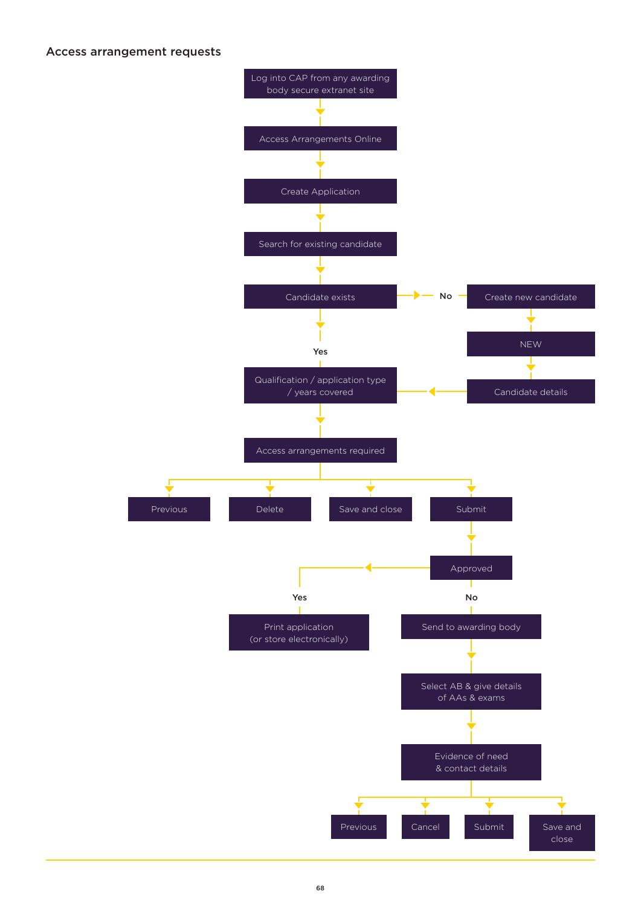## Access arrangement requests

- Log into CAP from any awarding body secure extranet site
- Access Arrangements Online
- Create Application
- Search for existing candidate
- Candidate exists
  - No → Create new candidate → NEW → Candidate details → Qualification / application type / years covered
  - Yes → Qualification / application type / years covered
- Access arrangements required
  - Previous
  - Delete
  - Save and close
  - Submit
- Approved
  - Yes → Print application (or store electronically)
  - No → Send to awarding body
- Select AB & give details of AAs & exams
- Evidence of need & contact details
  - Previous
  - Cancel
  - Submit
  - Save and close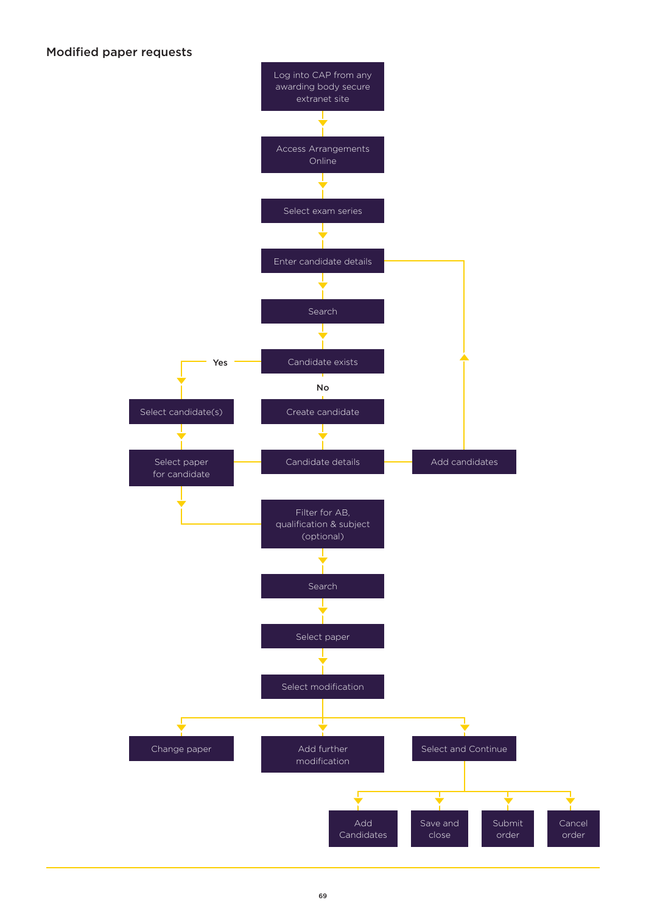## Modified paper requests

Log into CAP from any awarding body secure extranet site

Access Arrangements Online

Select exam series

Enter candidate details

Search

Candidate exists

Yes

No

Select candidate(s)

Create candidate

Select paper for candidate

Candidate details

Add candidates

Filter for AB, qualification & subject (optional)

Search

Select paper

Select modification

Change paper

Add further modification

Select and Continue

Add Candidates

Save and close

Submit order

Cancel order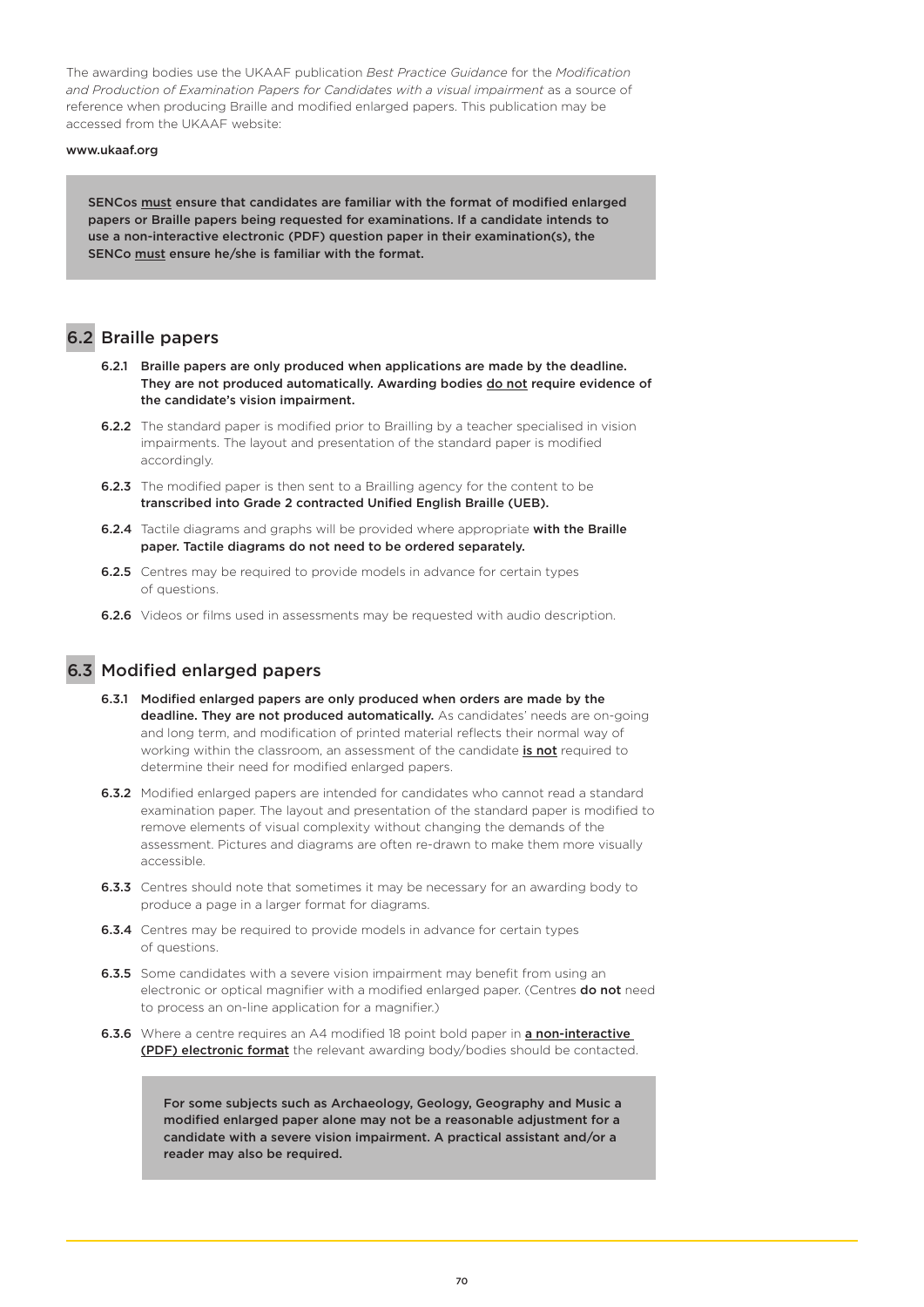The awarding bodies use the UKAAF publication *Best Practice Guidance* for the *Modification and Production of Examination Papers for Candidates with a visual impairment* as a source of reference when producing Braille and modified enlarged papers. This publication may be accessed from the UKAAF website:

**www.ukaaf.org**

> **SENCos must ensure that candidates are familiar with the format of modified enlarged papers or Braille papers being requested for examinations. If a candidate intends to use a non-interactive electronic (PDF) question paper in their examination(s), the SENCo must ensure he/she is familiar with the format.**

## 6.2 Braille papers

**6.2.1** **Braille papers are only produced when applications are made by the deadline. They are not produced automatically. Awarding bodies do not require evidence of the candidate's vision impairment.**

**6.2.2** The standard paper is modified prior to Brailling by a teacher specialised in vision impairments. The layout and presentation of the standard paper is modified accordingly.

**6.2.3** The modified paper is then sent to a Brailling agency for the content to be **transcribed into Grade 2 contracted Unified English Braille (UEB).**

**6.2.4** Tactile diagrams and graphs will be provided where appropriate **with the Braille paper. Tactile diagrams do not need to be ordered separately.**

**6.2.5** Centres may be required to provide models in advance for certain types of questions.

**6.2.6** Videos or films used in assessments may be requested with audio description.

## 6.3 Modified enlarged papers

**6.3.1** **Modified enlarged papers are only produced when orders are made by the deadline. They are not produced automatically.** As candidates' needs are on-going and long term, and modification of printed material reflects their normal way of working within the classroom, an assessment of the candidate **is not** required to determine their need for modified enlarged papers.

**6.3.2** Modified enlarged papers are intended for candidates who cannot read a standard examination paper. The layout and presentation of the standard paper is modified to remove elements of visual complexity without changing the demands of the assessment. Pictures and diagrams are often re-drawn to make them more visually accessible.

**6.3.3** Centres should note that sometimes it may be necessary for an awarding body to produce a page in a larger format for diagrams.

**6.3.4** Centres may be required to provide models in advance for certain types of questions.

**6.3.5** Some candidates with a severe vision impairment may benefit from using an electronic or optical magnifier with a modified enlarged paper. (Centres **do not** need to process an on-line application for a magnifier.)

**6.3.6** Where a centre requires an A4 modified 18 point bold paper in **a non-interactive (PDF) electronic format** the relevant awarding body/bodies should be contacted.

> **For some subjects such as Archaeology, Geology, Geography and Music a modified enlarged paper alone may not be a reasonable adjustment for a candidate with a severe vision impairment. A practical assistant and/or a reader may also be required.**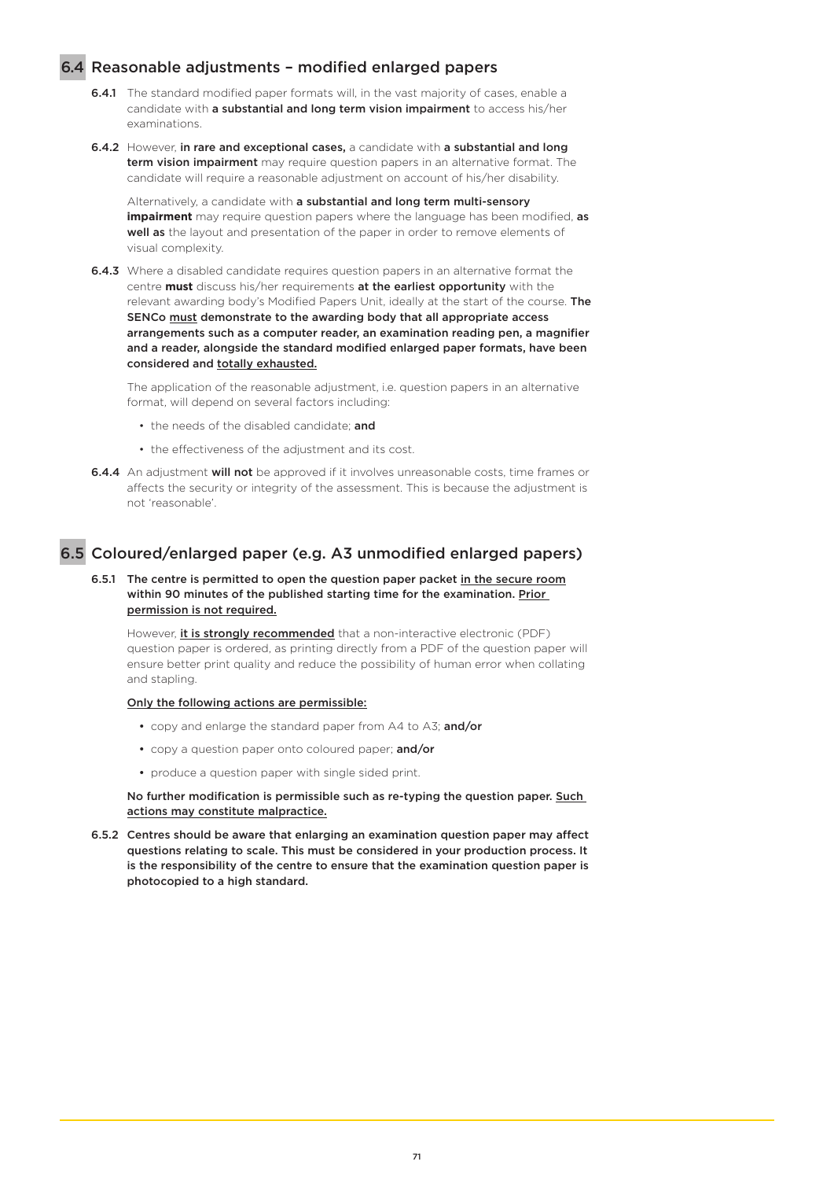## 6.4 Reasonable adjustments – modified enlarged papers

**6.4.1** The standard modified paper formats will, in the vast majority of cases, enable a candidate with **a substantial and long term vision impairment** to access his/her examinations.

**6.4.2** However, **in rare and exceptional cases,** a candidate with **a substantial and long term vision impairment** may require question papers in an alternative format. The candidate will require a reasonable adjustment on account of his/her disability.

Alternatively, a candidate with **a substantial and long term multi-sensory impairment** may require question papers where the language has been modified, **as well as** the layout and presentation of the paper in order to remove elements of visual complexity.

**6.4.3** Where a disabled candidate requires question papers in an alternative format the centre **must** discuss his/her requirements **at the earliest opportunity** with the relevant awarding body's Modified Papers Unit, ideally at the start of the course. **The SENCo <u>must</u> demonstrate to the awarding body that all appropriate access arrangements such as a computer reader, an examination reading pen, a magnifier and a reader, alongside the standard modified enlarged paper formats, have been considered and <u>totally exhausted.</u>**

The application of the reasonable adjustment, i.e. question papers in an alternative format, will depend on several factors including:

- the needs of the disabled candidate; **and**
- the effectiveness of the adjustment and its cost.

**6.4.4** An adjustment **will not** be approved if it involves unreasonable costs, time frames or affects the security or integrity of the assessment. This is because the adjustment is not 'reasonable'.

## 6.5 Coloured/enlarged paper (e.g. A3 unmodified enlarged papers)

**6.5.1 The centre is permitted to open the question paper packet <u>in the secure room</u> within 90 minutes of the published starting time for the examination. <u>Prior permission is not required.</u>**

However, **<u>it is strongly recommended</u>** that a non-interactive electronic (PDF) question paper is ordered, as printing directly from a PDF of the question paper will ensure better print quality and reduce the possibility of human error when collating and stapling.

**<u>Only the following actions are permissible:</u>**

- copy and enlarge the standard paper from A4 to A3; **and/or**
- copy a question paper onto coloured paper; **and/or**
- produce a question paper with single sided print.

**No further modification is permissible such as re-typing the question paper. <u>Such actions may constitute malpractice.</u>**

**6.5.2 Centres should be aware that enlarging an examination question paper may affect questions relating to scale. This must be considered in your production process. It is the responsibility of the centre to ensure that the examination question paper is photocopied to a high standard.**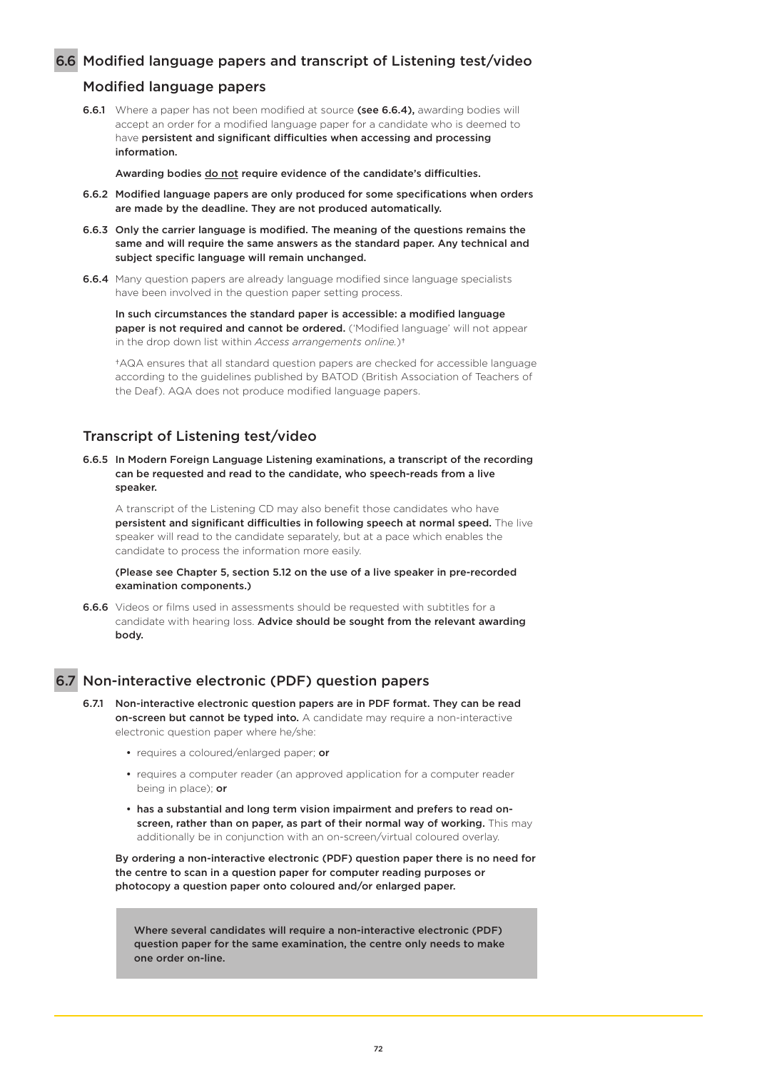## 6.6 Modified language papers and transcript of Listening test/video

### Modified language papers

**6.6.1** Where a paper has not been modified at source **(see 6.6.4),** awarding bodies will accept an order for a modified language paper for a candidate who is deemed to have **persistent and significant difficulties when accessing and processing information.**

**Awarding bodies do not require evidence of the candidate's difficulties.**

**6.6.2 Modified language papers are only produced for some specifications when orders are made by the deadline. They are not produced automatically.**

**6.6.3 Only the carrier language is modified. The meaning of the questions remains the same and will require the same answers as the standard paper. Any technical and subject specific language will remain unchanged.**

**6.6.4** Many question papers are already language modified since language specialists have been involved in the question paper setting process.

**In such circumstances the standard paper is accessible: a modified language paper is not required and cannot be ordered.** ('Modified language' will not appear in the drop down list within *Access arrangements online.*)†

†AQA ensures that all standard question papers are checked for accessible language according to the guidelines published by BATOD (British Association of Teachers of the Deaf). AQA does not produce modified language papers.

### Transcript of Listening test/video

**6.6.5 In Modern Foreign Language Listening examinations, a transcript of the recording can be requested and read to the candidate, who speech-reads from a live speaker.**

A transcript of the Listening CD may also benefit those candidates who have **persistent and significant difficulties in following speech at normal speed.** The live speaker will read to the candidate separately, but at a pace which enables the candidate to process the information more easily.

**(Please see Chapter 5, section 5.12 on the use of a live speaker in pre-recorded examination components.)**

**6.6.6** Videos or films used in assessments should be requested with subtitles for a candidate with hearing loss. **Advice should be sought from the relevant awarding body.**

## 6.7 Non-interactive electronic (PDF) question papers

**6.7.1 Non-interactive electronic question papers are in PDF format. They can be read on-screen but cannot be typed into.** A candidate may require a non-interactive electronic question paper where he/she:

- requires a coloured/enlarged paper; **or**
- requires a computer reader (an approved application for a computer reader being in place); **or**
- **has a substantial and long term vision impairment and prefers to read on-screen, rather than on paper, as part of their normal way of working.** This may additionally be in conjunction with an on-screen/virtual coloured overlay.

**By ordering a non-interactive electronic (PDF) question paper there is no need for the centre to scan in a question paper for computer reading purposes or photocopy a question paper onto coloured and/or enlarged paper.**

**Where several candidates will require a non-interactive electronic (PDF) question paper for the same examination, the centre only needs to make one order on-line.**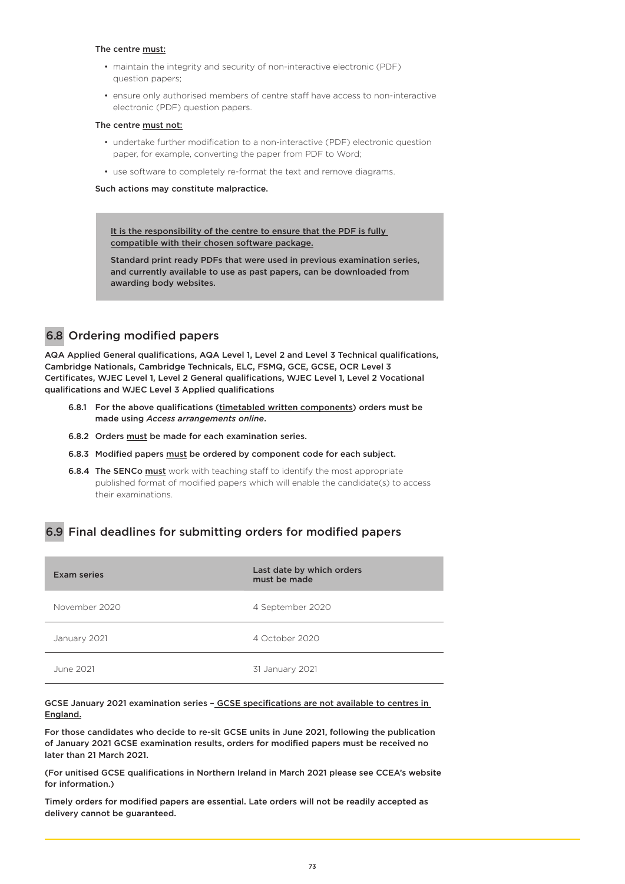**The centre must:**

- maintain the integrity and security of non-interactive electronic (PDF) question papers;
- ensure only authorised members of centre staff have access to non-interactive electronic (PDF) question papers.

**The centre must not:**

- undertake further modification to a non-interactive (PDF) electronic question paper, for example, converting the paper from PDF to Word;
- use software to completely re-format the text and remove diagrams.

**Such actions may constitute malpractice.**

> **It is the responsibility of the centre to ensure that the PDF is fully compatible with their chosen software package.**
>
> **Standard print ready PDFs that were used in previous examination series, and currently available to use as past papers, can be downloaded from awarding body websites.**

## 6.8 Ordering modified papers

**AQA Applied General qualifications, AQA Level 1, Level 2 and Level 3 Technical qualifications, Cambridge Nationals, Cambridge Technicals, ELC, FSMQ, GCE, GCSE, OCR Level 3 Certificates, WJEC Level 1, Level 2 General qualifications, WJEC Level 1, Level 2 Vocational qualifications and WJEC Level 3 Applied qualifications**

**6.8.1** **For the above qualifications (timetabled written components) orders must be made using *Access arrangements online*.**

**6.8.2** **Orders must be made for each examination series.**

**6.8.3** **Modified papers must be ordered by component code for each subject.**

**6.8.4** **The SENCo must** work with teaching staff to identify the most appropriate published format of modified papers which will enable the candidate(s) to access their examinations.

## 6.9 Final deadlines for submitting orders for modified papers

| Exam series | Last date by which orders must be made |
|---|---|
| November 2020 | 4 September 2020 |
| January 2021 | 4 October 2020 |
| June 2021 | 31 January 2021 |

**GCSE January 2021 examination series – GCSE specifications are not available to centres in England.**

**For those candidates who decide to re-sit GCSE units in June 2021, following the publication of January 2021 GCSE examination results, orders for modified papers must be received no later than 21 March 2021.**

**(For unitised GCSE qualifications in Northern Ireland in March 2021 please see CCEA's website for information.)**

**Timely orders for modified papers are essential. Late orders will not be readily accepted as delivery cannot be guaranteed.**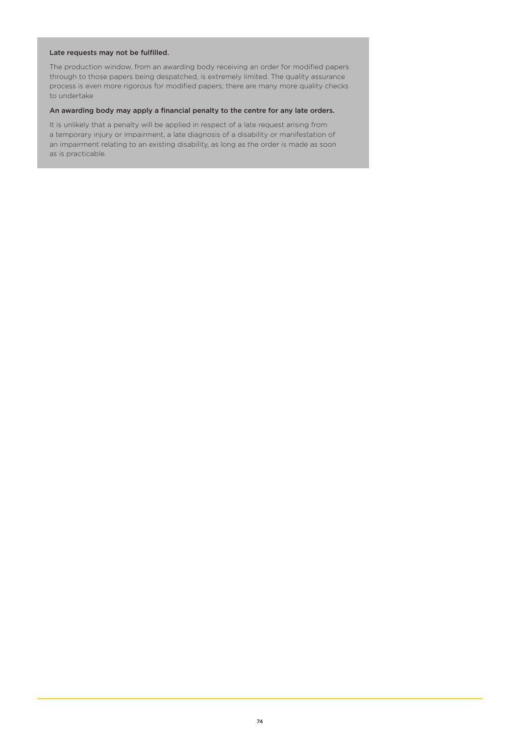**Late requests may not be fulfilled.**

The production window, from an awarding body receiving an order for modified papers through to those papers being despatched, is extremely limited. The quality assurance process is even more rigorous for modified papers; there are many more quality checks to undertake

**An awarding body may apply a financial penalty to the centre for any late orders.**

It is unlikely that a penalty will be applied in respect of a late request arising from a temporary injury or impairment, a late diagnosis of a disability or manifestation of an impairment relating to an existing disability, as long as the order is made as soon as is practicable.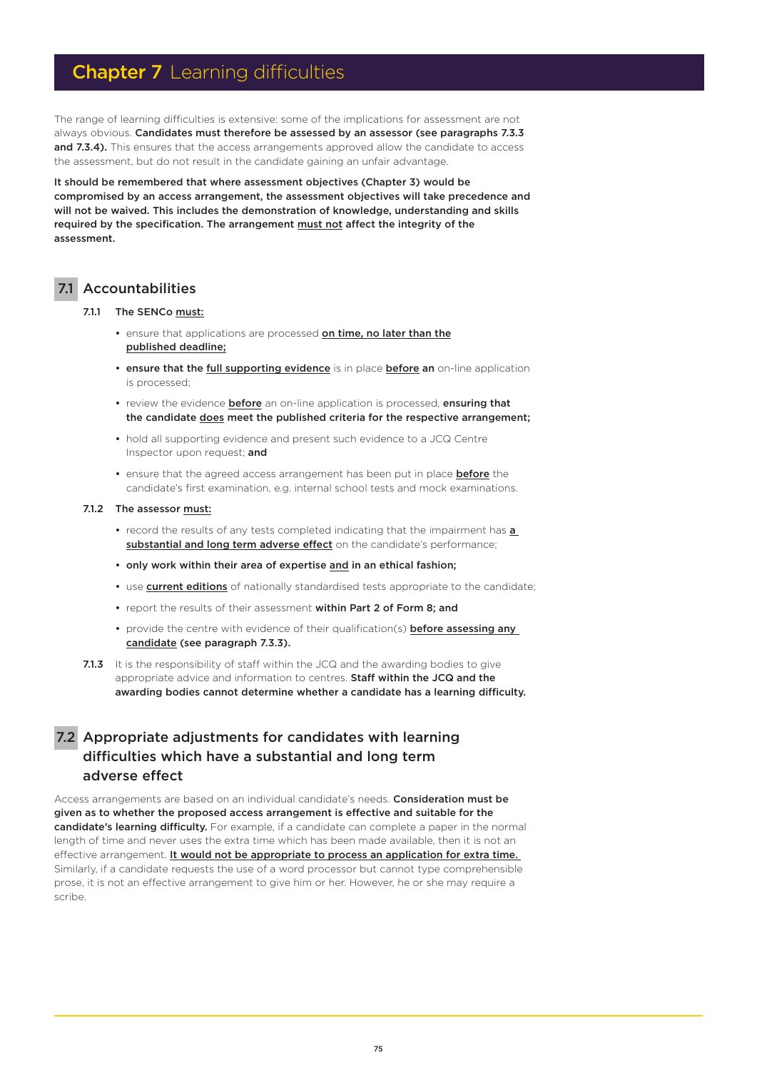# **Chapter 7** Learning difficulties

The range of learning difficulties is extensive: some of the implications for assessment are not always obvious. **Candidates must therefore be assessed by an assessor (see paragraphs 7.3.3 and 7.3.4).** This ensures that the access arrangements approved allow the candidate to access the assessment, but do not result in the candidate gaining an unfair advantage.

**It should be remembered that where assessment objectives (Chapter 3) would be compromised by an access arrangement, the assessment objectives will take precedence and will not be waived. This includes the demonstration of knowledge, understanding and skills required by the specification. The arrangement <u>must not</u> affect the integrity of the assessment.**

## 7.1 Accountabilities

**7.1.1 The SENCo <u>must:</u>**

- ensure that applications are processed **<u>on time, no later than the published deadline;</u>**
- **ensure that the <u>full supporting evidence</u>** is in place **<u>before</u> an** on-line application is processed;
- review the evidence **<u>before</u>** an on-line application is processed, **ensuring that the candidate <u>does</u> meet the published criteria for the respective arrangement;**
- hold all supporting evidence and present such evidence to a JCQ Centre Inspector upon request; **and**
- ensure that the agreed access arrangement has been put in place **<u>before</u>** the candidate's first examination, e.g. internal school tests and mock examinations.

**7.1.2 The assessor <u>must:</u>**

- record the results of any tests completed indicating that the impairment has **<u>a substantial and long term adverse effect</u>** on the candidate's performance;
- **only work within their area of expertise <u>and</u> in an ethical fashion;**
- use **<u>current editions</u>** of nationally standardised tests appropriate to the candidate;
- report the results of their assessment **within Part 2 of Form 8; and**
- provide the centre with evidence of their qualification(s) **<u>before assessing any candidate</u> (see paragraph 7.3.3).**

**7.1.3** It is the responsibility of staff within the JCQ and the awarding bodies to give appropriate advice and information to centres. **Staff within the JCQ and the awarding bodies cannot determine whether a candidate has a learning difficulty.**

## 7.2 Appropriate adjustments for candidates with learning difficulties which have a substantial and long term adverse effect

Access arrangements are based on an individual candidate's needs. **Consideration must be given as to whether the proposed access arrangement is effective and suitable for the candidate's learning difficulty.** For example, if a candidate can complete a paper in the normal length of time and never uses the extra time which has been made available, then it is not an effective arrangement. **<u>It would not be appropriate to process an application for extra time.</u>** Similarly, if a candidate requests the use of a word processor but cannot type comprehensible prose, it is not an effective arrangement to give him or her. However, he or she may require a scribe.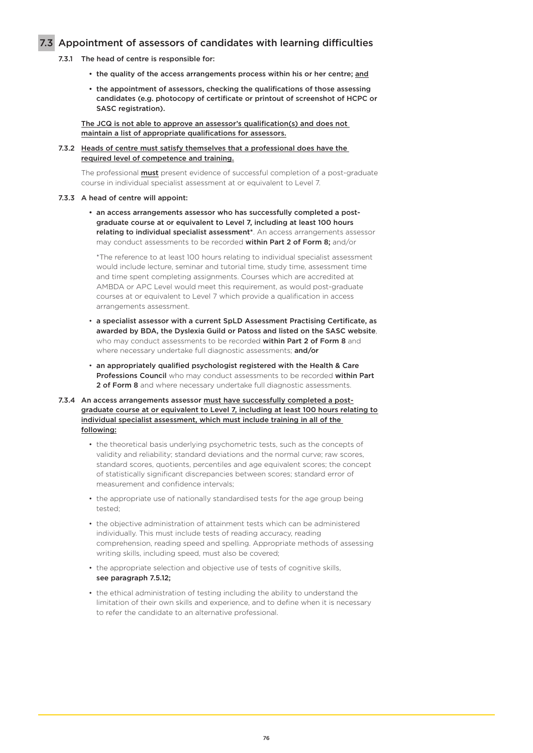## 7.3 Appointment of assessors of candidates with learning difficulties

**7.3.1 The head of centre is responsible for:**

- **the quality of the access arrangements process within his or her centre; and**
- **the appointment of assessors, checking the qualifications of those assessing candidates (e.g. photocopy of certificate or printout of screenshot of HCPC or SASC registration).**

**The JCQ is not able to approve an assessor's qualification(s) and does not maintain a list of appropriate qualifications for assessors.**

**7.3.2 Heads of centre must satisfy themselves that a professional does have the required level of competence and training.**

The professional **must** present evidence of successful completion of a post-graduate course in individual specialist assessment at or equivalent to Level 7.

**7.3.3 A head of centre will appoint:**

- **an access arrangements assessor who has successfully completed a post-graduate course at or equivalent to Level 7, including at least 100 hours relating to individual specialist assessment***. An access arrangements assessor may conduct assessments to be recorded **within Part 2 of Form 8;** and/or

  *The reference to at least 100 hours relating to individual specialist assessment would include lecture, seminar and tutorial time, study time, assessment time and time spent completing assignments. Courses which are accredited at AMBDA or APC Level would meet this requirement, as would post-graduate courses at or equivalent to Level 7 which provide a qualification in access arrangements assessment.

- **a specialist assessor with a current SpLD Assessment Practising Certificate, as awarded by BDA, the Dyslexia Guild or Patoss and listed on the SASC website**, who may conduct assessments to be recorded **within Part 2 of Form 8** and where necessary undertake full diagnostic assessments; **and/or**
- **an appropriately qualified psychologist registered with the Health & Care Professions Council** who may conduct assessments to be recorded **within Part 2 of Form 8** and where necessary undertake full diagnostic assessments.

**7.3.4 An access arrangements assessor must have successfully completed a post-graduate course at or equivalent to Level 7, including at least 100 hours relating to individual specialist assessment, which must include training in all of the following:**

- the theoretical basis underlying psychometric tests, such as the concepts of validity and reliability; standard deviations and the normal curve; raw scores, standard scores, quotients, percentiles and age equivalent scores; the concept of statistically significant discrepancies between scores; standard error of measurement and confidence intervals;
- the appropriate use of nationally standardised tests for the age group being tested;
- the objective administration of attainment tests which can be administered individually. This must include tests of reading accuracy, reading comprehension, reading speed and spelling. Appropriate methods of assessing writing skills, including speed, must also be covered;
- the appropriate selection and objective use of tests of cognitive skills, **see paragraph 7.5.12;**
- the ethical administration of testing including the ability to understand the limitation of their own skills and experience, and to define when it is necessary to refer the candidate to an alternative professional.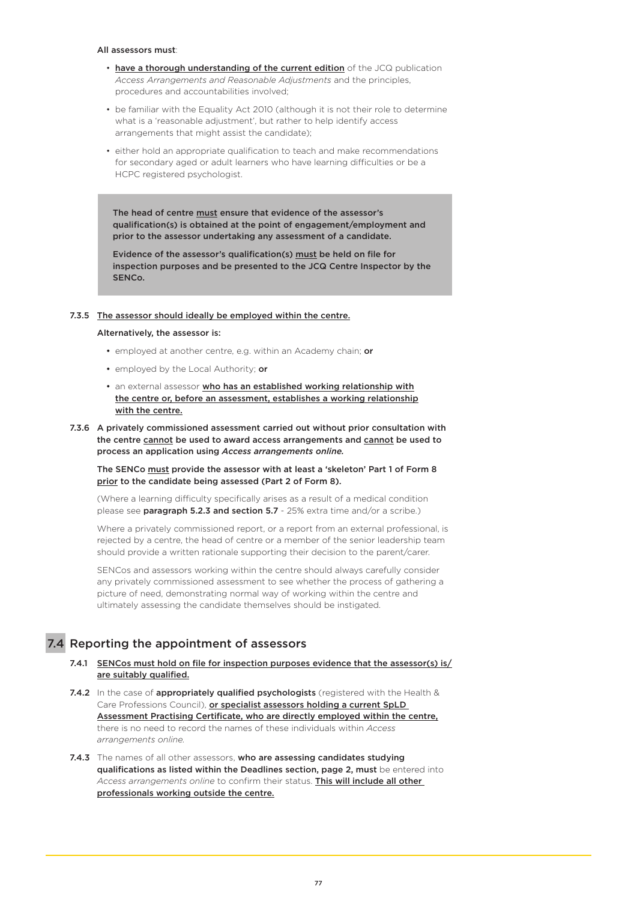**All assessors must**:

- have a thorough understanding of the current edition of the JCQ publication *Access Arrangements and Reasonable Adjustments* and the principles, procedures and accountabilities involved;
- be familiar with the Equality Act 2010 (although it is not their role to determine what is a 'reasonable adjustment', but rather to help identify access arrangements that might assist the candidate);
- either hold an appropriate qualification to teach and make recommendations for secondary aged or adult learners who have learning difficulties or be a HCPC registered psychologist.

> **The head of centre must ensure that evidence of the assessor's qualification(s) is obtained at the point of engagement/employment and prior to the assessor undertaking any assessment of a candidate.**
>
> **Evidence of the assessor's qualification(s) must be held on file for inspection purposes and be presented to the JCQ Centre Inspector by the SENCo.**

**7.3.5** The assessor should ideally be employed within the centre.

**Alternatively, the assessor is:**

- employed at another centre, e.g. within an Academy chain; **or**
- employed by the Local Authority; **or**
- an external assessor **who has an established working relationship with the centre or, before an assessment, establishes a working relationship with the centre.**

**7.3.6 A privately commissioned assessment carried out without prior consultation with the centre cannot be used to award access arrangements and cannot be used to process an application using *Access arrangements online.***

**The SENCo must provide the assessor with at least a 'skeleton' Part 1 of Form 8 prior to the candidate being assessed (Part 2 of Form 8).**

(Where a learning difficulty specifically arises as a result of a medical condition please see **paragraph 5.2.3 and section 5.7** - 25% extra time and/or a scribe.)

Where a privately commissioned report, or a report from an external professional, is rejected by a centre, the head of centre or a member of the senior leadership team should provide a written rationale supporting their decision to the parent/carer.

SENCos and assessors working within the centre should always carefully consider any privately commissioned assessment to see whether the process of gathering a picture of need, demonstrating normal way of working within the centre and ultimately assessing the candidate themselves should be instigated.

## 7.4 Reporting the appointment of assessors

**7.4.1** SENCos must hold on file for inspection purposes evidence that the assessor(s) is/are suitably qualified.

**7.4.2** In the case of **appropriately qualified psychologists** (registered with the Health & Care Professions Council), **or specialist assessors holding a current SpLD Assessment Practising Certificate, who are directly employed within the centre,** there is no need to record the names of these individuals within *Access arrangements online.*

**7.4.3** The names of all other assessors, **who are assessing candidates studying qualifications as listed within the Deadlines section, page 2, must** be entered into *Access arrangements online* to confirm their status. **This will include all other professionals working outside the centre.**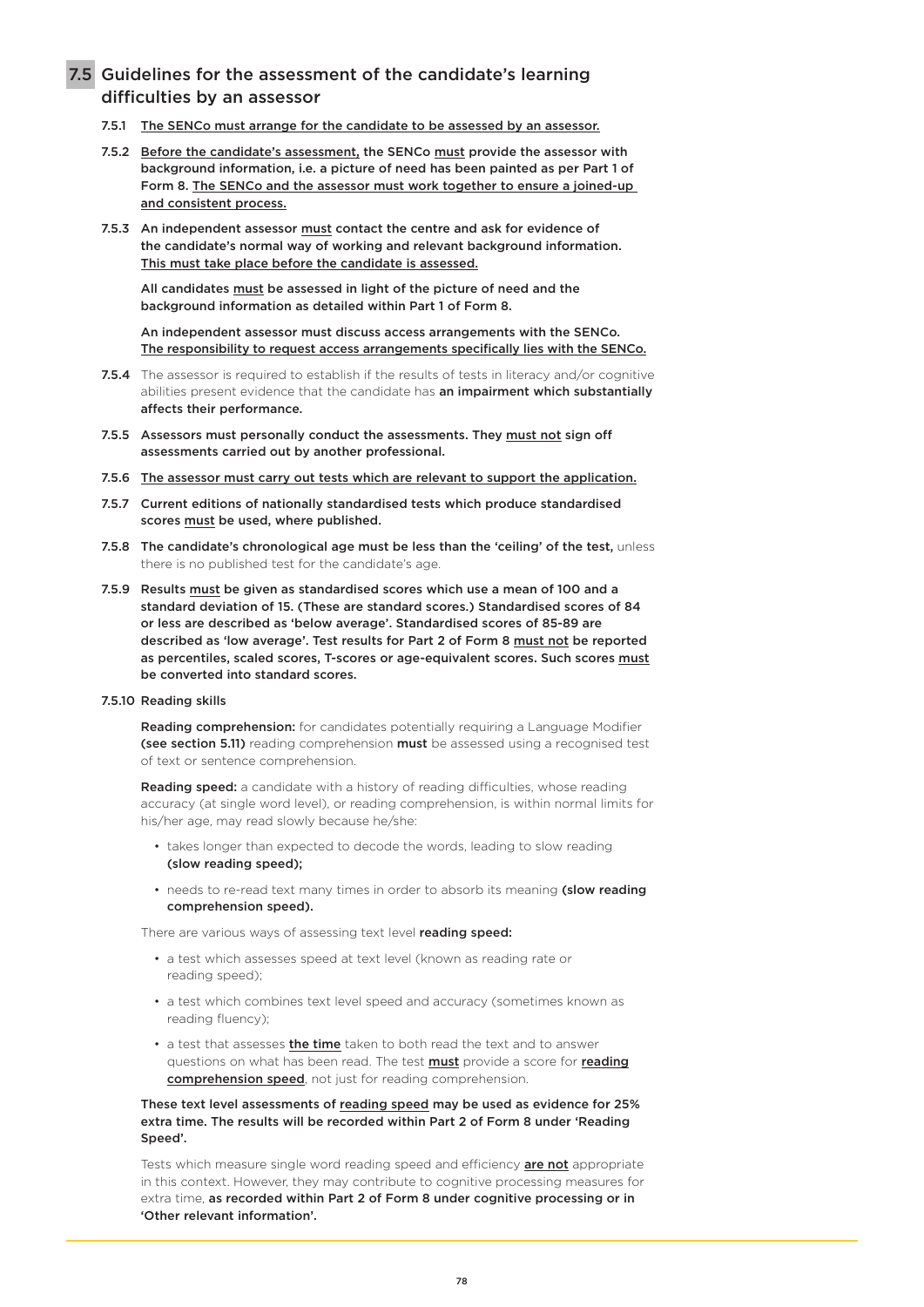## 7.5 Guidelines for the assessment of the candidate's learning difficulties by an assessor

7.5.1 **The SENCo must arrange for the candidate to be assessed by an assessor.**

7.5.2 **Before the candidate's assessment, the SENCo must provide the assessor with background information, i.e. a picture of need has been painted as per Part 1 of Form 8. The SENCo and the assessor must work together to ensure a joined-up and consistent process.**

7.5.3 **An independent assessor must contact the centre and ask for evidence of the candidate's normal way of working and relevant background information. This must take place before the candidate is assessed.**

**All candidates must be assessed in light of the picture of need and the background information as detailed within Part 1 of Form 8.**

**An independent assessor must discuss access arrangements with the SENCo. The responsibility to request access arrangements specifically lies with the SENCo.**

**7.5.4** The assessor is required to establish if the results of tests in literacy and/or cognitive abilities present evidence that the candidate has **an impairment which substantially affects their performance.**

7.5.5 **Assessors must personally conduct the assessments. They must not sign off assessments carried out by another professional.**

7.5.6 **The assessor must carry out tests which are relevant to support the application.**

7.5.7 **Current editions of nationally standardised tests which produce standardised scores must be used, where published.**

7.5.8 **The candidate's chronological age must be less than the 'ceiling' of the test,** unless there is no published test for the candidate's age.

7.5.9 **Results must be given as standardised scores which use a mean of 100 and a standard deviation of 15. (These are standard scores.) Standardised scores of 84 or less are described as 'below average'. Standardised scores of 85-89 are described as 'low average'. Test results for Part 2 of Form 8 must not be reported as percentiles, scaled scores, T-scores or age-equivalent scores. Such scores must be converted into standard scores.**

7.5.10 Reading skills

**Reading comprehension:** for candidates potentially requiring a Language Modifier **(see section 5.11)** reading comprehension **must** be assessed using a recognised test of text or sentence comprehension.

**Reading speed:** a candidate with a history of reading difficulties, whose reading accuracy (at single word level), or reading comprehension, is within normal limits for his/her age, may read slowly because he/she:

- takes longer than expected to decode the words, leading to slow reading **(slow reading speed);**
- needs to re-read text many times in order to absorb its meaning **(slow reading comprehension speed).**

There are various ways of assessing text level **reading speed:**

- a test which assesses speed at text level (known as reading rate or reading speed);
- a test which combines text level speed and accuracy (sometimes known as reading fluency);
- a test that assesses **the time** taken to both read the text and to answer questions on what has been read. The test **must** provide a score for **reading comprehension speed**, not just for reading comprehension.

**These text level assessments of reading speed may be used as evidence for 25% extra time. The results will be recorded within Part 2 of Form 8 under 'Reading Speed'.**

Tests which measure single word reading speed and efficiency **are not** appropriate in this context. However, they may contribute to cognitive processing measures for extra time, **as recorded within Part 2 of Form 8 under cognitive processing or in 'Other relevant information'.**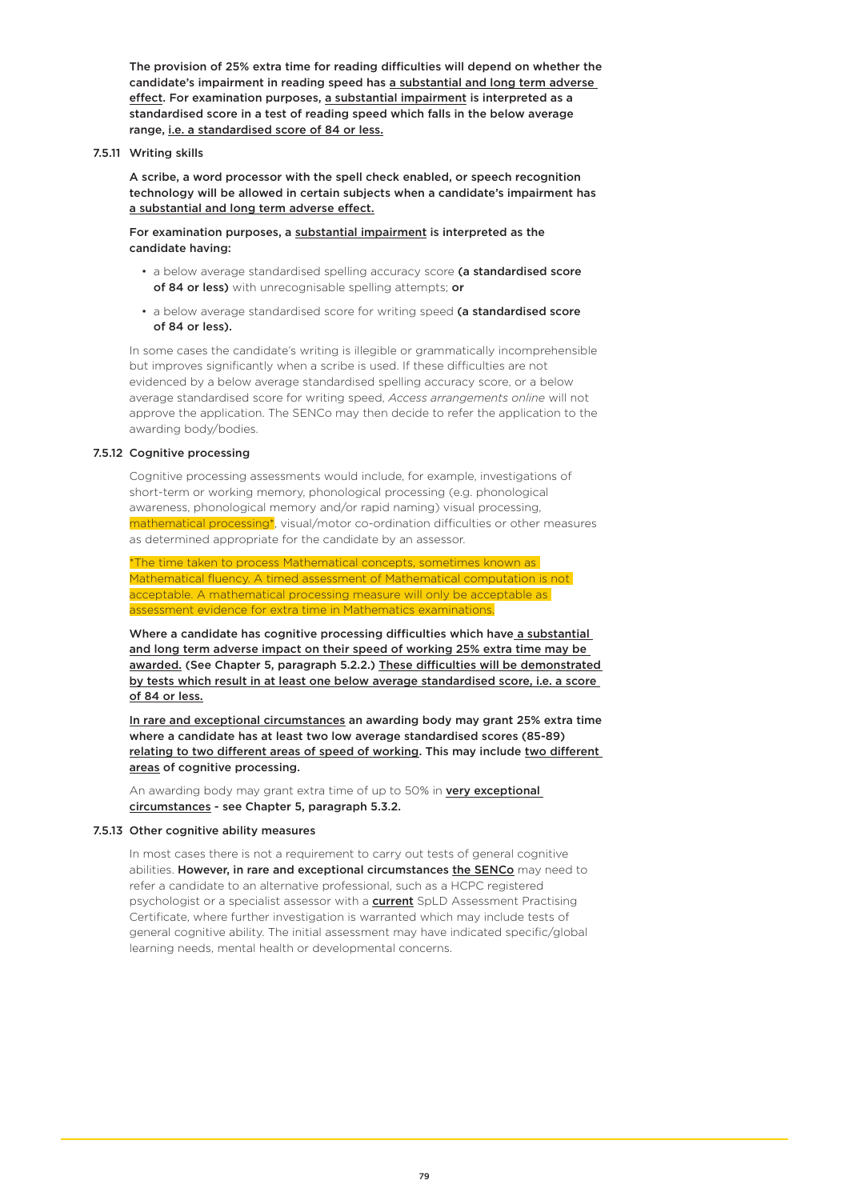**The provision of 25% extra time for reading difficulties will depend on whether the candidate's impairment in reading speed has a substantial and long term adverse effect. For examination purposes, a substantial impairment is interpreted as a standardised score in a test of reading speed which falls in the below average range, i.e. a standardised score of 84 or less.**

#### 7.5.11 Writing skills

**A scribe, a word processor with the spell check enabled, or speech recognition technology will be allowed in certain subjects when a candidate's impairment has a substantial and long term adverse effect.**

**For examination purposes, a substantial impairment is interpreted as the candidate having:**

- a below average standardised spelling accuracy score **(a standardised score of 84 or less)** with unrecognisable spelling attempts; **or**
- a below average standardised score for writing speed **(a standardised score of 84 or less).**

In some cases the candidate's writing is illegible or grammatically incomprehensible but improves significantly when a scribe is used. If these difficulties are not evidenced by a below average standardised spelling accuracy score, or a below average standardised score for writing speed, *Access arrangements online* will not approve the application. The SENCo may then decide to refer the application to the awarding body/bodies.

#### 7.5.12 Cognitive processing

Cognitive processing assessments would include, for example, investigations of short-term or working memory, phonological processing (e.g. phonological awareness, phonological memory and/or rapid naming) visual processing, mathematical processing*, visual/motor co-ordination difficulties or other measures as determined appropriate for the candidate by an assessor.

*The time taken to process Mathematical concepts, sometimes known as Mathematical fluency. A timed assessment of Mathematical computation is not acceptable. A mathematical processing measure will only be acceptable as assessment evidence for extra time in Mathematics examinations.

**Where a candidate has cognitive processing difficulties which have a substantial and long term adverse impact on their speed of working 25% extra time may be awarded. (See Chapter 5, paragraph 5.2.2.) These difficulties will be demonstrated by tests which result in at least one below average standardised score, i.e. a score of 84 or less.**

**In rare and exceptional circumstances an awarding body may grant 25% extra time where a candidate has at least two low average standardised scores (85-89) relating to two different areas of speed of working. This may include two different areas of cognitive processing.**

An awarding body may grant extra time of up to 50% in **very exceptional circumstances - see Chapter 5, paragraph 5.3.2.**

#### 7.5.13 Other cognitive ability measures

In most cases there is not a requirement to carry out tests of general cognitive abilities. **However, in rare and exceptional circumstances the SENCo** may need to refer a candidate to an alternative professional, such as a HCPC registered psychologist or a specialist assessor with a **current** SpLD Assessment Practising Certificate, where further investigation is warranted which may include tests of general cognitive ability. The initial assessment may have indicated specific/global learning needs, mental health or developmental concerns.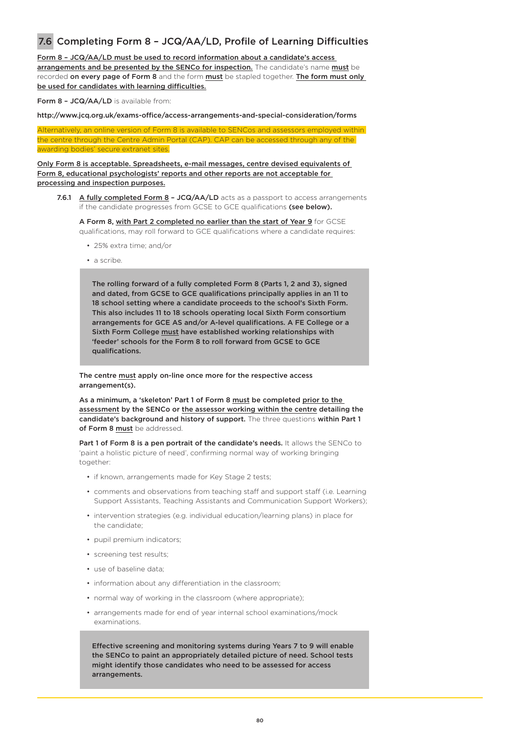## 7.6 Completing Form 8 – JCQ/AA/LD, Profile of Learning Difficulties

**Form 8 – JCQ/AA/LD must be used to record information about a candidate's access arrangements and be presented by the SENCo for inspection.** The candidate's name **must** be recorded **on every page of Form 8** and the form **must** be stapled together. **The form must only be used for candidates with learning difficulties.**

**Form 8 – JCQ/AA/LD** is available from:

**http://www.jcq.org.uk/exams-office/access-arrangements-and-special-consideration/forms**

Alternatively, an online version of Form 8 is available to SENCos and assessors employed within the centre through the Centre Admin Portal (CAP). CAP can be accessed through any of the awarding bodies' secure extranet sites.

**Only Form 8 is acceptable. Spreadsheets, e-mail messages, centre devised equivalents of Form 8, educational psychologists' reports and other reports are not acceptable for processing and inspection purposes.**

**7.6.1** **A fully completed Form 8 – JCQ/AA/LD** acts as a passport to access arrangements if the candidate progresses from GCSE to GCE qualifications **(see below).**

**A Form 8, with Part 2 completed no earlier than the start of Year 9** for GCSE qualifications, may roll forward to GCE qualifications where a candidate requires:

- 25% extra time; and/or
- a scribe.

> **The rolling forward of a fully completed Form 8 (Parts 1, 2 and 3), signed and dated, from GCSE to GCE qualifications principally applies in an 11 to 18 school setting where a candidate proceeds to the school's Sixth Form. This also includes 11 to 18 schools operating local Sixth Form consortium arrangements for GCE AS and/or A-level qualifications. A FE College or a Sixth Form College must have established working relationships with 'feeder' schools for the Form 8 to roll forward from GCSE to GCE qualifications.**

**The centre must apply on-line once more for the respective access arrangement(s).**

**As a minimum, a 'skeleton' Part 1 of Form 8 must be completed prior to the assessment by the SENCo or the assessor working within the centre detailing the candidate's background and history of support.** The three questions **within Part 1 of Form 8 must** be addressed.

**Part 1 of Form 8 is a pen portrait of the candidate's needs.** It allows the SENCo to 'paint a holistic picture of need', confirming normal way of working bringing together:

- if known, arrangements made for Key Stage 2 tests;
- comments and observations from teaching staff and support staff (i.e. Learning Support Assistants, Teaching Assistants and Communication Support Workers);
- intervention strategies (e.g. individual education/learning plans) in place for the candidate;
- pupil premium indicators;
- screening test results;
- use of baseline data;
- information about any differentiation in the classroom;
- normal way of working in the classroom (where appropriate);
- arrangements made for end of year internal school examinations/mock examinations.

> **Effective screening and monitoring systems during Years 7 to 9 will enable the SENCo to paint an appropriately detailed picture of need. School tests might identify those candidates who need to be assessed for access arrangements.**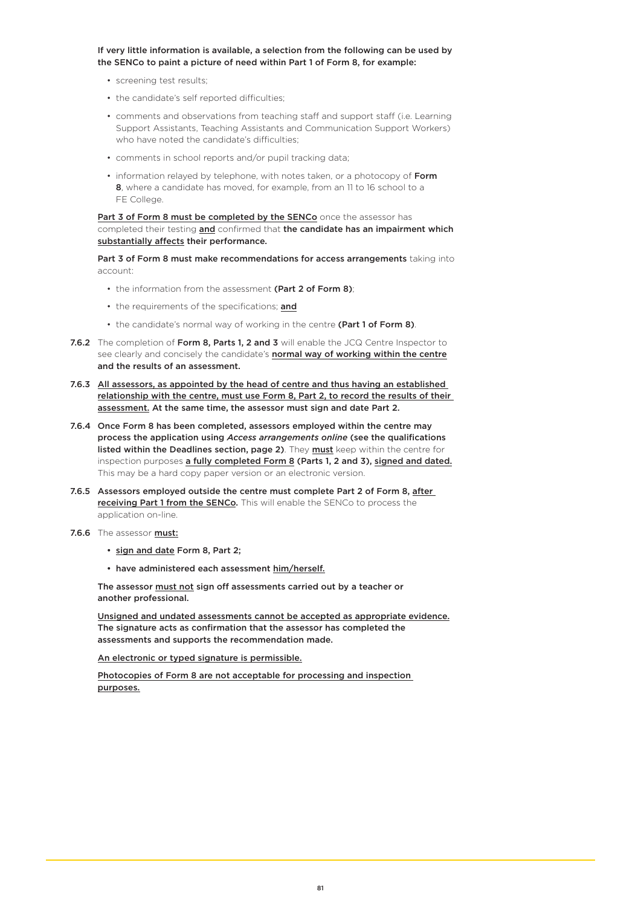**If very little information is available, a selection from the following can be used by the SENCo to paint a picture of need within Part 1 of Form 8, for example:**

- screening test results;
- the candidate's self reported difficulties;
- comments and observations from teaching staff and support staff (i.e. Learning Support Assistants, Teaching Assistants and Communication Support Workers) who have noted the candidate's difficulties;
- comments in school reports and/or pupil tracking data;
- information relayed by telephone, with notes taken, or a photocopy of **Form 8**, where a candidate has moved, for example, from an 11 to 16 school to a FE College.

**Part 3 of Form 8 must be completed by the SENCo** once the assessor has completed their testing **and** confirmed that **the candidate has an impairment which substantially affects their performance.**

**Part 3 of Form 8 must make recommendations for access arrangements** taking into account:

- the information from the assessment **(Part 2 of Form 8)**;
- the requirements of the specifications; **and**
- the candidate's normal way of working in the centre **(Part 1 of Form 8)**.

**7.6.2** The completion of **Form 8, Parts 1, 2 and 3** will enable the JCQ Centre Inspector to see clearly and concisely the candidate's **normal way of working within the centre and the results of an assessment.**

**7.6.3** **All assessors, as appointed by the head of centre and thus having an established relationship with the centre, must use Form 8, Part 2, to record the results of their assessment. At the same time, the assessor must sign and date Part 2.**

**7.6.4** **Once Form 8 has been completed, assessors employed within the centre may process the application using *Access arrangements online* (see the qualifications listed within the Deadlines section, page 2)**. They **must** keep within the centre for inspection purposes **a fully completed Form 8 (Parts 1, 2 and 3), signed and dated.** This may be a hard copy paper version or an electronic version.

**7.6.5** **Assessors employed outside the centre must complete Part 2 of Form 8, after receiving Part 1 from the SENCo.** This will enable the SENCo to process the application on-line.

**7.6.6** The assessor **must:**

- **sign and date Form 8, Part 2;**
- **have administered each assessment him/herself.**

**The assessor must not sign off assessments carried out by a teacher or another professional.**

**Unsigned and undated assessments cannot be accepted as appropriate evidence. The signature acts as confirmation that the assessor has completed the assessments and supports the recommendation made.**

**An electronic or typed signature is permissible.**

**Photocopies of Form 8 are not acceptable for processing and inspection purposes.**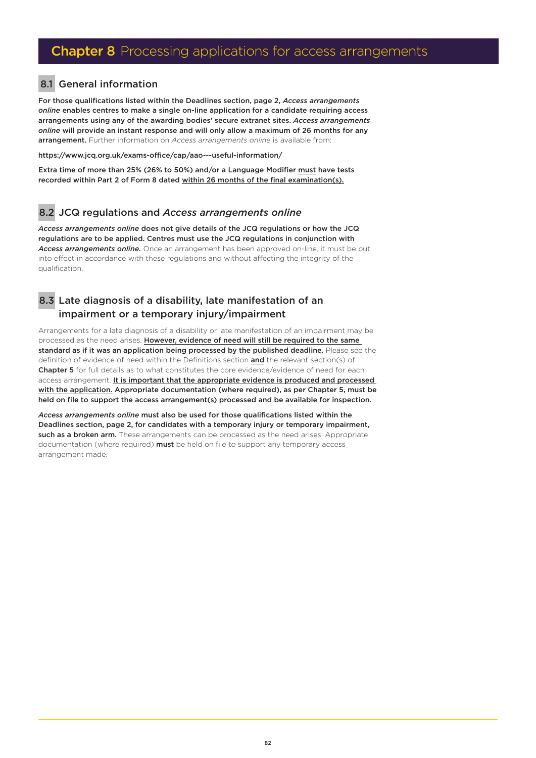# Chapter 8 Processing applications for access arrangements

## 8.1 General information

**For those qualifications listed within the Deadlines section, page 2, *Access arrangements online* enables centres to make a single on-line application for a candidate requiring access arrangements using any of the awarding bodies' secure extranet sites. *Access arrangements online* will provide an instant response and will only allow a maximum of 26 months for any arrangement.** Further information on *Access arrangements online* is available from:

https://www.jcq.org.uk/exams-office/cap/aao---useful-information/

**Extra time of more than 25% (26% to 50%) and/or a Language Modifier <u>must</u> have tests recorded within Part 2 of Form 8 dated <u>within 26 months of the final examination(s).</u>**

## 8.2 JCQ regulations and *Access arrangements online*

***Access arrangements online* does not give details of the JCQ regulations or how the JCQ regulations are to be applied. Centres must use the JCQ regulations in conjunction with *Access arrangements online.*** Once an arrangement has been approved on-line, it must be put into effect in accordance with these regulations and without affecting the integrity of the qualification.

## 8.3 Late diagnosis of a disability, late manifestation of an impairment or a temporary injury/impairment

Arrangements for a late diagnosis of a disability or late manifestation of an impairment may be processed as the need arises. **<u>However, evidence of need will still be required to the same standard as if it was an application being processed by the published deadline.</u>** Please see the definition of evidence of need within the Definitions section **<u>and</u>** the relevant section(s) of **Chapter 5** for full details as to what constitutes the core evidence/evidence of need for each access arrangement. **<u>It is important that the appropriate evidence is produced and processed with the application.</u> Appropriate documentation (where required), as per Chapter 5, must be held on file to support the access arrangement(s) processed and be available for inspection.**

***Access arrangements online* must also be used for those qualifications listed within the Deadlines section, page 2, for candidates with a temporary injury or temporary impairment, such as a broken arm.** These arrangements can be processed as the need arises. Appropriate documentation (where required) **must** be held on file to support any temporary access arrangement made.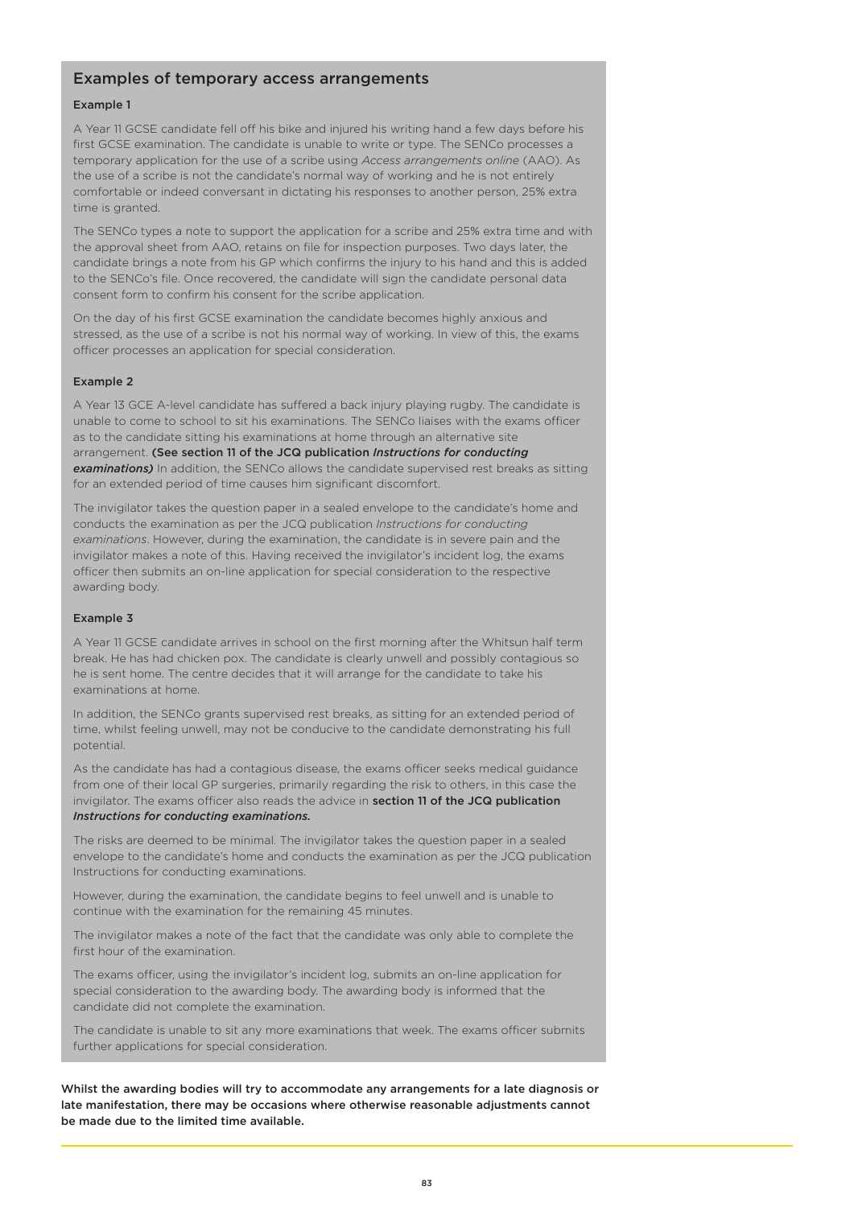## Examples of temporary access arrangements

### Example 1

A Year 11 GCSE candidate fell off his bike and injured his writing hand a few days before his first GCSE examination. The candidate is unable to write or type. The SENCo processes a temporary application for the use of a scribe using *Access arrangements online* (AAO). As the use of a scribe is not the candidate's normal way of working and he is not entirely comfortable or indeed conversant in dictating his responses to another person, 25% extra time is granted.

The SENCo types a note to support the application for a scribe and 25% extra time and with the approval sheet from AAO, retains on file for inspection purposes. Two days later, the candidate brings a note from his GP which confirms the injury to his hand and this is added to the SENCo's file. Once recovered, the candidate will sign the candidate personal data consent form to confirm his consent for the scribe application.

On the day of his first GCSE examination the candidate becomes highly anxious and stressed, as the use of a scribe is not his normal way of working. In view of this, the exams officer processes an application for special consideration.

### Example 2

A Year 13 GCE A-level candidate has suffered a back injury playing rugby. The candidate is unable to come to school to sit his examinations. The SENCo liaises with the exams officer as to the candidate sitting his examinations at home through an alternative site arrangement. **(See section 11 of the JCQ publication *Instructions for conducting examinations*)** In addition, the SENCo allows the candidate supervised rest breaks as sitting for an extended period of time causes him significant discomfort.

The invigilator takes the question paper in a sealed envelope to the candidate's home and conducts the examination as per the JCQ publication *Instructions for conducting examinations*. However, during the examination, the candidate is in severe pain and the invigilator makes a note of this. Having received the invigilator's incident log, the exams officer then submits an on-line application for special consideration to the respective awarding body.

### Example 3

A Year 11 GCSE candidate arrives in school on the first morning after the Whitsun half term break. He has had chicken pox. The candidate is clearly unwell and possibly contagious so he is sent home. The centre decides that it will arrange for the candidate to take his examinations at home.

In addition, the SENCo grants supervised rest breaks, as sitting for an extended period of time, whilst feeling unwell, may not be conducive to the candidate demonstrating his full potential.

As the candidate has had a contagious disease, the exams officer seeks medical guidance from one of their local GP surgeries, primarily regarding the risk to others, in this case the invigilator. The exams officer also reads the advice in **section 11 of the JCQ publication *Instructions for conducting examinations.***

The risks are deemed to be minimal. The invigilator takes the question paper in a sealed envelope to the candidate's home and conducts the examination as per the JCQ publication Instructions for conducting examinations.

However, during the examination, the candidate begins to feel unwell and is unable to continue with the examination for the remaining 45 minutes.

The invigilator makes a note of the fact that the candidate was only able to complete the first hour of the examination.

The exams officer, using the invigilator's incident log, submits an on-line application for special consideration to the awarding body. The awarding body is informed that the candidate did not complete the examination.

The candidate is unable to sit any more examinations that week. The exams officer submits further applications for special consideration.

**Whilst the awarding bodies will try to accommodate any arrangements for a late diagnosis or late manifestation, there may be occasions where otherwise reasonable adjustments cannot be made due to the limited time available.**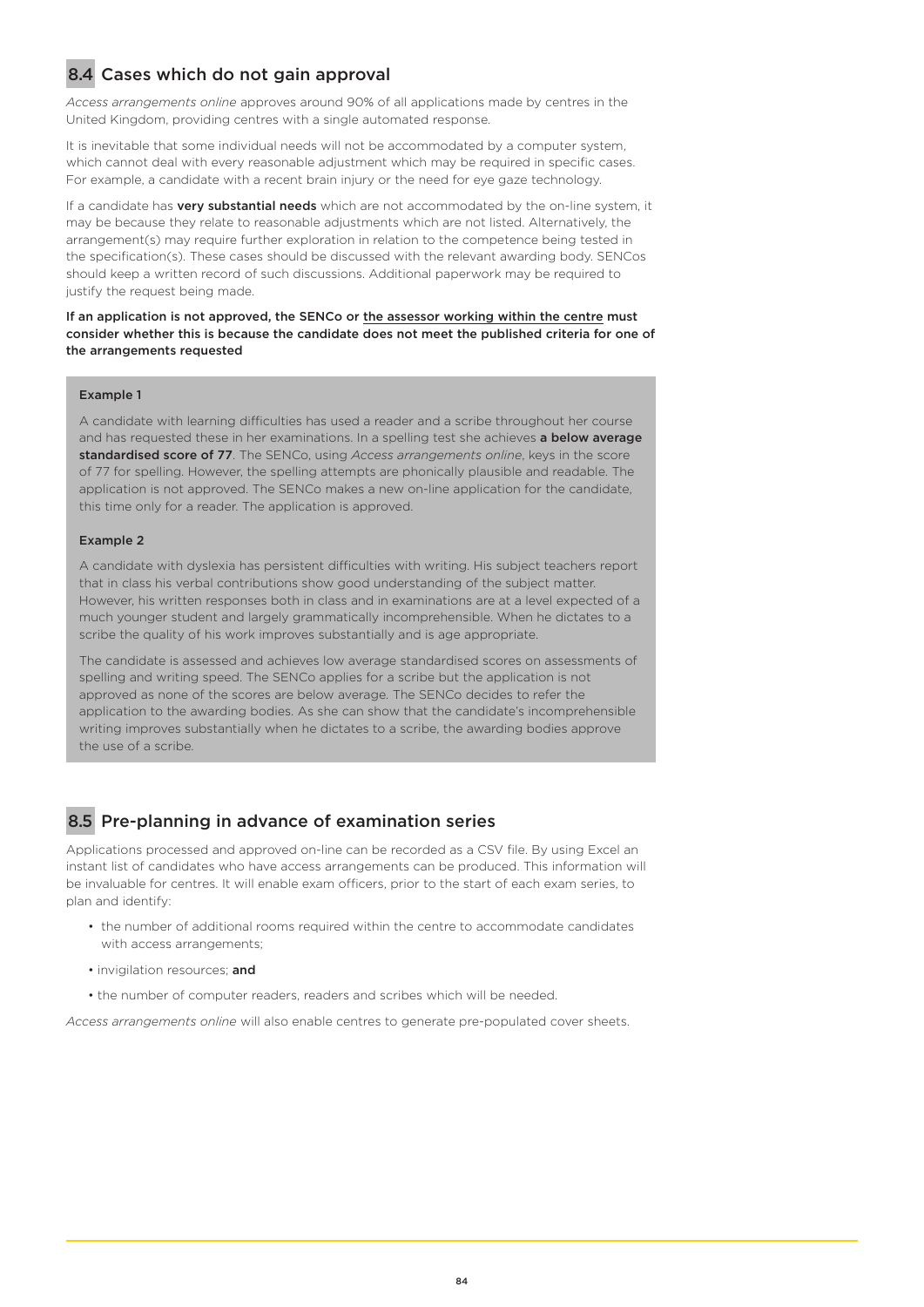## 8.4 Cases which do not gain approval

*Access arrangements online* approves around 90% of all applications made by centres in the United Kingdom, providing centres with a single automated response.

It is inevitable that some individual needs will not be accommodated by a computer system, which cannot deal with every reasonable adjustment which may be required in specific cases. For example, a candidate with a recent brain injury or the need for eye gaze technology.

If a candidate has **very substantial needs** which are not accommodated by the on-line system, it may be because they relate to reasonable adjustments which are not listed. Alternatively, the arrangement(s) may require further exploration in relation to the competence being tested in the specification(s). These cases should be discussed with the relevant awarding body. SENCos should keep a written record of such discussions. Additional paperwork may be required to justify the request being made.

**If an application is not approved, the SENCo or the assessor working within the centre must consider whether this is because the candidate does not meet the published criteria for one of the arrangements requested**

**Example 1**

A candidate with learning difficulties has used a reader and a scribe throughout her course and has requested these in her examinations. In a spelling test she achieves **a below average standardised score of 77**. The SENCo, using *Access arrangements online*, keys in the score of 77 for spelling. However, the spelling attempts are phonically plausible and readable. The application is not approved. The SENCo makes a new on-line application for the candidate, this time only for a reader. The application is approved.

**Example 2**

A candidate with dyslexia has persistent difficulties with writing. His subject teachers report that in class his verbal contributions show good understanding of the subject matter. However, his written responses both in class and in examinations are at a level expected of a much younger student and largely grammatically incomprehensible. When he dictates to a scribe the quality of his work improves substantially and is age appropriate.

The candidate is assessed and achieves low average standardised scores on assessments of spelling and writing speed. The SENCo applies for a scribe but the application is not approved as none of the scores are below average. The SENCo decides to refer the application to the awarding bodies. As she can show that the candidate's incomprehensible writing improves substantially when he dictates to a scribe, the awarding bodies approve the use of a scribe.

## 8.5 Pre-planning in advance of examination series

Applications processed and approved on-line can be recorded as a CSV file. By using Excel an instant list of candidates who have access arrangements can be produced. This information will be invaluable for centres. It will enable exam officers, prior to the start of each exam series, to plan and identify:

- the number of additional rooms required within the centre to accommodate candidates with access arrangements;
- invigilation resources; **and**
- the number of computer readers, readers and scribes which will be needed.

*Access arrangements online* will also enable centres to generate pre-populated cover sheets.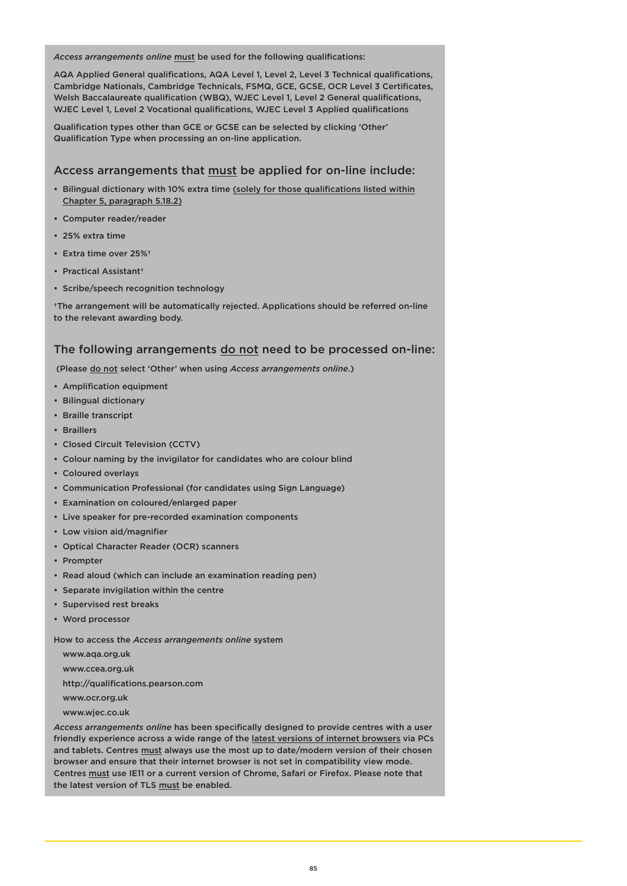*Access arrangements online* must be used for the following qualifications:

AQA Applied General qualifications, AQA Level 1, Level 2, Level 3 Technical qualifications, Cambridge Nationals, Cambridge Technicals, FSMQ, GCE, GCSE, OCR Level 3 Certificates, Welsh Baccalaureate qualification (WBQ), WJEC Level 1, Level 2 General qualifications, WJEC Level 1, Level 2 Vocational qualifications, WJEC Level 3 Applied qualifications

Qualification types other than GCE or GCSE can be selected by clicking 'Other' Qualification Type when processing an on-line application.

## Access arrangements that must be applied for on-line include:

- Bilingual dictionary with 10% extra time (solely for those qualifications listed within Chapter 5, paragraph 5.18.2)
- Computer reader/reader
- 25% extra time
- Extra time over 25%†
- Practical Assistant†
- Scribe/speech recognition technology

†The arrangement will be automatically rejected. Applications should be referred on-line to the relevant awarding body.

## The following arrangements do not need to be processed on-line:

(Please do not select 'Other' when using *Access arrangements online*.)

- Amplification equipment
- Bilingual dictionary
- Braille transcript
- Braillers
- Closed Circuit Television (CCTV)
- Colour naming by the invigilator for candidates who are colour blind
- Coloured overlays
- Communication Professional (for candidates using Sign Language)
- Examination on coloured/enlarged paper
- Live speaker for pre-recorded examination components
- Low vision aid/magnifier
- Optical Character Reader (OCR) scanners
- Prompter
- Read aloud (which can include an examination reading pen)
- Separate invigilation within the centre
- Supervised rest breaks
- Word processor

How to access the *Access arrangements online* system

www.aqa.org.uk

www.ccea.org.uk

http://qualifications.pearson.com

www.ocr.org.uk

www.wjec.co.uk

*Access arrangements online* has been specifically designed to provide centres with a user friendly experience across a wide range of the latest versions of internet browsers via PCs and tablets. Centres must always use the most up to date/modern version of their chosen browser and ensure that their internet browser is not set in compatibility view mode. Centres must use IE11 or a current version of Chrome, Safari or Firefox. Please note that the latest version of TLS must be enabled.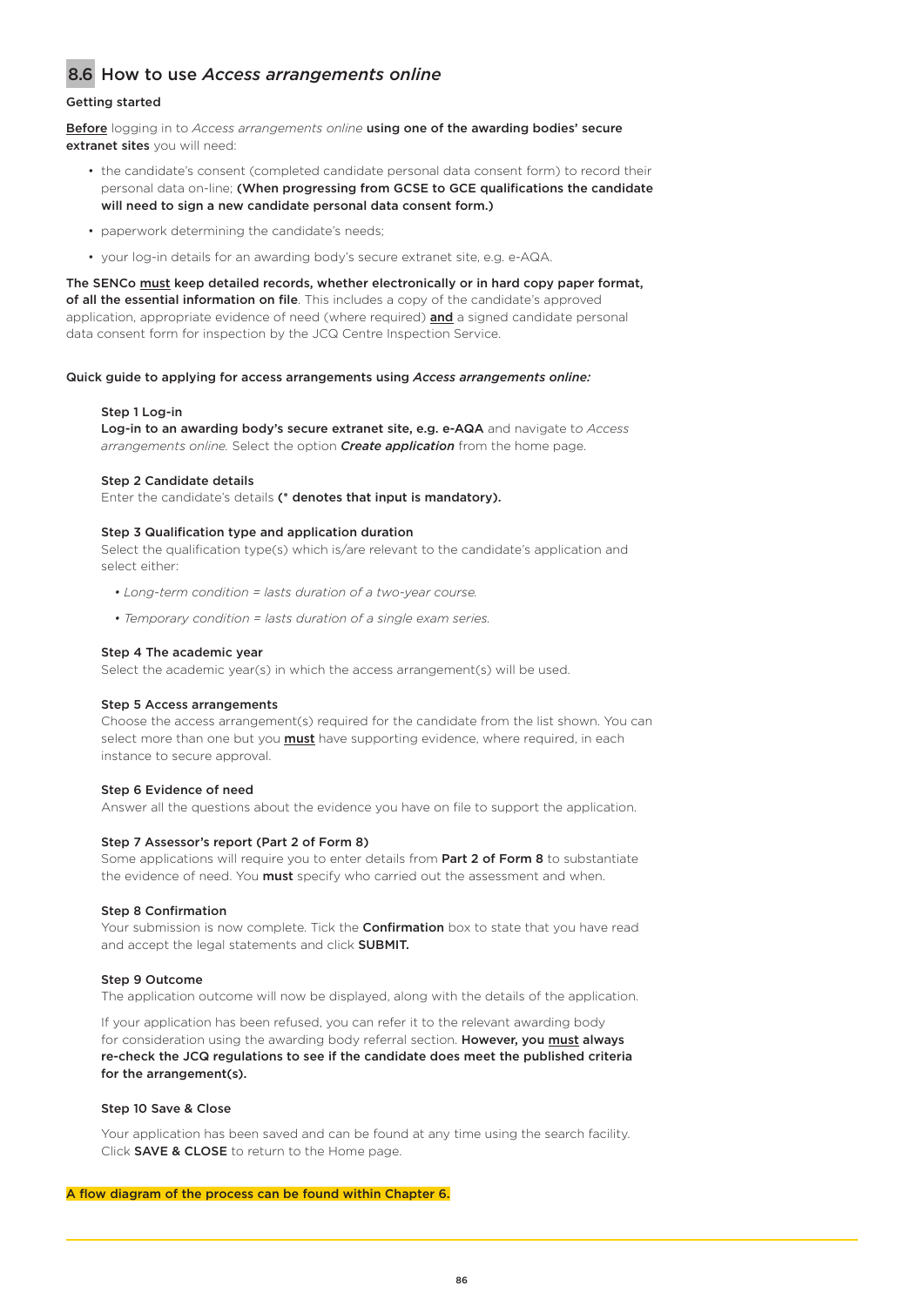## 8.6 How to use *Access arrangements online*

**Getting started**

**Before** logging in to *Access arrangements online* **using one of the awarding bodies' secure extranet sites** you will need:

- the candidate's consent (completed candidate personal data consent form) to record their personal data on-line; **(When progressing from GCSE to GCE qualifications the candidate will need to sign a new candidate personal data consent form.)**
- paperwork determining the candidate's needs;
- your log-in details for an awarding body's secure extranet site, e.g. e-AQA.

**The SENCo must keep detailed records, whether electronically or in hard copy paper format, of all the essential information on file**. This includes a copy of the candidate's approved application, appropriate evidence of need (where required) **and** a signed candidate personal data consent form for inspection by the JCQ Centre Inspection Service.

**Quick guide to applying for access arrangements using *Access arrangements online:***

**Step 1 Log-in**
**Log-in to an awarding body's secure extranet site, e.g. e-AQA** and navigate to *Access arrangements online.* Select the option ***Create application*** from the home page.

**Step 2 Candidate details**
Enter the candidate's details **(* denotes that input is mandatory).**

**Step 3 Qualification type and application duration**
Select the qualification type(s) which is/are relevant to the candidate's application and select either:

- *Long-term condition = lasts duration of a two-year course.*
- *Temporary condition = lasts duration of a single exam series.*

**Step 4 The academic year**
Select the academic year(s) in which the access arrangement(s) will be used.

**Step 5 Access arrangements**
Choose the access arrangement(s) required for the candidate from the list shown. You can select more than one but you **must** have supporting evidence, where required, in each instance to secure approval.

**Step 6 Evidence of need**
Answer all the questions about the evidence you have on file to support the application.

**Step 7 Assessor's report (Part 2 of Form 8)**
Some applications will require you to enter details from **Part 2 of Form 8** to substantiate the evidence of need. You **must** specify who carried out the assessment and when.

**Step 8 Confirmation**
Your submission is now complete. Tick the **Confirmation** box to state that you have read and accept the legal statements and click **SUBMIT.**

**Step 9 Outcome**
The application outcome will now be displayed, along with the details of the application.

If your application has been refused, you can refer it to the relevant awarding body for consideration using the awarding body referral section. **However, you must always re-check the JCQ regulations to see if the candidate does meet the published criteria for the arrangement(s).**

**Step 10 Save & Close**

Your application has been saved and can be found at any time using the search facility. Click **SAVE & CLOSE** to return to the Home page.

**A flow diagram of the process can be found within Chapter 6.**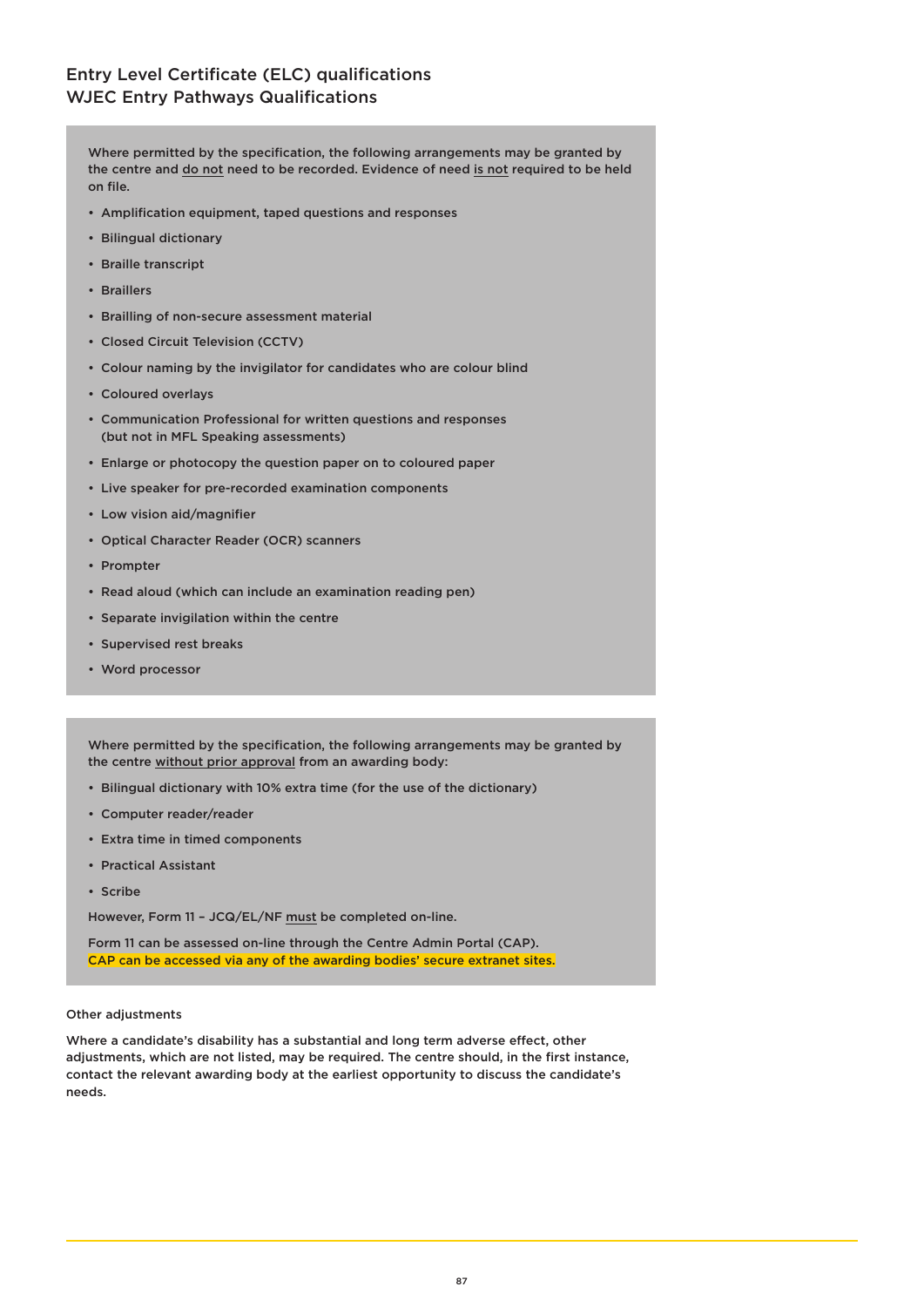## Entry Level Certificate (ELC) qualifications
## WJEC Entry Pathways Qualifications

Where permitted by the specification, the following arrangements may be granted by the centre and do not need to be recorded. Evidence of need is not required to be held on file.

- Amplification equipment, taped questions and responses
- Bilingual dictionary
- Braille transcript
- Braillers
- Brailling of non-secure assessment material
- Closed Circuit Television (CCTV)
- Colour naming by the invigilator for candidates who are colour blind
- Coloured overlays
- Communication Professional for written questions and responses (but not in MFL Speaking assessments)
- Enlarge or photocopy the question paper on to coloured paper
- Live speaker for pre-recorded examination components
- Low vision aid/magnifier
- Optical Character Reader (OCR) scanners
- Prompter
- Read aloud (which can include an examination reading pen)
- Separate invigilation within the centre
- Supervised rest breaks
- Word processor

Where permitted by the specification, the following arrangements may be granted by the centre without prior approval from an awarding body:

- Bilingual dictionary with 10% extra time (for the use of the dictionary)
- Computer reader/reader
- Extra time in timed components
- Practical Assistant
- Scribe

However, Form 11 – JCQ/EL/NF must be completed on-line.

Form 11 can be assessed on-line through the Centre Admin Portal (CAP). CAP can be accessed via any of the awarding bodies' secure extranet sites.

### Other adjustments

Where a candidate's disability has a substantial and long term adverse effect, other adjustments, which are not listed, may be required. The centre should, in the first instance, contact the relevant awarding body at the earliest opportunity to discuss the candidate's needs.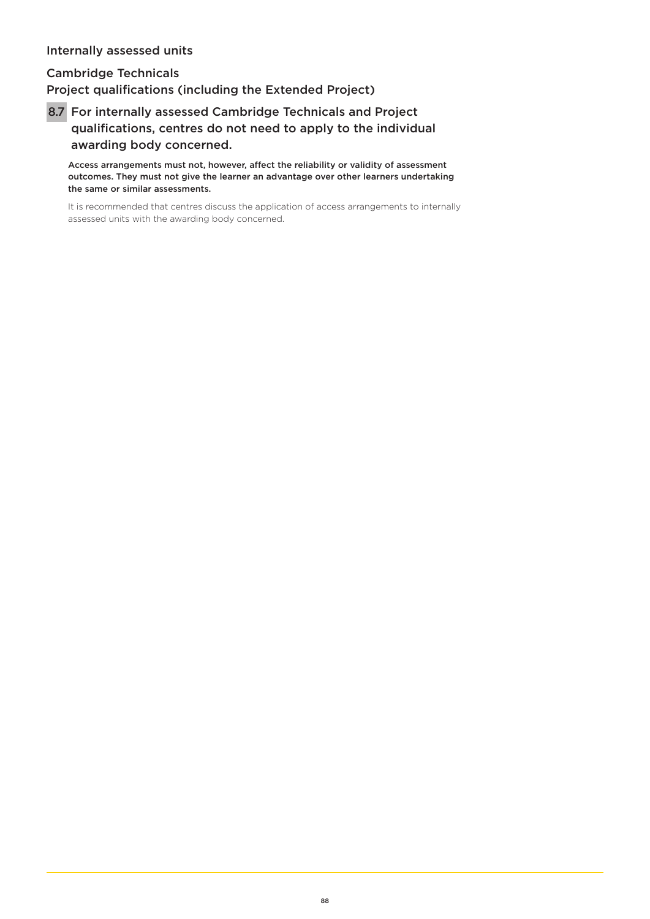### Internally assessed units

### Cambridge Technicals
### Project qualifications (including the Extended Project)

### 8.7 For internally assessed Cambridge Technicals and Project qualifications, centres do not need to apply to the individual awarding body concerned.

**Access arrangements must not, however, affect the reliability or validity of assessment outcomes. They must not give the learner an advantage over other learners undertaking the same or similar assessments.**

It is recommended that centres discuss the application of access arrangements to internally assessed units with the awarding body concerned.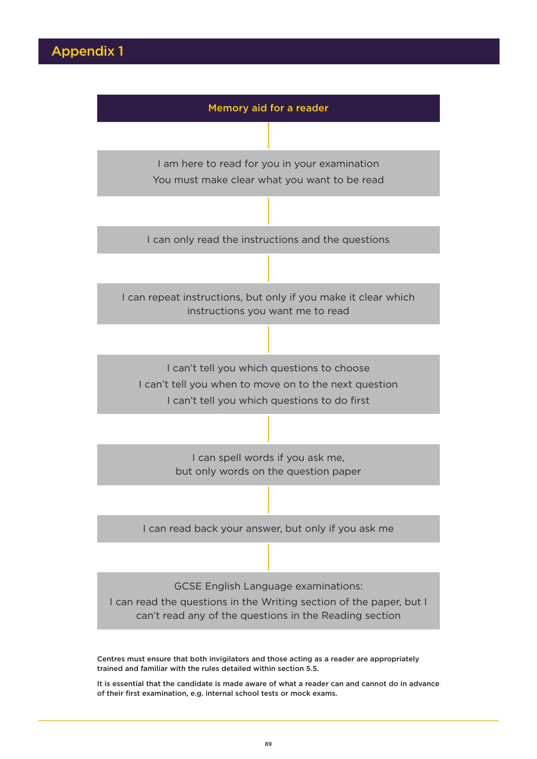# Appendix 1

## Memory aid for a reader

I am here to read for you in your examination
You must make clear what you want to be read

I can only read the instructions and the questions

I can repeat instructions, but only if you make it clear which instructions you want me to read

I can't tell you which questions to choose
I can't tell you when to move on to the next question
I can't tell you which questions to do first

I can spell words if you ask me,
but only words on the question paper

I can read back your answer, but only if you ask me

GCSE English Language examinations:
I can read the questions in the Writing section of the paper, but I can't read any of the questions in the Reading section

**Centres must ensure that both invigilators and those acting as a reader are appropriately trained and familiar with the rules detailed within section 5.5.**

**It is essential that the candidate is made aware of what a reader can and cannot do in advance of their first examination, e.g. internal school tests or mock exams.**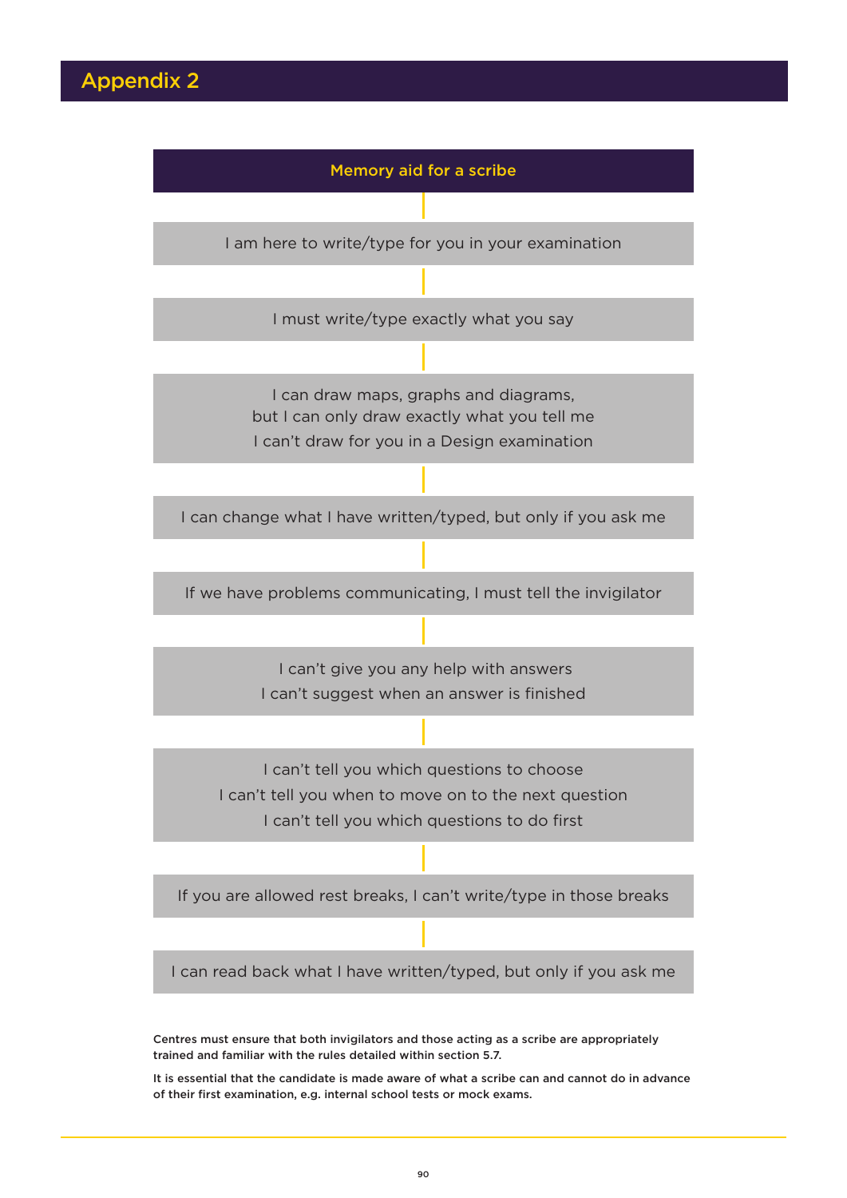# Appendix 2

## Memory aid for a scribe

I am here to write/type for you in your examination

I must write/type exactly what you say

I can draw maps, graphs and diagrams,
but I can only draw exactly what you tell me
I can't draw for you in a Design examination

I can change what I have written/typed, but only if you ask me

If we have problems communicating, I must tell the invigilator

I can't give you any help with answers
I can't suggest when an answer is finished

I can't tell you which questions to choose
I can't tell you when to move on to the next question
I can't tell you which questions to do first

If you are allowed rest breaks, I can't write/type in those breaks

I can read back what I have written/typed, but only if you ask me

**Centres must ensure that both invigilators and those acting as a scribe are appropriately trained and familiar with the rules detailed within section 5.7.**

**It is essential that the candidate is made aware of what a scribe can and cannot do in advance of their first examination, e.g. internal school tests or mock exams.**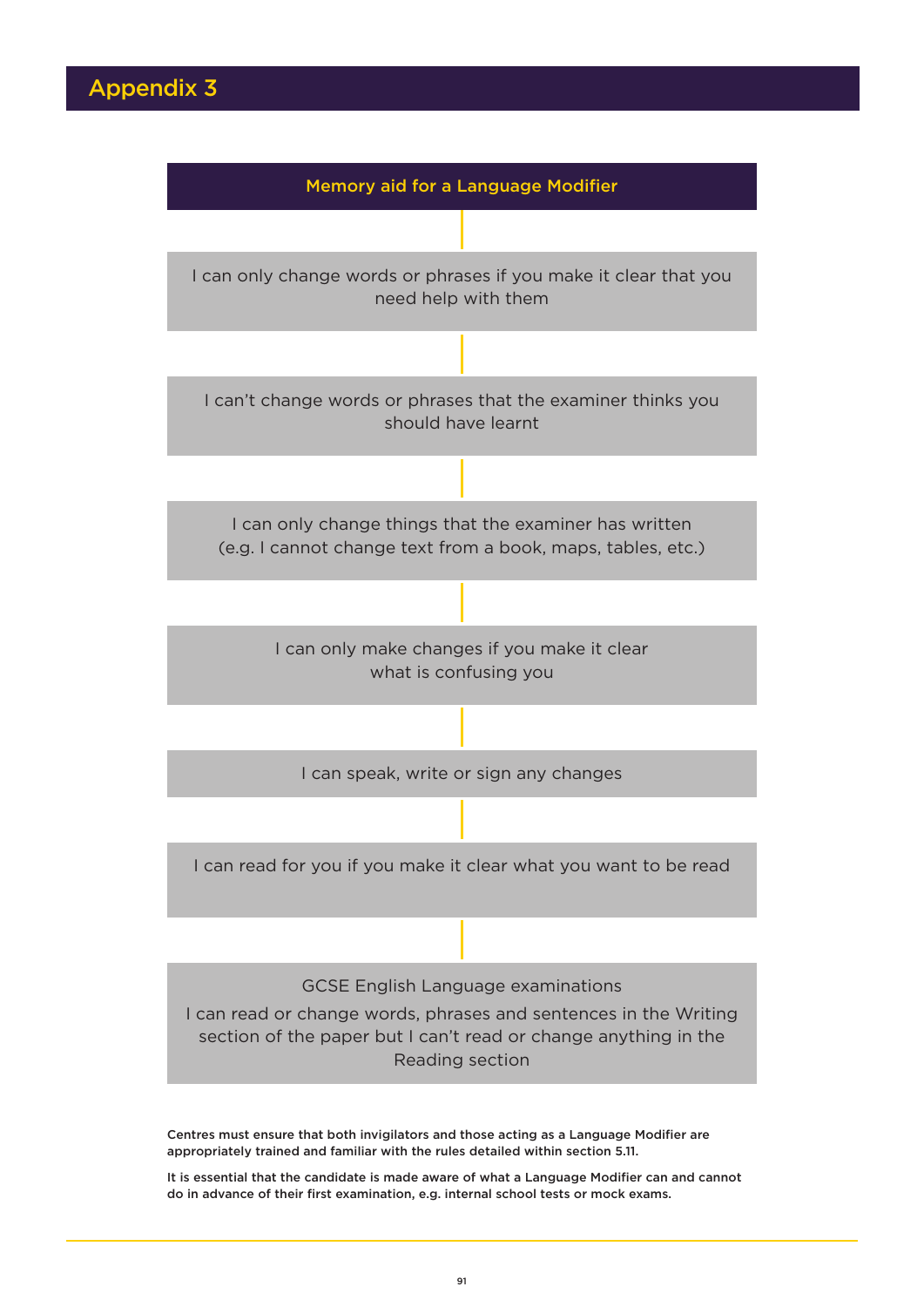# Appendix 3

## Memory aid for a Language Modifier

I can only change words or phrases if you make it clear that you need help with them

I can't change words or phrases that the examiner thinks you should have learnt

I can only change things that the examiner has written (e.g. I cannot change text from a book, maps, tables, etc.)

I can only make changes if you make it clear what is confusing you

I can speak, write or sign any changes

I can read for you if you make it clear what you want to be read

GCSE English Language examinations
I can read or change words, phrases and sentences in the Writing section of the paper but I can't read or change anything in the Reading section

**Centres must ensure that both invigilators and those acting as a Language Modifier are appropriately trained and familiar with the rules detailed within section 5.11.**

**It is essential that the candidate is made aware of what a Language Modifier can and cannot do in advance of their first examination, e.g. internal school tests or mock exams.**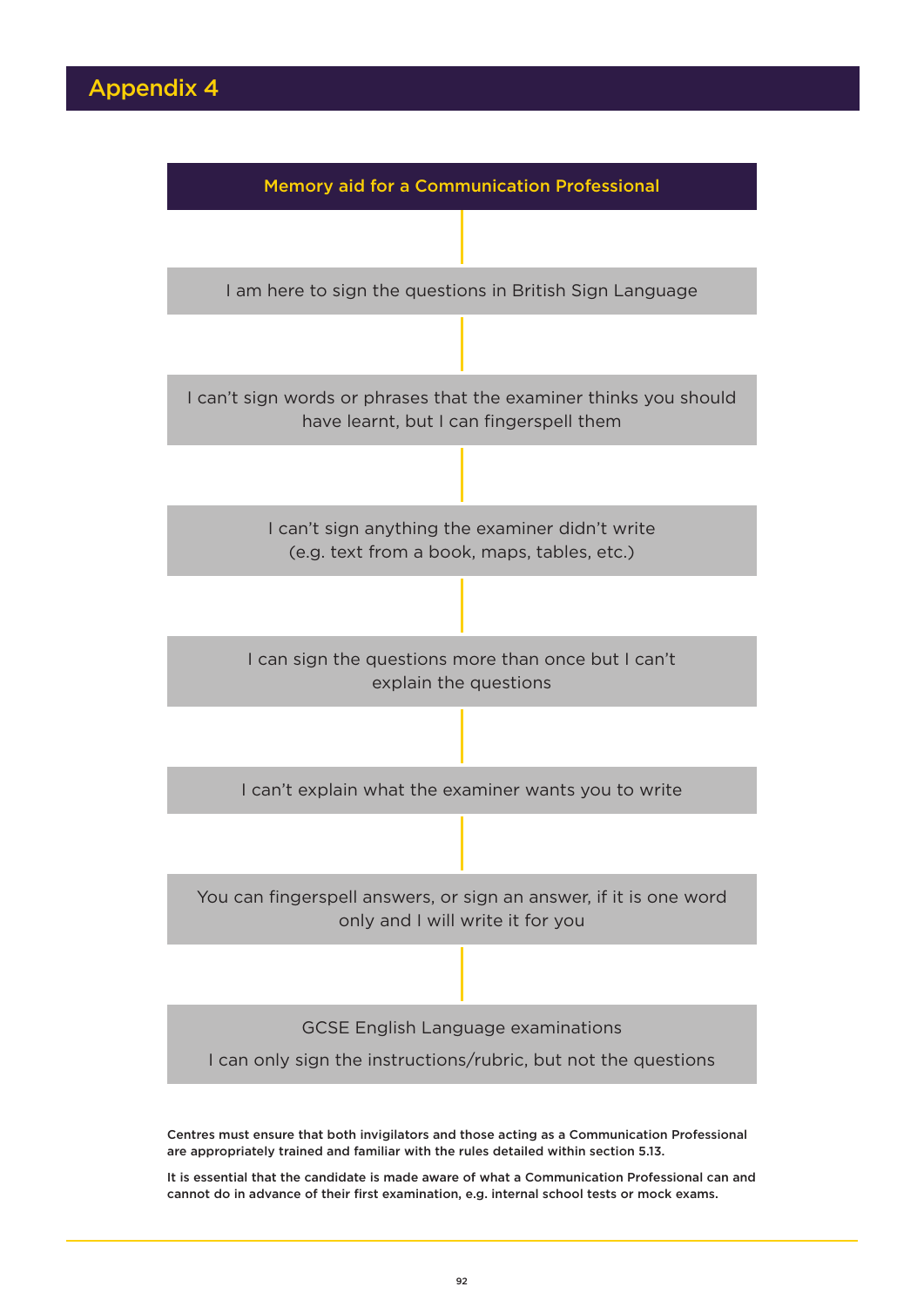# Appendix 4

## Memory aid for a Communication Professional

I am here to sign the questions in British Sign Language

I can't sign words or phrases that the examiner thinks you should have learnt, but I can fingerspell them

I can't sign anything the examiner didn't write (e.g. text from a book, maps, tables, etc.)

I can sign the questions more than once but I can't explain the questions

I can't explain what the examiner wants you to write

You can fingerspell answers, or sign an answer, if it is one word only and I will write it for you

GCSE English Language examinations

I can only sign the instructions/rubric, but not the questions

**Centres must ensure that both invigilators and those acting as a Communication Professional are appropriately trained and familiar with the rules detailed within section 5.13.**

**It is essential that the candidate is made aware of what a Communication Professional can and cannot do in advance of their first examination, e.g. internal school tests or mock exams.**